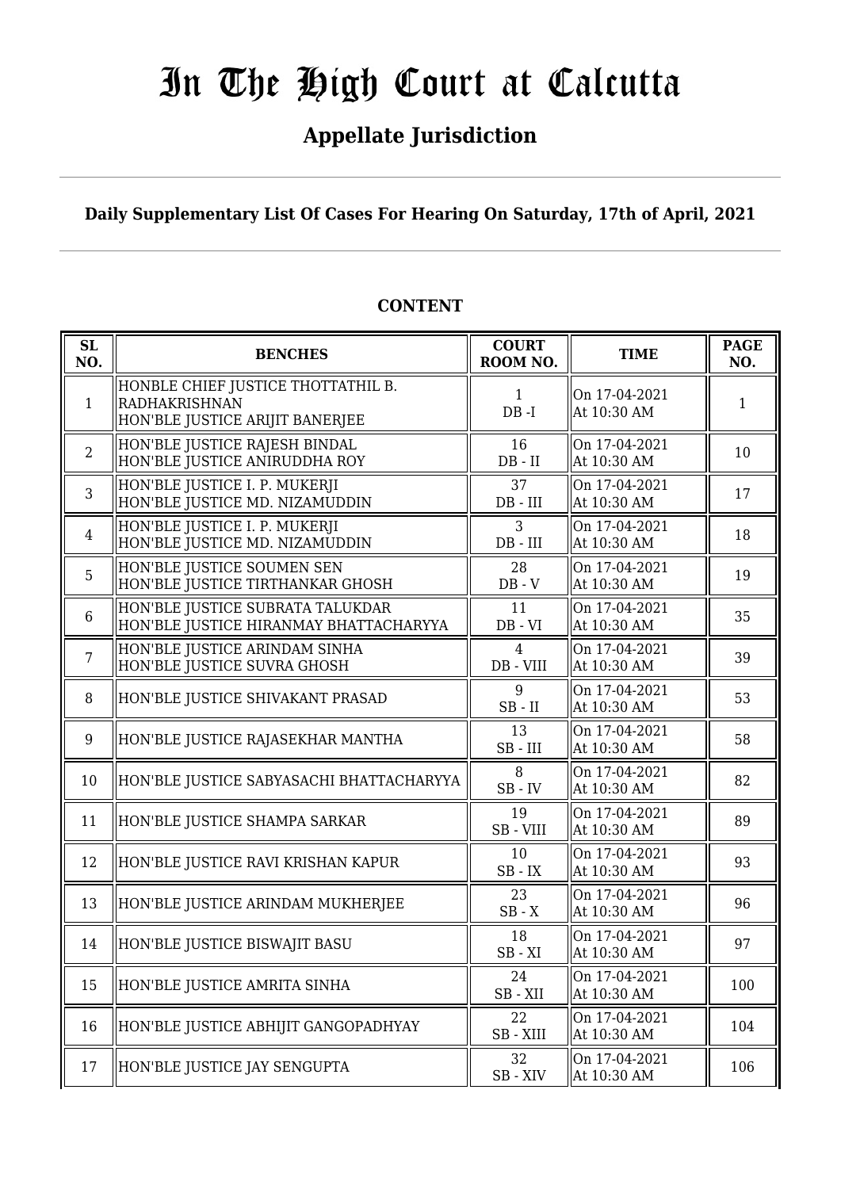# In The High Court at Calcutta

## Appellate Jurisdiction

**Daily Supplementary List Of Cases For Hearing On Saturday, 17th of April, 2021**

**CONTENT**

| SL NO. | BENCHES | COURT ROOM NO. | TIME | PAGE NO. |
|---|---|---|---|---|
| 1 | HONBLE CHIEF JUSTICE THOTTATHIL B. RADHAKRISHNAN<br>HON'BLE JUSTICE ARIJIT BANERJEE | 1<br>DB -I | On 17-04-2021<br>At 10:30 AM | 1 |
| 2 | HON'BLE JUSTICE RAJESH BINDAL<br>HON'BLE JUSTICE ANIRUDDHA ROY | 16<br>DB - II | On 17-04-2021<br>At 10:30 AM | 10 |
| 3 | HON'BLE JUSTICE I. P. MUKERJI<br>HON'BLE JUSTICE MD. NIZAMUDDIN | 37<br>DB - III | On 17-04-2021<br>At 10:30 AM | 17 |
| 4 | HON'BLE JUSTICE I. P. MUKERJI<br>HON'BLE JUSTICE MD. NIZAMUDDIN | 3<br>DB - III | On 17-04-2021<br>At 10:30 AM | 18 |
| 5 | HON'BLE JUSTICE SOUMEN SEN<br>HON'BLE JUSTICE TIRTHANKAR GHOSH | 28<br>DB - V | On 17-04-2021<br>At 10:30 AM | 19 |
| 6 | HON'BLE JUSTICE SUBRATA TALUKDAR<br>HON'BLE JUSTICE HIRANMAY BHATTACHARYYA | 11<br>DB - VI | On 17-04-2021<br>At 10:30 AM | 35 |
| 7 | HON'BLE JUSTICE ARINDAM SINHA<br>HON'BLE JUSTICE SUVRA GHOSH | 4<br>DB - VIII | On 17-04-2021<br>At 10:30 AM | 39 |
| 8 | HON'BLE JUSTICE SHIVAKANT PRASAD | 9<br>SB - II | On 17-04-2021<br>At 10:30 AM | 53 |
| 9 | HON'BLE JUSTICE RAJASEKHAR MANTHA | 13<br>SB - III | On 17-04-2021<br>At 10:30 AM | 58 |
| 10 | HON'BLE JUSTICE SABYASACHI BHATTACHARYYA | 8<br>SB - IV | On 17-04-2021<br>At 10:30 AM | 82 |
| 11 | HON'BLE JUSTICE SHAMPA SARKAR | 19<br>SB - VIII | On 17-04-2021<br>At 10:30 AM | 89 |
| 12 | HON'BLE JUSTICE RAVI KRISHAN KAPUR | 10<br>SB - IX | On 17-04-2021<br>At 10:30 AM | 93 |
| 13 | HON'BLE JUSTICE ARINDAM MUKHERJEE | 23<br>SB - X | On 17-04-2021<br>At 10:30 AM | 96 |
| 14 | HON'BLE JUSTICE BISWAJIT BASU | 18<br>SB - XI | On 17-04-2021<br>At 10:30 AM | 97 |
| 15 | HON'BLE JUSTICE AMRITA SINHA | 24<br>SB - XII | On 17-04-2021<br>At 10:30 AM | 100 |
| 16 | HON'BLE JUSTICE ABHIJIT GANGOPADHYAY | 22<br>SB - XIII | On 17-04-2021<br>At 10:30 AM | 104 |
| 17 | HON'BLE JUSTICE JAY SENGUPTA | 32<br>SB - XIV | On 17-04-2021<br>At 10:30 AM | 106 |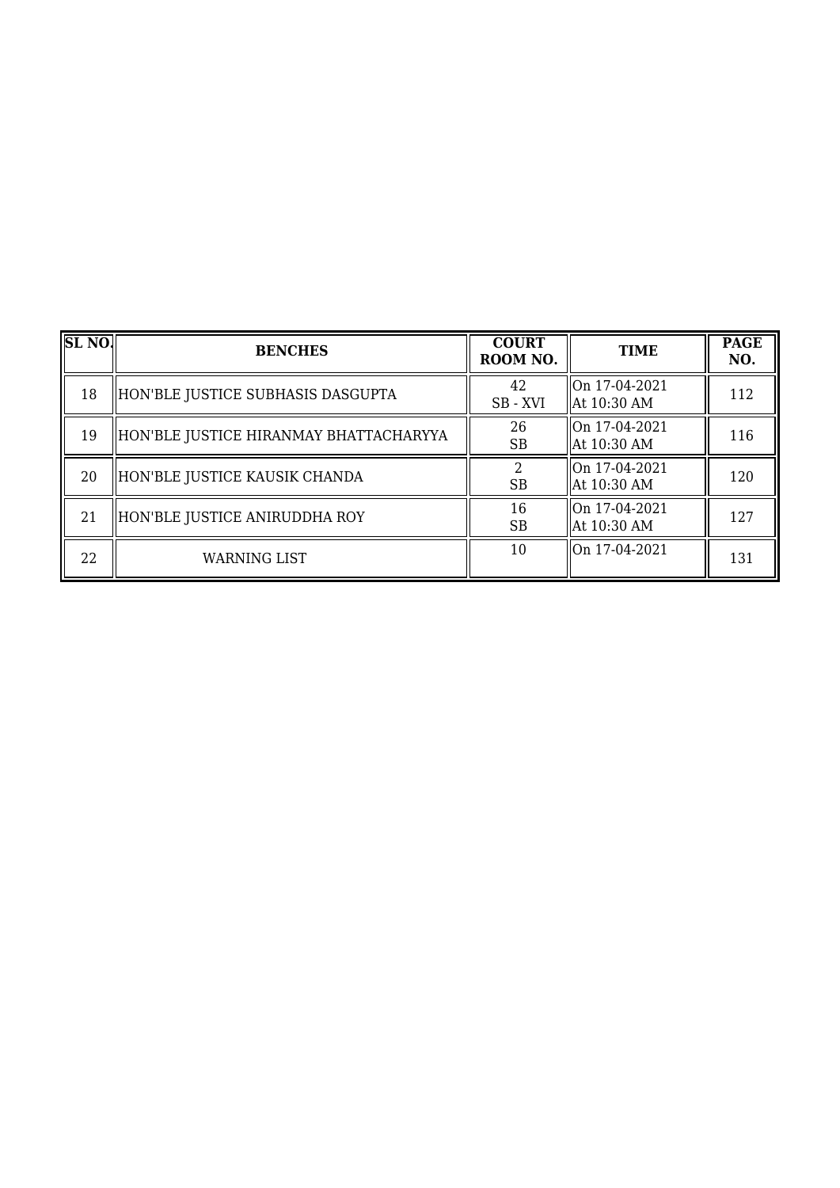| SL NO. | BENCHES | COURT ROOM NO. | TIME | PAGE NO. |
|---|---|---|---|---|
| 18 | HON'BLE JUSTICE SUBHASIS DASGUPTA | 42<br>SB - XVI | On 17-04-2021<br>At 10:30 AM | 112 |
| 19 | HON'BLE JUSTICE HIRANMAY BHATTACHARYYA | 26<br>SB | On 17-04-2021<br>At 10:30 AM | 116 |
| 20 | HON'BLE JUSTICE KAUSIK CHANDA | 2<br>SB | On 17-04-2021<br>At 10:30 AM | 120 |
| 21 | HON'BLE JUSTICE ANIRUDDHA ROY | 16<br>SB | On 17-04-2021<br>At 10:30 AM | 127 |
| 22 | WARNING LIST | 10 | On 17-04-2021 | 131 |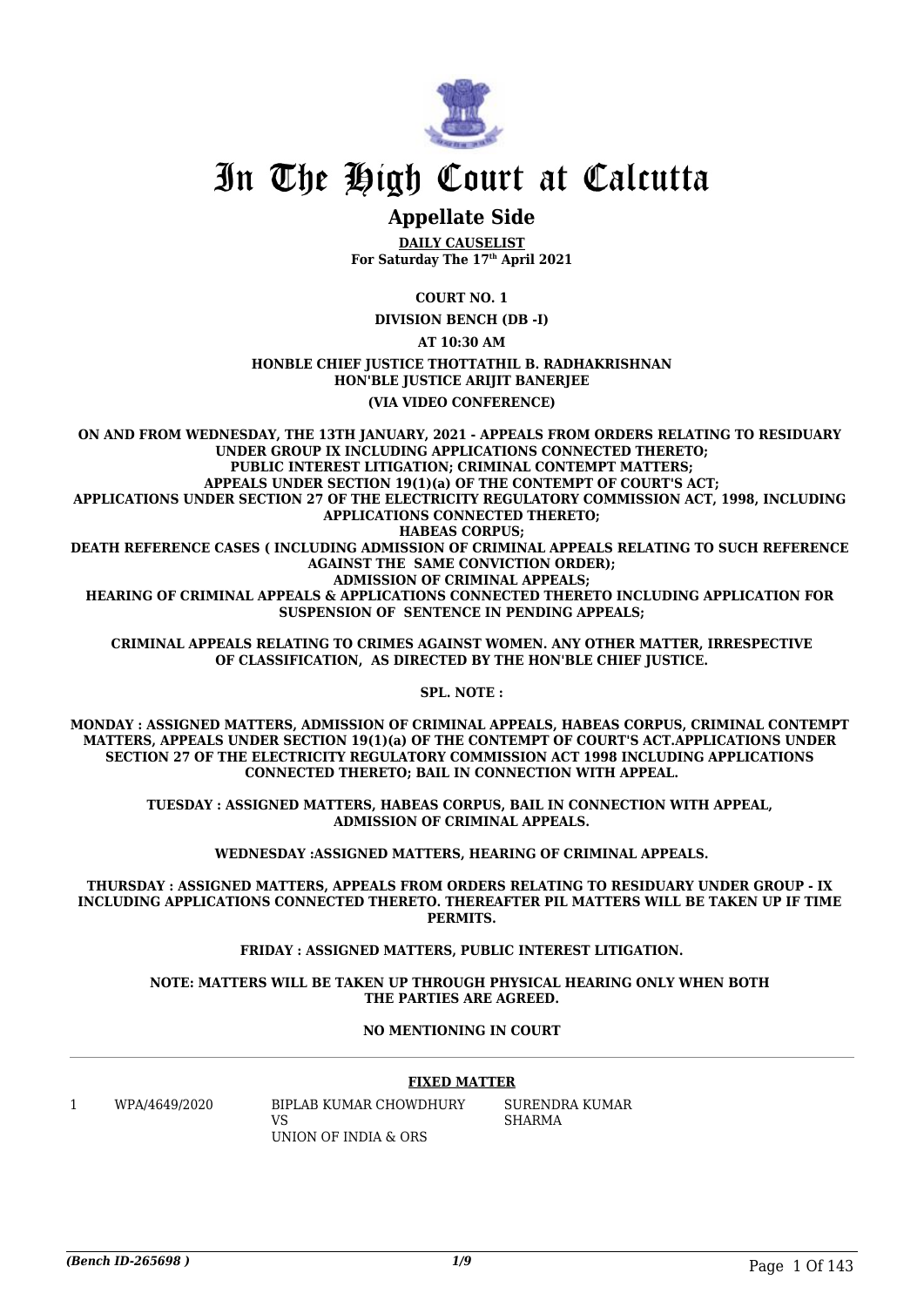# In The High Court at Calcutta

## Appellate Side

**DAILY CAUSELIST**
**For Saturday The 17th April 2021**

**COURT NO. 1**

**DIVISION BENCH (DB -I)**

**AT 10:30 AM**

**HONBLE CHIEF JUSTICE THOTTATHIL B. RADHAKRISHNAN**
**HON'BLE JUSTICE ARIJIT BANERJEE**

**(VIA VIDEO CONFERENCE)**

**ON AND FROM WEDNESDAY, THE 13TH JANUARY, 2021 - APPEALS FROM ORDERS RELATING TO RESIDUARY UNDER GROUP IX INCLUDING APPLICATIONS CONNECTED THERETO;**
**PUBLIC INTEREST LITIGATION; CRIMINAL CONTEMPT MATTERS;**
**APPEALS UNDER SECTION 19(1)(a) OF THE CONTEMPT OF COURT'S ACT;**
**APPLICATIONS UNDER SECTION 27 OF THE ELECTRICITY REGULATORY COMMISSION ACT, 1998, INCLUDING APPLICATIONS CONNECTED THERETO;**
**HABEAS CORPUS;**
**DEATH REFERENCE CASES ( INCLUDING ADMISSION OF CRIMINAL APPEALS RELATING TO SUCH REFERENCE AGAINST THE SAME CONVICTION ORDER);**
**ADMISSION OF CRIMINAL APPEALS;**
**HEARING OF CRIMINAL APPEALS & APPLICATIONS CONNECTED THERETO INCLUDING APPLICATION FOR SUSPENSION OF SENTENCE IN PENDING APPEALS;**

**CRIMINAL APPEALS RELATING TO CRIMES AGAINST WOMEN. ANY OTHER MATTER, IRRESPECTIVE OF CLASSIFICATION, AS DIRECTED BY THE HON'BLE CHIEF JUSTICE.**

**SPL. NOTE :**

**MONDAY : ASSIGNED MATTERS, ADMISSION OF CRIMINAL APPEALS, HABEAS CORPUS, CRIMINAL CONTEMPT MATTERS, APPEALS UNDER SECTION 19(1)(a) OF THE CONTEMPT OF COURT'S ACT.APPLICATIONS UNDER SECTION 27 OF THE ELECTRICITY REGULATORY COMMISSION ACT 1998 INCLUDING APPLICATIONS CONNECTED THERETO; BAIL IN CONNECTION WITH APPEAL.**

**TUESDAY : ASSIGNED MATTERS, HABEAS CORPUS, BAIL IN CONNECTION WITH APPEAL, ADMISSION OF CRIMINAL APPEALS.**

**WEDNESDAY :ASSIGNED MATTERS, HEARING OF CRIMINAL APPEALS.**

**THURSDAY : ASSIGNED MATTERS, APPEALS FROM ORDERS RELATING TO RESIDUARY UNDER GROUP - IX INCLUDING APPLICATIONS CONNECTED THERETO. THEREAFTER PIL MATTERS WILL BE TAKEN UP IF TIME PERMITS.**

**FRIDAY : ASSIGNED MATTERS, PUBLIC INTEREST LITIGATION.**

**NOTE: MATTERS WILL BE TAKEN UP THROUGH PHYSICAL HEARING ONLY WHEN BOTH THE PARTIES ARE AGREED.**

**NO MENTIONING IN COURT**

**FIXED MATTER**

| | | | |
|---|---|---|---|
| 1 | WPA/4649/2020 | BIPLAB KUMAR CHOWDHURY VS UNION OF INDIA & ORS | SURENDRA KUMAR SHARMA |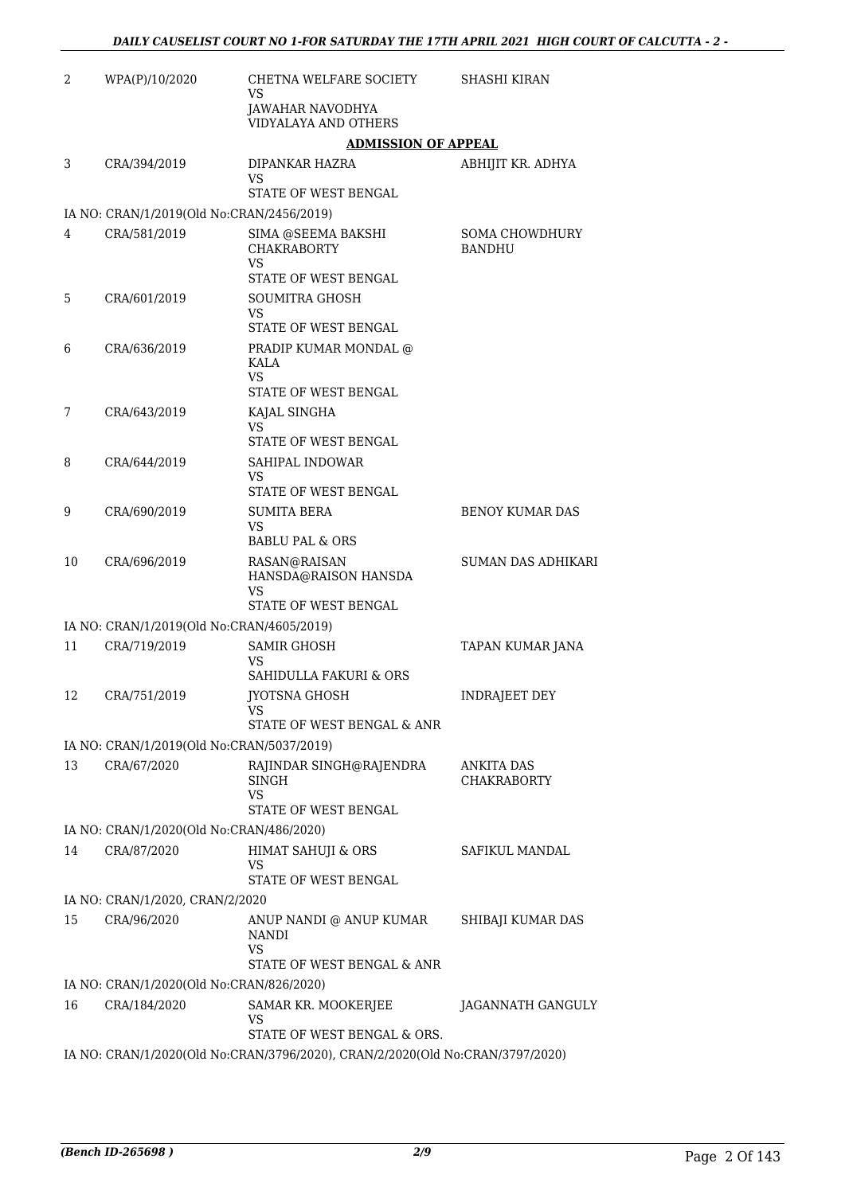| | | | |
|---|---|---|---|
| 2 | WPA(P)/10/2020 | CHETNA WELFARE SOCIETY<br>VS<br>JAWAHAR NAVODHYA VIDYALAYA AND OTHERS | SHASHI KIRAN |

**ADMISSION OF APPEAL**

| | | | |
|---|---|---|---|
| 3 | CRA/394/2019 | DIPANKAR HAZRA<br>VS<br>STATE OF WEST BENGAL | ABHIJIT KR. ADHYA |
| | IA NO: CRAN/1/2019(Old No:CRAN/2456/2019) | | |
| 4 | CRA/581/2019 | SIMA @SEEMA BAKSHI CHAKRABORTY<br>VS<br>STATE OF WEST BENGAL | SOMA CHOWDHURY BANDHU |
| 5 | CRA/601/2019 | SOUMITRA GHOSH<br>VS<br>STATE OF WEST BENGAL | |
| 6 | CRA/636/2019 | PRADIP KUMAR MONDAL @ KALA<br>VS<br>STATE OF WEST BENGAL | |
| 7 | CRA/643/2019 | KAJAL SINGHA<br>VS<br>STATE OF WEST BENGAL | |
| 8 | CRA/644/2019 | SAHIPAL INDOWAR<br>VS<br>STATE OF WEST BENGAL | |
| 9 | CRA/690/2019 | SUMITA BERA<br>VS<br>BABLU PAL & ORS | BENOY KUMAR DAS |
| 10 | CRA/696/2019 | RASAN@RAISAN HANSDA@RAISON HANSDA<br>VS<br>STATE OF WEST BENGAL | SUMAN DAS ADHIKARI |
| | IA NO: CRAN/1/2019(Old No:CRAN/4605/2019) | | |
| 11 | CRA/719/2019 | SAMIR GHOSH<br>VS<br>SAHIDULLA FAKURI & ORS | TAPAN KUMAR JANA |
| 12 | CRA/751/2019 | JYOTSNA GHOSH<br>VS<br>STATE OF WEST BENGAL & ANR | INDRAJEET DEY |
| | IA NO: CRAN/1/2019(Old No:CRAN/5037/2019) | | |
| 13 | CRA/67/2020 | RAJINDAR SINGH@RAJENDRA SINGH<br>VS<br>STATE OF WEST BENGAL | ANKITA DAS CHAKRABORTY |
| | IA NO: CRAN/1/2020(Old No:CRAN/486/2020) | | |
| 14 | CRA/87/2020 | HIMAT SAHUJI & ORS<br>VS<br>STATE OF WEST BENGAL | SAFIKUL MANDAL |
| | IA NO: CRAN/1/2020, CRAN/2/2020 | | |
| 15 | CRA/96/2020 | ANUP NANDI @ ANUP KUMAR NANDI<br>VS<br>STATE OF WEST BENGAL & ANR | SHIBAJI KUMAR DAS |
| | IA NO: CRAN/1/2020(Old No:CRAN/826/2020) | | |
| 16 | CRA/184/2020 | SAMAR KR. MOOKERJEE<br>VS<br>STATE OF WEST BENGAL & ORS. | JAGANNATH GANGULY |
| | IA NO: CRAN/1/2020(Old No:CRAN/3796/2020), CRAN/2/2020(Old No:CRAN/3797/2020) | | |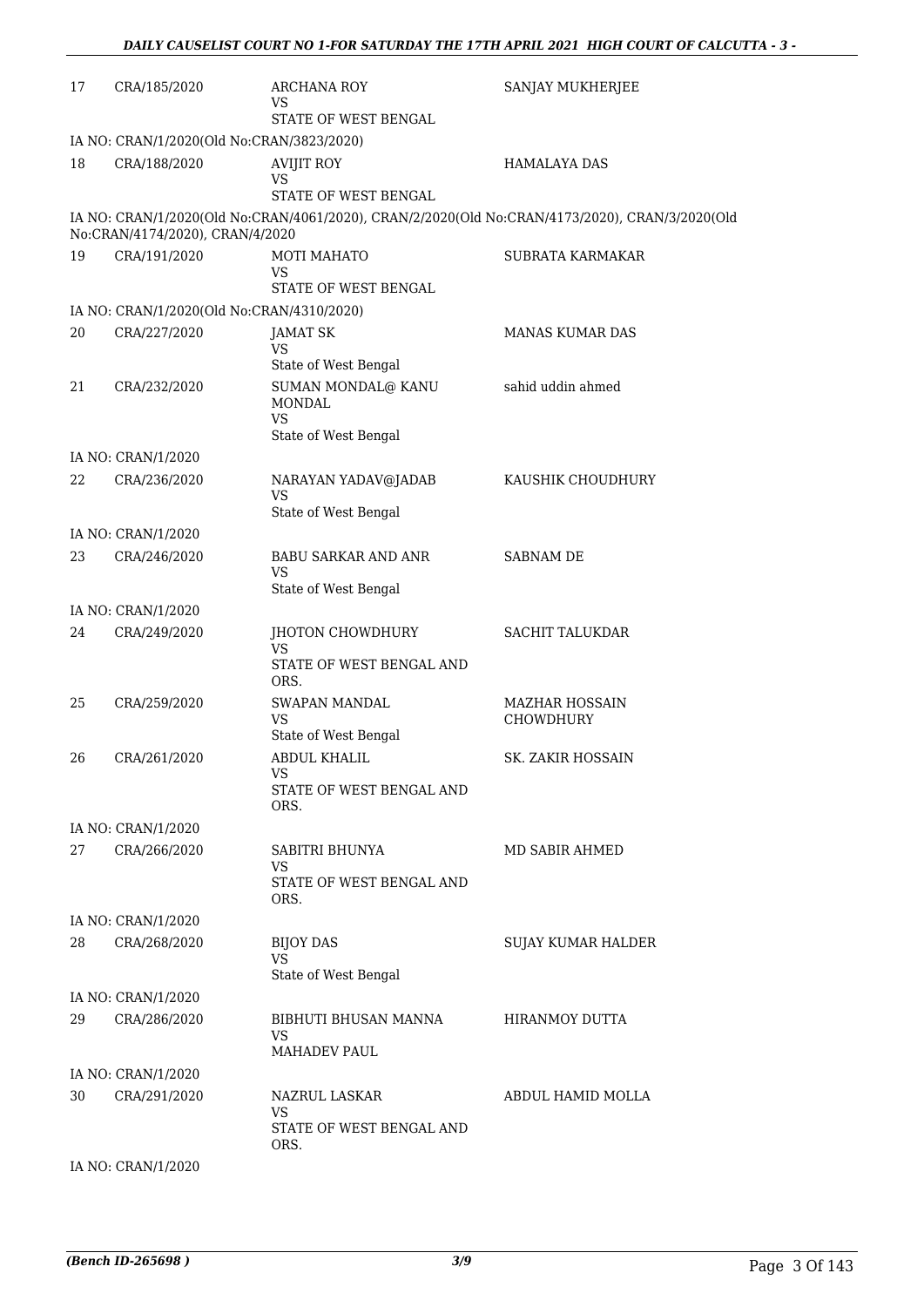| | | | |
|---|---|---|---|
| 17 | CRA/185/2020 | ARCHANA ROY<br>VS<br>STATE OF WEST BENGAL | SANJAY MUKHERJEE |
| | IA NO: CRAN/1/2020(Old No:CRAN/3823/2020) | | |
| 18 | CRA/188/2020 | AVIJIT ROY<br>VS<br>STATE OF WEST BENGAL | HAMALAYA DAS |
| | IA NO: CRAN/1/2020(Old No:CRAN/4061/2020), CRAN/2/2020(Old No:CRAN/4173/2020), CRAN/3/2020(Old No:CRAN/4174/2020), CRAN/4/2020 | | |
| 19 | CRA/191/2020 | MOTI MAHATO<br>VS<br>STATE OF WEST BENGAL | SUBRATA KARMAKAR |
| | IA NO: CRAN/1/2020(Old No:CRAN/4310/2020) | | |
| 20 | CRA/227/2020 | JAMAT SK<br>VS<br>State of West Bengal | MANAS KUMAR DAS |
| 21 | CRA/232/2020 | SUMAN MONDAL@ KANU MONDAL<br>VS<br>State of West Bengal | sahid uddin ahmed |
| | IA NO: CRAN/1/2020 | | |
| 22 | CRA/236/2020 | NARAYAN YADAV@JADAB<br>VS<br>State of West Bengal | KAUSHIK CHOUDHURY |
| | IA NO: CRAN/1/2020 | | |
| 23 | CRA/246/2020 | BABU SARKAR AND ANR<br>VS<br>State of West Bengal | SABNAM DE |
| | IA NO: CRAN/1/2020 | | |
| 24 | CRA/249/2020 | JHOTON CHOWDHURY<br>VS<br>STATE OF WEST BENGAL AND ORS. | SACHIT TALUKDAR |
| 25 | CRA/259/2020 | SWAPAN MANDAL<br>VS<br>State of West Bengal | MAZHAR HOSSAIN CHOWDHURY |
| 26 | CRA/261/2020 | ABDUL KHALIL<br>VS<br>STATE OF WEST BENGAL AND ORS. | SK. ZAKIR HOSSAIN |
| | IA NO: CRAN/1/2020 | | |
| 27 | CRA/266/2020 | SABITRI BHUNYA<br>VS<br>STATE OF WEST BENGAL AND ORS. | MD SABIR AHMED |
| | IA NO: CRAN/1/2020 | | |
| 28 | CRA/268/2020 | BIJOY DAS<br>VS<br>State of West Bengal | SUJAY KUMAR HALDER |
| | IA NO: CRAN/1/2020 | | |
| 29 | CRA/286/2020 | BIBHUTI BHUSAN MANNA<br>VS<br>MAHADEV PAUL | HIRANMOY DUTTA |
| | IA NO: CRAN/1/2020 | | |
| 30 | CRA/291/2020 | NAZRUL LASKAR<br>VS<br>STATE OF WEST BENGAL AND ORS. | ABDUL HAMID MOLLA |
| | IA NO: CRAN/1/2020 | | |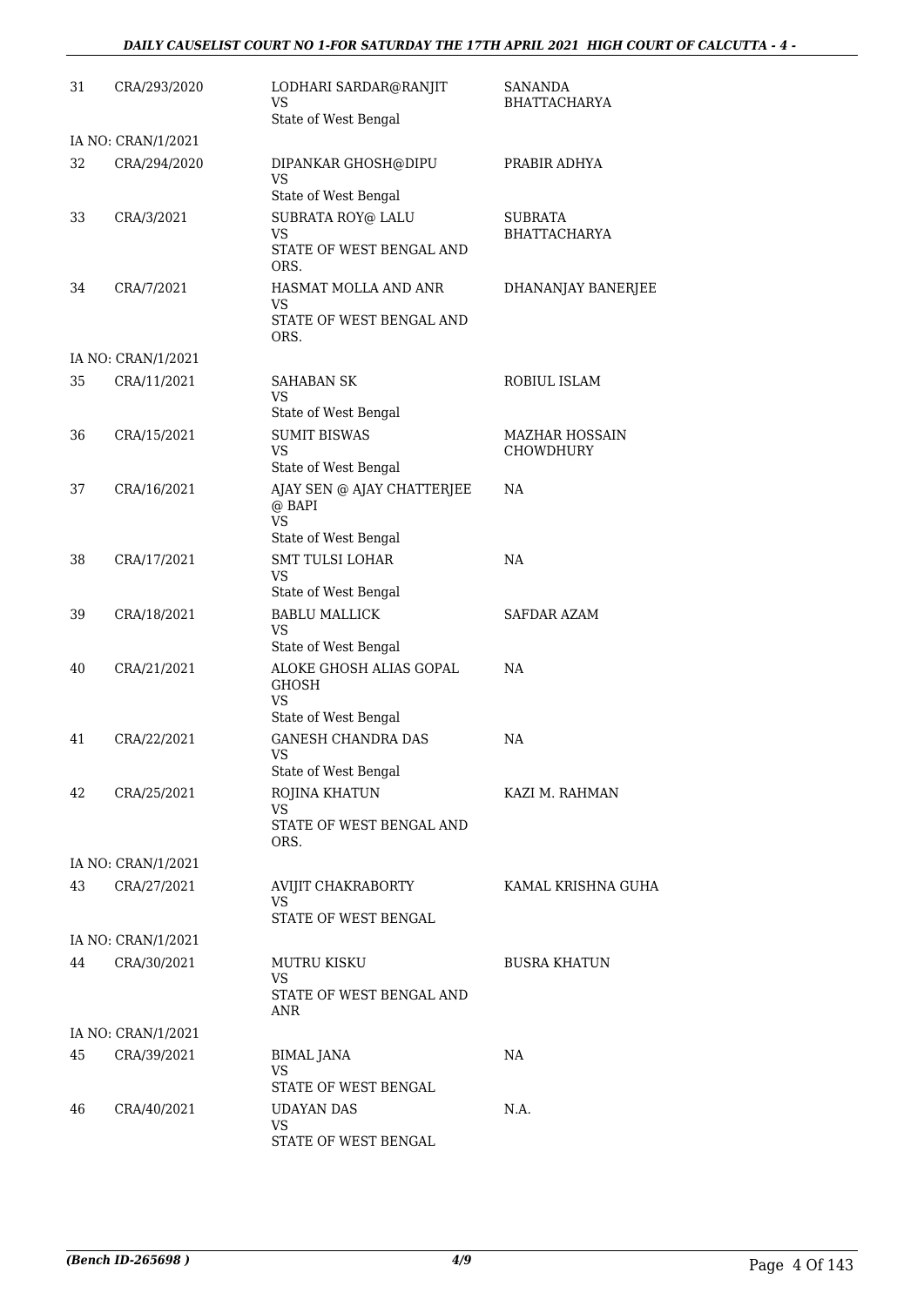| | | | |
|---|---|---|---|
| 31 | CRA/293/2020 | LODHARI SARDAR@RANJIT<br>VS<br>State of West Bengal | SANANDA BHATTACHARYA |
| | IA NO: CRAN/1/2021 | | |
| 32 | CRA/294/2020 | DIPANKAR GHOSH@DIPU<br>VS<br>State of West Bengal | PRABIR ADHYA |
| 33 | CRA/3/2021 | SUBRATA ROY@ LALU<br>VS<br>STATE OF WEST BENGAL AND ORS. | SUBRATA BHATTACHARYA |
| 34 | CRA/7/2021 | HASMAT MOLLA AND ANR<br>VS<br>STATE OF WEST BENGAL AND ORS. | DHANANJAY BANERJEE |
| | IA NO: CRAN/1/2021 | | |
| 35 | CRA/11/2021 | SAHABAN SK<br>VS<br>State of West Bengal | ROBIUL ISLAM |
| 36 | CRA/15/2021 | SUMIT BISWAS<br>VS<br>State of West Bengal | MAZHAR HOSSAIN CHOWDHURY |
| 37 | CRA/16/2021 | AJAY SEN @ AJAY CHATTERJEE @ BAPI<br>VS<br>State of West Bengal | NA |
| 38 | CRA/17/2021 | SMT TULSI LOHAR<br>VS<br>State of West Bengal | NA |
| 39 | CRA/18/2021 | BABLU MALLICK<br>VS<br>State of West Bengal | SAFDAR AZAM |
| 40 | CRA/21/2021 | ALOKE GHOSH ALIAS GOPAL GHOSH<br>VS<br>State of West Bengal | NA |
| 41 | CRA/22/2021 | GANESH CHANDRA DAS<br>VS<br>State of West Bengal | NA |
| 42 | CRA/25/2021 | ROJINA KHATUN<br>VS<br>STATE OF WEST BENGAL AND ORS. | KAZI M. RAHMAN |
| | IA NO: CRAN/1/2021 | | |
| 43 | CRA/27/2021 | AVIJIT CHAKRABORTY<br>VS<br>STATE OF WEST BENGAL | KAMAL KRISHNA GUHA |
| | IA NO: CRAN/1/2021 | | |
| 44 | CRA/30/2021 | MUTRU KISKU<br>VS<br>STATE OF WEST BENGAL AND ANR | BUSRA KHATUN |
| | IA NO: CRAN/1/2021 | | |
| 45 | CRA/39/2021 | BIMAL JANA<br>VS<br>STATE OF WEST BENGAL | NA |
| 46 | CRA/40/2021 | UDAYAN DAS<br>VS<br>STATE OF WEST BENGAL | N.A. |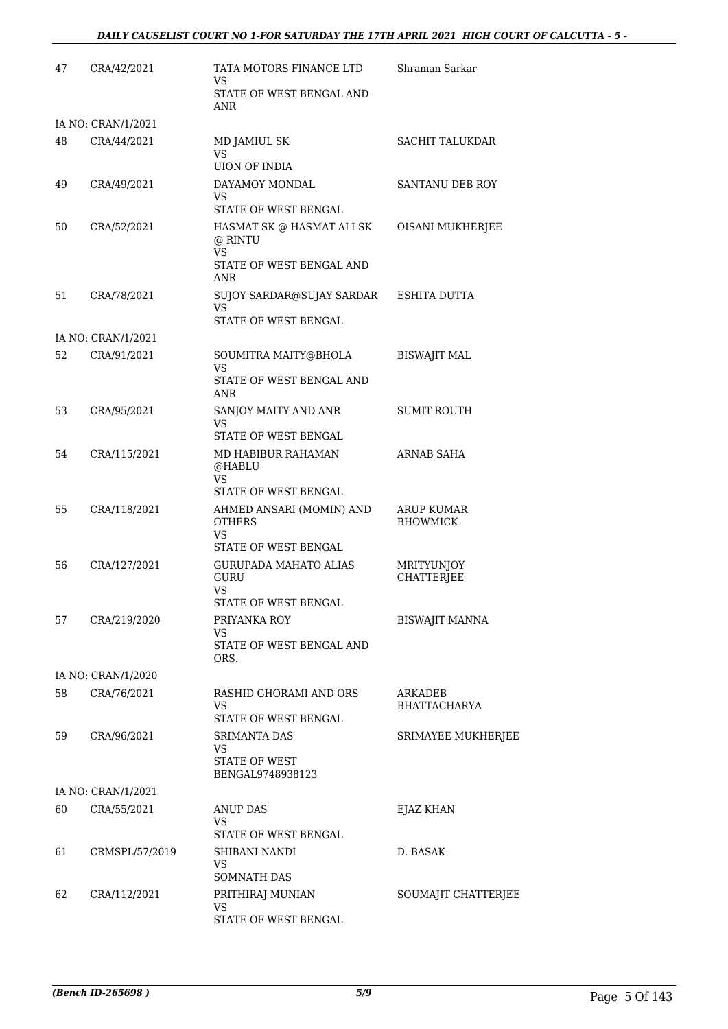| | | | |
|---|---|---|---|
| 47 | CRA/42/2021 | TATA MOTORS FINANCE LTD<br>VS<br>STATE OF WEST BENGAL AND ANR | Shraman Sarkar |
| IA NO: CRAN/1/2021 | | | |
| 48 | CRA/44/2021 | MD JAMIUL SK<br>VS<br>UION OF INDIA | SACHIT TALUKDAR |
| 49 | CRA/49/2021 | DAYAMOY MONDAL<br>VS<br>STATE OF WEST BENGAL | SANTANU DEB ROY |
| 50 | CRA/52/2021 | HASMAT SK @ HASMAT ALI SK @ RINTU<br>VS<br>STATE OF WEST BENGAL AND ANR | OISANI MUKHERJEE |
| 51 | CRA/78/2021 | SUJOY SARDAR@SUJAY SARDAR<br>VS<br>STATE OF WEST BENGAL | ESHITA DUTTA |
| IA NO: CRAN/1/2021 | | | |
| 52 | CRA/91/2021 | SOUMITRA MAITY@BHOLA<br>VS<br>STATE OF WEST BENGAL AND ANR | BISWAJIT MAL |
| 53 | CRA/95/2021 | SANJOY MAITY AND ANR<br>VS<br>STATE OF WEST BENGAL | SUMIT ROUTH |
| 54 | CRA/115/2021 | MD HABIBUR RAHAMAN @HABLU<br>VS<br>STATE OF WEST BENGAL | ARNAB SAHA |
| 55 | CRA/118/2021 | AHMED ANSARI (MOMIN) AND OTHERS<br>VS<br>STATE OF WEST BENGAL | ARUP KUMAR BHOWMICK |
| 56 | CRA/127/2021 | GURUPADA MAHATO ALIAS GURU<br>VS<br>STATE OF WEST BENGAL | MRITYUNJOY CHATTERJEE |
| 57 | CRA/219/2020 | PRIYANKA ROY<br>VS<br>STATE OF WEST BENGAL AND ORS. | BISWAJIT MANNA |
| IA NO: CRAN/1/2020 | | | |
| 58 | CRA/76/2021 | RASHID GHORAMI AND ORS<br>VS<br>STATE OF WEST BENGAL | ARKADEB BHATTACHARYA |
| 59 | CRA/96/2021 | SRIMANTA DAS<br>VS<br>STATE OF WEST BENGAL9748938123 | SRIMAYEE MUKHERJEE |
| IA NO: CRAN/1/2021 | | | |
| 60 | CRA/55/2021 | ANUP DAS<br>VS<br>STATE OF WEST BENGAL | EJAZ KHAN |
| 61 | CRMSPL/57/2019 | SHIBANI NANDI<br>VS<br>SOMNATH DAS | D. BASAK |
| 62 | CRA/112/2021 | PRITHIRAJ MUNIAN<br>VS<br>STATE OF WEST BENGAL | SOUMAJIT CHATTERJEE |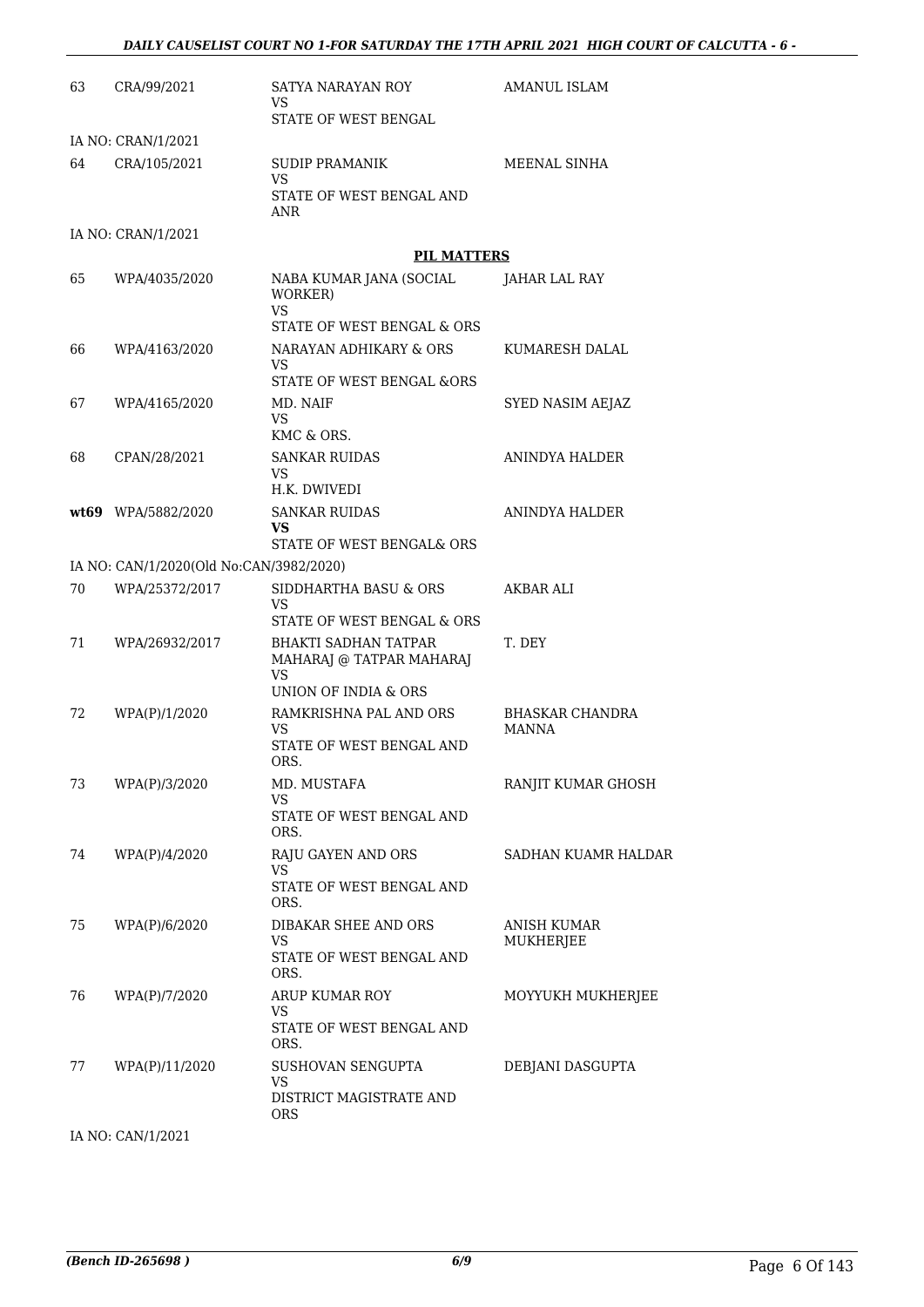| | | | |
|---|---|---|---|
| 63 | CRA/99/2021 | SATYA NARAYAN ROY<br>VS<br>STATE OF WEST BENGAL | AMANUL ISLAM |
| | IA NO: CRAN/1/2021 | | |
| 64 | CRA/105/2021 | SUDIP PRAMANIK<br>VS<br>STATE OF WEST BENGAL AND ANR | MEENAL SINHA |
| | IA NO: CRAN/1/2021 | | |

**PIL MATTERS**

| | | | |
|---|---|---|---|
| 65 | WPA/4035/2020 | NABA KUMAR JANA (SOCIAL WORKER)<br>VS<br>STATE OF WEST BENGAL & ORS | JAHAR LAL RAY |
| 66 | WPA/4163/2020 | NARAYAN ADHIKARY & ORS<br>VS<br>STATE OF WEST BENGAL &ORS | KUMARESH DALAL |
| 67 | WPA/4165/2020 | MD. NAIF<br>VS<br>KMC & ORS. | SYED NASIM AEJAZ |
| 68 | CPAN/28/2021 | SANKAR RUIDAS<br>VS<br>H.K. DWIVEDI | ANINDYA HALDER |
| **wt69** | WPA/5882/2020 | SANKAR RUIDAS<br>**VS**<br>STATE OF WEST BENGAL& ORS | ANINDYA HALDER |
| | IA NO: CAN/1/2020(Old No:CAN/3982/2020) | | |
| 70 | WPA/25372/2017 | SIDDHARTHA BASU & ORS<br>VS<br>STATE OF WEST BENGAL & ORS | AKBAR ALI |
| 71 | WPA/26932/2017 | BHAKTI SADHAN TATPAR MAHARAJ @ TATPAR MAHARAJ<br>VS<br>UNION OF INDIA & ORS | T. DEY |
| 72 | WPA(P)/1/2020 | RAMKRISHNA PAL AND ORS<br>VS<br>STATE OF WEST BENGAL AND ORS. | BHASKAR CHANDRA MANNA |
| 73 | WPA(P)/3/2020 | MD. MUSTAFA<br>VS<br>STATE OF WEST BENGAL AND ORS. | RANJIT KUMAR GHOSH |
| 74 | WPA(P)/4/2020 | RAJU GAYEN AND ORS<br>VS<br>STATE OF WEST BENGAL AND ORS. | SADHAN KUAMR HALDAR |
| 75 | WPA(P)/6/2020 | DIBAKAR SHEE AND ORS<br>VS<br>STATE OF WEST BENGAL AND ORS. | ANISH KUMAR MUKHERJEE |
| 76 | WPA(P)/7/2020 | ARUP KUMAR ROY<br>VS<br>STATE OF WEST BENGAL AND ORS. | MOYYUKH MUKHERJEE |
| 77 | WPA(P)/11/2020 | SUSHOVAN SENGUPTA<br>VS<br>DISTRICT MAGISTRATE AND ORS | DEBJANI DASGUPTA |
| | IA NO: CAN/1/2021 | | |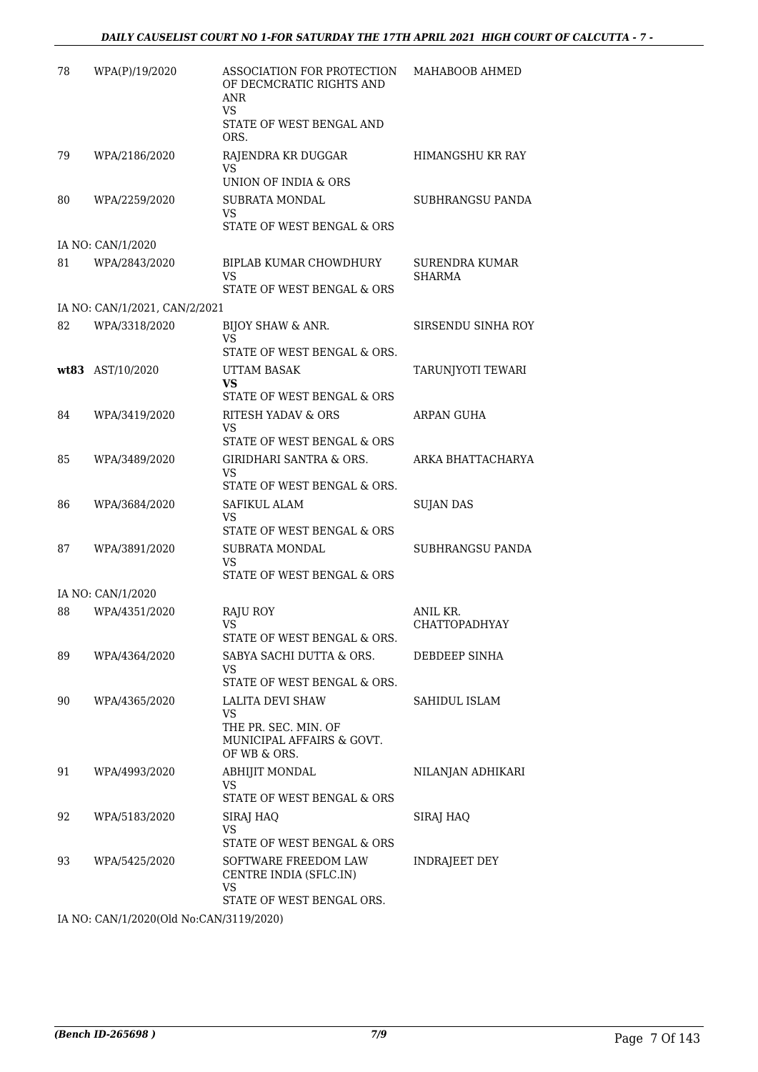| | | | |
|---|---|---|---|
| 78 | WPA(P)/19/2020 | ASSOCIATION FOR PROTECTION OF DECMCRATIC RIGHTS AND ANR<br>VS<br>STATE OF WEST BENGAL AND ORS. | MAHABOOB AHMED |
| 79 | WPA/2186/2020 | RAJENDRA KR DUGGAR<br>VS<br>UNION OF INDIA & ORS | HIMANGSHU KR RAY |
| 80 | WPA/2259/2020 | SUBRATA MONDAL<br>VS<br>STATE OF WEST BENGAL & ORS | SUBHRANGSU PANDA |
| | IA NO: CAN/1/2020 | | |
| 81 | WPA/2843/2020 | BIPLAB KUMAR CHOWDHURY<br>VS<br>STATE OF WEST BENGAL & ORS | SURENDRA KUMAR SHARMA |
| | IA NO: CAN/1/2021, CAN/2/2021 | | |
| 82 | WPA/3318/2020 | BIJOY SHAW & ANR.<br>VS<br>STATE OF WEST BENGAL & ORS. | SIRSENDU SINHA ROY |
| **wt83** | AST/10/2020 | UTTAM BASAK<br>**VS**<br>STATE OF WEST BENGAL & ORS | TARUNJYOTI TEWARI |
| 84 | WPA/3419/2020 | RITESH YADAV & ORS<br>VS<br>STATE OF WEST BENGAL & ORS | ARPAN GUHA |
| 85 | WPA/3489/2020 | GIRIDHARI SANTRA & ORS.<br>VS<br>STATE OF WEST BENGAL & ORS. | ARKA BHATTACHARYA |
| 86 | WPA/3684/2020 | SAFIKUL ALAM<br>VS<br>STATE OF WEST BENGAL & ORS | SUJAN DAS |
| 87 | WPA/3891/2020 | SUBRATA MONDAL<br>VS<br>STATE OF WEST BENGAL & ORS | SUBHRANGSU PANDA |
| | IA NO: CAN/1/2020 | | |
| 88 | WPA/4351/2020 | RAJU ROY<br>VS<br>STATE OF WEST BENGAL & ORS. | ANIL KR. CHATTOPADHYAY |
| 89 | WPA/4364/2020 | SABYA SACHI DUTTA & ORS.<br>VS<br>STATE OF WEST BENGAL & ORS. | DEBDEEP SINHA |
| 90 | WPA/4365/2020 | LALITA DEVI SHAW<br>VS<br>THE PR. SEC. MIN. OF MUNICIPAL AFFAIRS & GOVT. OF WB & ORS. | SAHIDUL ISLAM |
| 91 | WPA/4993/2020 | ABHIJIT MONDAL<br>VS<br>STATE OF WEST BENGAL & ORS | NILANJAN ADHIKARI |
| 92 | WPA/5183/2020 | SIRAJ HAQ<br>VS<br>STATE OF WEST BENGAL & ORS | SIRAJ HAQ |
| 93 | WPA/5425/2020 | SOFTWARE FREEDOM LAW CENTRE INDIA (SFLC.IN)<br>VS<br>STATE OF WEST BENGAL ORS. | INDRAJEET DEY |
| | IA NO: CAN/1/2020(Old No:CAN/3119/2020) | | |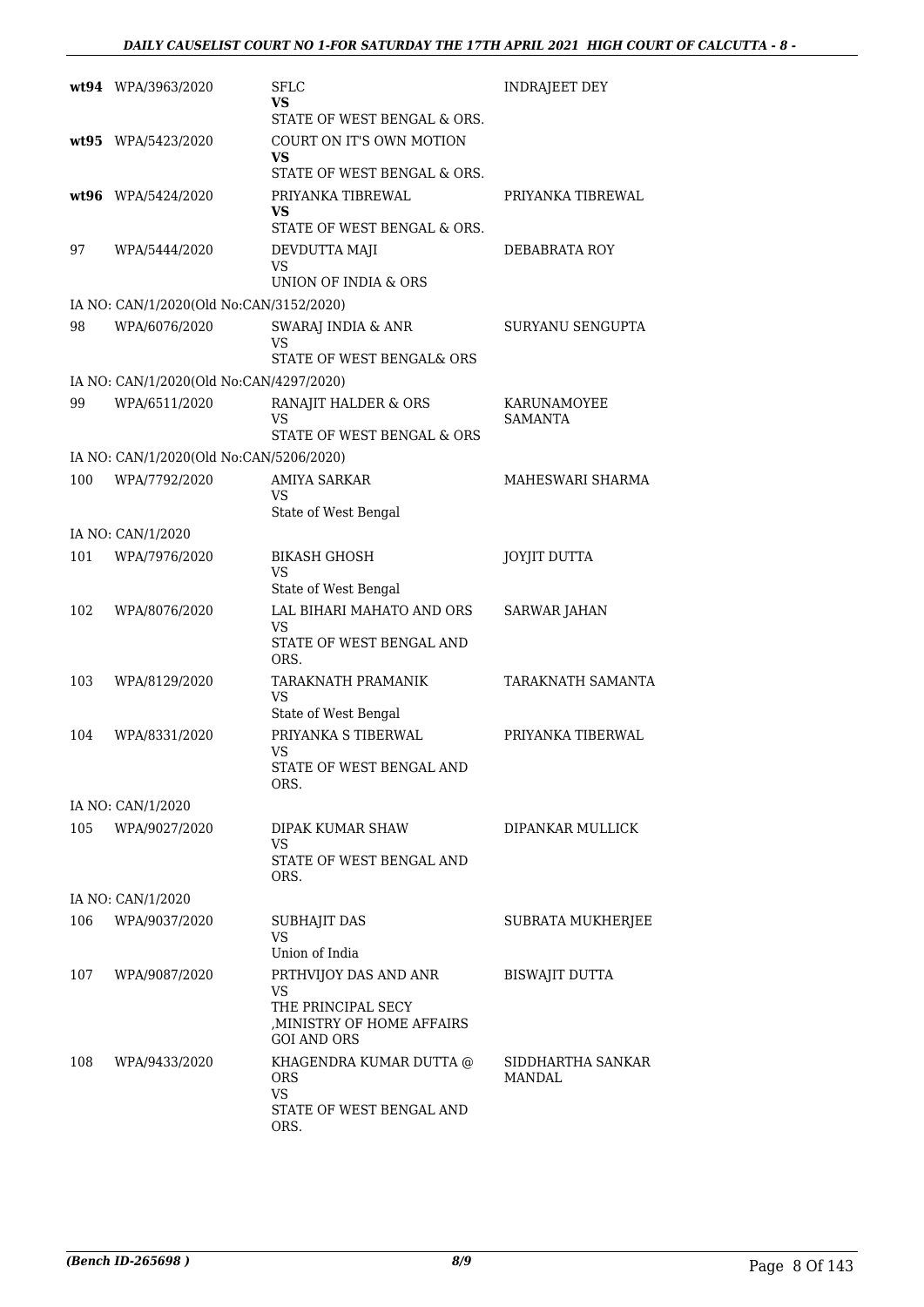| | | | |
|---|---|---|---|
| **wt94** | WPA/3963/2020 | SFLC<br>**VS**<br>STATE OF WEST BENGAL & ORS. | INDRAJEET DEY |
| **wt95** | WPA/5423/2020 | COURT ON IT'S OWN MOTION<br>**VS**<br>STATE OF WEST BENGAL & ORS. | |
| **wt96** | WPA/5424/2020 | PRIYANKA TIBREWAL<br>**VS**<br>STATE OF WEST BENGAL & ORS. | PRIYANKA TIBREWAL |
| 97 | WPA/5444/2020 | DEVDUTTA MAJI<br>VS<br>UNION OF INDIA & ORS | DEBABRATA ROY |
| IA NO: CAN/1/2020(Old No:CAN/3152/2020) | | | |
| 98 | WPA/6076/2020 | SWARAJ INDIA & ANR<br>VS<br>STATE OF WEST BENGAL& ORS | SURYANU SENGUPTA |
| IA NO: CAN/1/2020(Old No:CAN/4297/2020) | | | |
| 99 | WPA/6511/2020 | RANAJIT HALDER & ORS<br>VS<br>STATE OF WEST BENGAL & ORS | KARUNAMOYEE SAMANTA |
| IA NO: CAN/1/2020(Old No:CAN/5206/2020) | | | |
| 100 | WPA/7792/2020 | AMIYA SARKAR<br>VS<br>State of West Bengal | MAHESWARI SHARMA |
| IA NO: CAN/1/2020 | | | |
| 101 | WPA/7976/2020 | BIKASH GHOSH<br>VS<br>State of West Bengal | JOYJIT DUTTA |
| 102 | WPA/8076/2020 | LAL BIHARI MAHATO AND ORS<br>VS<br>STATE OF WEST BENGAL AND ORS. | SARWAR JAHAN |
| 103 | WPA/8129/2020 | TARAKNATH PRAMANIK<br>VS<br>State of West Bengal | TARAKNATH SAMANTA |
| 104 | WPA/8331/2020 | PRIYANKA S TIBERWAL<br>VS<br>STATE OF WEST BENGAL AND ORS. | PRIYANKA TIBERWAL |
| IA NO: CAN/1/2020 | | | |
| 105 | WPA/9027/2020 | DIPAK KUMAR SHAW<br>VS<br>STATE OF WEST BENGAL AND ORS. | DIPANKAR MULLICK |
| IA NO: CAN/1/2020 | | | |
| 106 | WPA/9037/2020 | SUBHAJIT DAS<br>VS<br>Union of India | SUBRATA MUKHERJEE |
| 107 | WPA/9087/2020 | PRTHVIJOY DAS AND ANR<br>VS<br>THE PRINCIPAL SECY ,MINISTRY OF HOME AFFAIRS GOI AND ORS | BISWAJIT DUTTA |
| 108 | WPA/9433/2020 | KHAGENDRA KUMAR DUTTA @ ORS<br>VS<br>STATE OF WEST BENGAL AND ORS. | SIDDHARTHA SANKAR MANDAL |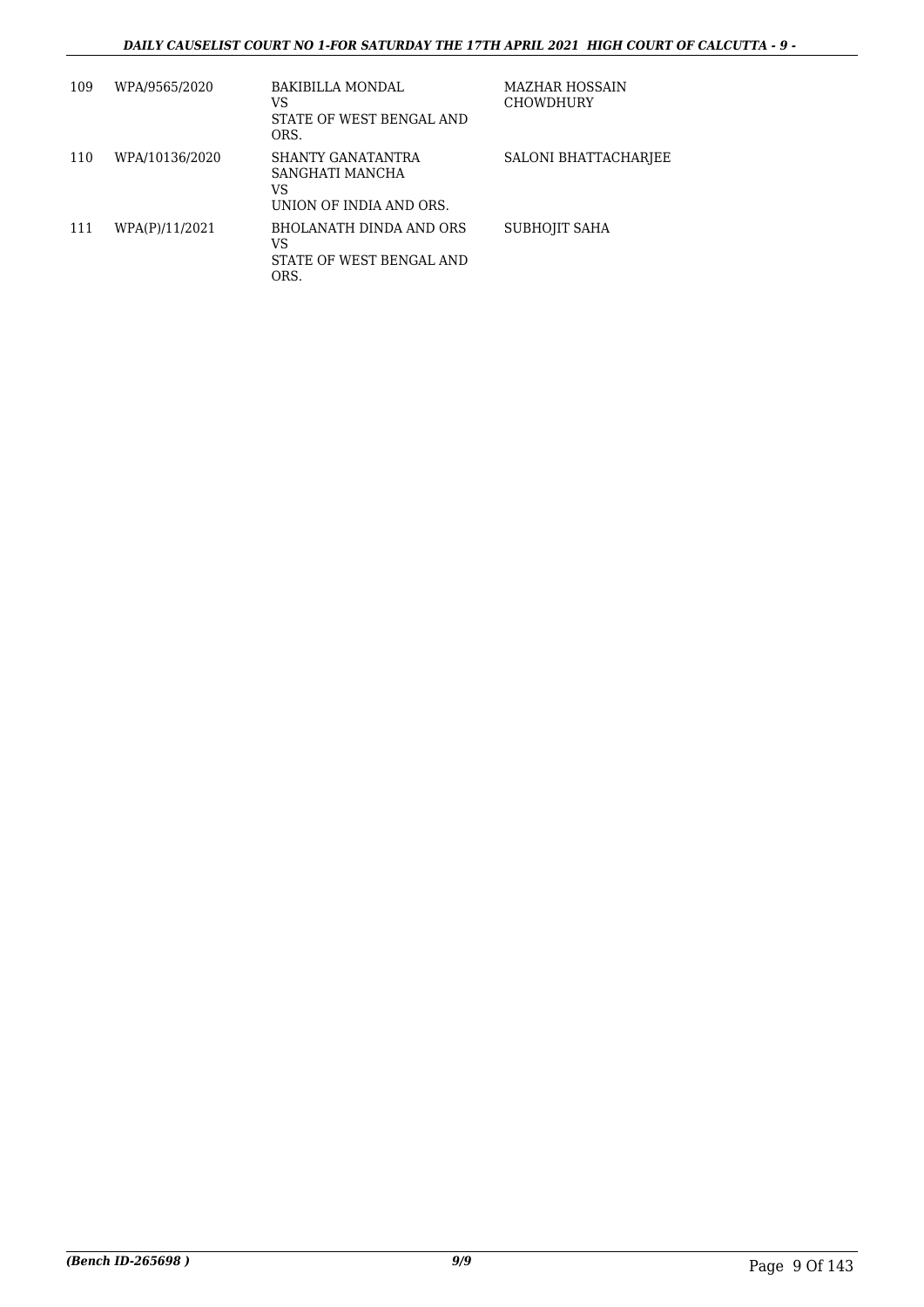| 109 | WPA/9565/2020 | BAKIBILLA MONDAL<br>VS<br>STATE OF WEST BENGAL AND ORS. | MAZHAR HOSSAIN CHOWDHURY |
|---|---|---|---|
| 110 | WPA/10136/2020 | SHANTY GANATANTRA SANGHATI MANCHA<br>VS<br>UNION OF INDIA AND ORS. | SALONI BHATTACHARJEE |
| 111 | WPA(P)/11/2021 | BHOLANATH DINDA AND ORS<br>VS<br>STATE OF WEST BENGAL AND ORS. | SUBHOJIT SAHA |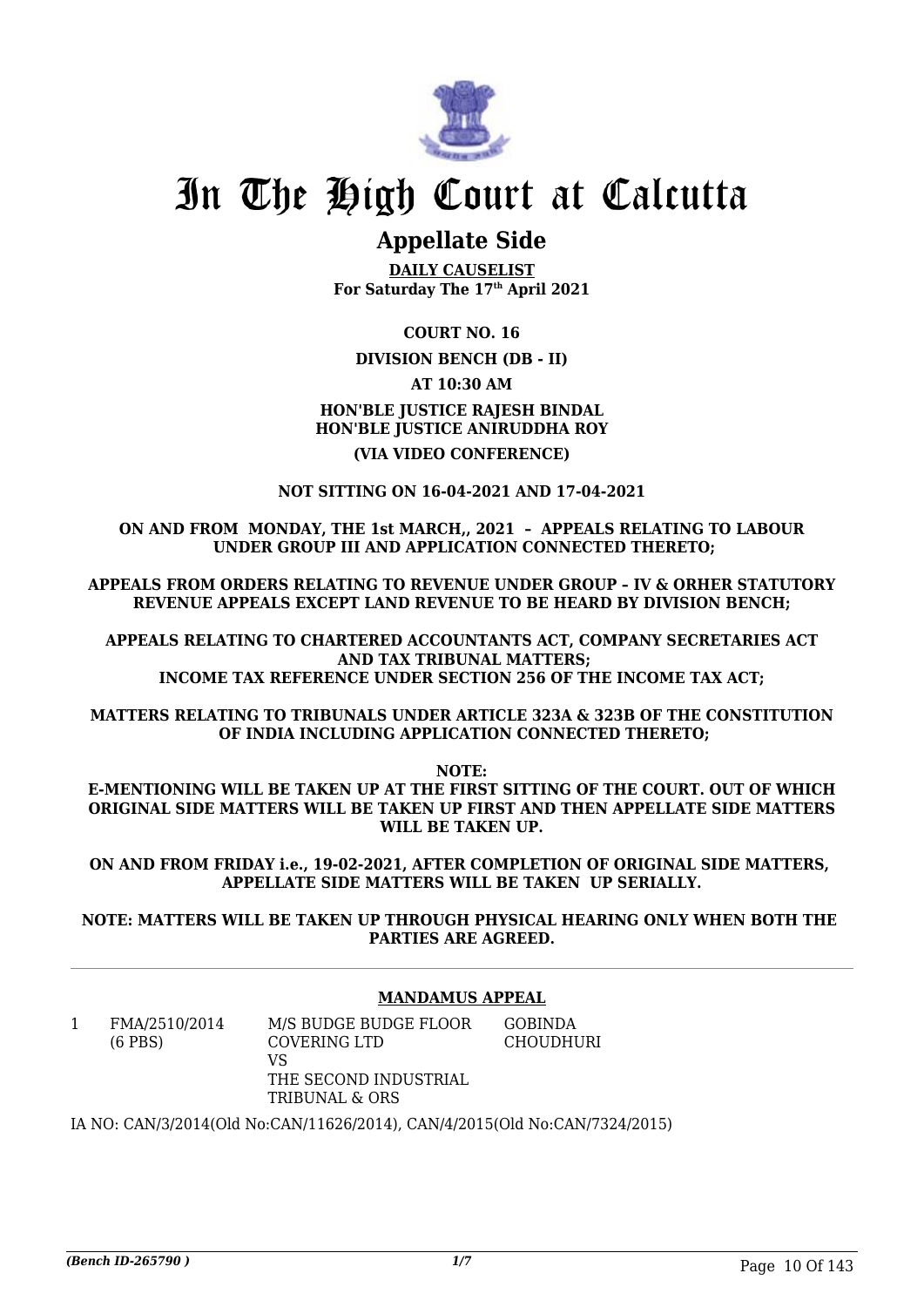# In The High Court at Calcutta

## Appellate Side

**DAILY CAUSELIST**
**For Saturday The 17th April 2021**

**COURT NO. 16**

**DIVISION BENCH (DB - II)**

**AT 10:30 AM**

**HON'BLE JUSTICE RAJESH BINDAL**
**HON'BLE JUSTICE ANIRUDDHA ROY**

**(VIA VIDEO CONFERENCE)**

**NOT SITTING ON 16-04-2021 AND 17-04-2021**

**ON AND FROM MONDAY, THE 1st MARCH,, 2021 – APPEALS RELATING TO LABOUR UNDER GROUP III AND APPLICATION CONNECTED THERETO;**

**APPEALS FROM ORDERS RELATING TO REVENUE UNDER GROUP – IV & ORHER STATUTORY REVENUE APPEALS EXCEPT LAND REVENUE TO BE HEARD BY DIVISION BENCH;**

**APPEALS RELATING TO CHARTERED ACCOUNTANTS ACT, COMPANY SECRETARIES ACT AND TAX TRIBUNAL MATTERS;**
**INCOME TAX REFERENCE UNDER SECTION 256 OF THE INCOME TAX ACT;**

**MATTERS RELATING TO TRIBUNALS UNDER ARTICLE 323A & 323B OF THE CONSTITUTION OF INDIA INCLUDING APPLICATION CONNECTED THERETO;**

**NOTE:**
**E-MENTIONING WILL BE TAKEN UP AT THE FIRST SITTING OF THE COURT. OUT OF WHICH ORIGINAL SIDE MATTERS WILL BE TAKEN UP FIRST AND THEN APPELLATE SIDE MATTERS WILL BE TAKEN UP.**

**ON AND FROM FRIDAY i.e., 19-02-2021, AFTER COMPLETION OF ORIGINAL SIDE MATTERS, APPELLATE SIDE MATTERS WILL BE TAKEN UP SERIALLY.**

**NOTE: MATTERS WILL BE TAKEN UP THROUGH PHYSICAL HEARING ONLY WHEN BOTH THE PARTIES ARE AGREED.**

---

**MANDAMUS APPEAL**

| | | | |
|---|---|---|---|
| 1 | FMA/2510/2014 (6 PBS) | M/S BUDGE BUDGE FLOOR COVERING LTD VS THE SECOND INDUSTRIAL TRIBUNAL & ORS | GOBINDA CHOUDHURI |

IA NO: CAN/3/2014(Old No:CAN/11626/2014), CAN/4/2015(Old No:CAN/7324/2015)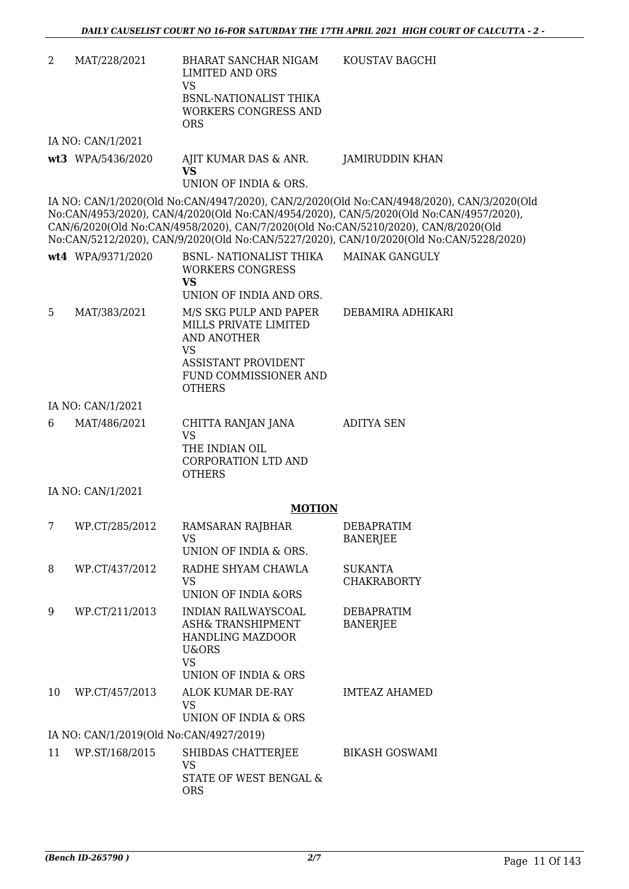| | | | |
|---|---|---|---|
| 2 | MAT/228/2021 | BHARAT SANCHAR NIGAM LIMITED AND ORS<br>VS<br>BSNL-NATIONALIST THIKA WORKERS CONGRESS AND ORS | KOUSTAV BAGCHI |

IA NO: CAN/1/2021

| | | | |
|---|---|---|---|
| **wt3** | WPA/5436/2020 | AJIT KUMAR DAS & ANR.<br>**VS**<br>UNION OF INDIA & ORS. | JAMIRUDDIN KHAN |

IA NO: CAN/1/2020(Old No:CAN/4947/2020), CAN/2/2020(Old No:CAN/4948/2020), CAN/3/2020(Old No:CAN/4953/2020), CAN/4/2020(Old No:CAN/4954/2020), CAN/5/2020(Old No:CAN/4957/2020), CAN/6/2020(Old No:CAN/4958/2020), CAN/7/2020(Old No:CAN/5210/2020), CAN/8/2020(Old No:CAN/5212/2020), CAN/9/2020(Old No:CAN/5227/2020), CAN/10/2020(Old No:CAN/5228/2020)

| | | | |
|---|---|---|---|
| **wt4** | WPA/9371/2020 | BSNL- NATIONALIST THIKA WORKERS CONGRESS<br>**VS**<br>UNION OF INDIA AND ORS. | MAINAK GANGULY |
| 5 | MAT/383/2021 | M/S SKG PULP AND PAPER MILLS PRIVATE LIMITED AND ANOTHER<br>VS<br>ASSISTANT PROVIDENT FUND COMMISSIONER AND OTHERS | DEBAMIRA ADHIKARI |

IA NO: CAN/1/2021

| | | | |
|---|---|---|---|
| 6 | MAT/486/2021 | CHITTA RANJAN JANA<br>VS<br>THE INDIAN OIL CORPORATION LTD AND OTHERS | ADITYA SEN |

IA NO: CAN/1/2021

## **MOTION**

| | | | |
|---|---|---|---|
| 7 | WP.CT/285/2012 | RAMSARAN RAJBHAR<br>VS<br>UNION OF INDIA & ORS. | DEBAPRATIM BANERJEE |
| 8 | WP.CT/437/2012 | RADHE SHYAM CHAWLA<br>VS<br>UNION OF INDIA &ORS | SUKANTA CHAKRABORTY |
| 9 | WP.CT/211/2013 | INDIAN RAILWAYSCOAL ASH& TRANSHIPMENT HANDLING MAZDOOR U&ORS<br>VS<br>UNION OF INDIA & ORS | DEBAPRATIM BANERJEE |
| 10 | WP.CT/457/2013 | ALOK KUMAR DE-RAY<br>VS<br>UNION OF INDIA & ORS | IMTEAZ AHAMED |

IA NO: CAN/1/2019(Old No:CAN/4927/2019)

| | | | |
|---|---|---|---|
| 11 | WP.ST/168/2015 | SHIBDAS CHATTERJEE<br>VS<br>STATE OF WEST BENGAL & ORS | BIKASH GOSWAMI |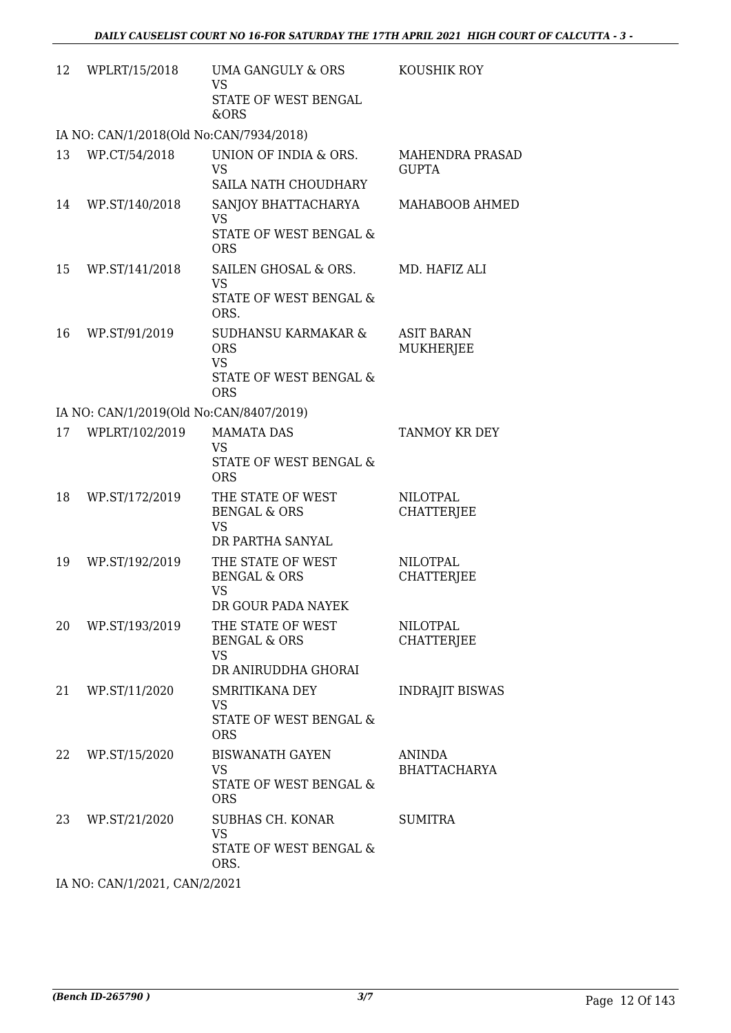| | | | |
|---|---|---|---|
| 12 | WPLRT/15/2018 | UMA GANGULY & ORS<br>VS<br>STATE OF WEST BENGAL &ORS | KOUSHIK ROY |
| IA NO: CAN/1/2018(Old No:CAN/7934/2018) | | | |
| 13 | WP.CT/54/2018 | UNION OF INDIA & ORS.<br>VS<br>SAILA NATH CHOUDHARY | MAHENDRA PRASAD GUPTA |
| 14 | WP.ST/140/2018 | SANJOY BHATTACHARYA<br>VS<br>STATE OF WEST BENGAL & ORS | MAHABOOB AHMED |
| 15 | WP.ST/141/2018 | SAILEN GHOSAL & ORS.<br>VS<br>STATE OF WEST BENGAL & ORS. | MD. HAFIZ ALI |
| 16 | WP.ST/91/2019 | SUDHANSU KARMAKAR & ORS<br>VS<br>STATE OF WEST BENGAL & ORS | ASIT BARAN MUKHERJEE |
| IA NO: CAN/1/2019(Old No:CAN/8407/2019) | | | |
| 17 | WPLRT/102/2019 | MAMATA DAS<br>VS<br>STATE OF WEST BENGAL & ORS | TANMOY KR DEY |
| 18 | WP.ST/172/2019 | THE STATE OF WEST BENGAL & ORS<br>VS<br>DR PARTHA SANYAL | NILOTPAL CHATTERJEE |
| 19 | WP.ST/192/2019 | THE STATE OF WEST BENGAL & ORS<br>VS<br>DR GOUR PADA NAYEK | NILOTPAL CHATTERJEE |
| 20 | WP.ST/193/2019 | THE STATE OF WEST BENGAL & ORS<br>VS<br>DR ANIRUDDHA GHORAI | NILOTPAL CHATTERJEE |
| 21 | WP.ST/11/2020 | SMRITIKANA DEY<br>VS<br>STATE OF WEST BENGAL & ORS | INDRAJIT BISWAS |
| 22 | WP.ST/15/2020 | BISWANATH GAYEN<br>VS<br>STATE OF WEST BENGAL & ORS | ANINDA BHATTACHARYA |
| 23 | WP.ST/21/2020 | SUBHAS CH. KONAR<br>VS<br>STATE OF WEST BENGAL & ORS. | SUMITRA |
| IA NO: CAN/1/2021, CAN/2/2021 | | | |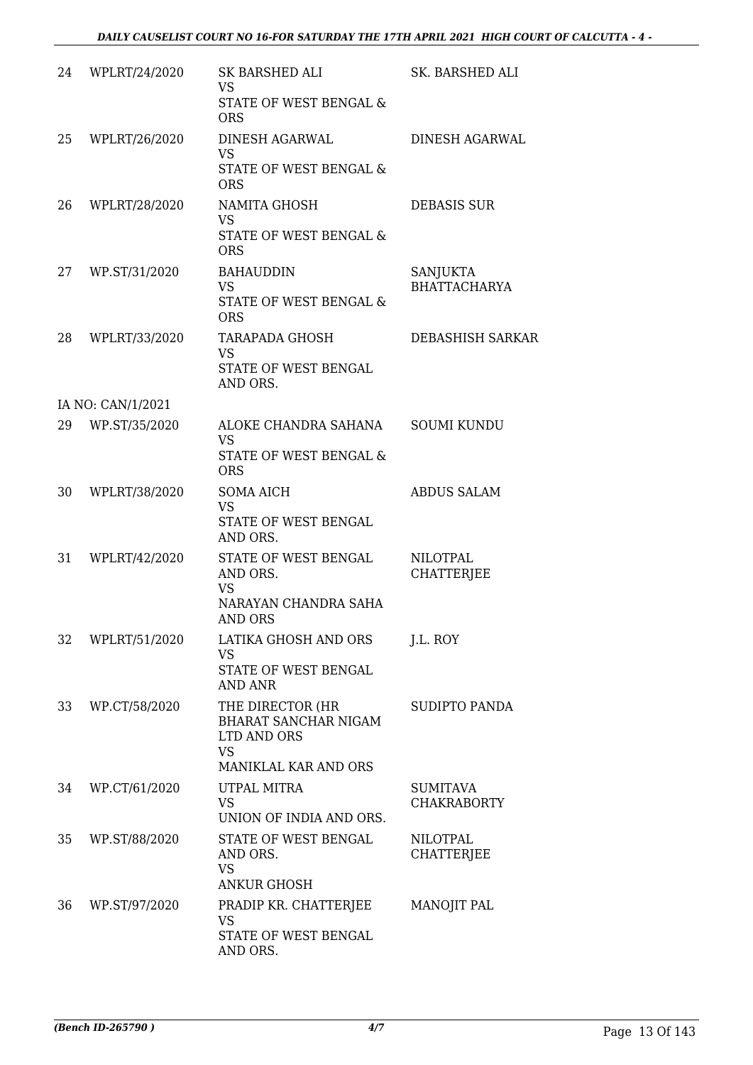| | | | |
|---|---|---|---|
| 24 | WPLRT/24/2020 | SK BARSHED ALI<br>VS<br>STATE OF WEST BENGAL & ORS | SK. BARSHED ALI |
| 25 | WPLRT/26/2020 | DINESH AGARWAL<br>VS<br>STATE OF WEST BENGAL & ORS | DINESH AGARWAL |
| 26 | WPLRT/28/2020 | NAMITA GHOSH<br>VS<br>STATE OF WEST BENGAL & ORS | DEBASIS SUR |
| 27 | WP.ST/31/2020 | BAHAUDDIN<br>VS<br>STATE OF WEST BENGAL & ORS | SANJUKTA BHATTACHARYA |
| 28 | WPLRT/33/2020 | TARAPADA GHOSH<br>VS<br>STATE OF WEST BENGAL AND ORS. | DEBASHISH SARKAR |
| | IA NO: CAN/1/2021 | | |
| 29 | WP.ST/35/2020 | ALOKE CHANDRA SAHANA<br>VS<br>STATE OF WEST BENGAL & ORS | SOUMI KUNDU |
| 30 | WPLRT/38/2020 | SOMA AICH<br>VS<br>STATE OF WEST BENGAL AND ORS. | ABDUS SALAM |
| 31 | WPLRT/42/2020 | STATE OF WEST BENGAL AND ORS.<br>VS<br>NARAYAN CHANDRA SAHA AND ORS | NILOTPAL CHATTERJEE |
| 32 | WPLRT/51/2020 | LATIKA GHOSH AND ORS<br>VS<br>STATE OF WEST BENGAL AND ANR | J.L. ROY |
| 33 | WP.CT/58/2020 | THE DIRECTOR (HR BHARAT SANCHAR NIGAM LTD AND ORS<br>VS<br>MANIKLAL KAR AND ORS | SUDIPTO PANDA |
| 34 | WP.CT/61/2020 | UTPAL MITRA<br>VS<br>UNION OF INDIA AND ORS. | SUMITAVA CHAKRABORTY |
| 35 | WP.ST/88/2020 | STATE OF WEST BENGAL AND ORS.<br>VS<br>ANKUR GHOSH | NILOTPAL CHATTERJEE |
| 36 | WP.ST/97/2020 | PRADIP KR. CHATTERJEE<br>VS<br>STATE OF WEST BENGAL AND ORS. | MANOJIT PAL |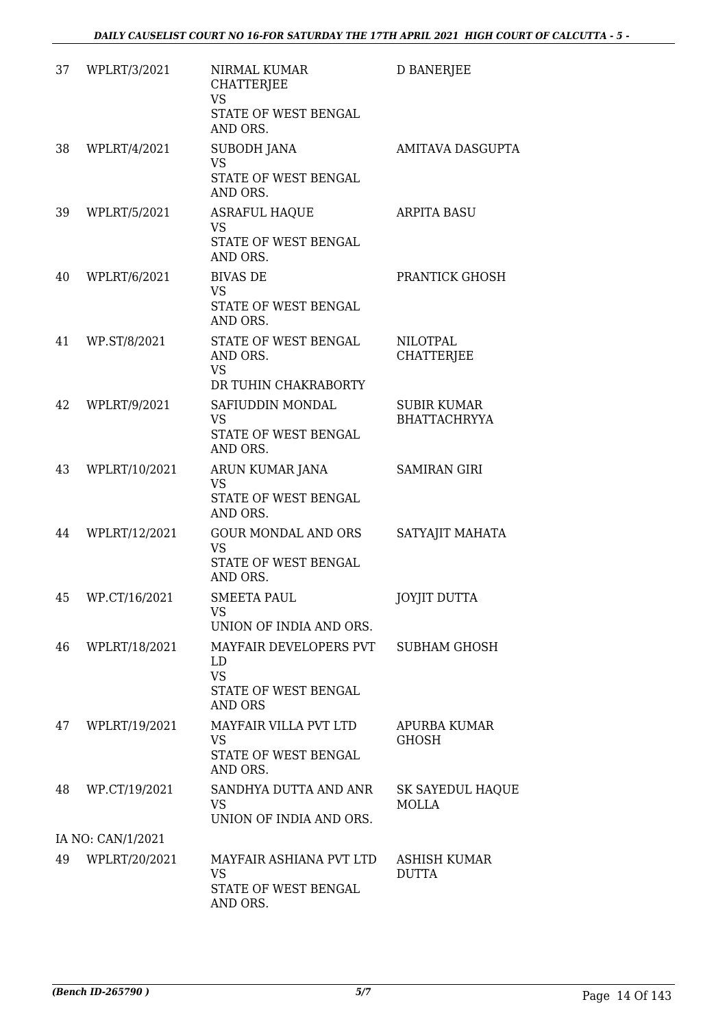| 37 | WPLRT/3/2021 | NIRMAL KUMAR CHATTERJEE<br>VS<br>STATE OF WEST BENGAL AND ORS. | D BANERJEE |
|---|---|---|---|
| 38 | WPLRT/4/2021 | SUBODH JANA<br>VS<br>STATE OF WEST BENGAL AND ORS. | AMITAVA DASGUPTA |
| 39 | WPLRT/5/2021 | ASRAFUL HAQUE<br>VS<br>STATE OF WEST BENGAL AND ORS. | ARPITA BASU |
| 40 | WPLRT/6/2021 | BIVAS DE<br>VS<br>STATE OF WEST BENGAL AND ORS. | PRANTICK GHOSH |
| 41 | WP.ST/8/2021 | STATE OF WEST BENGAL AND ORS.<br>VS<br>DR TUHIN CHAKRABORTY | NILOTPAL CHATTERJEE |
| 42 | WPLRT/9/2021 | SAFIUDDIN MONDAL<br>VS<br>STATE OF WEST BENGAL AND ORS. | SUBIR KUMAR BHATTACHRYYA |
| 43 | WPLRT/10/2021 | ARUN KUMAR JANA<br>VS<br>STATE OF WEST BENGAL AND ORS. | SAMIRAN GIRI |
| 44 | WPLRT/12/2021 | GOUR MONDAL AND ORS<br>VS<br>STATE OF WEST BENGAL AND ORS. | SATYAJIT MAHATA |
| 45 | WP.CT/16/2021 | SMEETA PAUL<br>VS<br>UNION OF INDIA AND ORS. | JOYJIT DUTTA |
| 46 | WPLRT/18/2021 | MAYFAIR DEVELOPERS PVT LD<br>VS<br>STATE OF WEST BENGAL AND ORS | SUBHAM GHOSH |
| 47 | WPLRT/19/2021 | MAYFAIR VILLA PVT LTD<br>VS<br>STATE OF WEST BENGAL AND ORS. | APURBA KUMAR GHOSH |
| 48 | WP.CT/19/2021 | SANDHYA DUTTA AND ANR<br>VS<br>UNION OF INDIA AND ORS. | SK SAYEDUL HAQUE MOLLA |
| | IA NO: CAN/1/2021 | | |
| 49 | WPLRT/20/2021 | MAYFAIR ASHIANA PVT LTD<br>VS<br>STATE OF WEST BENGAL AND ORS. | ASHISH KUMAR DUTTA |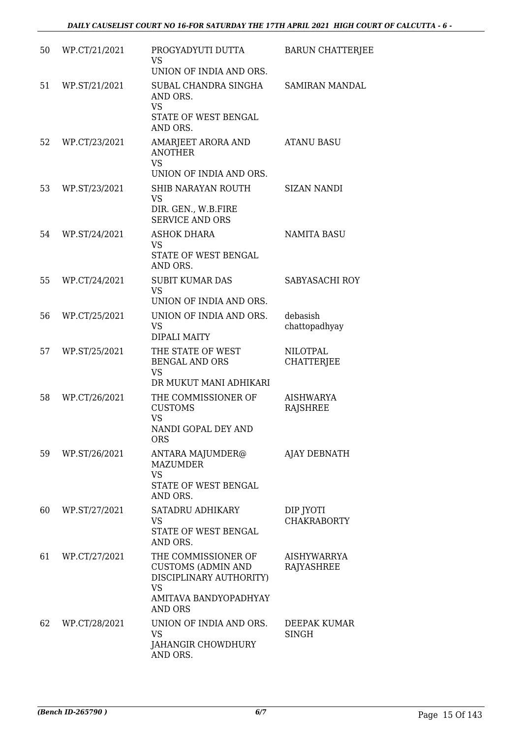| 50 | WP.CT/21/2021 | PROGYADYUTI DUTTA<br>VS<br>UNION OF INDIA AND ORS. | BARUN CHATTERJEE |
|---|---|---|---|
| 51 | WP.ST/21/2021 | SUBAL CHANDRA SINGHA AND ORS.<br>VS<br>STATE OF WEST BENGAL AND ORS. | SAMIRAN MANDAL |
| 52 | WP.CT/23/2021 | AMARJEET ARORA AND ANOTHER<br>VS<br>UNION OF INDIA AND ORS. | ATANU BASU |
| 53 | WP.ST/23/2021 | SHIB NARAYAN ROUTH<br>VS<br>DIR. GEN., W.B.FIRE SERVICE AND ORS | SIZAN NANDI |
| 54 | WP.ST/24/2021 | ASHOK DHARA<br>VS<br>STATE OF WEST BENGAL AND ORS. | NAMITA BASU |
| 55 | WP.CT/24/2021 | SUBIT KUMAR DAS<br>VS<br>UNION OF INDIA AND ORS. | SABYASACHI ROY |
| 56 | WP.CT/25/2021 | UNION OF INDIA AND ORS.<br>VS<br>DIPALI MAITY | debasish chattopadhyay |
| 57 | WP.ST/25/2021 | THE STATE OF WEST BENGAL AND ORS<br>VS<br>DR MUKUT MANI ADHIKARI | NILOTPAL CHATTERJEE |
| 58 | WP.CT/26/2021 | THE COMMISSIONER OF CUSTOMS<br>VS<br>NANDI GOPAL DEY AND ORS | AISHWARYA RAJSHREE |
| 59 | WP.ST/26/2021 | ANTARA MAJUMDER@ MAZUMDER<br>VS<br>STATE OF WEST BENGAL AND ORS. | AJAY DEBNATH |
| 60 | WP.ST/27/2021 | SATADRU ADHIKARY<br>VS<br>STATE OF WEST BENGAL AND ORS. | DIP JYOTI CHAKRABORTY |
| 61 | WP.CT/27/2021 | THE COMMISSIONER OF CUSTOMS (ADMIN AND DISCIPLINARY AUTHORITY)<br>VS<br>AMITAVA BANDYOPADHYAY AND ORS | AISHYWARRYA RAJYASHREE |
| 62 | WP.CT/28/2021 | UNION OF INDIA AND ORS.<br>VS<br>JAHANGIR CHOWDHURY AND ORS. | DEEPAK KUMAR SINGH |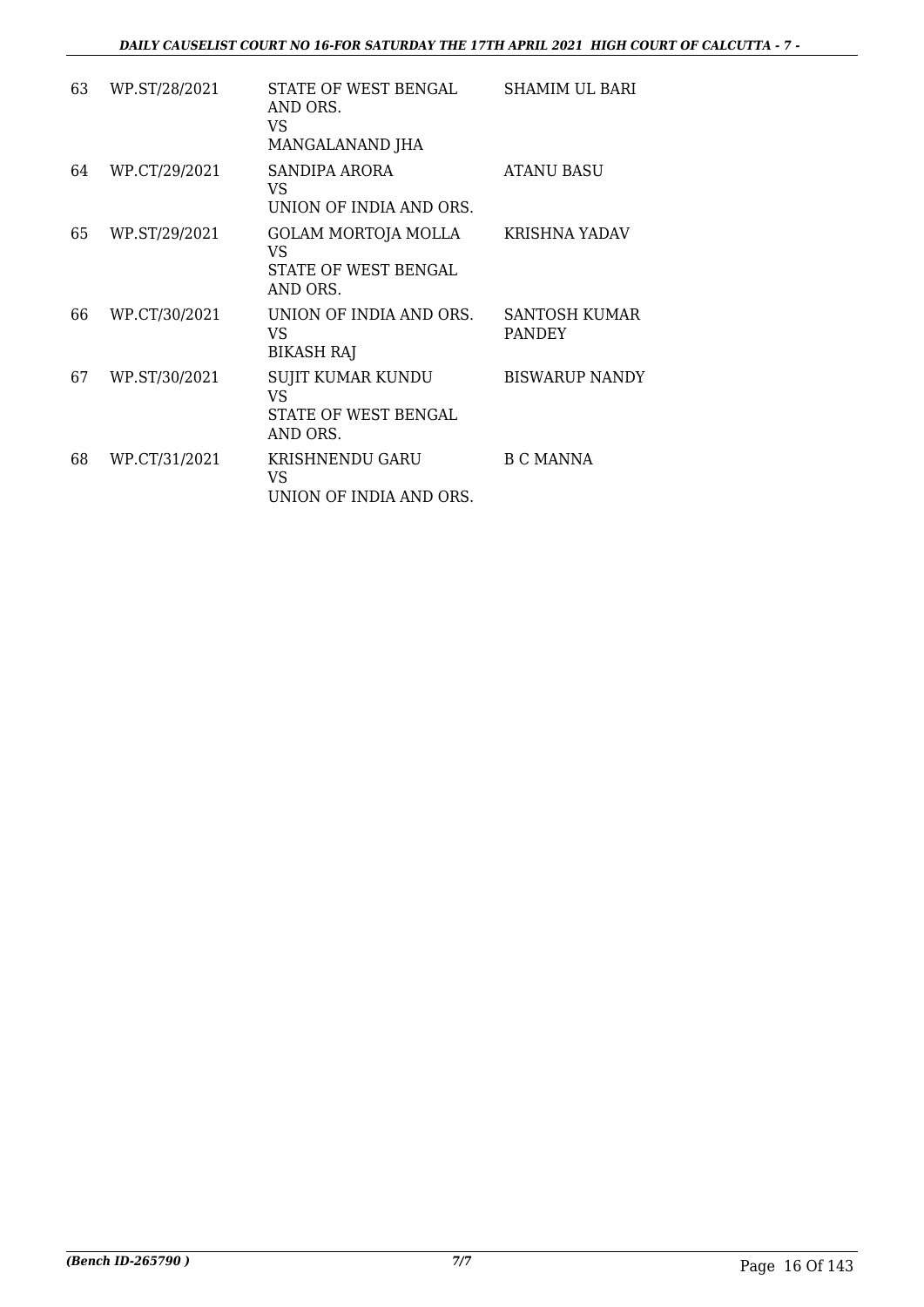| | | | |
|---|---|---|---|
| 63 | WP.ST/28/2021 | STATE OF WEST BENGAL AND ORS.<br>VS<br>MANGALANAND JHA | SHAMIM UL BARI |
| 64 | WP.CT/29/2021 | SANDIPA ARORA<br>VS<br>UNION OF INDIA AND ORS. | ATANU BASU |
| 65 | WP.ST/29/2021 | GOLAM MORTOJA MOLLA<br>VS<br>STATE OF WEST BENGAL AND ORS. | KRISHNA YADAV |
| 66 | WP.CT/30/2021 | UNION OF INDIA AND ORS.<br>VS<br>BIKASH RAJ | SANTOSH KUMAR PANDEY |
| 67 | WP.ST/30/2021 | SUJIT KUMAR KUNDU<br>VS<br>STATE OF WEST BENGAL AND ORS. | BISWARUP NANDY |
| 68 | WP.CT/31/2021 | KRISHNENDU GARU<br>VS<br>UNION OF INDIA AND ORS. | B C MANNA |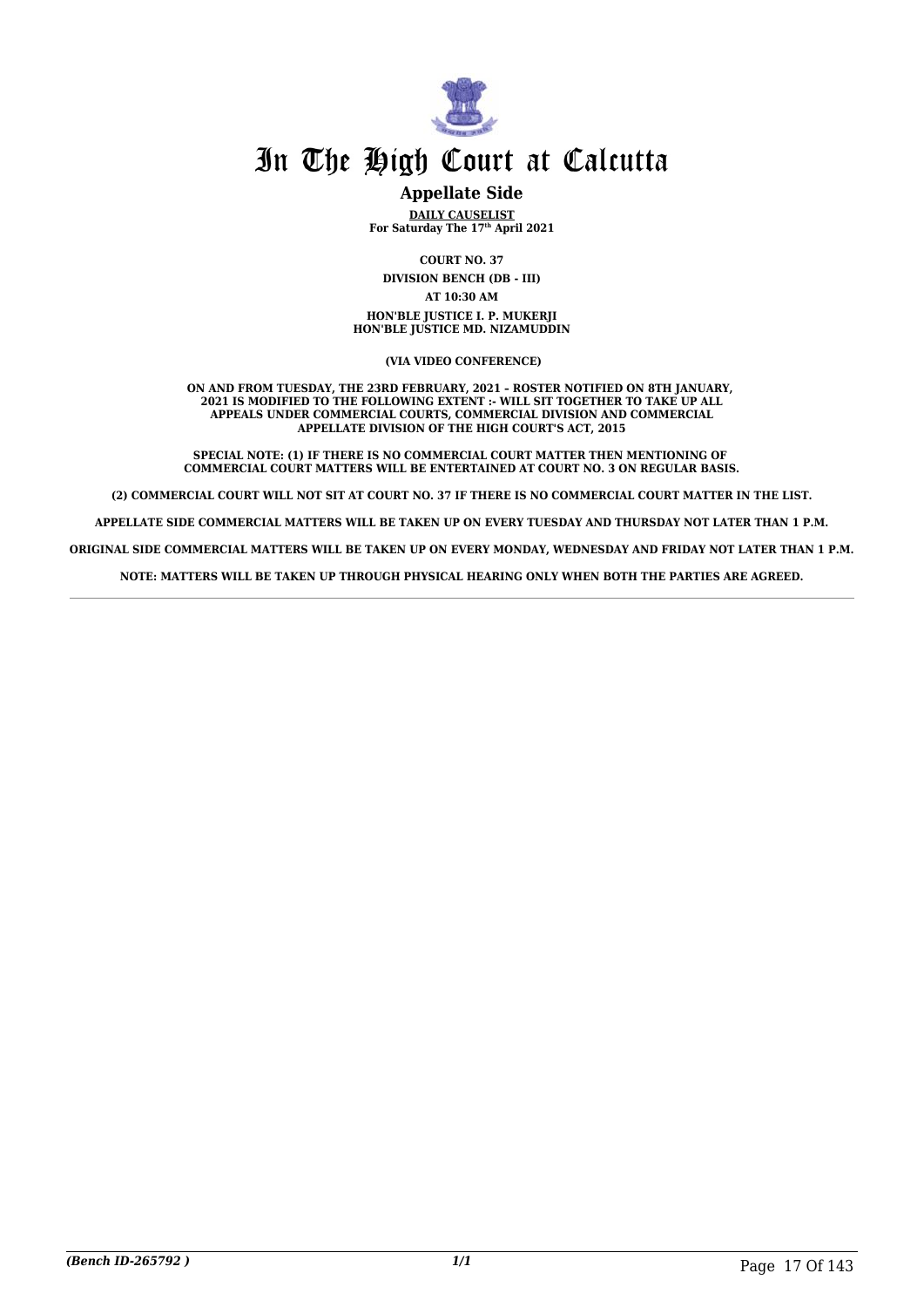# In The High Court at Calcutta

## Appellate Side

**DAILY CAUSELIST**
**For Saturday The 17th April 2021**

**COURT NO. 37**

**DIVISION BENCH (DB - III)**

**AT 10:30 AM**

**HON'BLE JUSTICE I. P. MUKERJI**
**HON'BLE JUSTICE MD. NIZAMUDDIN**

**(VIA VIDEO CONFERENCE)**

**ON AND FROM TUESDAY, THE 23RD FEBRUARY, 2021 – ROSTER NOTIFIED ON 8TH JANUARY, 2021 IS MODIFIED TO THE FOLLOWING EXTENT :- WILL SIT TOGETHER TO TAKE UP ALL APPEALS UNDER COMMERCIAL COURTS, COMMERCIAL DIVISION AND COMMERCIAL APPELLATE DIVISION OF THE HIGH COURT'S ACT, 2015**

**SPECIAL NOTE: (1) IF THERE IS NO COMMERCIAL COURT MATTER THEN MENTIONING OF COMMERCIAL COURT MATTERS WILL BE ENTERTAINED AT COURT NO. 3 ON REGULAR BASIS.**

**(2) COMMERCIAL COURT WILL NOT SIT AT COURT NO. 37 IF THERE IS NO COMMERCIAL COURT MATTER IN THE LIST.**

**APPELLATE SIDE COMMERCIAL MATTERS WILL BE TAKEN UP ON EVERY TUESDAY AND THURSDAY NOT LATER THAN 1 P.M.**

**ORIGINAL SIDE COMMERCIAL MATTERS WILL BE TAKEN UP ON EVERY MONDAY, WEDNESDAY AND FRIDAY NOT LATER THAN 1 P.M.**

**NOTE: MATTERS WILL BE TAKEN UP THROUGH PHYSICAL HEARING ONLY WHEN BOTH THE PARTIES ARE AGREED.**

*(Bench ID-265792 )*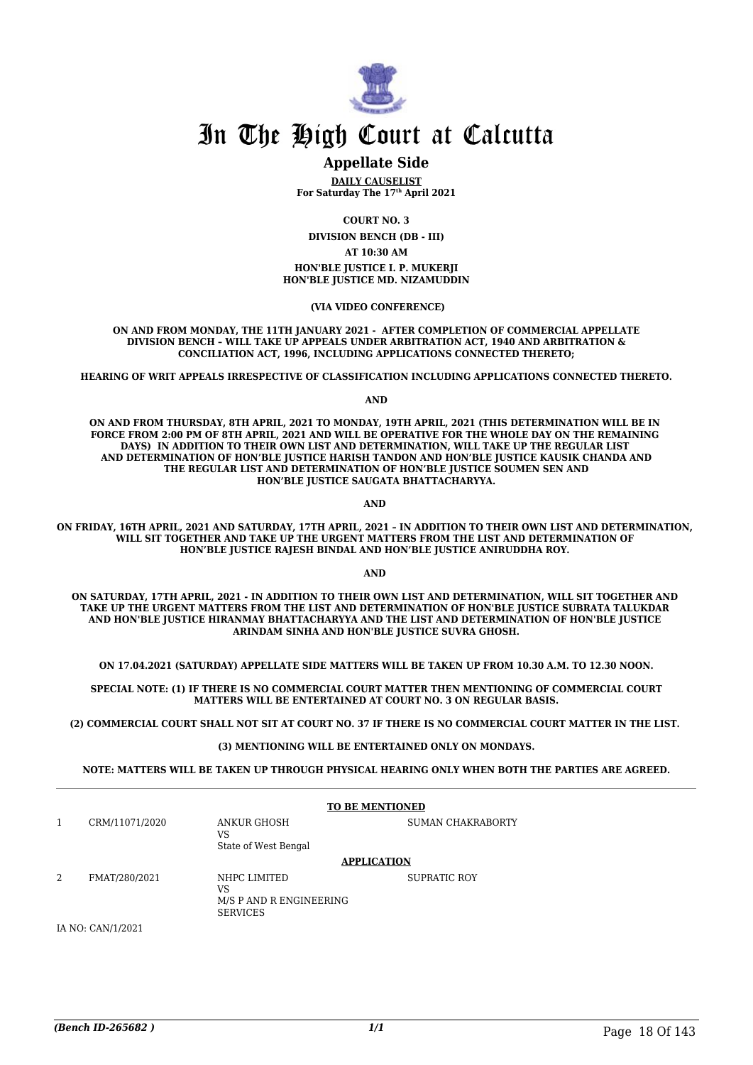# In The High Court at Calcutta

## Appellate Side

**DAILY CAUSELIST**
**For Saturday The 17th April 2021**

**COURT NO. 3**

**DIVISION BENCH (DB - III)**

**AT 10:30 AM**

**HON'BLE JUSTICE I. P. MUKERJI**
**HON'BLE JUSTICE MD. NIZAMUDDIN**

**(VIA VIDEO CONFERENCE)**

**ON AND FROM MONDAY, THE 11TH JANUARY 2021 - AFTER COMPLETION OF COMMERCIAL APPELLATE DIVISION BENCH – WILL TAKE UP APPEALS UNDER ARBITRATION ACT, 1940 AND ARBITRATION & CONCILIATION ACT, 1996, INCLUDING APPLICATIONS CONNECTED THERETO;**

**HEARING OF WRIT APPEALS IRRESPECTIVE OF CLASSIFICATION INCLUDING APPLICATIONS CONNECTED THERETO.**

**AND**

**ON AND FROM THURSDAY, 8TH APRIL, 2021 TO MONDAY, 19TH APRIL, 2021 (THIS DETERMINATION WILL BE IN FORCE FROM 2:00 PM OF 8TH APRIL, 2021 AND WILL BE OPERATIVE FOR THE WHOLE DAY ON THE REMAINING DAYS) IN ADDITION TO THEIR OWN LIST AND DETERMINATION, WILL TAKE UP THE REGULAR LIST AND DETERMINATION OF HON'BLE JUSTICE HARISH TANDON AND HON'BLE JUSTICE KAUSIK CHANDA AND THE REGULAR LIST AND DETERMINATION OF HON'BLE JUSTICE SOUMEN SEN AND HON'BLE JUSTICE SAUGATA BHATTACHARYYA.**

**AND**

**ON FRIDAY, 16TH APRIL, 2021 AND SATURDAY, 17TH APRIL, 2021 – IN ADDITION TO THEIR OWN LIST AND DETERMINATION, WILL SIT TOGETHER AND TAKE UP THE URGENT MATTERS FROM THE LIST AND DETERMINATION OF HON'BLE JUSTICE RAJESH BINDAL AND HON'BLE JUSTICE ANIRUDDHA ROY.**

**AND**

**ON SATURDAY, 17TH APRIL, 2021 - IN ADDITION TO THEIR OWN LIST AND DETERMINATION, WILL SIT TOGETHER AND TAKE UP THE URGENT MATTERS FROM THE LIST AND DETERMINATION OF HON'BLE JUSTICE SUBRATA TALUKDAR AND HON'BLE JUSTICE HIRANMAY BHATTACHARYYA AND THE LIST AND DETERMINATION OF HON'BLE JUSTICE ARINDAM SINHA AND HON'BLE JUSTICE SUVRA GHOSH.**

**ON 17.04.2021 (SATURDAY) APPELLATE SIDE MATTERS WILL BE TAKEN UP FROM 10.30 A.M. TO 12.30 NOON.**

**SPECIAL NOTE: (1) IF THERE IS NO COMMERCIAL COURT MATTER THEN MENTIONING OF COMMERCIAL COURT MATTERS WILL BE ENTERTAINED AT COURT NO. 3 ON REGULAR BASIS.**

**(2) COMMERCIAL COURT SHALL NOT SIT AT COURT NO. 37 IF THERE IS NO COMMERCIAL COURT MATTER IN THE LIST.**

**(3) MENTIONING WILL BE ENTERTAINED ONLY ON MONDAYS.**

**NOTE: MATTERS WILL BE TAKEN UP THROUGH PHYSICAL HEARING ONLY WHEN BOTH THE PARTIES ARE AGREED.**

**TO BE MENTIONED**

| | | | |
|---|---|---|---|
| 1 | CRM/11071/2020 | ANKUR GHOSH<br>VS<br>State of West Bengal | SUMAN CHAKRABORTY |

**APPLICATION**

| | | | |
|---|---|---|---|
| 2 | FMAT/280/2021 | NHPC LIMITED<br>VS<br>M/S P AND R ENGINEERING SERVICES | SUPRATIC ROY |

IA NO: CAN/1/2021

*(Bench ID-265682 )*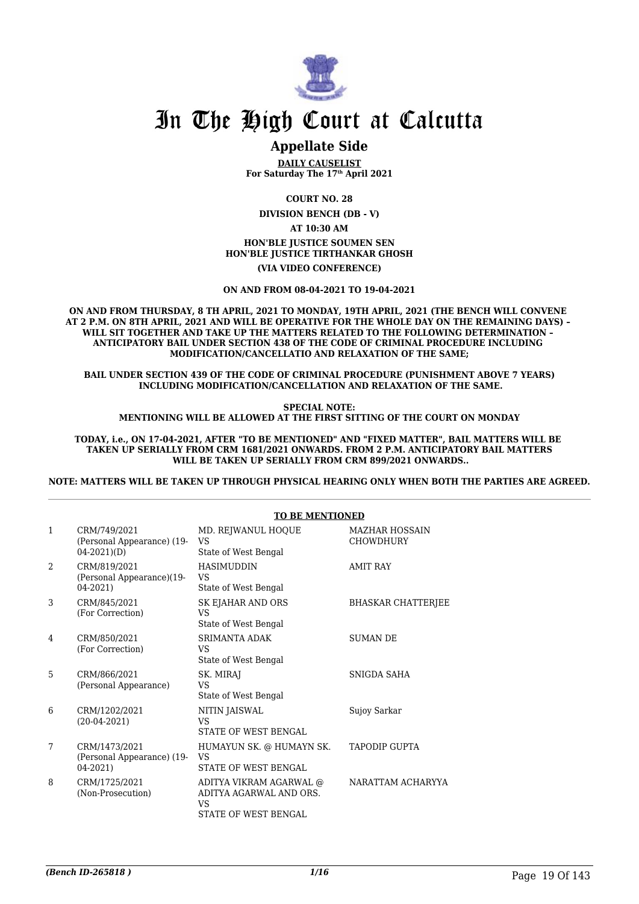# In The High Court at Calcutta

## Appellate Side

**DAILY CAUSELIST**
**For Saturday The 17th April 2021**

**COURT NO. 28**

**DIVISION BENCH (DB - V)**

**AT 10:30 AM**

**HON'BLE JUSTICE SOUMEN SEN**
**HON'BLE JUSTICE TIRTHANKAR GHOSH**

**(VIA VIDEO CONFERENCE)**

**ON AND FROM 08-04-2021 TO 19-04-2021**

**ON AND FROM THURSDAY, 8 TH APRIL, 2021 TO MONDAY, 19TH APRIL, 2021 (THE BENCH WILL CONVENE AT 2 P.M. ON 8TH APRIL, 2021 AND WILL BE OPERATIVE FOR THE WHOLE DAY ON THE REMAINING DAYS) – WILL SIT TOGETHER AND TAKE UP THE MATTERS RELATED TO THE FOLLOWING DETERMINATION – ANTICIPATORY BAIL UNDER SECTION 438 OF THE CODE OF CRIMINAL PROCEDURE INCLUDING MODIFICATION/CANCELLATIO AND RELAXATION OF THE SAME;**

**BAIL UNDER SECTION 439 OF THE CODE OF CRIMINAL PROCEDURE (PUNISHMENT ABOVE 7 YEARS) INCLUDING MODIFICATION/CANCELLATION AND RELAXATION OF THE SAME.**

**SPECIAL NOTE:**
**MENTIONING WILL BE ALLOWED AT THE FIRST SITTING OF THE COURT ON MONDAY**

**TODAY, i.e., ON 17-04-2021, AFTER "TO BE MENTIONED" AND "FIXED MATTER", BAIL MATTERS WILL BE TAKEN UP SERIALLY FROM CRM 1681/2021 ONWARDS. FROM 2 P.M. ANTICIPATORY BAIL MATTERS WILL BE TAKEN UP SERIALLY FROM CRM 899/2021 ONWARDS..**

**NOTE: MATTERS WILL BE TAKEN UP THROUGH PHYSICAL HEARING ONLY WHEN BOTH THE PARTIES ARE AGREED.**

**TO BE MENTIONED**

| | | | |
|---|---|---|---|
| 1 | CRM/749/2021<br>(Personal Appearance) (19-04-2021)(D) | MD. REJWANUL HOQUE<br>VS<br>State of West Bengal | MAZHAR HOSSAIN CHOWDHURY |
| 2 | CRM/819/2021<br>(Personal Appearance)(19-04-2021) | HASIMUDDIN<br>VS<br>State of West Bengal | AMIT RAY |
| 3 | CRM/845/2021<br>(For Correction) | SK EJAHAR AND ORS<br>VS<br>State of West Bengal | BHASKAR CHATTERJEE |
| 4 | CRM/850/2021<br>(For Correction) | SRIMANTA ADAK<br>VS<br>State of West Bengal | SUMAN DE |
| 5 | CRM/866/2021<br>(Personal Appearance) | SK. MIRAJ<br>VS<br>State of West Bengal | SNIGDA SAHA |
| 6 | CRM/1202/2021<br>(20-04-2021) | NITIN JAISWAL<br>VS<br>STATE OF WEST BENGAL | Sujoy Sarkar |
| 7 | CRM/1473/2021<br>(Personal Appearance) (19-04-2021) | HUMAYUN SK. @ HUMAYN SK.<br>VS<br>STATE OF WEST BENGAL | TAPODIP GUPTA |
| 8 | CRM/1725/2021<br>(Non-Prosecution) | ADITYA VIKRAM AGARWAL @ ADITYA AGARWAL AND ORS.<br>VS<br>STATE OF WEST BENGAL | NARATTAM ACHARYYA |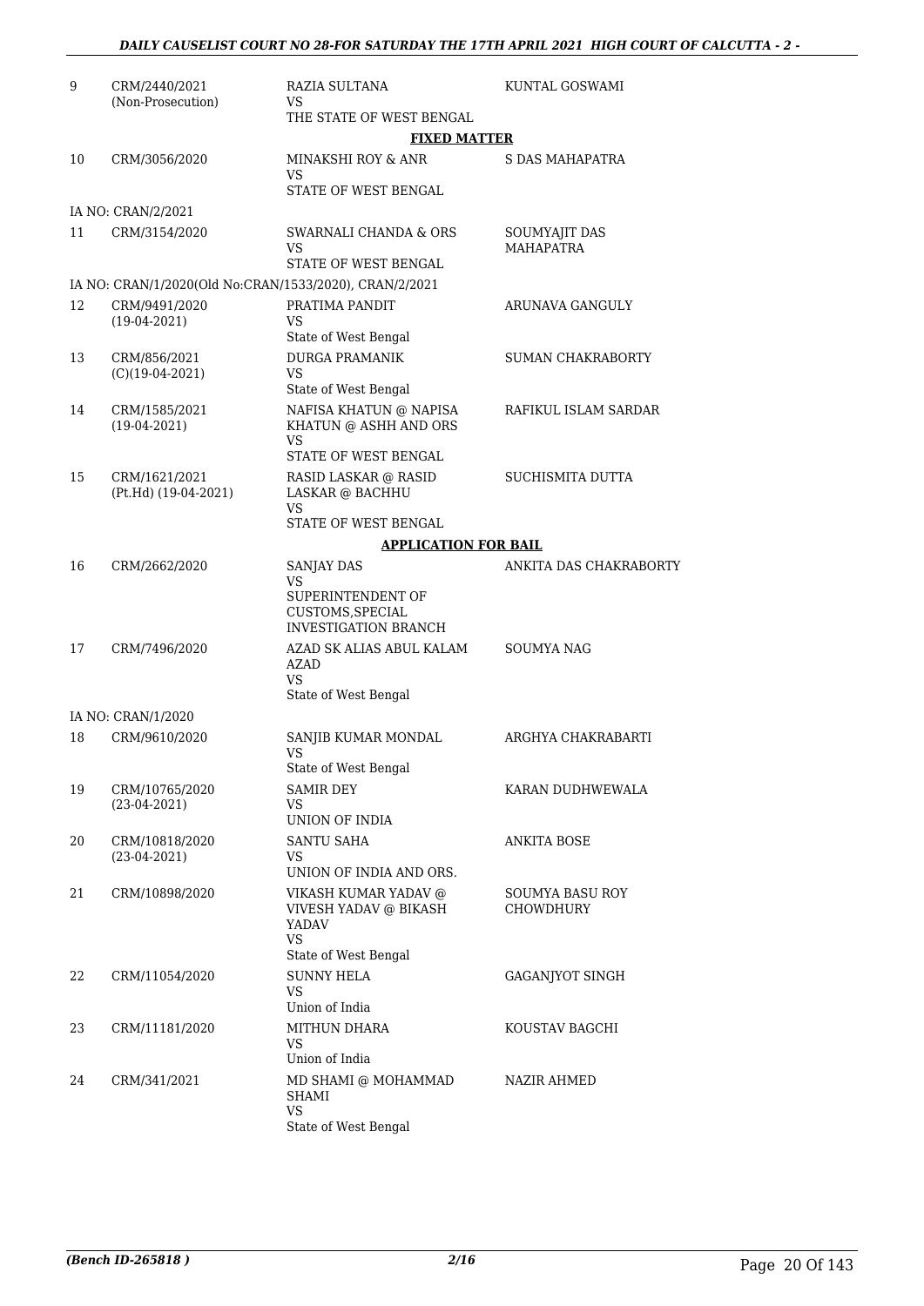| | | | |
|---|---|---|---|
| 9 | CRM/2440/2021 (Non-Prosecution) | RAZIA SULTANA VS THE STATE OF WEST BENGAL | KUNTAL GOSWAMI |

**FIXED MATTER**

| | | | |
|---|---|---|---|
| 10 | CRM/3056/2020 | MINAKSHI ROY & ANR VS STATE OF WEST BENGAL | S DAS MAHAPATRA |
| | IA NO: CRAN/2/2021 | | |
| 11 | CRM/3154/2020 | SWARNALI CHANDA & ORS VS STATE OF WEST BENGAL | SOUMYAJIT DAS MAHAPATRA |
| | IA NO: CRAN/1/2020(Old No:CRAN/1533/2020), CRAN/2/2021 | | |
| 12 | CRM/9491/2020 (19-04-2021) | PRATIMA PANDIT VS State of West Bengal | ARUNAVA GANGULY |
| 13 | CRM/856/2021 (C)(19-04-2021) | DURGA PRAMANIK VS State of West Bengal | SUMAN CHAKRABORTY |
| 14 | CRM/1585/2021 (19-04-2021) | NAFISA KHATUN @ NAPISA KHATUN @ ASHH AND ORS VS STATE OF WEST BENGAL | RAFIKUL ISLAM SARDAR |
| 15 | CRM/1621/2021 (Pt.Hd) (19-04-2021) | RASID LASKAR @ RASID LASKAR @ BACHHU VS STATE OF WEST BENGAL | SUCHISMITA DUTTA |

**APPLICATION FOR BAIL**

| | | | |
|---|---|---|---|
| 16 | CRM/2662/2020 | SANJAY DAS VS SUPERINTENDENT OF CUSTOMS,SPECIAL INVESTIGATION BRANCH | ANKITA DAS CHAKRABORTY |
| 17 | CRM/7496/2020 | AZAD SK ALIAS ABUL KALAM AZAD VS State of West Bengal | SOUMYA NAG |
| | IA NO: CRAN/1/2020 | | |
| 18 | CRM/9610/2020 | SANJIB KUMAR MONDAL VS State of West Bengal | ARGHYA CHAKRABARTI |
| 19 | CRM/10765/2020 (23-04-2021) | SAMIR DEY VS UNION OF INDIA | KARAN DUDHWEWALA |
| 20 | CRM/10818/2020 (23-04-2021) | SANTU SAHA VS UNION OF INDIA AND ORS. | ANKITA BOSE |
| 21 | CRM/10898/2020 | VIKASH KUMAR YADAV @ VIVESH YADAV @ BIKASH YADAV VS State of West Bengal | SOUMYA BASU ROY CHOWDHURY |
| 22 | CRM/11054/2020 | SUNNY HELA VS Union of India | GAGANJYOT SINGH |
| 23 | CRM/11181/2020 | MITHUN DHARA VS Union of India | KOUSTAV BAGCHI |
| 24 | CRM/341/2021 | MD SHAMI @ MOHAMMAD SHAMI VS State of West Bengal | NAZIR AHMED |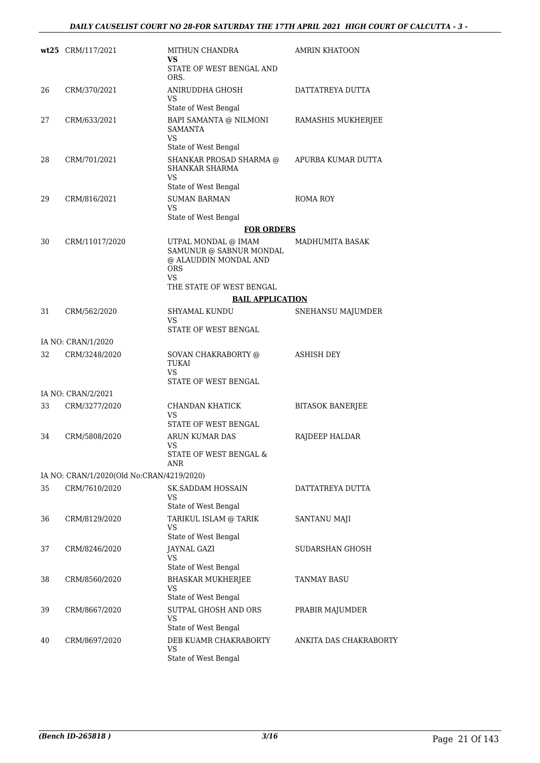| | | | |
|---|---|---|---|
| wt25 | CRM/117/2021 | MITHUN CHANDRA<br>**VS**<br>STATE OF WEST BENGAL AND ORS. | AMRIN KHATOON |
| 26 | CRM/370/2021 | ANIRUDDHA GHOSH<br>VS<br>State of West Bengal | DATTATREYA DUTTA |
| 27 | CRM/633/2021 | BAPI SAMANTA @ NILMONI SAMANTA<br>VS<br>State of West Bengal | RAMASHIS MUKHERJEE |
| 28 | CRM/701/2021 | SHANKAR PROSAD SHARMA @ SHANKAR SHARMA<br>VS<br>State of West Bengal | APURBA KUMAR DUTTA |
| 29 | CRM/816/2021 | SUMAN BARMAN<br>VS<br>State of West Bengal | ROMA ROY |

**FOR ORDERS**

| | | | |
|---|---|---|---|
| 30 | CRM/11017/2020 | UTPAL MONDAL @ IMAM SAMUNUR @ SABNUR MONDAL @ ALAUDDIN MONDAL AND ORS<br>VS<br>THE STATE OF WEST BENGAL | MADHUMITA BASAK |

**BAIL APPLICATION**

| | | | |
|---|---|---|---|
| 31 | CRM/562/2020 | SHYAMAL KUNDU<br>VS<br>STATE OF WEST BENGAL | SNEHANSU MAJUMDER |
| | IA NO: CRAN/1/2020 | | |
| 32 | CRM/3248/2020 | SOVAN CHAKRABORTY @ TUKAI<br>VS<br>STATE OF WEST BENGAL | ASHISH DEY |
| | IA NO: CRAN/2/2021 | | |
| 33 | CRM/3277/2020 | CHANDAN KHATICK<br>VS<br>STATE OF WEST BENGAL | BITASOK BANERJEE |
| 34 | CRM/5808/2020 | ARUN KUMAR DAS<br>VS<br>STATE OF WEST BENGAL & ANR | RAJDEEP HALDAR |
| | IA NO: CRAN/1/2020(Old No:CRAN/4219/2020) | | |
| 35 | CRM/7610/2020 | SK.SADDAM HOSSAIN<br>VS<br>State of West Bengal | DATTATREYA DUTTA |
| 36 | CRM/8129/2020 | TARIKUL ISLAM @ TARIK<br>VS<br>State of West Bengal | SANTANU MAJI |
| 37 | CRM/8246/2020 | JAYNAL GAZI<br>VS<br>State of West Bengal | SUDARSHAN GHOSH |
| 38 | CRM/8560/2020 | BHASKAR MUKHERJEE<br>VS<br>State of West Bengal | TANMAY BASU |
| 39 | CRM/8667/2020 | SUTPAL GHOSH AND ORS<br>VS<br>State of West Bengal | PRABIR MAJUMDER |
| 40 | CRM/8697/2020 | DEB KUAMR CHAKRABORTY<br>VS<br>State of West Bengal | ANKITA DAS CHAKRABORTY |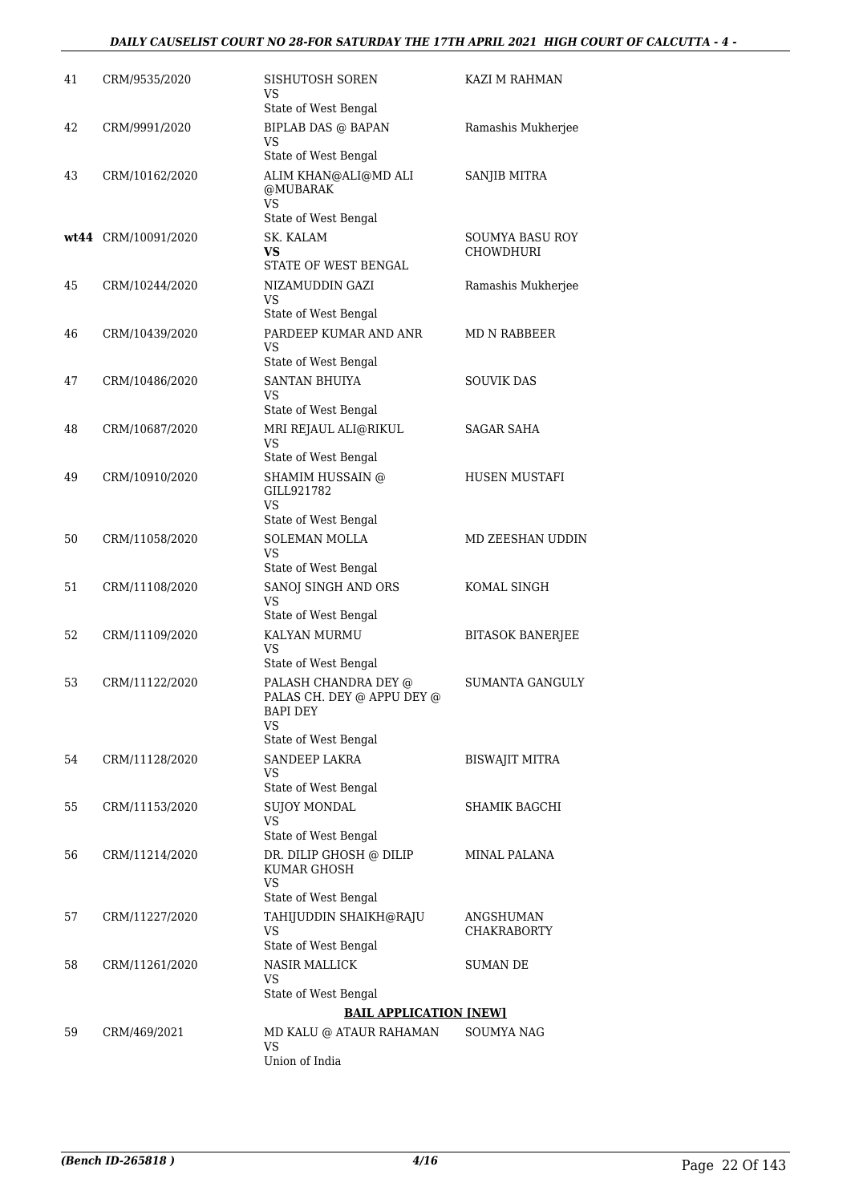| | | | |
|---|---|---|---|
| 41 | CRM/9535/2020 | SISHUTOSH SOREN<br>VS<br>State of West Bengal | KAZI M RAHMAN |
| 42 | CRM/9991/2020 | BIPLAB DAS @ BAPAN<br>VS<br>State of West Bengal | Ramashis Mukherjee |
| 43 | CRM/10162/2020 | ALIM KHAN@ALI@MD ALI @MUBARAK<br>VS<br>State of West Bengal | SANJIB MITRA |
| **wt44** | CRM/10091/2020 | SK. KALAM<br>**VS**<br>STATE OF WEST BENGAL | SOUMYA BASU ROY CHOWDHURI |
| 45 | CRM/10244/2020 | NIZAMUDDIN GAZI<br>VS<br>State of West Bengal | Ramashis Mukherjee |
| 46 | CRM/10439/2020 | PARDEEP KUMAR AND ANR<br>VS<br>State of West Bengal | MD N RABBEER |
| 47 | CRM/10486/2020 | SANTAN BHUIYA<br>VS<br>State of West Bengal | SOUVIK DAS |
| 48 | CRM/10687/2020 | MRI REJAUL ALI@RIKUL<br>VS<br>State of West Bengal | SAGAR SAHA |
| 49 | CRM/10910/2020 | SHAMIM HUSSAIN @ GILL921782<br>VS<br>State of West Bengal | HUSEN MUSTAFI |
| 50 | CRM/11058/2020 | SOLEMAN MOLLA<br>VS<br>State of West Bengal | MD ZEESHAN UDDIN |
| 51 | CRM/11108/2020 | SANOJ SINGH AND ORS<br>VS<br>State of West Bengal | KOMAL SINGH |
| 52 | CRM/11109/2020 | KALYAN MURMU<br>VS<br>State of West Bengal | BITASOK BANERJEE |
| 53 | CRM/11122/2020 | PALASH CHANDRA DEY @ PALAS CH. DEY @ APPU DEY @ BAPI DEY<br>VS<br>State of West Bengal | SUMANTA GANGULY |
| 54 | CRM/11128/2020 | SANDEEP LAKRA<br>VS<br>State of West Bengal | BISWAJIT MITRA |
| 55 | CRM/11153/2020 | SUJOY MONDAL<br>VS<br>State of West Bengal | SHAMIK BAGCHI |
| 56 | CRM/11214/2020 | DR. DILIP GHOSH @ DILIP KUMAR GHOSH<br>VS<br>State of West Bengal | MINAL PALANA |
| 57 | CRM/11227/2020 | TAHIJUDDIN SHAIKH@RAJU<br>VS<br>State of West Bengal | ANGSHUMAN CHAKRABORTY |
| 58 | CRM/11261/2020 | NASIR MALLICK<br>VS<br>State of West Bengal | SUMAN DE |

**BAIL APPLICATION [NEW]**

| | | | |
|---|---|---|---|
| 59 | CRM/469/2021 | MD KALU @ ATAUR RAHAMAN<br>VS<br>Union of India | SOUMYA NAG |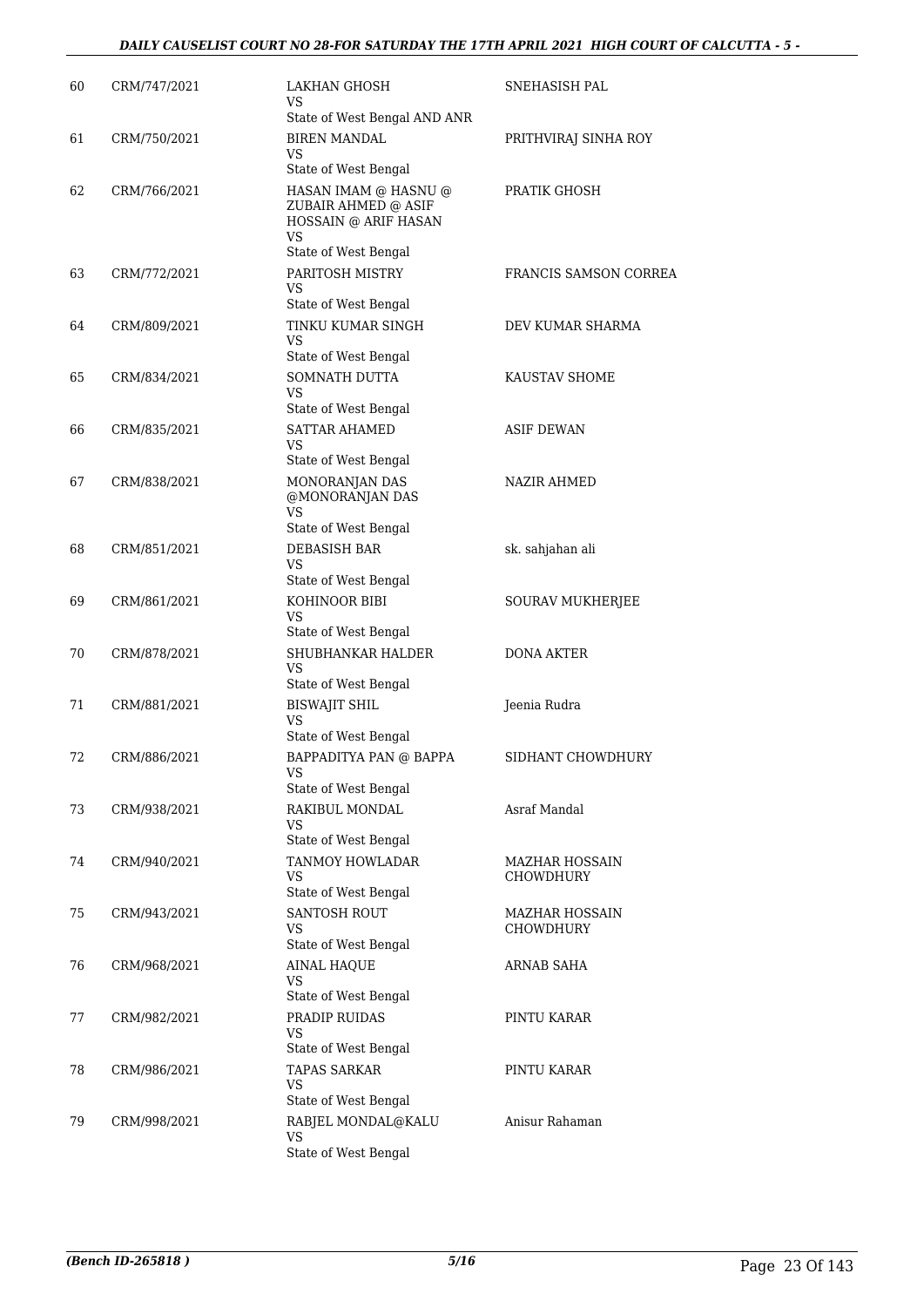| 60 | CRM/747/2021 | LAKHAN GHOSH<br>VS<br>State of West Bengal AND ANR | SNEHASISH PAL |
|---|---|---|---|
| 61 | CRM/750/2021 | BIREN MANDAL<br>VS<br>State of West Bengal | PRITHVIRAJ SINHA ROY |
| 62 | CRM/766/2021 | HASAN IMAM @ HASNU @ ZUBAIR AHMED @ ASIF HOSSAIN @ ARIF HASAN<br>VS<br>State of West Bengal | PRATIK GHOSH |
| 63 | CRM/772/2021 | PARITOSH MISTRY<br>VS<br>State of West Bengal | FRANCIS SAMSON CORREA |
| 64 | CRM/809/2021 | TINKU KUMAR SINGH<br>VS<br>State of West Bengal | DEV KUMAR SHARMA |
| 65 | CRM/834/2021 | SOMNATH DUTTA<br>VS<br>State of West Bengal | KAUSTAV SHOME |
| 66 | CRM/835/2021 | SATTAR AHAMED<br>VS<br>State of West Bengal | ASIF DEWAN |
| 67 | CRM/838/2021 | MONORANJAN DAS @MONORANJAN DAS<br>VS<br>State of West Bengal | NAZIR AHMED |
| 68 | CRM/851/2021 | DEBASISH BAR<br>VS<br>State of West Bengal | sk. sahjahan ali |
| 69 | CRM/861/2021 | KOHINOOR BIBI<br>VS<br>State of West Bengal | SOURAV MUKHERJEE |
| 70 | CRM/878/2021 | SHUBHANKAR HALDER<br>VS<br>State of West Bengal | DONA AKTER |
| 71 | CRM/881/2021 | BISWAJIT SHIL<br>VS<br>State of West Bengal | Jeenia Rudra |
| 72 | CRM/886/2021 | BAPPADITYA PAN @ BAPPA<br>VS<br>State of West Bengal | SIDHANT CHOWDHURY |
| 73 | CRM/938/2021 | RAKIBUL MONDAL<br>VS<br>State of West Bengal | Asraf Mandal |
| 74 | CRM/940/2021 | TANMOY HOWLADAR<br>VS<br>State of West Bengal | MAZHAR HOSSAIN CHOWDHURY |
| 75 | CRM/943/2021 | SANTOSH ROUT<br>VS<br>State of West Bengal | MAZHAR HOSSAIN CHOWDHURY |
| 76 | CRM/968/2021 | AINAL HAQUE<br>VS<br>State of West Bengal | ARNAB SAHA |
| 77 | CRM/982/2021 | PRADIP RUIDAS<br>VS<br>State of West Bengal | PINTU KARAR |
| 78 | CRM/986/2021 | TAPAS SARKAR<br>VS<br>State of West Bengal | PINTU KARAR |
| 79 | CRM/998/2021 | RABJEL MONDAL@KALU<br>VS<br>State of West Bengal | Anisur Rahaman |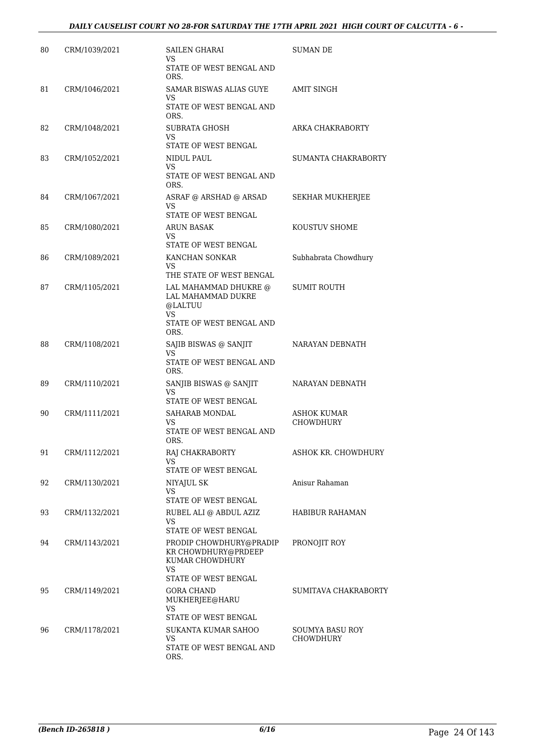| 80 | CRM/1039/2021 | SAILEN GHARAI<br>VS<br>STATE OF WEST BENGAL AND ORS. | SUMAN DE |
|---|---|---|---|
| 81 | CRM/1046/2021 | SAMAR BISWAS ALIAS GUYE<br>VS<br>STATE OF WEST BENGAL AND ORS. | AMIT SINGH |
| 82 | CRM/1048/2021 | SUBRATA GHOSH<br>VS<br>STATE OF WEST BENGAL | ARKA CHAKRABORTY |
| 83 | CRM/1052/2021 | NIDUL PAUL<br>VS<br>STATE OF WEST BENGAL AND ORS. | SUMANTA CHAKRABORTY |
| 84 | CRM/1067/2021 | ASRAF @ ARSHAD @ ARSAD<br>VS<br>STATE OF WEST BENGAL | SEKHAR MUKHERJEE |
| 85 | CRM/1080/2021 | ARUN BASAK<br>VS<br>STATE OF WEST BENGAL | KOUSTUV SHOME |
| 86 | CRM/1089/2021 | KANCHAN SONKAR<br>VS<br>THE STATE OF WEST BENGAL | Subhabrata Chowdhury |
| 87 | CRM/1105/2021 | LAL MAHAMMAD DHUKRE @ LAL MAHAMMAD DUKRE @LALTUU<br>VS<br>STATE OF WEST BENGAL AND ORS. | SUMIT ROUTH |
| 88 | CRM/1108/2021 | SAJIB BISWAS @ SANJIT<br>VS<br>STATE OF WEST BENGAL AND ORS. | NARAYAN DEBNATH |
| 89 | CRM/1110/2021 | SANJIB BISWAS @ SANJIT<br>VS<br>STATE OF WEST BENGAL | NARAYAN DEBNATH |
| 90 | CRM/1111/2021 | SAHARAB MONDAL<br>VS<br>STATE OF WEST BENGAL AND ORS. | ASHOK KUMAR CHOWDHURY |
| 91 | CRM/1112/2021 | RAJ CHAKRABORTY<br>VS<br>STATE OF WEST BENGAL | ASHOK KR. CHOWDHURY |
| 92 | CRM/1130/2021 | NIYAJUL SK<br>VS<br>STATE OF WEST BENGAL | Anisur Rahaman |
| 93 | CRM/1132/2021 | RUBEL ALI @ ABDUL AZIZ<br>VS<br>STATE OF WEST BENGAL | HABIBUR RAHAMAN |
| 94 | CRM/1143/2021 | PRODIP CHOWDHURY@PRADIP KR CHOWDHURY@PRDEEP KUMAR CHOWDHURY<br>VS<br>STATE OF WEST BENGAL | PRONOJIT ROY |
| 95 | CRM/1149/2021 | GORA CHAND MUKHERJEE@HARU<br>VS<br>STATE OF WEST BENGAL | SUMITAVA CHAKRABORTY |
| 96 | CRM/1178/2021 | SUKANTA KUMAR SAHOO<br>VS<br>STATE OF WEST BENGAL AND ORS. | SOUMYA BASU ROY CHOWDHURY |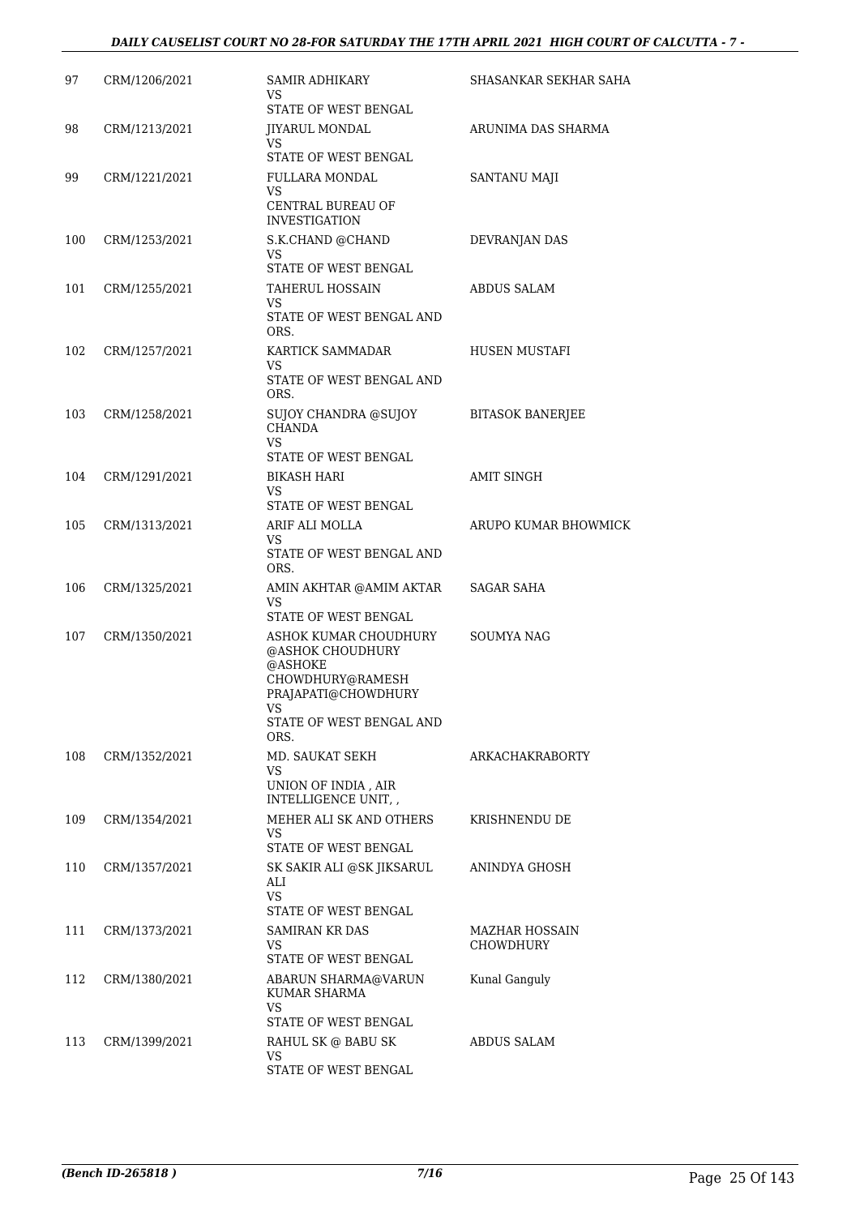| | | | |
|---|---|---|---|
| 97 | CRM/1206/2021 | SAMIR ADHIKARY<br>VS<br>STATE OF WEST BENGAL | SHASANKAR SEKHAR SAHA |
| 98 | CRM/1213/2021 | JIYARUL MONDAL<br>VS<br>STATE OF WEST BENGAL | ARUNIMA DAS SHARMA |
| 99 | CRM/1221/2021 | FULLARA MONDAL<br>VS<br>CENTRAL BUREAU OF INVESTIGATION | SANTANU MAJI |
| 100 | CRM/1253/2021 | S.K.CHAND @CHAND<br>VS<br>STATE OF WEST BENGAL | DEVRANJAN DAS |
| 101 | CRM/1255/2021 | TAHERUL HOSSAIN<br>VS<br>STATE OF WEST BENGAL AND ORS. | ABDUS SALAM |
| 102 | CRM/1257/2021 | KARTICK SAMMADAR<br>VS<br>STATE OF WEST BENGAL AND ORS. | HUSEN MUSTAFI |
| 103 | CRM/1258/2021 | SUJOY CHANDRA @SUJOY CHANDA<br>VS<br>STATE OF WEST BENGAL | BITASOK BANERJEE |
| 104 | CRM/1291/2021 | BIKASH HARI<br>VS<br>STATE OF WEST BENGAL | AMIT SINGH |
| 105 | CRM/1313/2021 | ARIF ALI MOLLA<br>VS<br>STATE OF WEST BENGAL AND ORS. | ARUPO KUMAR BHOWMICK |
| 106 | CRM/1325/2021 | AMIN AKHTAR @AMIM AKTAR<br>VS<br>STATE OF WEST BENGAL | SAGAR SAHA |
| 107 | CRM/1350/2021 | ASHOK KUMAR CHOUDHURY @ASHOK CHOUDHURY @ASHOKE CHOWDHURY@RAMESH PRAJAPATI@CHOWDHURY<br>VS<br>STATE OF WEST BENGAL AND ORS. | SOUMYA NAG |
| 108 | CRM/1352/2021 | MD. SAUKAT SEKH<br>VS<br>UNION OF INDIA , AIR INTELLIGENCE UNIT, , | ARKACHAKRABORTY |
| 109 | CRM/1354/2021 | MEHER ALI SK AND OTHERS<br>VS<br>STATE OF WEST BENGAL | KRISHNENDU DE |
| 110 | CRM/1357/2021 | SK SAKIR ALI @SK JIKSARUL ALI<br>VS<br>STATE OF WEST BENGAL | ANINDYA GHOSH |
| 111 | CRM/1373/2021 | SAMIRAN KR DAS<br>VS<br>STATE OF WEST BENGAL | MAZHAR HOSSAIN CHOWDHURY |
| 112 | CRM/1380/2021 | ABARUN SHARMA@VARUN KUMAR SHARMA<br>VS<br>STATE OF WEST BENGAL | Kunal Ganguly |
| 113 | CRM/1399/2021 | RAHUL SK @ BABU SK<br>VS<br>STATE OF WEST BENGAL | ABDUS SALAM |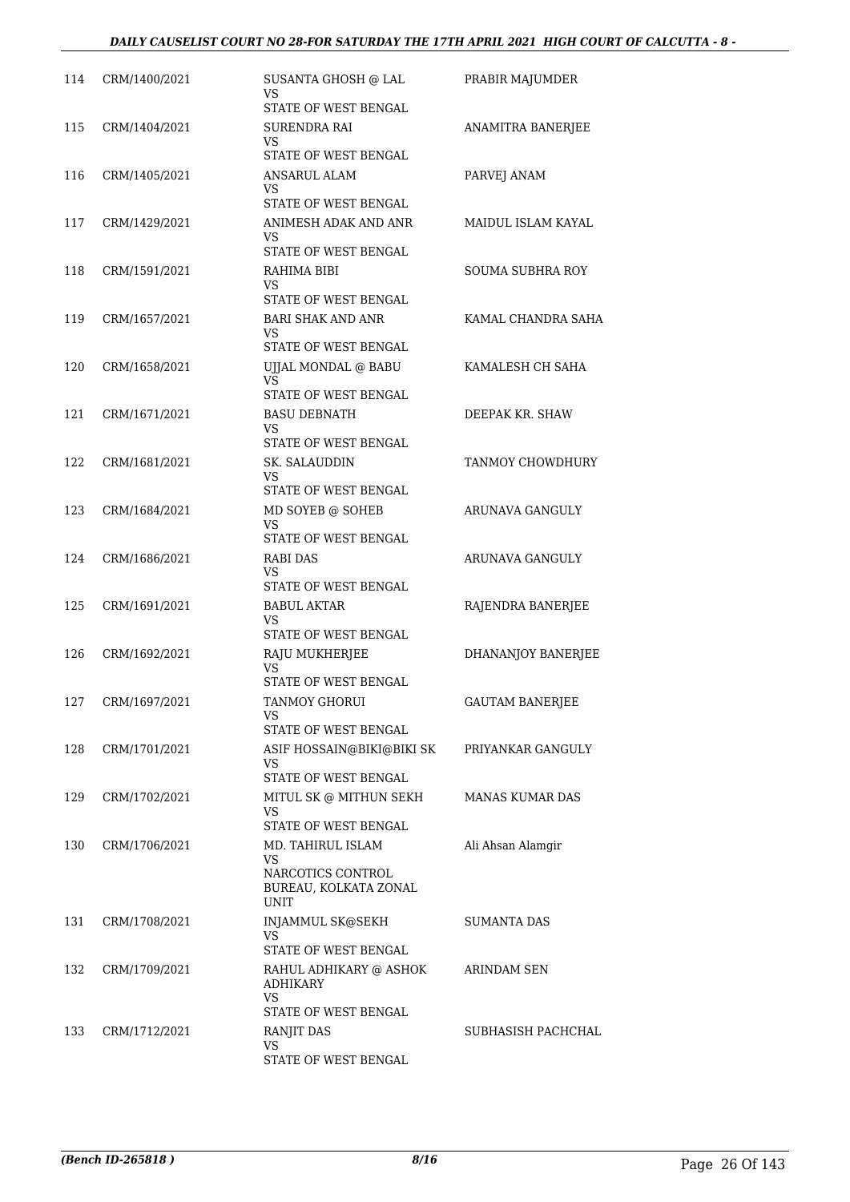| 114 | CRM/1400/2021 | SUSANTA GHOSH @ LAL<br>VS<br>STATE OF WEST BENGAL | PRABIR MAJUMDER |
|---|---|---|---|
| 115 | CRM/1404/2021 | SURENDRA RAI<br>VS<br>STATE OF WEST BENGAL | ANAMITRA BANERJEE |
| 116 | CRM/1405/2021 | ANSARUL ALAM<br>VS<br>STATE OF WEST BENGAL | PARVEJ ANAM |
| 117 | CRM/1429/2021 | ANIMESH ADAK AND ANR<br>VS<br>STATE OF WEST BENGAL | MAIDUL ISLAM KAYAL |
| 118 | CRM/1591/2021 | RAHIMA BIBI<br>VS<br>STATE OF WEST BENGAL | SOUMA SUBHRA ROY |
| 119 | CRM/1657/2021 | BARI SHAK AND ANR<br>VS<br>STATE OF WEST BENGAL | KAMAL CHANDRA SAHA |
| 120 | CRM/1658/2021 | UJJAL MONDAL @ BABU<br>VS<br>STATE OF WEST BENGAL | KAMALESH CH SAHA |
| 121 | CRM/1671/2021 | BASU DEBNATH<br>VS<br>STATE OF WEST BENGAL | DEEPAK KR. SHAW |
| 122 | CRM/1681/2021 | SK. SALAUDDIN<br>VS<br>STATE OF WEST BENGAL | TANMOY CHOWDHURY |
| 123 | CRM/1684/2021 | MD SOYEB @ SOHEB<br>VS<br>STATE OF WEST BENGAL | ARUNAVA GANGULY |
| 124 | CRM/1686/2021 | RABI DAS<br>VS<br>STATE OF WEST BENGAL | ARUNAVA GANGULY |
| 125 | CRM/1691/2021 | BABUL AKTAR<br>VS<br>STATE OF WEST BENGAL | RAJENDRA BANERJEE |
| 126 | CRM/1692/2021 | RAJU MUKHERJEE<br>VS<br>STATE OF WEST BENGAL | DHANANJOY BANERJEE |
| 127 | CRM/1697/2021 | TANMOY GHORUI<br>VS<br>STATE OF WEST BENGAL | GAUTAM BANERJEE |
| 128 | CRM/1701/2021 | ASIF HOSSAIN@BIKI@BIKI SK<br>VS<br>STATE OF WEST BENGAL | PRIYANKAR GANGULY |
| 129 | CRM/1702/2021 | MITUL SK @ MITHUN SEKH<br>VS<br>STATE OF WEST BENGAL | MANAS KUMAR DAS |
| 130 | CRM/1706/2021 | MD. TAHIRUL ISLAM<br>VS<br>NARCOTICS CONTROL BUREAU, KOLKATA ZONAL UNIT | Ali Ahsan Alamgir |
| 131 | CRM/1708/2021 | INJAMMUL SK@SEKH<br>VS<br>STATE OF WEST BENGAL | SUMANTA DAS |
| 132 | CRM/1709/2021 | RAHUL ADHIKARY @ ASHOK ADHIKARY<br>VS<br>STATE OF WEST BENGAL | ARINDAM SEN |
| 133 | CRM/1712/2021 | RANJIT DAS<br>VS<br>STATE OF WEST BENGAL | SUBHASISH PACHCHAL |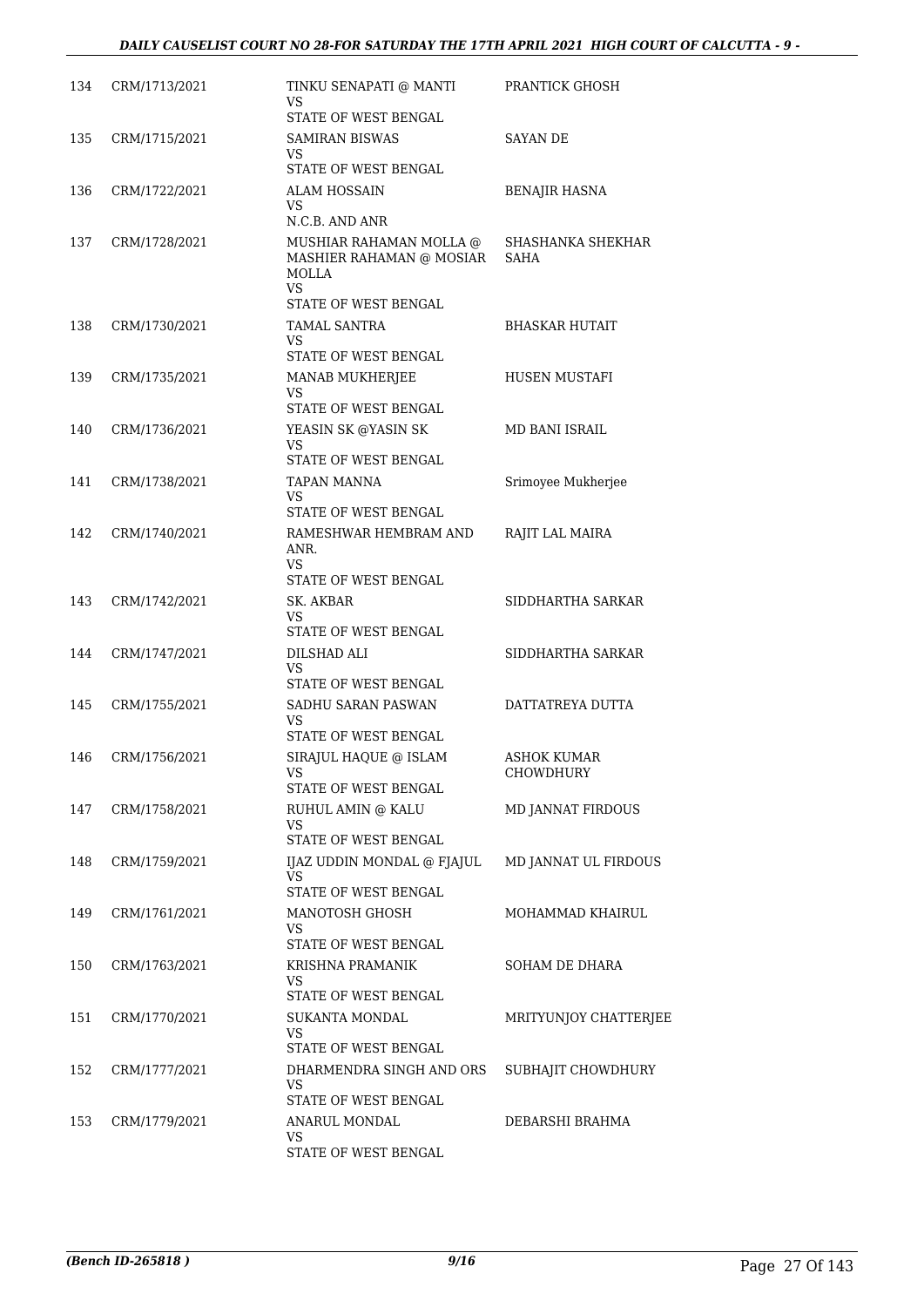| 134 | CRM/1713/2021 | TINKU SENAPATI @ MANTI<br>VS<br>STATE OF WEST BENGAL | PRANTICK GHOSH |
|---|---|---|---|
| 135 | CRM/1715/2021 | SAMIRAN BISWAS<br>VS<br>STATE OF WEST BENGAL | SAYAN DE |
| 136 | CRM/1722/2021 | ALAM HOSSAIN<br>VS<br>N.C.B. AND ANR | BENAJIR HASNA |
| 137 | CRM/1728/2021 | MUSHIAR RAHAMAN MOLLA @ MASHIER RAHAMAN @ MOSIAR MOLLA<br>VS<br>STATE OF WEST BENGAL | SHASHANKA SHEKHAR SAHA |
| 138 | CRM/1730/2021 | TAMAL SANTRA<br>VS<br>STATE OF WEST BENGAL | BHASKAR HUTAIT |
| 139 | CRM/1735/2021 | MANAB MUKHERJEE<br>VS<br>STATE OF WEST BENGAL | HUSEN MUSTAFI |
| 140 | CRM/1736/2021 | YEASIN SK @YASIN SK<br>VS<br>STATE OF WEST BENGAL | MD BANI ISRAIL |
| 141 | CRM/1738/2021 | TAPAN MANNA<br>VS<br>STATE OF WEST BENGAL | Srimoyee Mukherjee |
| 142 | CRM/1740/2021 | RAMESHWAR HEMBRAM AND ANR.<br>VS<br>STATE OF WEST BENGAL | RAJIT LAL MAIRA |
| 143 | CRM/1742/2021 | SK. AKBAR<br>VS<br>STATE OF WEST BENGAL | SIDDHARTHA SARKAR |
| 144 | CRM/1747/2021 | DILSHAD ALI<br>VS<br>STATE OF WEST BENGAL | SIDDHARTHA SARKAR |
| 145 | CRM/1755/2021 | SADHU SARAN PASWAN<br>VS<br>STATE OF WEST BENGAL | DATTATREYA DUTTA |
| 146 | CRM/1756/2021 | SIRAJUL HAQUE @ ISLAM<br>VS<br>STATE OF WEST BENGAL | ASHOK KUMAR CHOWDHURY |
| 147 | CRM/1758/2021 | RUHUL AMIN @ KALU<br>VS<br>STATE OF WEST BENGAL | MD JANNAT FIRDOUS |
| 148 | CRM/1759/2021 | IJAZ UDDIN MONDAL @ FJAJUL<br>VS<br>STATE OF WEST BENGAL | MD JANNAT UL FIRDOUS |
| 149 | CRM/1761/2021 | MANOTOSH GHOSH<br>VS<br>STATE OF WEST BENGAL | MOHAMMAD KHAIRUL |
| 150 | CRM/1763/2021 | KRISHNA PRAMANIK<br>VS<br>STATE OF WEST BENGAL | SOHAM DE DHARA |
| 151 | CRM/1770/2021 | SUKANTA MONDAL<br>VS<br>STATE OF WEST BENGAL | MRITYUNJOY CHATTERJEE |
| 152 | CRM/1777/2021 | DHARMENDRA SINGH AND ORS<br>VS<br>STATE OF WEST BENGAL | SUBHAJIT CHOWDHURY |
| 153 | CRM/1779/2021 | ANARUL MONDAL<br>VS<br>STATE OF WEST BENGAL | DEBARSHI BRAHMA |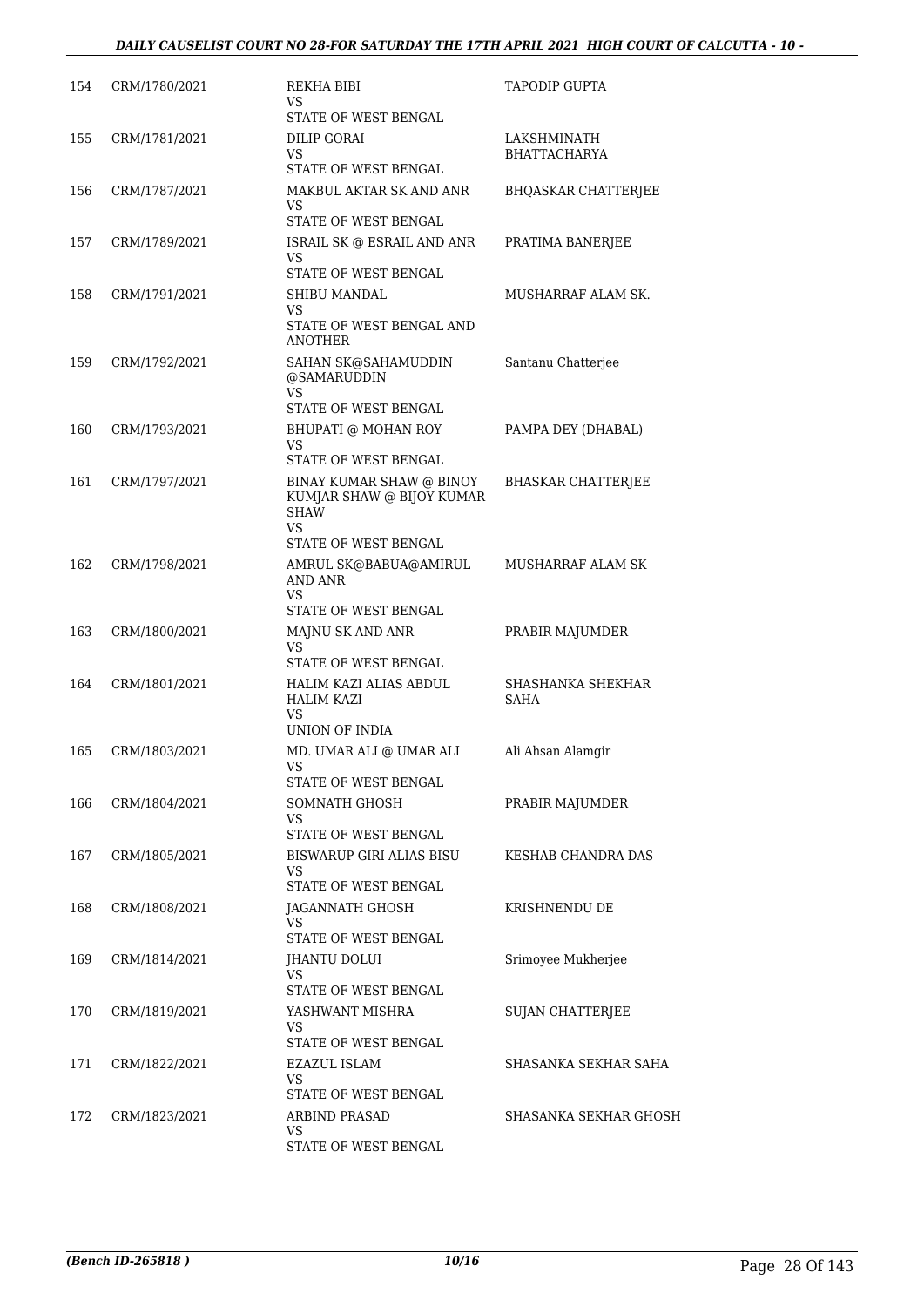| 154 | CRM/1780/2021 | REKHA BIBI<br>VS<br>STATE OF WEST BENGAL | TAPODIP GUPTA |
|---|---|---|---|
| 155 | CRM/1781/2021 | DILIP GORAI<br>VS<br>STATE OF WEST BENGAL | LAKSHMINATH BHATTACHARYA |
| 156 | CRM/1787/2021 | MAKBUL AKTAR SK AND ANR<br>VS<br>STATE OF WEST BENGAL | BHQASKAR CHATTERJEE |
| 157 | CRM/1789/2021 | ISRAIL SK @ ESRAIL AND ANR<br>VS<br>STATE OF WEST BENGAL | PRATIMA BANERJEE |
| 158 | CRM/1791/2021 | SHIBU MANDAL<br>VS<br>STATE OF WEST BENGAL AND ANOTHER | MUSHARRAF ALAM SK. |
| 159 | CRM/1792/2021 | SAHAN SK@SAHAMUDDIN @SAMARUDDIN<br>VS<br>STATE OF WEST BENGAL | Santanu Chatterjee |
| 160 | CRM/1793/2021 | BHUPATI @ MOHAN ROY<br>VS<br>STATE OF WEST BENGAL | PAMPA DEY (DHABAL) |
| 161 | CRM/1797/2021 | BINAY KUMAR SHAW @ BINOY KUMJAR SHAW @ BIJOY KUMAR SHAW<br>VS<br>STATE OF WEST BENGAL | BHASKAR CHATTERJEE |
| 162 | CRM/1798/2021 | AMRUL SK@BABUA@AMIRUL AND ANR<br>VS<br>STATE OF WEST BENGAL | MUSHARRAF ALAM SK |
| 163 | CRM/1800/2021 | MAJNU SK AND ANR<br>VS<br>STATE OF WEST BENGAL | PRABIR MAJUMDER |
| 164 | CRM/1801/2021 | HALIM KAZI ALIAS ABDUL HALIM KAZI<br>VS<br>UNION OF INDIA | SHASHANKA SHEKHAR SAHA |
| 165 | CRM/1803/2021 | MD. UMAR ALI @ UMAR ALI<br>VS<br>STATE OF WEST BENGAL | Ali Ahsan Alamgir |
| 166 | CRM/1804/2021 | SOMNATH GHOSH<br>VS<br>STATE OF WEST BENGAL | PRABIR MAJUMDER |
| 167 | CRM/1805/2021 | BISWARUP GIRI ALIAS BISU<br>VS<br>STATE OF WEST BENGAL | KESHAB CHANDRA DAS |
| 168 | CRM/1808/2021 | JAGANNATH GHOSH<br>VS<br>STATE OF WEST BENGAL | KRISHNENDU DE |
| 169 | CRM/1814/2021 | JHANTU DOLUI<br>VS<br>STATE OF WEST BENGAL | Srimoyee Mukherjee |
| 170 | CRM/1819/2021 | YASHWANT MISHRA<br>VS<br>STATE OF WEST BENGAL | SUJAN CHATTERJEE |
| 171 | CRM/1822/2021 | EZAZUL ISLAM<br>VS<br>STATE OF WEST BENGAL | SHASANKA SEKHAR SAHA |
| 172 | CRM/1823/2021 | ARBIND PRASAD<br>VS<br>STATE OF WEST BENGAL | SHASANKA SEKHAR GHOSH |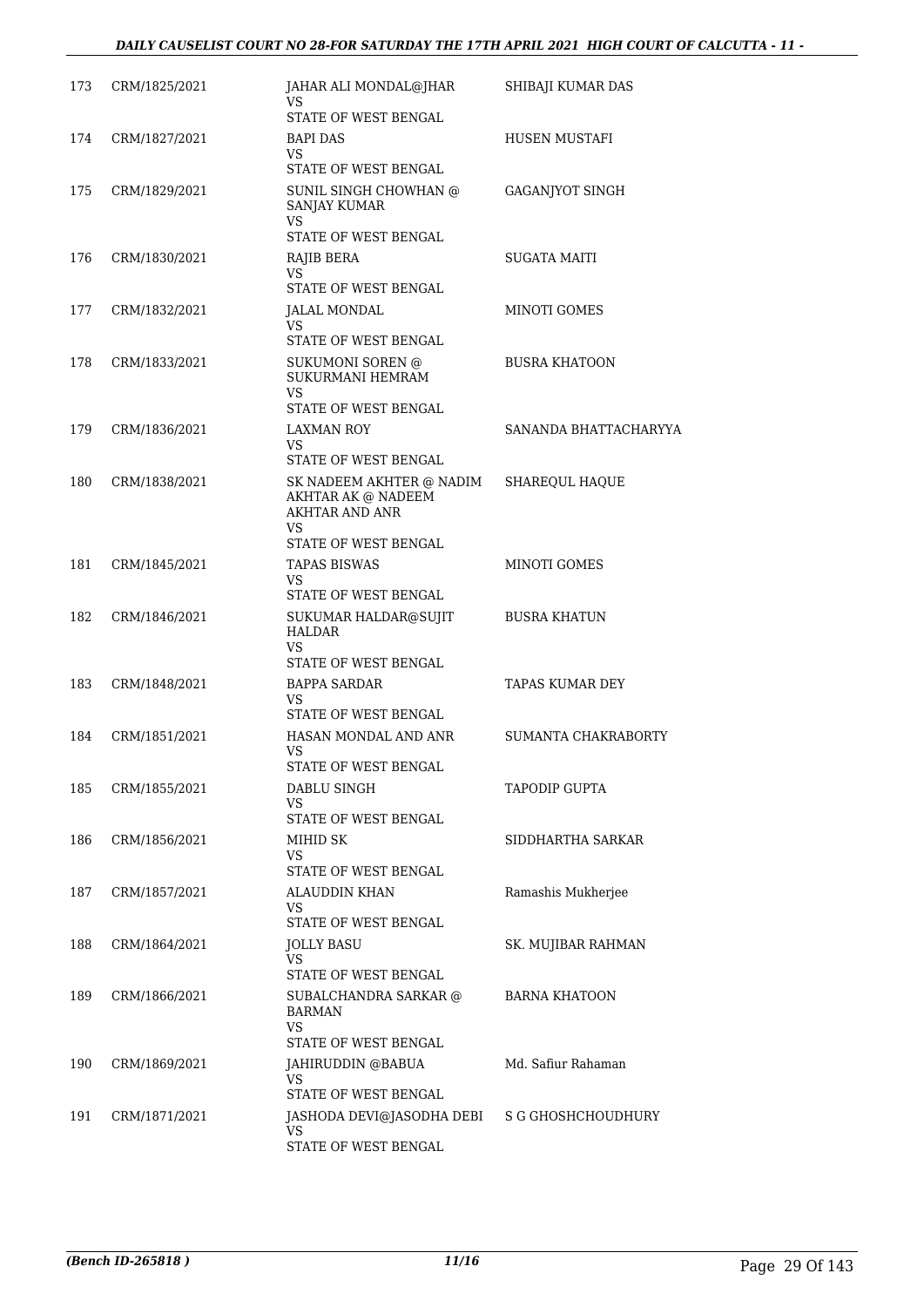| | | | |
|---|---|---|---|
| 173 | CRM/1825/2021 | JAHAR ALI MONDAL@JHAR<br>VS<br>STATE OF WEST BENGAL | SHIBAJI KUMAR DAS |
| 174 | CRM/1827/2021 | BAPI DAS<br>VS<br>STATE OF WEST BENGAL | HUSEN MUSTAFI |
| 175 | CRM/1829/2021 | SUNIL SINGH CHOWHAN @ SANJAY KUMAR<br>VS<br>STATE OF WEST BENGAL | GAGANJYOT SINGH |
| 176 | CRM/1830/2021 | RAJIB BERA<br>VS<br>STATE OF WEST BENGAL | SUGATA MAITI |
| 177 | CRM/1832/2021 | JALAL MONDAL<br>VS<br>STATE OF WEST BENGAL | MINOTI GOMES |
| 178 | CRM/1833/2021 | SUKUMONI SOREN @ SUKURMANI HEMRAM<br>VS<br>STATE OF WEST BENGAL | BUSRA KHATOON |
| 179 | CRM/1836/2021 | LAXMAN ROY<br>VS<br>STATE OF WEST BENGAL | SANANDA BHATTACHARYYA |
| 180 | CRM/1838/2021 | SK NADEEM AKHTER @ NADIM AKHTAR AK @ NADEEM AKHTAR AND ANR<br>VS<br>STATE OF WEST BENGAL | SHAREQUL HAQUE |
| 181 | CRM/1845/2021 | TAPAS BISWAS<br>VS<br>STATE OF WEST BENGAL | MINOTI GOMES |
| 182 | CRM/1846/2021 | SUKUMAR HALDAR@SUJIT HALDAR<br>VS<br>STATE OF WEST BENGAL | BUSRA KHATUN |
| 183 | CRM/1848/2021 | BAPPA SARDAR<br>VS<br>STATE OF WEST BENGAL | TAPAS KUMAR DEY |
| 184 | CRM/1851/2021 | HASAN MONDAL AND ANR<br>VS<br>STATE OF WEST BENGAL | SUMANTA CHAKRABORTY |
| 185 | CRM/1855/2021 | DABLU SINGH<br>VS<br>STATE OF WEST BENGAL | TAPODIP GUPTA |
| 186 | CRM/1856/2021 | MIHID SK<br>VS<br>STATE OF WEST BENGAL | SIDDHARTHA SARKAR |
| 187 | CRM/1857/2021 | ALAUDDIN KHAN<br>VS<br>STATE OF WEST BENGAL | Ramashis Mukherjee |
| 188 | CRM/1864/2021 | JOLLY BASU<br>VS<br>STATE OF WEST BENGAL | SK. MUJIBAR RAHMAN |
| 189 | CRM/1866/2021 | SUBALCHANDRA SARKAR @ BARMAN<br>VS<br>STATE OF WEST BENGAL | BARNA KHATOON |
| 190 | CRM/1869/2021 | JAHIRUDDIN @BABUA<br>VS<br>STATE OF WEST BENGAL | Md. Safiur Rahaman |
| 191 | CRM/1871/2021 | JASHODA DEVI@JASODHA DEBI<br>VS<br>STATE OF WEST BENGAL | S G GHOSHCHOUDHURY |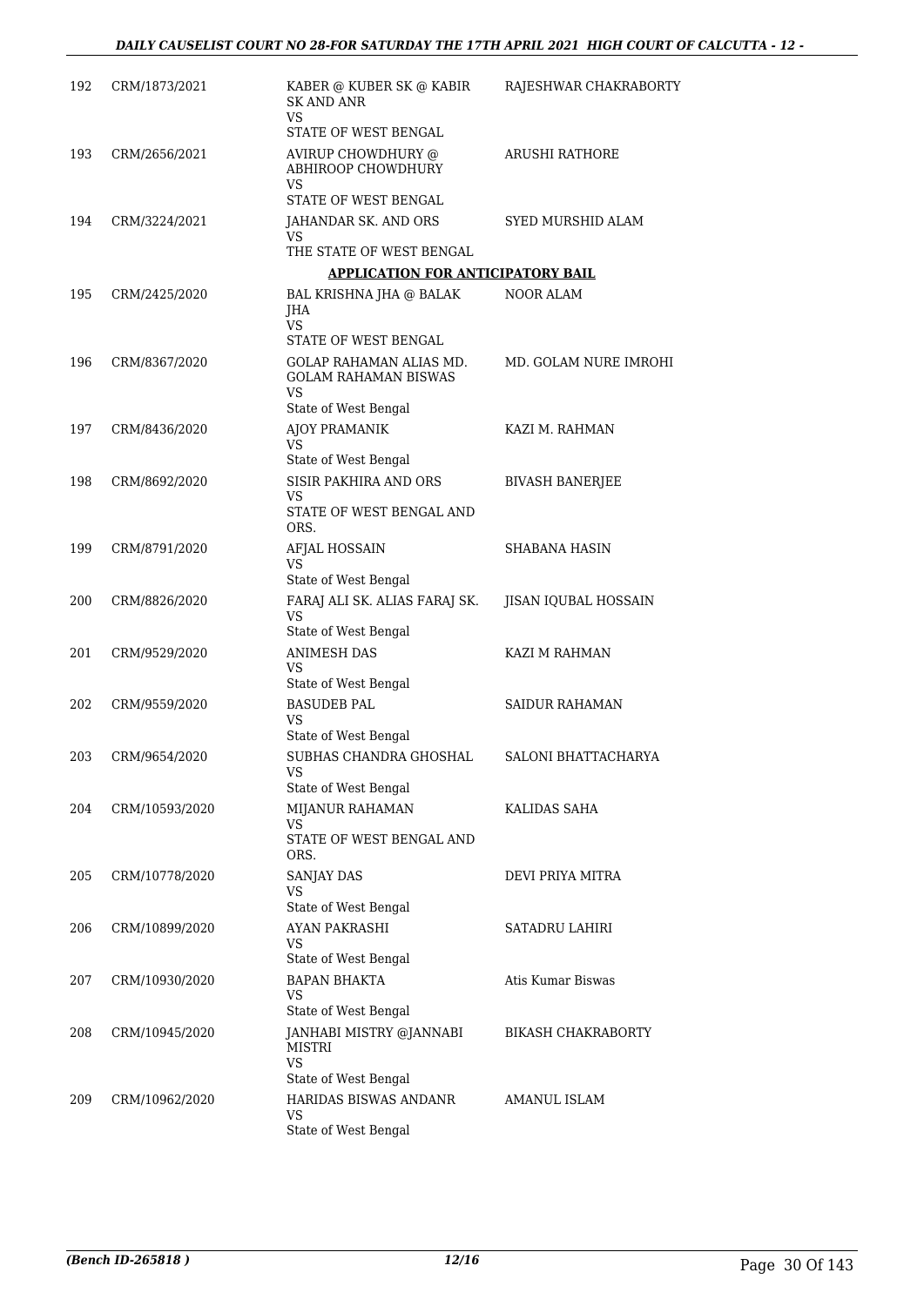| | | | |
|---|---|---|---|
| 192 | CRM/1873/2021 | KABER @ KUBER SK @ KABIR SK AND ANR<br>VS<br>STATE OF WEST BENGAL | RAJESHWAR CHAKRABORTY |
| 193 | CRM/2656/2021 | AVIRUP CHOWDHURY @ ABHIROOP CHOWDHURY<br>VS<br>STATE OF WEST BENGAL | ARUSHI RATHORE |
| 194 | CRM/3224/2021 | JAHANDAR SK. AND ORS<br>VS<br>THE STATE OF WEST BENGAL | SYED MURSHID ALAM |

**APPLICATION FOR ANTICIPATORY BAIL**

| | | | |
|---|---|---|---|
| 195 | CRM/2425/2020 | BAL KRISHNA JHA @ BALAK JHA<br>VS<br>STATE OF WEST BENGAL | NOOR ALAM |
| 196 | CRM/8367/2020 | GOLAP RAHAMAN ALIAS MD. GOLAM RAHAMAN BISWAS<br>VS<br>State of West Bengal | MD. GOLAM NURE IMROHI |
| 197 | CRM/8436/2020 | AJOY PRAMANIK<br>VS<br>State of West Bengal | KAZI M. RAHMAN |
| 198 | CRM/8692/2020 | SISIR PAKHIRA AND ORS<br>VS<br>STATE OF WEST BENGAL AND ORS. | BIVASH BANERJEE |
| 199 | CRM/8791/2020 | AFJAL HOSSAIN<br>VS<br>State of West Bengal | SHABANA HASIN |
| 200 | CRM/8826/2020 | FARAJ ALI SK. ALIAS FARAJ SK.<br>VS<br>State of West Bengal | JISAN IQUBAL HOSSAIN |
| 201 | CRM/9529/2020 | ANIMESH DAS<br>VS<br>State of West Bengal | KAZI M RAHMAN |
| 202 | CRM/9559/2020 | BASUDEB PAL<br>VS<br>State of West Bengal | SAIDUR RAHAMAN |
| 203 | CRM/9654/2020 | SUBHAS CHANDRA GHOSHAL<br>VS<br>State of West Bengal | SALONI BHATTACHARYA |
| 204 | CRM/10593/2020 | MIJANUR RAHAMAN<br>VS<br>STATE OF WEST BENGAL AND ORS. | KALIDAS SAHA |
| 205 | CRM/10778/2020 | SANJAY DAS<br>VS<br>State of West Bengal | DEVI PRIYA MITRA |
| 206 | CRM/10899/2020 | AYAN PAKRASHI<br>VS<br>State of West Bengal | SATADRU LAHIRI |
| 207 | CRM/10930/2020 | BAPAN BHAKTA<br>VS<br>State of West Bengal | Atis Kumar Biswas |
| 208 | CRM/10945/2020 | JANHABI MISTRY @JANNABI MISTRI<br>VS<br>State of West Bengal | BIKASH CHAKRABORTY |
| 209 | CRM/10962/2020 | HARIDAS BISWAS ANDANR<br>VS<br>State of West Bengal | AMANUL ISLAM |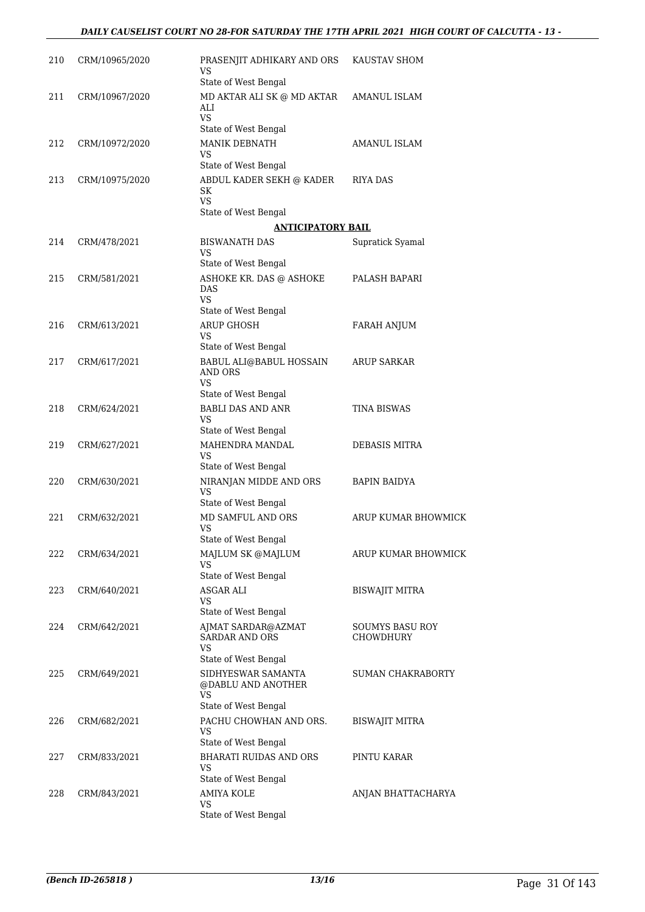| | | | |
|---|---|---|---|
| 210 | CRM/10965/2020 | PRASENJIT ADHIKARY AND ORS<br>VS<br>State of West Bengal | KAUSTAV SHOM |
| 211 | CRM/10967/2020 | MD AKTAR ALI SK @ MD AKTAR ALI<br>VS<br>State of West Bengal | AMANUL ISLAM |
| 212 | CRM/10972/2020 | MANIK DEBNATH<br>VS<br>State of West Bengal | AMANUL ISLAM |
| 213 | CRM/10975/2020 | ABDUL KADER SEKH @ KADER SK<br>VS<br>State of West Bengal | RIYA DAS |

**ANTICIPATORY BAIL**

| | | | |
|---|---|---|---|
| 214 | CRM/478/2021 | BISWANATH DAS<br>VS<br>State of West Bengal | Supratick Syamal |
| 215 | CRM/581/2021 | ASHOKE KR. DAS @ ASHOKE DAS<br>VS<br>State of West Bengal | PALASH BAPARI |
| 216 | CRM/613/2021 | ARUP GHOSH<br>VS<br>State of West Bengal | FARAH ANJUM |
| 217 | CRM/617/2021 | BABUL ALI@BABUL HOSSAIN AND ORS<br>VS<br>State of West Bengal | ARUP SARKAR |
| 218 | CRM/624/2021 | BABLI DAS AND ANR<br>VS<br>State of West Bengal | TINA BISWAS |
| 219 | CRM/627/2021 | MAHENDRA MANDAL<br>VS<br>State of West Bengal | DEBASIS MITRA |
| 220 | CRM/630/2021 | NIRANJAN MIDDE AND ORS<br>VS<br>State of West Bengal | BAPIN BAIDYA |
| 221 | CRM/632/2021 | MD SAMFUL AND ORS<br>VS<br>State of West Bengal | ARUP KUMAR BHOWMICK |
| 222 | CRM/634/2021 | MAJLUM SK @MAJLUM<br>VS<br>State of West Bengal | ARUP KUMAR BHOWMICK |
| 223 | CRM/640/2021 | ASGAR ALI<br>VS<br>State of West Bengal | BISWAJIT MITRA |
| 224 | CRM/642/2021 | AJMAT SARDAR@AZMAT SARDAR AND ORS<br>VS<br>State of West Bengal | SOUMYS BASU ROY CHOWDHURY |
| 225 | CRM/649/2021 | SIDHYESWAR SAMANTA @DABLU AND ANOTHER<br>VS<br>State of West Bengal | SUMAN CHAKRABORTY |
| 226 | CRM/682/2021 | PACHU CHOWHAN AND ORS.<br>VS<br>State of West Bengal | BISWAJIT MITRA |
| 227 | CRM/833/2021 | BHARATI RUIDAS AND ORS<br>VS<br>State of West Bengal | PINTU KARAR |
| 228 | CRM/843/2021 | AMIYA KOLE<br>VS<br>State of West Bengal | ANJAN BHATTACHARYA |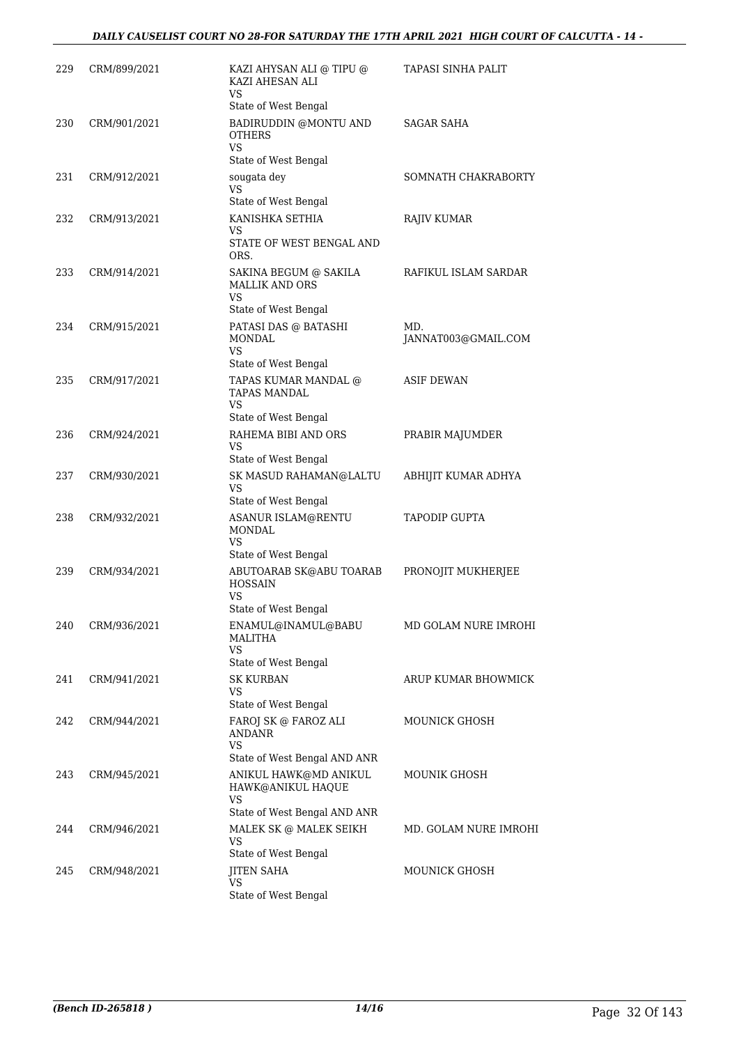| | | | |
|---|---|---|---|
| 229 | CRM/899/2021 | KAZI AHYSAN ALI @ TIPU @ KAZI AHESAN ALI<br>VS<br>State of West Bengal | TAPASI SINHA PALIT |
| 230 | CRM/901/2021 | BADIRUDDIN @MONTU AND OTHERS<br>VS<br>State of West Bengal | SAGAR SAHA |
| 231 | CRM/912/2021 | sougata dey<br>VS<br>State of West Bengal | SOMNATH CHAKRABORTY |
| 232 | CRM/913/2021 | KANISHKA SETHIA<br>VS<br>STATE OF WEST BENGAL AND ORS. | RAJIV KUMAR |
| 233 | CRM/914/2021 | SAKINA BEGUM @ SAKILA MALLIK AND ORS<br>VS<br>State of West Bengal | RAFIKUL ISLAM SARDAR |
| 234 | CRM/915/2021 | PATASI DAS @ BATASHI MONDAL<br>VS<br>State of West Bengal | MD. JANNAT003@GMAIL.COM |
| 235 | CRM/917/2021 | TAPAS KUMAR MANDAL @ TAPAS MANDAL<br>VS<br>State of West Bengal | ASIF DEWAN |
| 236 | CRM/924/2021 | RAHEMA BIBI AND ORS<br>VS<br>State of West Bengal | PRABIR MAJUMDER |
| 237 | CRM/930/2021 | SK MASUD RAHAMAN@LALTU<br>VS<br>State of West Bengal | ABHIJIT KUMAR ADHYA |
| 238 | CRM/932/2021 | ASANUR ISLAM@RENTU MONDAL<br>VS<br>State of West Bengal | TAPODIP GUPTA |
| 239 | CRM/934/2021 | ABUTOARAB SK@ABU TOARAB HOSSAIN<br>VS<br>State of West Bengal | PRONOJIT MUKHERJEE |
| 240 | CRM/936/2021 | ENAMUL@INAMUL@BABU MALITHA<br>VS<br>State of West Bengal | MD GOLAM NURE IMROHI |
| 241 | CRM/941/2021 | SK KURBAN<br>VS<br>State of West Bengal | ARUP KUMAR BHOWMICK |
| 242 | CRM/944/2021 | FAROJ SK @ FAROZ ALI ANDANR<br>VS<br>State of West Bengal AND ANR | MOUNICK GHOSH |
| 243 | CRM/945/2021 | ANIKUL HAWK@MD ANIKUL HAWK@ANIKUL HAQUE<br>VS<br>State of West Bengal AND ANR | MOUNIK GHOSH |
| 244 | CRM/946/2021 | MALEK SK @ MALEK SEIKH<br>VS<br>State of West Bengal | MD. GOLAM NURE IMROHI |
| 245 | CRM/948/2021 | JITEN SAHA<br>VS<br>State of West Bengal | MOUNICK GHOSH |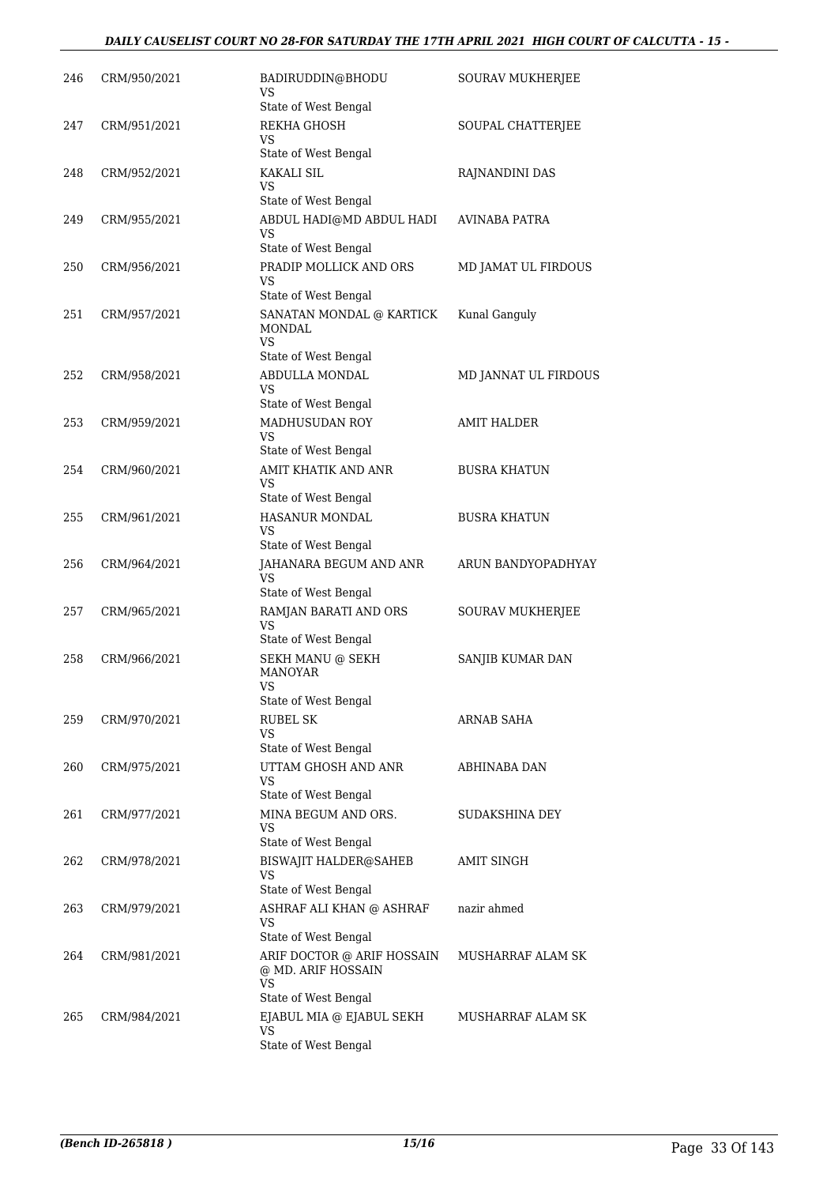| | | | |
|---|---|---|---|
| 246 | CRM/950/2021 | BADIRUDDIN@BHODU<br>VS<br>State of West Bengal | SOURAV MUKHERJEE |
| 247 | CRM/951/2021 | REKHA GHOSH<br>VS<br>State of West Bengal | SOUPAL CHATTERJEE |
| 248 | CRM/952/2021 | KAKALI SIL<br>VS<br>State of West Bengal | RAJNANDINI DAS |
| 249 | CRM/955/2021 | ABDUL HADI@MD ABDUL HADI<br>VS<br>State of West Bengal | AVINABA PATRA |
| 250 | CRM/956/2021 | PRADIP MOLLICK AND ORS<br>VS<br>State of West Bengal | MD JAMAT UL FIRDOUS |
| 251 | CRM/957/2021 | SANATAN MONDAL @ KARTICK MONDAL<br>VS<br>State of West Bengal | Kunal Ganguly |
| 252 | CRM/958/2021 | ABDULLA MONDAL<br>VS<br>State of West Bengal | MD JANNAT UL FIRDOUS |
| 253 | CRM/959/2021 | MADHUSUDAN ROY<br>VS<br>State of West Bengal | AMIT HALDER |
| 254 | CRM/960/2021 | AMIT KHATIK AND ANR<br>VS<br>State of West Bengal | BUSRA KHATUN |
| 255 | CRM/961/2021 | HASANUR MONDAL<br>VS<br>State of West Bengal | BUSRA KHATUN |
| 256 | CRM/964/2021 | JAHANARA BEGUM AND ANR<br>VS<br>State of West Bengal | ARUN BANDYOPADHYAY |
| 257 | CRM/965/2021 | RAMJAN BARATI AND ORS<br>VS<br>State of West Bengal | SOURAV MUKHERJEE |
| 258 | CRM/966/2021 | SEKH MANU @ SEKH MANOYAR<br>VS<br>State of West Bengal | SANJIB KUMAR DAN |
| 259 | CRM/970/2021 | RUBEL SK<br>VS<br>State of West Bengal | ARNAB SAHA |
| 260 | CRM/975/2021 | UTTAM GHOSH AND ANR<br>VS<br>State of West Bengal | ABHINABA DAN |
| 261 | CRM/977/2021 | MINA BEGUM AND ORS.<br>VS<br>State of West Bengal | SUDAKSHINA DEY |
| 262 | CRM/978/2021 | BISWAJIT HALDER@SAHEB<br>VS<br>State of West Bengal | AMIT SINGH |
| 263 | CRM/979/2021 | ASHRAF ALI KHAN @ ASHRAF<br>VS<br>State of West Bengal | nazir ahmed |
| 264 | CRM/981/2021 | ARIF DOCTOR @ ARIF HOSSAIN @ MD. ARIF HOSSAIN<br>VS<br>State of West Bengal | MUSHARRAF ALAM SK |
| 265 | CRM/984/2021 | EJABUL MIA @ EJABUL SEKH<br>VS<br>State of West Bengal | MUSHARRAF ALAM SK |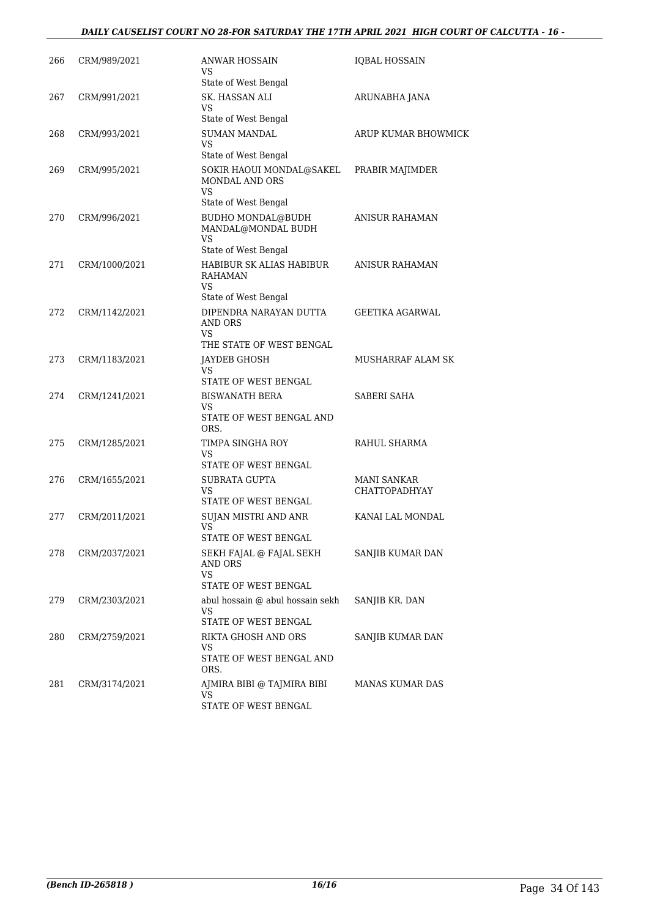| | | | |
|---|---|---|---|
| 266 | CRM/989/2021 | ANWAR HOSSAIN<br>VS<br>State of West Bengal | IQBAL HOSSAIN |
| 267 | CRM/991/2021 | SK. HASSAN ALI<br>VS<br>State of West Bengal | ARUNABHA JANA |
| 268 | CRM/993/2021 | SUMAN MANDAL<br>VS<br>State of West Bengal | ARUP KUMAR BHOWMICK |
| 269 | CRM/995/2021 | SOKIR HAOUI MONDAL@SAKEL MONDAL AND ORS<br>VS<br>State of West Bengal | PRABIR MAJIMDER |
| 270 | CRM/996/2021 | BUDHO MONDAL@BUDH MANDAL@MONDAL BUDH<br>VS<br>State of West Bengal | ANISUR RAHAMAN |
| 271 | CRM/1000/2021 | HABIBUR SK ALIAS HABIBUR RAHAMAN<br>VS<br>State of West Bengal | ANISUR RAHAMAN |
| 272 | CRM/1142/2021 | DIPENDRA NARAYAN DUTTA AND ORS<br>VS<br>THE STATE OF WEST BENGAL | GEETIKA AGARWAL |
| 273 | CRM/1183/2021 | JAYDEB GHOSH<br>VS<br>STATE OF WEST BENGAL | MUSHARRAF ALAM SK |
| 274 | CRM/1241/2021 | BISWANATH BERA<br>VS<br>STATE OF WEST BENGAL AND ORS. | SABERI SAHA |
| 275 | CRM/1285/2021 | TIMPA SINGHA ROY<br>VS<br>STATE OF WEST BENGAL | RAHUL SHARMA |
| 276 | CRM/1655/2021 | SUBRATA GUPTA<br>VS<br>STATE OF WEST BENGAL | MANI SANKAR CHATTOPADHYAY |
| 277 | CRM/2011/2021 | SUJAN MISTRI AND ANR<br>VS<br>STATE OF WEST BENGAL | KANAI LAL MONDAL |
| 278 | CRM/2037/2021 | SEKH FAJAL @ FAJAL SEKH AND ORS<br>VS<br>STATE OF WEST BENGAL | SANJIB KUMAR DAN |
| 279 | CRM/2303/2021 | abul hossain @ abul hossain sekh<br>VS<br>STATE OF WEST BENGAL | SANJIB KR. DAN |
| 280 | CRM/2759/2021 | RIKTA GHOSH AND ORS<br>VS<br>STATE OF WEST BENGAL AND ORS. | SANJIB KUMAR DAN |
| 281 | CRM/3174/2021 | AJMIRA BIBI @ TAJMIRA BIBI<br>VS<br>STATE OF WEST BENGAL | MANAS KUMAR DAS |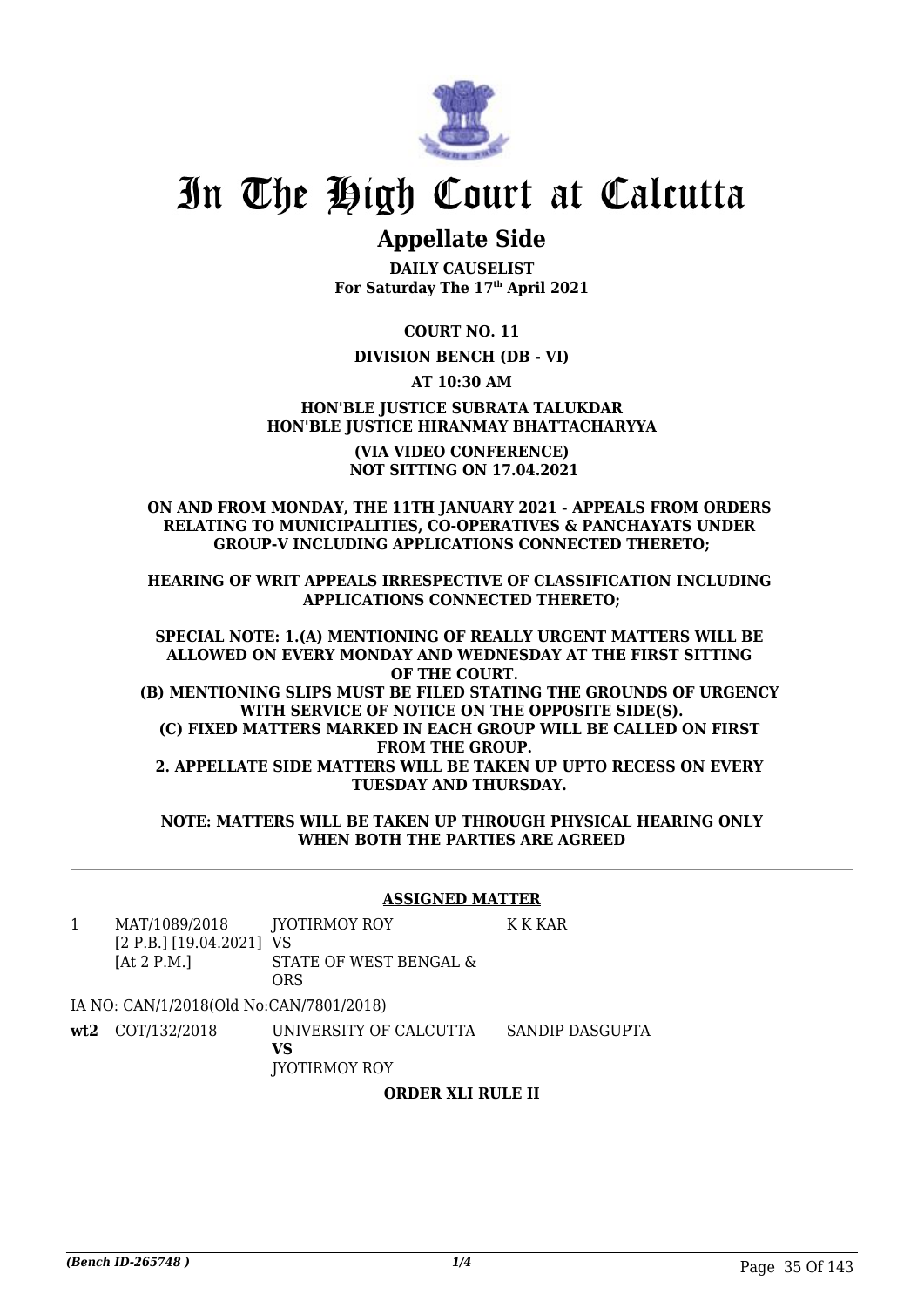# In The High Court at Calcutta

## Appellate Side

**DAILY CAUSELIST**
**For Saturday The 17th April 2021**

**COURT NO. 11**

**DIVISION BENCH (DB - VI)**

**AT 10:30 AM**

**HON'BLE JUSTICE SUBRATA TALUKDAR**
**HON'BLE JUSTICE HIRANMAY BHATTACHARYYA**

**(VIA VIDEO CONFERENCE)**
**NOT SITTING ON 17.04.2021**

**ON AND FROM MONDAY, THE 11TH JANUARY 2021 - APPEALS FROM ORDERS RELATING TO MUNICIPALITIES, CO-OPERATIVES & PANCHAYATS UNDER GROUP-V INCLUDING APPLICATIONS CONNECTED THERETO;**

**HEARING OF WRIT APPEALS IRRESPECTIVE OF CLASSIFICATION INCLUDING APPLICATIONS CONNECTED THERETO;**

**SPECIAL NOTE: 1.(A) MENTIONING OF REALLY URGENT MATTERS WILL BE ALLOWED ON EVERY MONDAY AND WEDNESDAY AT THE FIRST SITTING OF THE COURT.**
**(B) MENTIONING SLIPS MUST BE FILED STATING THE GROUNDS OF URGENCY WITH SERVICE OF NOTICE ON THE OPPOSITE SIDE(S).**
**(C) FIXED MATTERS MARKED IN EACH GROUP WILL BE CALLED ON FIRST FROM THE GROUP.**
**2. APPELLATE SIDE MATTERS WILL BE TAKEN UP UPTO RECESS ON EVERY TUESDAY AND THURSDAY.**

**NOTE: MATTERS WILL BE TAKEN UP THROUGH PHYSICAL HEARING ONLY WHEN BOTH THE PARTIES ARE AGREED**

---

**ASSIGNED MATTER**

| | | | |
|---|---|---|---|
| 1 | MAT/1089/2018 [2 P.B.] [19.04.2021] [At 2 P.M.] | JYOTIRMOY ROY VS STATE OF WEST BENGAL & ORS | K K KAR |
| | IA NO: CAN/1/2018(Old No:CAN/7801/2018) | | |
| **wt2** | COT/132/2018 | UNIVERSITY OF CALCUTTA **VS** JYOTIRMOY ROY | SANDIP DASGUPTA |

**ORDER XLI RULE II**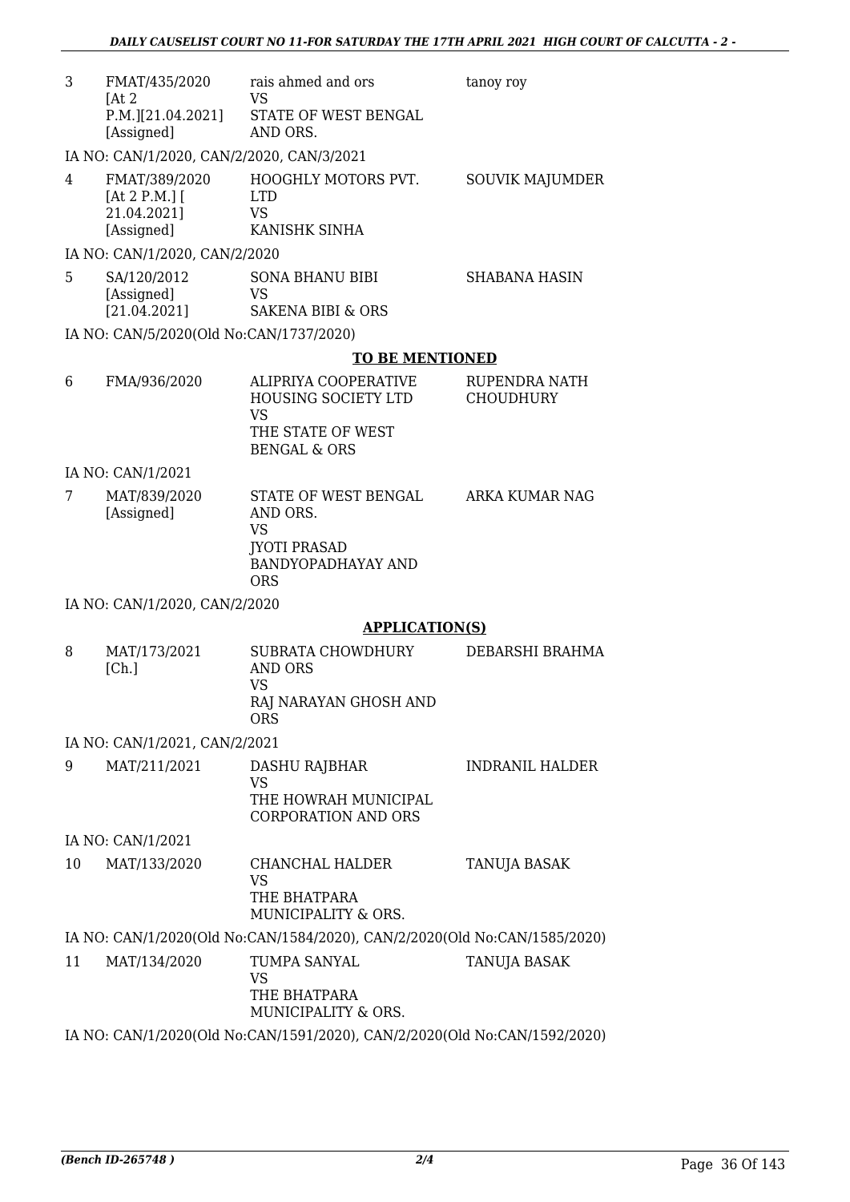| | | | |
|---|---|---|---|
| 3 | FMAT/435/2020 [At 2 P.M.][21.04.2021] [Assigned] | rais ahmed and ors VS STATE OF WEST BENGAL AND ORS. | tanoy roy |

IA NO: CAN/1/2020, CAN/2/2020, CAN/3/2021

| | | | |
|---|---|---|---|
| 4 | FMAT/389/2020 [At 2 P.M.] [ 21.04.2021] [Assigned] | HOOGHLY MOTORS PVT. LTD VS KANISHK SINHA | SOUVIK MAJUMDER |

IA NO: CAN/1/2020, CAN/2/2020

| | | | |
|---|---|---|---|
| 5 | SA/120/2012 [Assigned] [21.04.2021] | SONA BHANU BIBI VS SAKENA BIBI & ORS | SHABANA HASIN |

IA NO: CAN/5/2020(Old No:CAN/1737/2020)

## TO BE MENTIONED

| | | | |
|---|---|---|---|
| 6 | FMA/936/2020 | ALIPRIYA COOPERATIVE HOUSING SOCIETY LTD VS THE STATE OF WEST BENGAL & ORS | RUPENDRA NATH CHOUDHURY |

IA NO: CAN/1/2021

| | | | |
|---|---|---|---|
| 7 | MAT/839/2020 [Assigned] | STATE OF WEST BENGAL AND ORS. VS JYOTI PRASAD BANDYOPADHAYAY AND ORS | ARKA KUMAR NAG |

IA NO: CAN/1/2020, CAN/2/2020

## APPLICATION(S)

| | | | |
|---|---|---|---|
| 8 | MAT/173/2021 [Ch.] | SUBRATA CHOWDHURY AND ORS VS RAJ NARAYAN GHOSH AND ORS | DEBARSHI BRAHMA |

IA NO: CAN/1/2021, CAN/2/2021

| | | | |
|---|---|---|---|
| 9 | MAT/211/2021 | DASHU RAJBHAR VS THE HOWRAH MUNICIPAL CORPORATION AND ORS | INDRANIL HALDER |

IA NO: CAN/1/2021

| | | | |
|---|---|---|---|
| 10 | MAT/133/2020 | CHANCHAL HALDER VS THE BHATPARA MUNICIPALITY & ORS. | TANUJA BASAK |

IA NO: CAN/1/2020(Old No:CAN/1584/2020), CAN/2/2020(Old No:CAN/1585/2020)

| | | | |
|---|---|---|---|
| 11 | MAT/134/2020 | TUMPA SANYAL VS THE BHATPARA MUNICIPALITY & ORS. | TANUJA BASAK |

IA NO: CAN/1/2020(Old No:CAN/1591/2020), CAN/2/2020(Old No:CAN/1592/2020)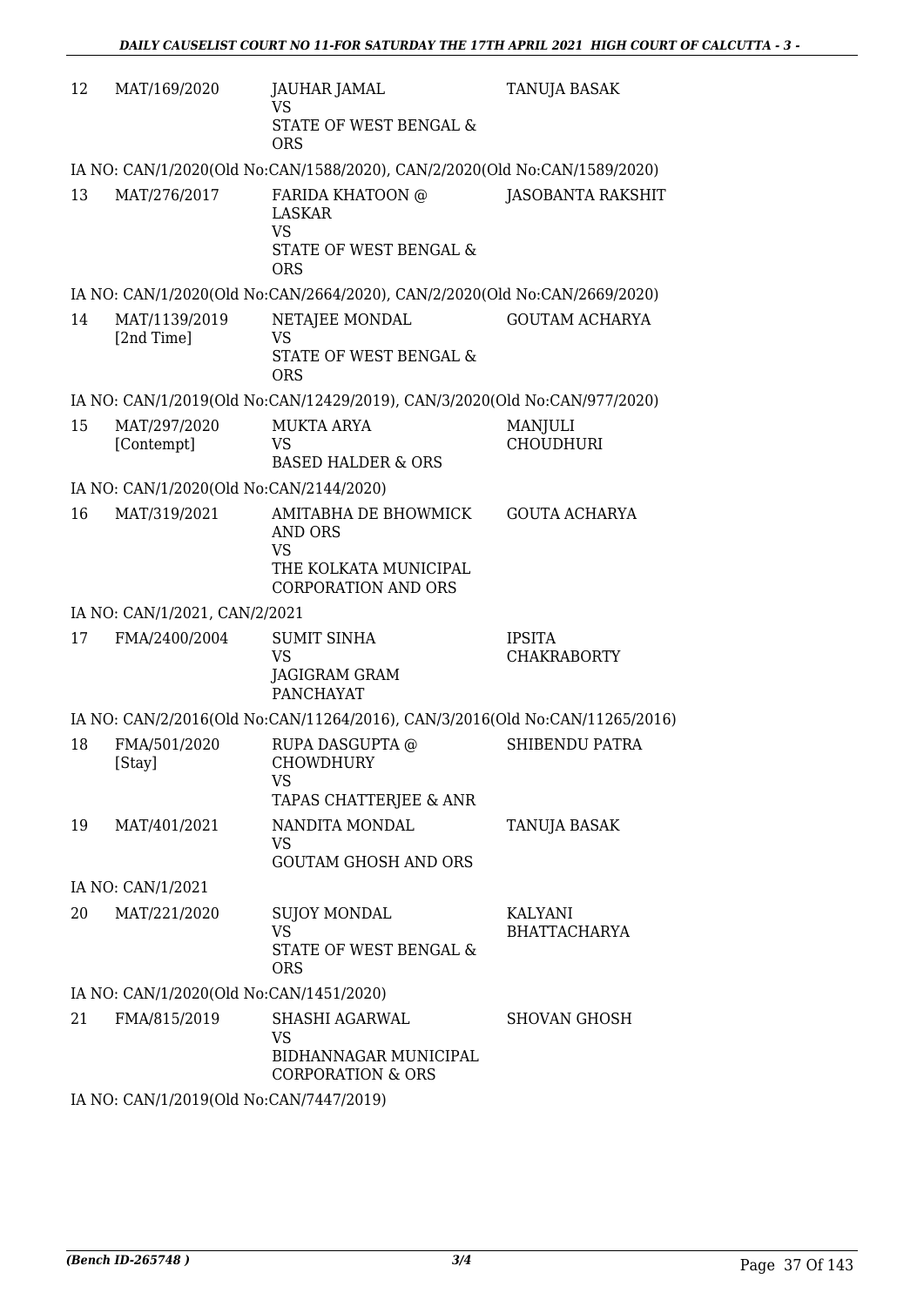| | | | |
|---|---|---|---|
| 12 | MAT/169/2020 | JAUHAR JAMAL<br>VS<br>STATE OF WEST BENGAL & ORS | TANUJA BASAK |
| | IA NO: CAN/1/2020(Old No:CAN/1588/2020), CAN/2/2020(Old No:CAN/1589/2020) | | |
| 13 | MAT/276/2017 | FARIDA KHATOON @ LASKAR<br>VS<br>STATE OF WEST BENGAL & ORS | JASOBANTA RAKSHIT |
| | IA NO: CAN/1/2020(Old No:CAN/2664/2020), CAN/2/2020(Old No:CAN/2669/2020) | | |
| 14 | MAT/1139/2019<br>[2nd Time] | NETAJEE MONDAL<br>VS<br>STATE OF WEST BENGAL & ORS | GOUTAM ACHARYA |
| | IA NO: CAN/1/2019(Old No:CAN/12429/2019), CAN/3/2020(Old No:CAN/977/2020) | | |
| 15 | MAT/297/2020<br>[Contempt] | MUKTA ARYA<br>VS<br>BASED HALDER & ORS | MANJULI CHOUDHURI |
| | IA NO: CAN/1/2020(Old No:CAN/2144/2020) | | |
| 16 | MAT/319/2021 | AMITABHA DE BHOWMICK AND ORS<br>VS<br>THE KOLKATA MUNICIPAL CORPORATION AND ORS | GOUTA ACHARYA |
| | IA NO: CAN/1/2021, CAN/2/2021 | | |
| 17 | FMA/2400/2004 | SUMIT SINHA<br>VS<br>JAGIGRAM GRAM PANCHAYAT | IPSITA CHAKRABORTY |
| | IA NO: CAN/2/2016(Old No:CAN/11264/2016), CAN/3/2016(Old No:CAN/11265/2016) | | |
| 18 | FMA/501/2020<br>[Stay] | RUPA DASGUPTA @ CHOWDHURY<br>VS<br>TAPAS CHATTERJEE & ANR | SHIBENDU PATRA |
| 19 | MAT/401/2021 | NANDITA MONDAL<br>VS<br>GOUTAM GHOSH AND ORS | TANUJA BASAK |
| | IA NO: CAN/1/2021 | | |
| 20 | MAT/221/2020 | SUJOY MONDAL<br>VS<br>STATE OF WEST BENGAL & ORS | KALYANI BHATTACHARYA |
| | IA NO: CAN/1/2020(Old No:CAN/1451/2020) | | |
| 21 | FMA/815/2019 | SHASHI AGARWAL<br>VS<br>BIDHANNAGAR MUNICIPAL CORPORATION & ORS | SHOVAN GHOSH |
| | IA NO: CAN/1/2019(Old No:CAN/7447/2019) | | |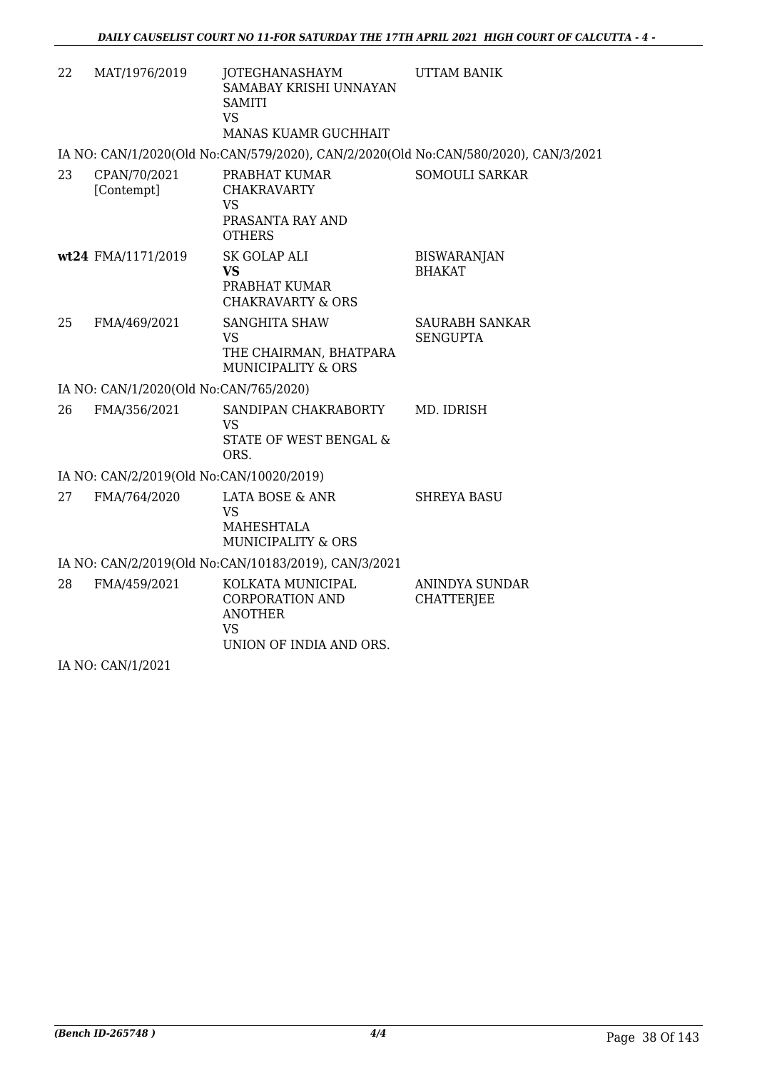| | | | |
|---|---|---|---|
| 22 | MAT/1976/2019 | JOTEGHANASHAYM SAMABAY KRISHI UNNAYAN SAMITI<br>VS<br>MANAS KUAMR GUCHHAIT | UTTAM BANIK |

IA NO: CAN/1/2020(Old No:CAN/579/2020), CAN/2/2020(Old No:CAN/580/2020), CAN/3/2021

| | | | |
|---|---|---|---|
| 23 | CPAN/70/2021 [Contempt] | PRABHAT KUMAR CHAKRAVARTY<br>VS<br>PRASANTA RAY AND OTHERS | SOMOULI SARKAR |
| **wt24** | FMA/1171/2019 | SK GOLAP ALI<br>**VS**<br>PRABHAT KUMAR CHAKRAVARTY & ORS | BISWARANJAN BHAKAT |
| 25 | FMA/469/2021 | SANGHITA SHAW<br>VS<br>THE CHAIRMAN, BHATPARA MUNICIPALITY & ORS | SAURABH SANKAR SENGUPTA |

IA NO: CAN/1/2020(Old No:CAN/765/2020)

| | | | |
|---|---|---|---|
| 26 | FMA/356/2021 | SANDIPAN CHAKRABORTY<br>VS<br>STATE OF WEST BENGAL & ORS. | MD. IDRISH |

IA NO: CAN/2/2019(Old No:CAN/10020/2019)

| | | | |
|---|---|---|---|
| 27 | FMA/764/2020 | LATA BOSE & ANR<br>VS<br>MAHESHTALA MUNICIPALITY & ORS | SHREYA BASU |

IA NO: CAN/2/2019(Old No:CAN/10183/2019), CAN/3/2021

| | | | |
|---|---|---|---|
| 28 | FMA/459/2021 | KOLKATA MUNICIPAL CORPORATION AND ANOTHER<br>VS<br>UNION OF INDIA AND ORS. | ANINDYA SUNDAR CHATTERJEE |

IA NO: CAN/1/2021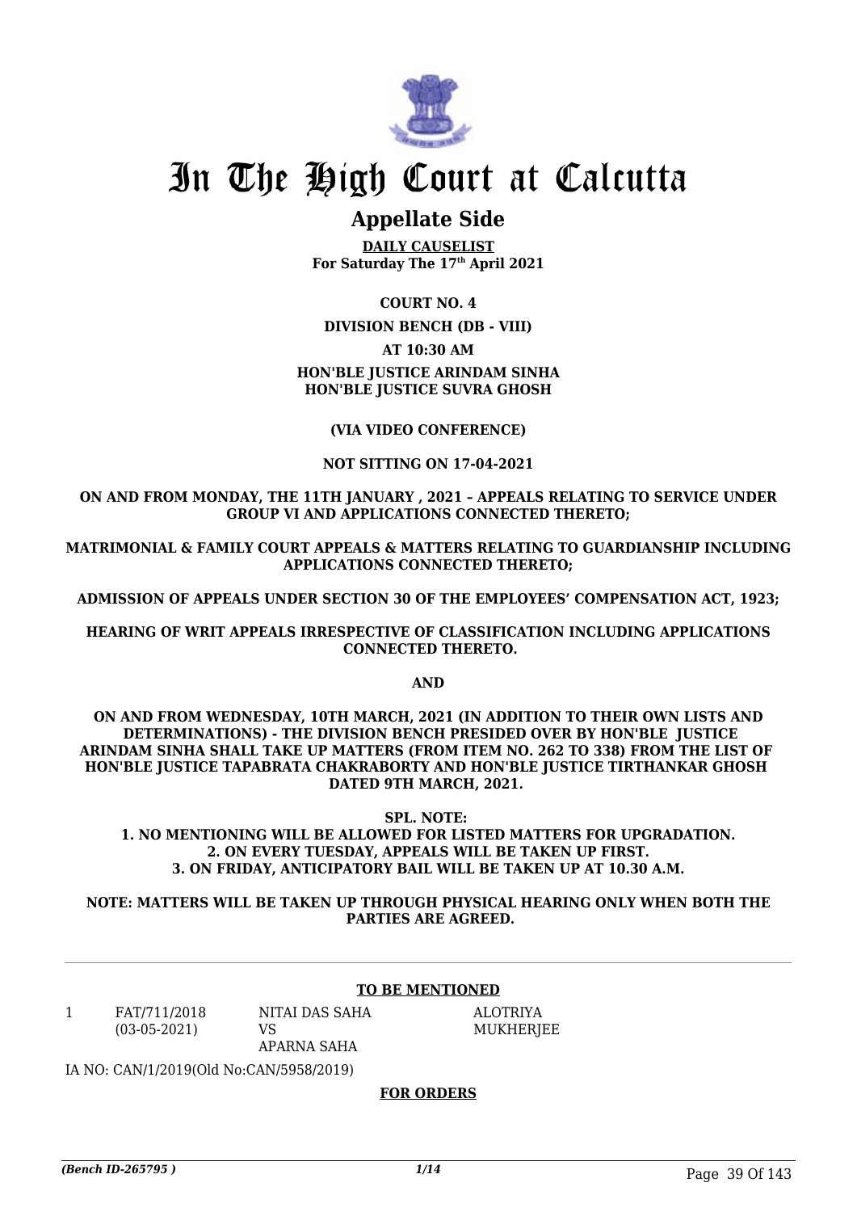# In The High Court at Calcutta

## Appellate Side

**DAILY CAUSELIST**
**For Saturday The 17th April 2021**

**COURT NO. 4**

**DIVISION BENCH (DB - VIII)**

**AT 10:30 AM**

**HON'BLE JUSTICE ARINDAM SINHA**
**HON'BLE JUSTICE SUVRA GHOSH**

**(VIA VIDEO CONFERENCE)**

**NOT SITTING ON 17-04-2021**

**ON AND FROM MONDAY, THE 11TH JANUARY , 2021 – APPEALS RELATING TO SERVICE UNDER GROUP VI AND APPLICATIONS CONNECTED THERETO;**

**MATRIMONIAL & FAMILY COURT APPEALS & MATTERS RELATING TO GUARDIANSHIP INCLUDING APPLICATIONS CONNECTED THERETO;**

**ADMISSION OF APPEALS UNDER SECTION 30 OF THE EMPLOYEES' COMPENSATION ACT, 1923;**

**HEARING OF WRIT APPEALS IRRESPECTIVE OF CLASSIFICATION INCLUDING APPLICATIONS CONNECTED THERETO.**

**AND**

**ON AND FROM WEDNESDAY, 10TH MARCH, 2021 (IN ADDITION TO THEIR OWN LISTS AND DETERMINATIONS) - THE DIVISION BENCH PRESIDED OVER BY HON'BLE JUSTICE ARINDAM SINHA SHALL TAKE UP MATTERS (FROM ITEM NO. 262 TO 338) FROM THE LIST OF HON'BLE JUSTICE TAPABRATA CHAKRABORTY AND HON'BLE JUSTICE TIRTHANKAR GHOSH DATED 9TH MARCH, 2021.**

**SPL. NOTE:**
**1. NO MENTIONING WILL BE ALLOWED FOR LISTED MATTERS FOR UPGRADATION.**
**2. ON EVERY TUESDAY, APPEALS WILL BE TAKEN UP FIRST.**
**3. ON FRIDAY, ANTICIPATORY BAIL WILL BE TAKEN UP AT 10.30 A.M.**

**NOTE: MATTERS WILL BE TAKEN UP THROUGH PHYSICAL HEARING ONLY WHEN BOTH THE PARTIES ARE AGREED.**

---

**TO BE MENTIONED**

| | | | |
|---|---|---|---|
| 1 | FAT/711/2018 (03-05-2021) | NITAI DAS SAHA VS APARNA SAHA | ALOTRIYA MUKHERJEE |

IA NO: CAN/1/2019(Old No:CAN/5958/2019)

**FOR ORDERS**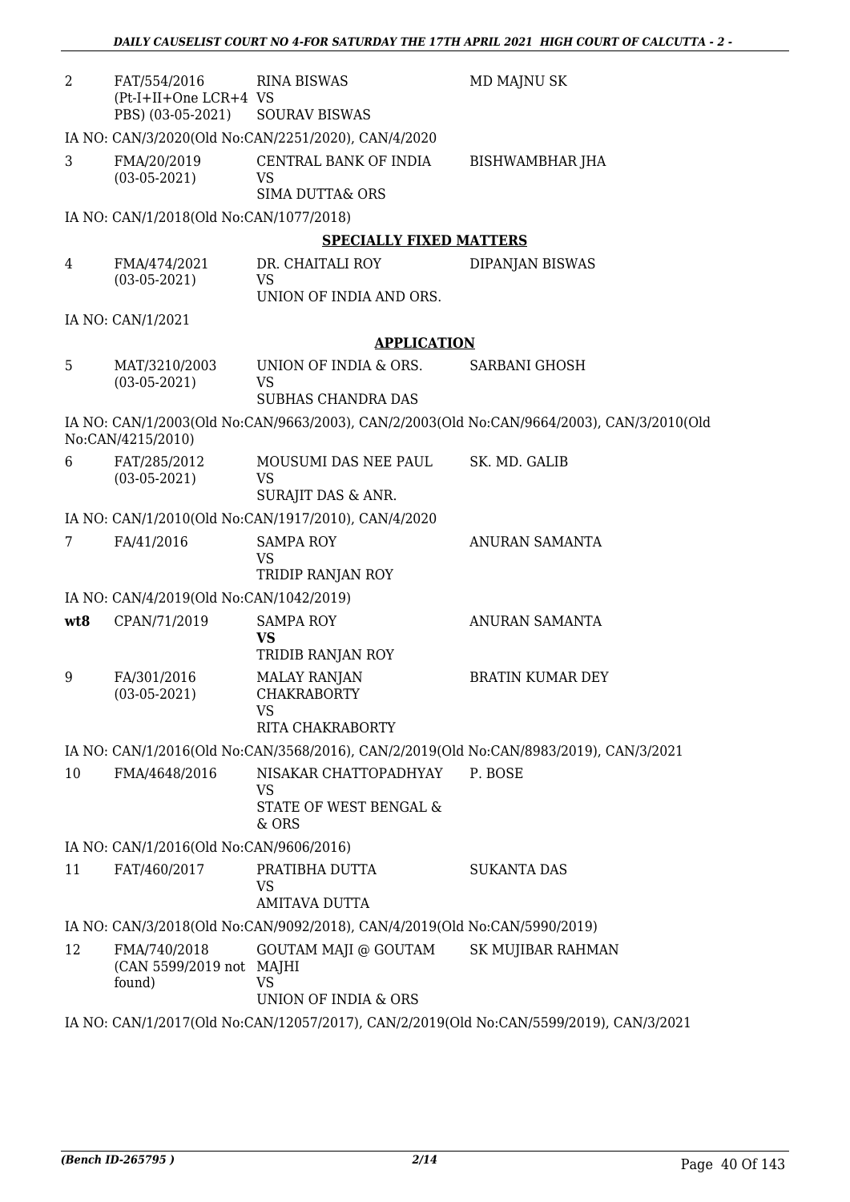| | | | |
|---|---|---|---|
| 2 | FAT/554/2016 (Pt-I+II+One LCR+4 PBS) (03-05-2021) | RINA BISWAS VS SOURAV BISWAS | MD MAJNU SK |

IA NO: CAN/3/2020(Old No:CAN/2251/2020), CAN/4/2020

| | | | |
|---|---|---|---|
| 3 | FMA/20/2019 (03-05-2021) | CENTRAL BANK OF INDIA VS SIMA DUTTA& ORS | BISHWAMBHAR JHA |

IA NO: CAN/1/2018(Old No:CAN/1077/2018)

## SPECIALLY FIXED MATTERS

| | | | |
|---|---|---|---|
| 4 | FMA/474/2021 (03-05-2021) | DR. CHAITALI ROY VS UNION OF INDIA AND ORS. | DIPANJAN BISWAS |

IA NO: CAN/1/2021

## APPLICATION

| | | | |
|---|---|---|---|
| 5 | MAT/3210/2003 (03-05-2021) | UNION OF INDIA & ORS. VS SUBHAS CHANDRA DAS | SARBANI GHOSH |

IA NO: CAN/1/2003(Old No:CAN/9663/2003), CAN/2/2003(Old No:CAN/9664/2003), CAN/3/2010(Old No:CAN/4215/2010)

| | | | |
|---|---|---|---|
| 6 | FAT/285/2012 (03-05-2021) | MOUSUMI DAS NEE PAUL VS SURAJIT DAS & ANR. | SK. MD. GALIB |

IA NO: CAN/1/2010(Old No:CAN/1917/2010), CAN/4/2020

| | | | |
|---|---|---|---|
| 7 | FA/41/2016 | SAMPA ROY VS TRIDIP RANJAN ROY | ANURAN SAMANTA |

IA NO: CAN/4/2019(Old No:CAN/1042/2019)

| | | | |
|---|---|---|---|
| **wt8** | CPAN/71/2019 | SAMPA ROY **VS** TRIDIB RANJAN ROY | ANURAN SAMANTA |
| 9 | FA/301/2016 (03-05-2021) | MALAY RANJAN CHAKRABORTY VS RITA CHAKRABORTY | BRATIN KUMAR DEY |

IA NO: CAN/1/2016(Old No:CAN/3568/2016), CAN/2/2019(Old No:CAN/8983/2019), CAN/3/2021

| | | | |
|---|---|---|---|
| 10 | FMA/4648/2016 | NISAKAR CHATTOPADHYAY VS STATE OF WEST BENGAL & & ORS | P. BOSE |

IA NO: CAN/1/2016(Old No:CAN/9606/2016)

| | | | |
|---|---|---|---|
| 11 | FAT/460/2017 | PRATIBHA DUTTA VS AMITAVA DUTTA | SUKANTA DAS |

IA NO: CAN/3/2018(Old No:CAN/9092/2018), CAN/4/2019(Old No:CAN/5990/2019)

| | | | |
|---|---|---|---|
| 12 | FMA/740/2018 (CAN 5599/2019 not found) | GOUTAM MAJI @ GOUTAM MAJHI VS UNION OF INDIA & ORS | SK MUJIBAR RAHMAN |

IA NO: CAN/1/2017(Old No:CAN/12057/2017), CAN/2/2019(Old No:CAN/5599/2019), CAN/3/2021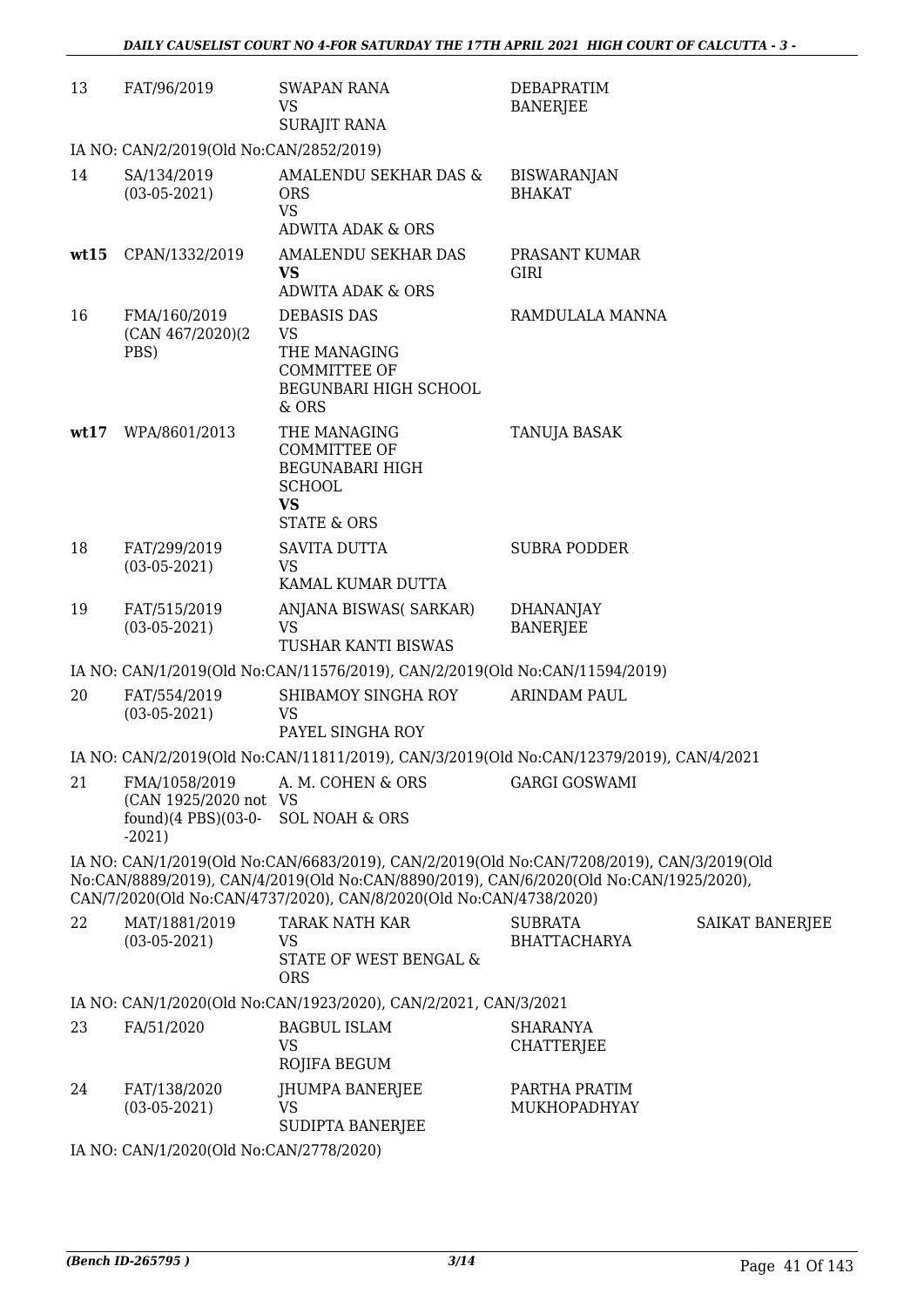| | | | | |
|---|---|---|---|---|
| 13 | FAT/96/2019 | SWAPAN RANA<br>VS<br>SURAJIT RANA | DEBAPRATIM BANERJEE | |
| IA NO: CAN/2/2019(Old No:CAN/2852/2019) | | | | |
| 14 | SA/134/2019<br>(03-05-2021) | AMALENDU SEKHAR DAS & ORS<br>VS<br>ADWITA ADAK & ORS | BISWARANJAN BHAKAT | |
| **wt15** | CPAN/1332/2019 | AMALENDU SEKHAR DAS<br>**VS**<br>ADWITA ADAK & ORS | PRASANT KUMAR GIRI | |
| 16 | FMA/160/2019<br>(CAN 467/2020)(2 PBS) | DEBASIS DAS<br>VS<br>THE MANAGING COMMITTEE OF BEGUNBARI HIGH SCHOOL & ORS | RAMDULALA MANNA | |
| **wt17** | WPA/8601/2013 | THE MANAGING COMMITTEE OF BEGUNABARI HIGH SCHOOL<br>**VS**<br>STATE & ORS | TANUJA BASAK | |
| 18 | FAT/299/2019<br>(03-05-2021) | SAVITA DUTTA<br>VS<br>KAMAL KUMAR DUTTA | SUBRA PODDER | |
| 19 | FAT/515/2019<br>(03-05-2021) | ANJANA BISWAS( SARKAR)<br>VS<br>TUSHAR KANTI BISWAS | DHANANJAY BANERJEE | |
| IA NO: CAN/1/2019(Old No:CAN/11576/2019), CAN/2/2019(Old No:CAN/11594/2019) | | | | |
| 20 | FAT/554/2019<br>(03-05-2021) | SHIBAMOY SINGHA ROY<br>VS<br>PAYEL SINGHA ROY | ARINDAM PAUL | |
| IA NO: CAN/2/2019(Old No:CAN/11811/2019), CAN/3/2019(Old No:CAN/12379/2019), CAN/4/2021 | | | | |
| 21 | FMA/1058/2019<br>(CAN 1925/2020 not found)(4 PBS)(03-0--2021) | A. M. COHEN & ORS<br>VS<br>SOL NOAH & ORS | GARGI GOSWAMI | |
| IA NO: CAN/1/2019(Old No:CAN/6683/2019), CAN/2/2019(Old No:CAN/7208/2019), CAN/3/2019(Old No:CAN/8889/2019), CAN/4/2019(Old No:CAN/8890/2019), CAN/6/2020(Old No:CAN/1925/2020), CAN/7/2020(Old No:CAN/4737/2020), CAN/8/2020(Old No:CAN/4738/2020) | | | | |
| 22 | MAT/1881/2019<br>(03-05-2021) | TARAK NATH KAR<br>VS<br>STATE OF WEST BENGAL & ORS | SUBRATA BHATTACHARYA | SAIKAT BANERJEE |
| IA NO: CAN/1/2020(Old No:CAN/1923/2020), CAN/2/2021, CAN/3/2021 | | | | |
| 23 | FA/51/2020 | BAGBUL ISLAM<br>VS<br>ROJIFA BEGUM | SHARANYA CHATTERJEE | |
| 24 | FAT/138/2020<br>(03-05-2021) | JHUMPA BANERJEE<br>VS<br>SUDIPTA BANERJEE | PARTHA PRATIM MUKHOPADHYAY | |
| IA NO: CAN/1/2020(Old No:CAN/2778/2020) | | | | |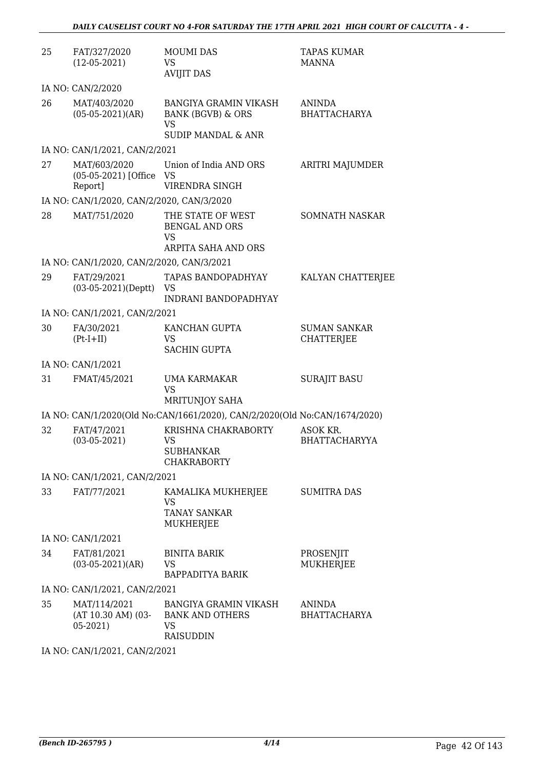| | | | |
|---|---|---|---|
| 25 | FAT/327/2020 (12-05-2021) | MOUMI DAS VS AVIJIT DAS | TAPAS KUMAR MANNA |
| IA NO: CAN/2/2020 | | | |
| 26 | MAT/403/2020 (05-05-2021)(AR) | BANGIYA GRAMIN VIKASH BANK (BGVB) & ORS VS SUDIP MANDAL & ANR | ANINDA BHATTACHARYA |
| IA NO: CAN/1/2021, CAN/2/2021 | | | |
| 27 | MAT/603/2020 (05-05-2021) [Office Report] | Union of India AND ORS VS VIRENDRA SINGH | ARITRI MAJUMDER |
| IA NO: CAN/1/2020, CAN/2/2020, CAN/3/2020 | | | |
| 28 | MAT/751/2020 | THE STATE OF WEST BENGAL AND ORS VS ARPITA SAHA AND ORS | SOMNATH NASKAR |
| IA NO: CAN/1/2020, CAN/2/2020, CAN/3/2021 | | | |
| 29 | FAT/29/2021 (03-05-2021)(Deptt) | TAPAS BANDOPADHYAY VS INDRANI BANDOPADHYAY | KALYAN CHATTERJEE |
| IA NO: CAN/1/2021, CAN/2/2021 | | | |
| 30 | FA/30/2021 (Pt-I+II) | KANCHAN GUPTA VS SACHIN GUPTA | SUMAN SANKAR CHATTERJEE |
| IA NO: CAN/1/2021 | | | |
| 31 | FMAT/45/2021 | UMA KARMAKAR VS MRITUNJOY SAHA | SURAJIT BASU |
| IA NO: CAN/1/2020(Old No:CAN/1661/2020), CAN/2/2020(Old No:CAN/1674/2020) | | | |
| 32 | FAT/47/2021 (03-05-2021) | KRISHNA CHAKRABORTY VS SUBHANKAR CHAKRABORTY | ASOK KR. BHATTACHARYYA |
| IA NO: CAN/1/2021, CAN/2/2021 | | | |
| 33 | FAT/77/2021 | KAMALIKA MUKHERJEE VS TANAY SANKAR MUKHERJEE | SUMITRA DAS |
| IA NO: CAN/1/2021 | | | |
| 34 | FAT/81/2021 (03-05-2021)(AR) | BINITA BARIK VS BAPPADITYA BARIK | PROSENJIT MUKHERJEE |
| IA NO: CAN/1/2021, CAN/2/2021 | | | |
| 35 | MAT/114/2021 (AT 10.30 AM) (03-05-2021) | BANGIYA GRAMIN VIKASH BANK AND OTHERS VS RAISUDDIN | ANINDA BHATTACHARYA |
| IA NO: CAN/1/2021, CAN/2/2021 | | | |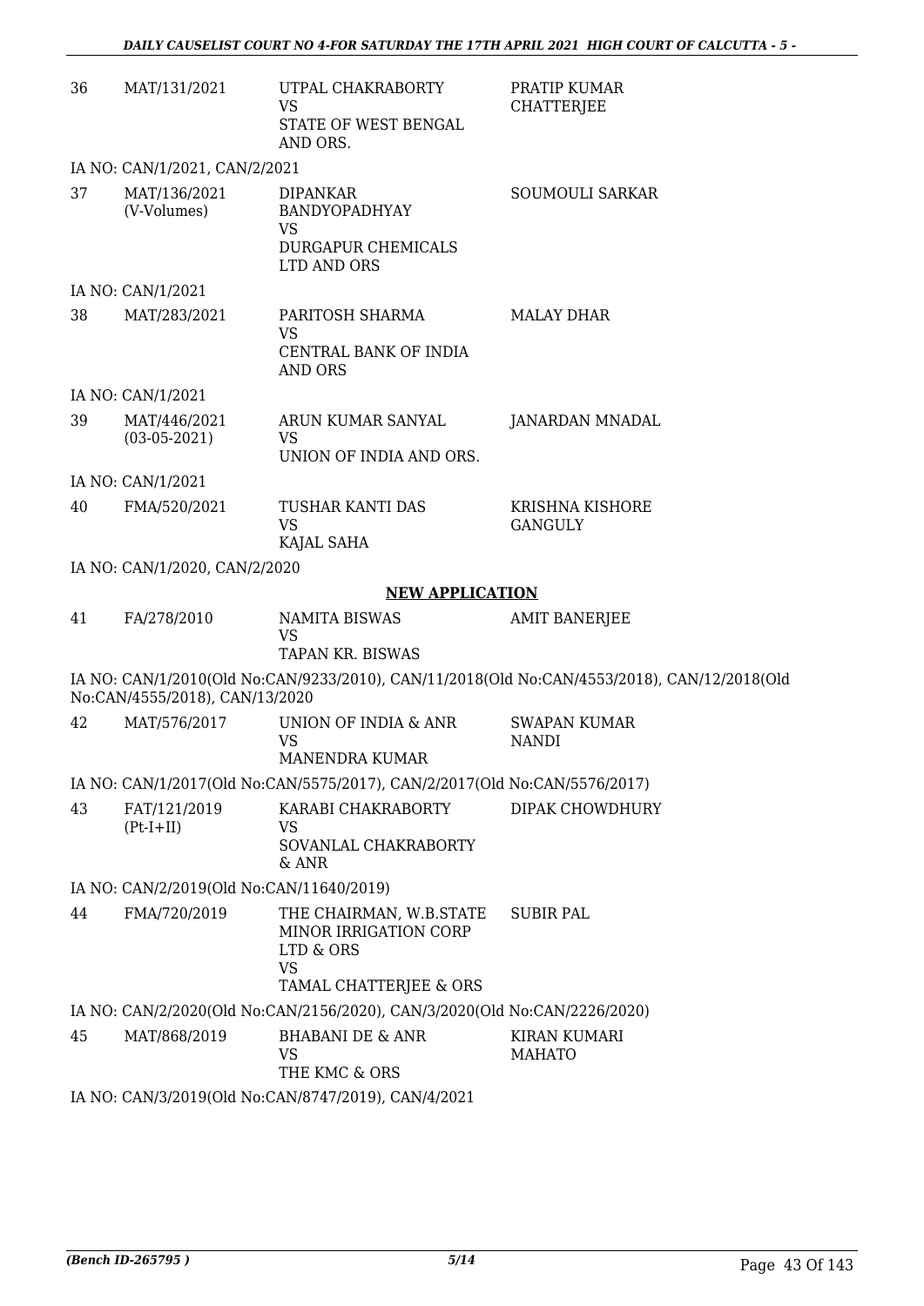| | | | |
|---|---|---|---|
| 36 | MAT/131/2021 | UTPAL CHAKRABORTY<br>VS<br>STATE OF WEST BENGAL AND ORS. | PRATIP KUMAR CHATTERJEE |

IA NO: CAN/1/2021, CAN/2/2021

| | | | |
|---|---|---|---|
| 37 | MAT/136/2021<br>(V-Volumes) | DIPANKAR BANDYOPADHYAY<br>VS<br>DURGAPUR CHEMICALS LTD AND ORS | SOUMOULI SARKAR |

IA NO: CAN/1/2021

| | | | |
|---|---|---|---|
| 38 | MAT/283/2021 | PARITOSH SHARMA<br>VS<br>CENTRAL BANK OF INDIA AND ORS | MALAY DHAR |

IA NO: CAN/1/2021

| | | | |
|---|---|---|---|
| 39 | MAT/446/2021<br>(03-05-2021) | ARUN KUMAR SANYAL<br>VS<br>UNION OF INDIA AND ORS. | JANARDAN MNADAL |

IA NO: CAN/1/2021

| | | | |
|---|---|---|---|
| 40 | FMA/520/2021 | TUSHAR KANTI DAS<br>VS<br>KAJAL SAHA | KRISHNA KISHORE GANGULY |

IA NO: CAN/1/2020, CAN/2/2020

**NEW APPLICATION**

| | | | |
|---|---|---|---|
| 41 | FA/278/2010 | NAMITA BISWAS<br>VS<br>TAPAN KR. BISWAS | AMIT BANERJEE |

IA NO: CAN/1/2010(Old No:CAN/9233/2010), CAN/11/2018(Old No:CAN/4553/2018), CAN/12/2018(Old No:CAN/4555/2018), CAN/13/2020

| | | | |
|---|---|---|---|
| 42 | MAT/576/2017 | UNION OF INDIA & ANR<br>VS<br>MANENDRA KUMAR | SWAPAN KUMAR NANDI |

IA NO: CAN/1/2017(Old No:CAN/5575/2017), CAN/2/2017(Old No:CAN/5576/2017)

| | | | |
|---|---|---|---|
| 43 | FAT/121/2019<br>(Pt-I+II) | KARABI CHAKRABORTY<br>VS<br>SOVANLAL CHAKRABORTY & ANR | DIPAK CHOWDHURY |

IA NO: CAN/2/2019(Old No:CAN/11640/2019)

| | | | |
|---|---|---|---|
| 44 | FMA/720/2019 | THE CHAIRMAN, W.B.STATE MINOR IRRIGATION CORP LTD & ORS<br>VS<br>TAMAL CHATTERJEE & ORS | SUBIR PAL |

IA NO: CAN/2/2020(Old No:CAN/2156/2020), CAN/3/2020(Old No:CAN/2226/2020)

| | | | |
|---|---|---|---|
| 45 | MAT/868/2019 | BHABANI DE & ANR<br>VS<br>THE KMC & ORS | KIRAN KUMARI MAHATO |

IA NO: CAN/3/2019(Old No:CAN/8747/2019), CAN/4/2021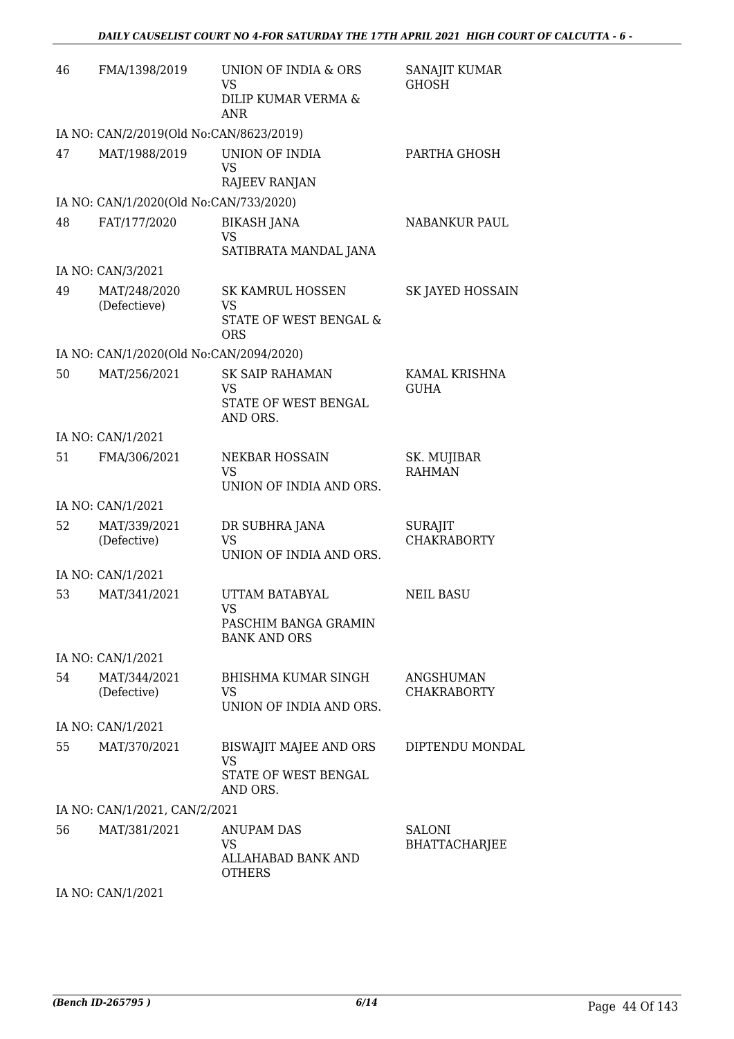| | | | |
|---|---|---|---|
| 46 | FMA/1398/2019 | UNION OF INDIA & ORS<br>VS<br>DILIP KUMAR VERMA & ANR | SANAJIT KUMAR GHOSH |
| IA NO: CAN/2/2019(Old No:CAN/8623/2019) | | | |
| 47 | MAT/1988/2019 | UNION OF INDIA<br>VS<br>RAJEEV RANJAN | PARTHA GHOSH |
| IA NO: CAN/1/2020(Old No:CAN/733/2020) | | | |
| 48 | FAT/177/2020 | BIKASH JANA<br>VS<br>SATIBRATA MANDAL JANA | NABANKUR PAUL |
| IA NO: CAN/3/2021 | | | |
| 49 | MAT/248/2020<br>(Defectieve) | SK KAMRUL HOSSEN<br>VS<br>STATE OF WEST BENGAL & ORS | SK JAYED HOSSAIN |
| IA NO: CAN/1/2020(Old No:CAN/2094/2020) | | | |
| 50 | MAT/256/2021 | SK SAIP RAHAMAN<br>VS<br>STATE OF WEST BENGAL AND ORS. | KAMAL KRISHNA GUHA |
| IA NO: CAN/1/2021 | | | |
| 51 | FMA/306/2021 | NEKBAR HOSSAIN<br>VS<br>UNION OF INDIA AND ORS. | SK. MUJIBAR RAHMAN |
| IA NO: CAN/1/2021 | | | |
| 52 | MAT/339/2021<br>(Defective) | DR SUBHRA JANA<br>VS<br>UNION OF INDIA AND ORS. | SURAJIT CHAKRABORTY |
| IA NO: CAN/1/2021 | | | |
| 53 | MAT/341/2021 | UTTAM BATABYAL<br>VS<br>PASCHIM BANGA GRAMIN BANK AND ORS | NEIL BASU |
| IA NO: CAN/1/2021 | | | |
| 54 | MAT/344/2021<br>(Defective) | BHISHMA KUMAR SINGH<br>VS<br>UNION OF INDIA AND ORS. | ANGSHUMAN CHAKRABORTY |
| IA NO: CAN/1/2021 | | | |
| 55 | MAT/370/2021 | BISWAJIT MAJEE AND ORS<br>VS<br>STATE OF WEST BENGAL AND ORS. | DIPTENDU MONDAL |
| IA NO: CAN/1/2021, CAN/2/2021 | | | |
| 56 | MAT/381/2021 | ANUPAM DAS<br>VS<br>ALLAHABAD BANK AND OTHERS | SALONI BHATTACHARJEE |
| IA NO: CAN/1/2021 | | | |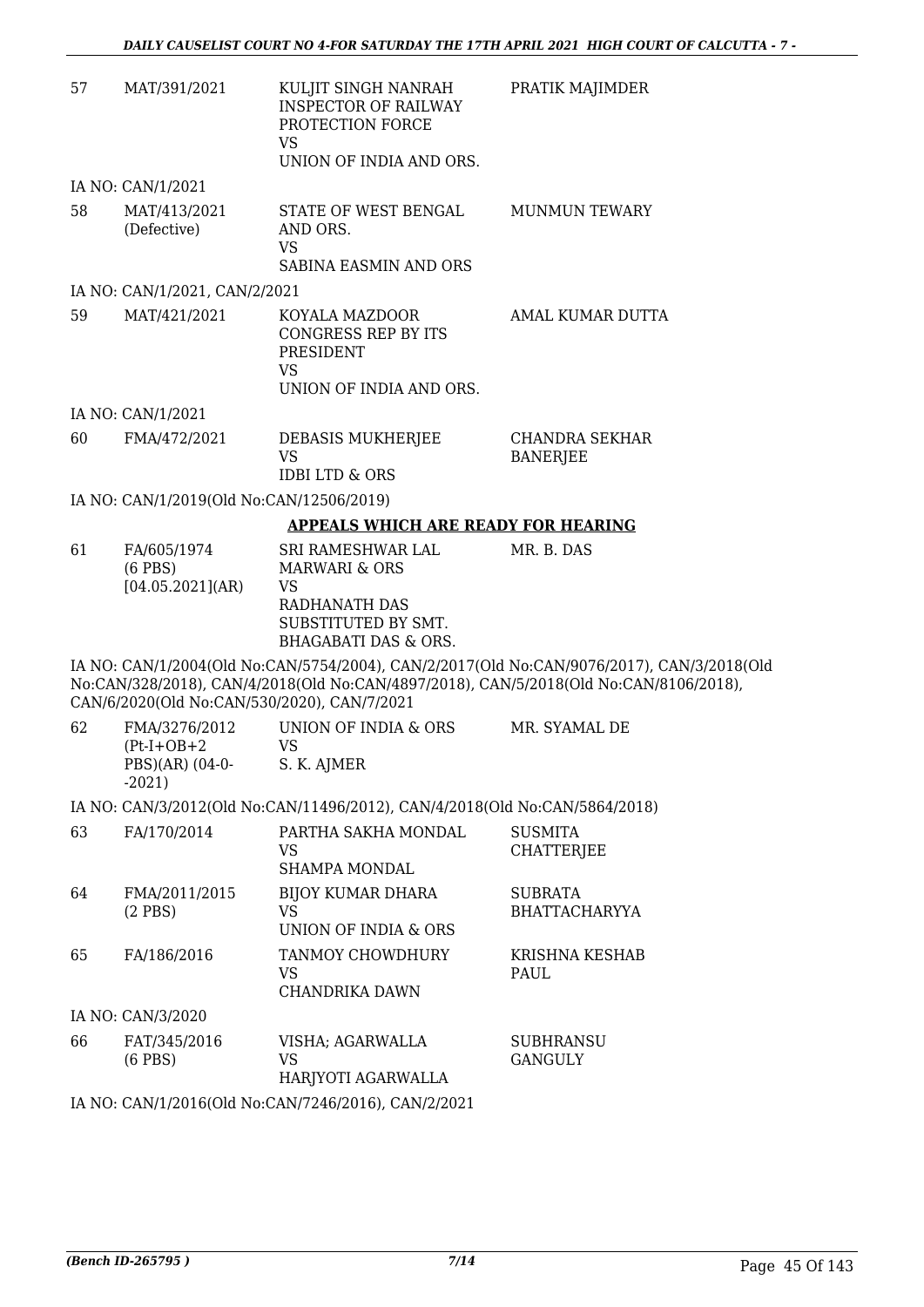| | | | |
|---|---|---|---|
| 57 | MAT/391/2021 | KULJIT SINGH NANRAH INSPECTOR OF RAILWAY PROTECTION FORCE<br>VS<br>UNION OF INDIA AND ORS. | PRATIK MAJIMDER |

IA NO: CAN/1/2021

| | | | |
|---|---|---|---|
| 58 | MAT/413/2021 (Defective) | STATE OF WEST BENGAL AND ORS.<br>VS<br>SABINA EASMIN AND ORS | MUNMUN TEWARY |

IA NO: CAN/1/2021, CAN/2/2021

| | | | |
|---|---|---|---|
| 59 | MAT/421/2021 | KOYALA MAZDOOR CONGRESS REP BY ITS PRESIDENT<br>VS<br>UNION OF INDIA AND ORS. | AMAL KUMAR DUTTA |

IA NO: CAN/1/2021

| | | | |
|---|---|---|---|
| 60 | FMA/472/2021 | DEBASIS MUKHERJEE<br>VS<br>IDBI LTD & ORS | CHANDRA SEKHAR BANERJEE |

IA NO: CAN/1/2019(Old No:CAN/12506/2019)

## APPEALS WHICH ARE READY FOR HEARING

| | | | |
|---|---|---|---|
| 61 | FA/605/1974 (6 PBS) [04.05.2021](AR) | SRI RAMESHWAR LAL MARWARI & ORS<br>VS<br>RADHANATH DAS SUBSTITUTED BY SMT. BHAGABATI DAS & ORS. | MR. B. DAS |

IA NO: CAN/1/2004(Old No:CAN/5754/2004), CAN/2/2017(Old No:CAN/9076/2017), CAN/3/2018(Old No:CAN/328/2018), CAN/4/2018(Old No:CAN/4897/2018), CAN/5/2018(Old No:CAN/8106/2018), CAN/6/2020(Old No:CAN/530/2020), CAN/7/2021

| | | | |
|---|---|---|---|
| 62 | FMA/3276/2012 (Pt-I+OB+2 PBS)(AR) (04-0--2021) | UNION OF INDIA & ORS<br>VS<br>S. K. AJMER | MR. SYAMAL DE |

IA NO: CAN/3/2012(Old No:CAN/11496/2012), CAN/4/2018(Old No:CAN/5864/2018)

| | | | |
|---|---|---|---|
| 63 | FA/170/2014 | PARTHA SAKHA MONDAL<br>VS<br>SHAMPA MONDAL | SUSMITA CHATTERJEE |
| 64 | FMA/2011/2015 (2 PBS) | BIJOY KUMAR DHARA<br>VS<br>UNION OF INDIA & ORS | SUBRATA BHATTACHARYYA |
| 65 | FA/186/2016 | TANMOY CHOWDHURY<br>VS<br>CHANDRIKA DAWN | KRISHNA KESHAB PAUL |

IA NO: CAN/3/2020

| | | | |
|---|---|---|---|
| 66 | FAT/345/2016 (6 PBS) | VISHA; AGARWALLA<br>VS<br>HARJYOTI AGARWALLA | SUBHRANSU GANGULY |

IA NO: CAN/1/2016(Old No:CAN/7246/2016), CAN/2/2021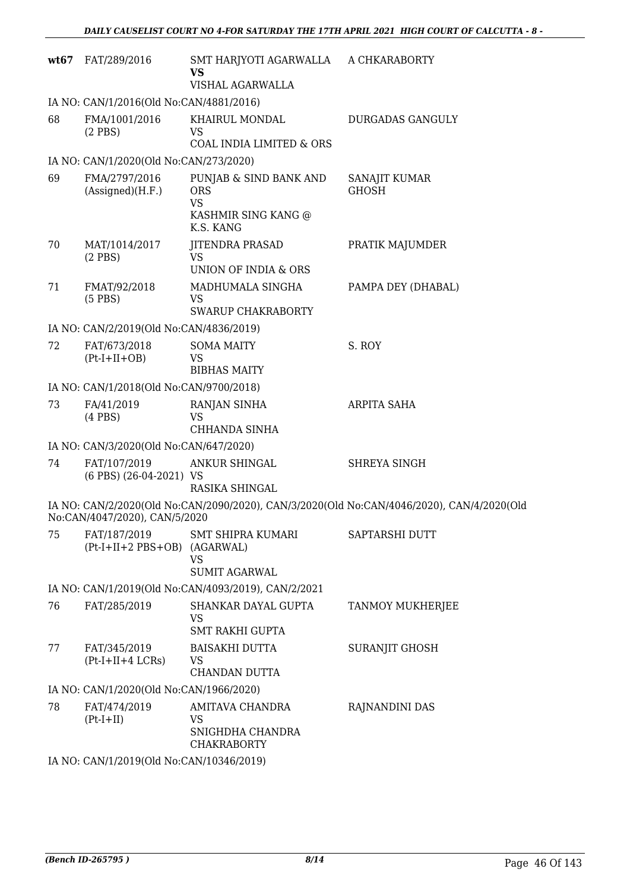| | | | |
|---|---|---|---|
| **wt67** | FAT/289/2016 | SMT HARJYOTI AGARWALLA **VS** VISHAL AGARWALLA | A CHKARABORTY |

IA NO: CAN/1/2016(Old No:CAN/4881/2016)

| | | | |
|---|---|---|---|
| 68 | FMA/1001/2016 (2 PBS) | KHAIRUL MONDAL VS COAL INDIA LIMITED & ORS | DURGADAS GANGULY |

IA NO: CAN/1/2020(Old No:CAN/273/2020)

| | | | |
|---|---|---|---|
| 69 | FMA/2797/2016 (Assigned)(H.F.) | PUNJAB & SIND BANK AND ORS VS KASHMIR SING KANG @ K.S. KANG | SANAJIT KUMAR GHOSH |
| 70 | MAT/1014/2017 (2 PBS) | JITENDRA PRASAD VS UNION OF INDIA & ORS | PRATIK MAJUMDER |
| 71 | FMAT/92/2018 (5 PBS) | MADHUMALA SINGHA VS SWARUP CHAKRABORTY | PAMPA DEY (DHABAL) |

IA NO: CAN/2/2019(Old No:CAN/4836/2019)

| | | | |
|---|---|---|---|
| 72 | FAT/673/2018 (Pt-I+II+OB) | SOMA MAITY VS BIBHAS MAITY | S. ROY |

IA NO: CAN/1/2018(Old No:CAN/9700/2018)

| | | | |
|---|---|---|---|
| 73 | FA/41/2019 (4 PBS) | RANJAN SINHA VS CHHANDA SINHA | ARPITA SAHA |

IA NO: CAN/3/2020(Old No:CAN/647/2020)

| | | | |
|---|---|---|---|
| 74 | FAT/107/2019 (6 PBS) (26-04-2021) | ANKUR SHINGAL VS RASIKA SHINGAL | SHREYA SINGH |

IA NO: CAN/2/2020(Old No:CAN/2090/2020), CAN/3/2020(Old No:CAN/4046/2020), CAN/4/2020(Old No:CAN/4047/2020), CAN/5/2020

| | | | |
|---|---|---|---|
| 75 | FAT/187/2019 (Pt-I+II+2 PBS+OB) | SMT SHIPRA KUMARI (AGARWAL) VS SUMIT AGARWAL | SAPTARSHI DUTT |

IA NO: CAN/1/2019(Old No:CAN/4093/2019), CAN/2/2021

| | | | |
|---|---|---|---|
| 76 | FAT/285/2019 | SHANKAR DAYAL GUPTA VS SMT RAKHI GUPTA | TANMOY MUKHERJEE |
| 77 | FAT/345/2019 (Pt-I+II+4 LCRs) | BAISAKHI DUTTA VS CHANDAN DUTTA | SURANJIT GHOSH |

IA NO: CAN/1/2020(Old No:CAN/1966/2020)

| | | | |
|---|---|---|---|
| 78 | FAT/474/2019 (Pt-I+II) | AMITAVA CHANDRA VS SNIGHDHA CHANDRA CHAKRABORTY | RAJNANDINI DAS |

IA NO: CAN/1/2019(Old No:CAN/10346/2019)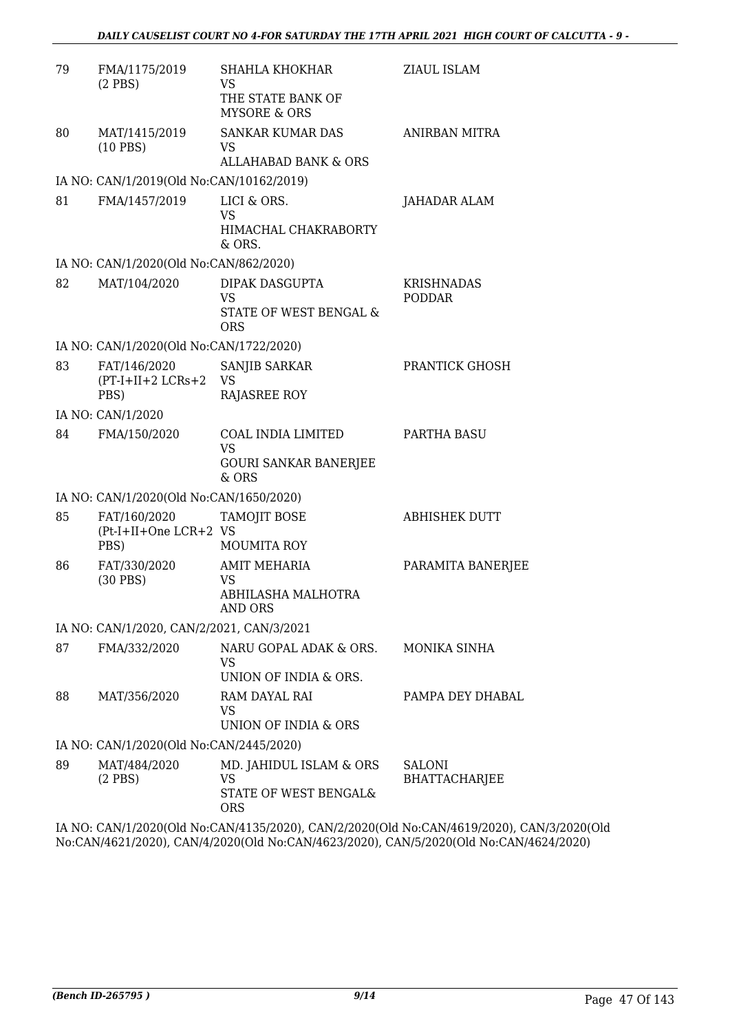| | | | |
|---|---|---|---|
| 79 | FMA/1175/2019 (2 PBS) | SHAHLA KHOKHAR VS THE STATE BANK OF MYSORE & ORS | ZIAUL ISLAM |
| 80 | MAT/1415/2019 (10 PBS) | SANKAR KUMAR DAS VS ALLAHABAD BANK & ORS | ANIRBAN MITRA |
| IA NO: CAN/1/2019(Old No:CAN/10162/2019) | | | |
| 81 | FMA/1457/2019 | LICI & ORS. VS HIMACHAL CHAKRABORTY & ORS. | JAHADAR ALAM |
| IA NO: CAN/1/2020(Old No:CAN/862/2020) | | | |
| 82 | MAT/104/2020 | DIPAK DASGUPTA VS STATE OF WEST BENGAL & ORS | KRISHNADAS PODDAR |
| IA NO: CAN/1/2020(Old No:CAN/1722/2020) | | | |
| 83 | FAT/146/2020 (PT-I+II+2 LCRs+2 PBS) | SANJIB SARKAR VS RAJASREE ROY | PRANTICK GHOSH |
| IA NO: CAN/1/2020 | | | |
| 84 | FMA/150/2020 | COAL INDIA LIMITED VS GOURI SANKAR BANERJEE & ORS | PARTHA BASU |
| IA NO: CAN/1/2020(Old No:CAN/1650/2020) | | | |
| 85 | FAT/160/2020 (Pt-I+II+One LCR+2 PBS) | TAMOJIT BOSE VS MOUMITA ROY | ABHISHEK DUTT |
| 86 | FAT/330/2020 (30 PBS) | AMIT MEHARIA VS ABHILASHA MALHOTRA AND ORS | PARAMITA BANERJEE |
| IA NO: CAN/1/2020, CAN/2/2021, CAN/3/2021 | | | |
| 87 | FMA/332/2020 | NARU GOPAL ADAK & ORS. VS UNION OF INDIA & ORS. | MONIKA SINHA |
| 88 | MAT/356/2020 | RAM DAYAL RAI VS UNION OF INDIA & ORS | PAMPA DEY DHABAL |
| IA NO: CAN/1/2020(Old No:CAN/2445/2020) | | | |
| 89 | MAT/484/2020 (2 PBS) | MD. JAHIDUL ISLAM & ORS VS STATE OF WEST BENGAL& ORS | SALONI BHATTACHARJEE |

IA NO: CAN/1/2020(Old No:CAN/4135/2020), CAN/2/2020(Old No:CAN/4619/2020), CAN/3/2020(Old No:CAN/4621/2020), CAN/4/2020(Old No:CAN/4623/2020), CAN/5/2020(Old No:CAN/4624/2020)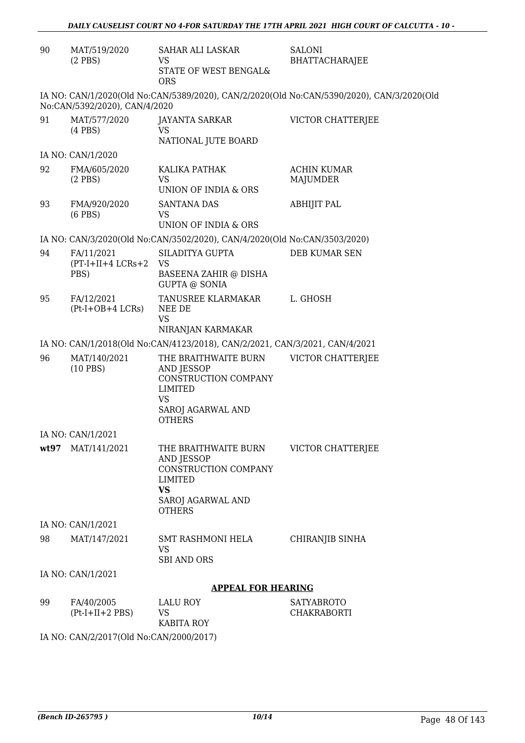| | | | |
|---|---|---|---|
| 90 | MAT/519/2020 (2 PBS) | SAHAR ALI LASKAR VS STATE OF WEST BENGAL& ORS | SALONI BHATTACHARAJEE |

IA NO: CAN/1/2020(Old No:CAN/5389/2020), CAN/2/2020(Old No:CAN/5390/2020), CAN/3/2020(Old No:CAN/5392/2020), CAN/4/2020

| | | | |
|---|---|---|---|
| 91 | MAT/577/2020 (4 PBS) | JAYANTA SARKAR VS NATIONAL JUTE BOARD | VICTOR CHATTERJEE |

IA NO: CAN/1/2020

| | | | |
|---|---|---|---|
| 92 | FMA/605/2020 (2 PBS) | KALIKA PATHAK VS UNION OF INDIA & ORS | ACHIN KUMAR MAJUMDER |
| 93 | FMA/920/2020 (6 PBS) | SANTANA DAS VS UNION OF INDIA & ORS | ABHIJIT PAL |

IA NO: CAN/3/2020(Old No:CAN/3502/2020), CAN/4/2020(Old No:CAN/3503/2020)

| | | | |
|---|---|---|---|
| 94 | FA/11/2021 (PT-I+II+4 LCRs+2 PBS) | SILADITYA GUPTA VS BASEENA ZAHIR @ DISHA GUPTA @ SONIA | DEB KUMAR SEN |
| 95 | FA/12/2021 (Pt-I+OB+4 LCRs) | TANUSREE KLARMAKAR NEE DE VS NIRANJAN KARMAKAR | L. GHOSH |

IA NO: CAN/1/2018(Old No:CAN/4123/2018), CAN/2/2021, CAN/3/2021, CAN/4/2021

| | | | |
|---|---|---|---|
| 96 | MAT/140/2021 (10 PBS) | THE BRAITHWAITE BURN AND JESSOP CONSTRUCTION COMPANY LIMITED VS SAROJ AGARWAL AND OTHERS | VICTOR CHATTERJEE |

IA NO: CAN/1/2021

| | | | |
|---|---|---|---|
| **wt97** | MAT/141/2021 | THE BRAITHWAITE BURN AND JESSOP CONSTRUCTION COMPANY LIMITED **VS** SAROJ AGARWAL AND OTHERS | VICTOR CHATTERJEE |

IA NO: CAN/1/2021

| | | | |
|---|---|---|---|
| 98 | MAT/147/2021 | SMT RASHMONI HELA VS SBI AND ORS | CHIRANJIB SINHA |

IA NO: CAN/1/2021

**APPEAL FOR HEARING**

| | | | |
|---|---|---|---|
| 99 | FA/40/2005 (Pt-I+II+2 PBS) | LALU ROY VS KABITA ROY | SATYABROTO CHAKRABORTI |

IA NO: CAN/2/2017(Old No:CAN/2000/2017)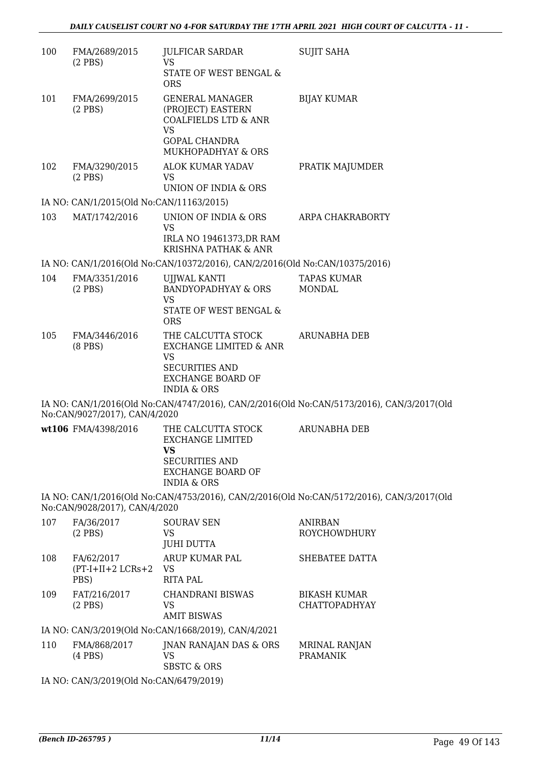| | | | |
|---|---|---|---|
| 100 | FMA/2689/2015 (2 PBS) | JULFICAR SARDAR VS STATE OF WEST BENGAL & ORS | SUJIT SAHA |
| 101 | FMA/2699/2015 (2 PBS) | GENERAL MANAGER (PROJECT) EASTERN COALFIELDS LTD & ANR VS GOPAL CHANDRA MUKHOPADHYAY & ORS | BIJAY KUMAR |
| 102 | FMA/3290/2015 (2 PBS) | ALOK KUMAR YADAV VS UNION OF INDIA & ORS | PRATIK MAJUMDER |

IA NO: CAN/1/2015(Old No:CAN/11163/2015)

| | | | |
|---|---|---|---|
| 103 | MAT/1742/2016 | UNION OF INDIA & ORS VS IRLA NO 19461373,DR RAM KRISHNA PATHAK & ANR | ARPA CHAKRABORTY |

IA NO: CAN/1/2016(Old No:CAN/10372/2016), CAN/2/2016(Old No:CAN/10375/2016)

| | | | |
|---|---|---|---|
| 104 | FMA/3351/2016 (2 PBS) | UJJWAL KANTI BANDYOPADHYAY & ORS VS STATE OF WEST BENGAL & ORS | TAPAS KUMAR MONDAL |
| 105 | FMA/3446/2016 (8 PBS) | THE CALCUTTA STOCK EXCHANGE LIMITED & ANR VS SECURITIES AND EXCHANGE BOARD OF INDIA & ORS | ARUNABHA DEB |

IA NO: CAN/1/2016(Old No:CAN/4747/2016), CAN/2/2016(Old No:CAN/5173/2016), CAN/3/2017(Old No:CAN/9027/2017), CAN/4/2020

| | | | |
|---|---|---|---|
| **wt106** | FMA/4398/2016 | THE CALCUTTA STOCK EXCHANGE LIMITED **VS** SECURITIES AND EXCHANGE BOARD OF INDIA & ORS | ARUNABHA DEB |

IA NO: CAN/1/2016(Old No:CAN/4753/2016), CAN/2/2016(Old No:CAN/5172/2016), CAN/3/2017(Old No:CAN/9028/2017), CAN/4/2020

| | | | |
|---|---|---|---|
| 107 | FA/36/2017 (2 PBS) | SOURAV SEN VS JUHI DUTTA | ANIRBAN ROYCHOWDHURY |
| 108 | FA/62/2017 (PT-I+II+2 LCRs+2 PBS) | ARUP KUMAR PAL VS RITA PAL | SHEBATEE DATTA |
| 109 | FAT/216/2017 (2 PBS) | CHANDRANI BISWAS VS AMIT BISWAS | BIKASH KUMAR CHATTOPADHYAY |

IA NO: CAN/3/2019(Old No:CAN/1668/2019), CAN/4/2021

| | | | |
|---|---|---|---|
| 110 | FMA/868/2017 (4 PBS) | JNAN RANAJAN DAS & ORS VS SBSTC & ORS | MRINAL RANJAN PRAMANIK |

IA NO: CAN/3/2019(Old No:CAN/6479/2019)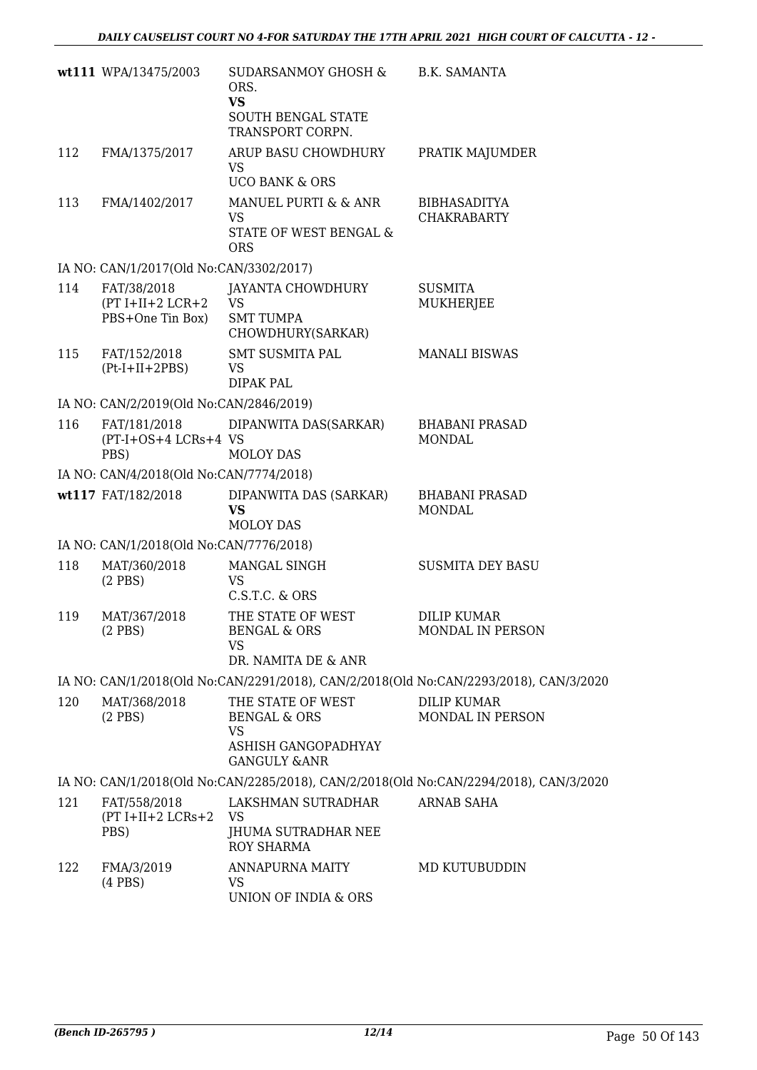| | | | |
|---|---|---|---|
| **wt111** | WPA/13475/2003 | SUDARSANMOY GHOSH & ORS.<br>**VS**<br>SOUTH BENGAL STATE TRANSPORT CORPN. | B.K. SAMANTA |
| 112 | FMA/1375/2017 | ARUP BASU CHOWDHURY<br>VS<br>UCO BANK & ORS | PRATIK MAJUMDER |
| 113 | FMA/1402/2017 | MANUEL PURTI & & ANR<br>VS<br>STATE OF WEST BENGAL & ORS | BIBHASADITYA CHAKRABARTY |

IA NO: CAN/1/2017(Old No:CAN/3302/2017)

| | | | |
|---|---|---|---|
| 114 | FAT/38/2018<br>(PT I+II+2 LCR+2 PBS+One Tin Box) | JAYANTA CHOWDHURY<br>VS<br>SMT TUMPA CHOWDHURY(SARKAR) | SUSMITA MUKHERJEE |
| 115 | FAT/152/2018<br>(Pt-I+II+2PBS) | SMT SUSMITA PAL<br>VS<br>DIPAK PAL | MANALI BISWAS |

IA NO: CAN/2/2019(Old No:CAN/2846/2019)

| | | | |
|---|---|---|---|
| 116 | FAT/181/2018<br>(PT-I+OS+4 LCRs+4 PBS) | DIPANWITA DAS(SARKAR)<br>VS<br>MOLOY DAS | BHABANI PRASAD MONDAL |

IA NO: CAN/4/2018(Old No:CAN/7774/2018)

| | | | |
|---|---|---|---|
| **wt117** | FAT/182/2018 | DIPANWITA DAS (SARKAR)<br>**VS**<br>MOLOY DAS | BHABANI PRASAD MONDAL |

IA NO: CAN/1/2018(Old No:CAN/7776/2018)

| | | | |
|---|---|---|---|
| 118 | MAT/360/2018<br>(2 PBS) | MANGAL SINGH<br>VS<br>C.S.T.C. & ORS | SUSMITA DEY BASU |
| 119 | MAT/367/2018<br>(2 PBS) | THE STATE OF WEST BENGAL & ORS<br>VS<br>DR. NAMITA DE & ANR | DILIP KUMAR MONDAL IN PERSON |

IA NO: CAN/1/2018(Old No:CAN/2291/2018), CAN/2/2018(Old No:CAN/2293/2018), CAN/3/2020

| | | | |
|---|---|---|---|
| 120 | MAT/368/2018<br>(2 PBS) | THE STATE OF WEST BENGAL & ORS<br>VS<br>ASHISH GANGOPADHYAY GANGULY &ANR | DILIP KUMAR MONDAL IN PERSON |

IA NO: CAN/1/2018(Old No:CAN/2285/2018), CAN/2/2018(Old No:CAN/2294/2018), CAN/3/2020

| | | | |
|---|---|---|---|
| 121 | FAT/558/2018<br>(PT I+II+2 LCRs+2 PBS) | LAKSHMAN SUTRADHAR<br>VS<br>JHUMA SUTRADHAR NEE ROY SHARMA | ARNAB SAHA |
| 122 | FMA/3/2019<br>(4 PBS) | ANNAPURNA MAITY<br>VS<br>UNION OF INDIA & ORS | MD KUTUBUDDIN |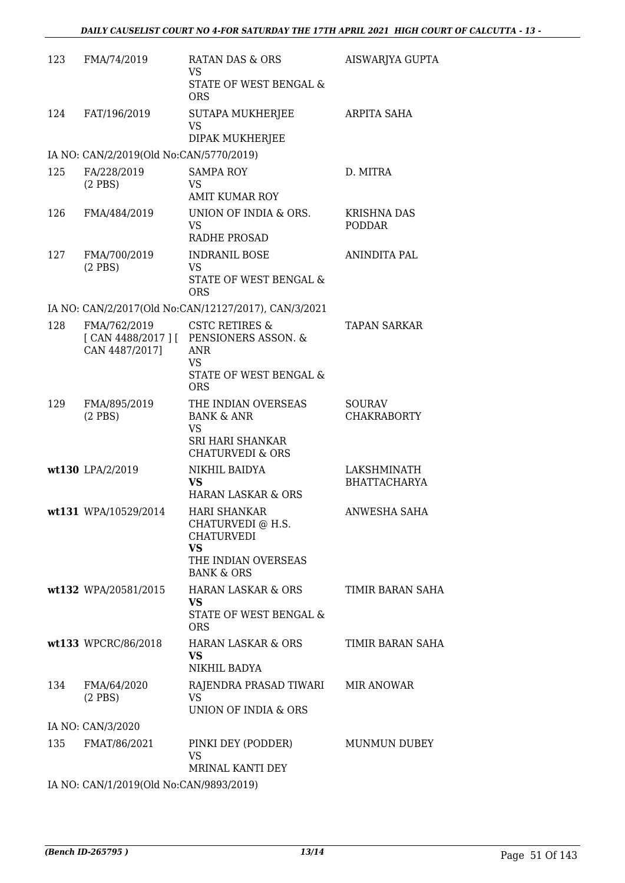| | | | |
|---|---|---|---|
| 123 | FMA/74/2019 | RATAN DAS & ORS<br>VS<br>STATE OF WEST BENGAL & ORS | AISWARJYA GUPTA |
| 124 | FAT/196/2019 | SUTAPA MUKHERJEE<br>VS<br>DIPAK MUKHERJEE | ARPITA SAHA |
| IA NO: CAN/2/2019(Old No:CAN/5770/2019) | | | |
| 125 | FA/228/2019<br>(2 PBS) | SAMPA ROY<br>VS<br>AMIT KUMAR ROY | D. MITRA |
| 126 | FMA/484/2019 | UNION OF INDIA & ORS.<br>VS<br>RADHE PROSAD | KRISHNA DAS PODDAR |
| 127 | FMA/700/2019<br>(2 PBS) | INDRANIL BOSE<br>VS<br>STATE OF WEST BENGAL & ORS | ANINDITA PAL |
| IA NO: CAN/2/2017(Old No:CAN/12127/2017), CAN/3/2021 | | | |
| 128 | FMA/762/2019<br>[ CAN 4488/2017 ] [ CAN 4487/2017] | CSTC RETIRES & PENSIONERS ASSON. & ANR<br>VS<br>STATE OF WEST BENGAL & ORS | TAPAN SARKAR |
| 129 | FMA/895/2019<br>(2 PBS) | THE INDIAN OVERSEAS BANK & ANR<br>VS<br>SRI HARI SHANKAR CHATURVEDI & ORS | SOURAV CHAKRABORTY |
| wt130 | LPA/2/2019 | NIKHIL BAIDYA<br>**VS**<br>HARAN LASKAR & ORS | LAKSHMINATH BHATTACHARYA |
| wt131 | WPA/10529/2014 | HARI SHANKAR CHATURVEDI @ H.S. CHATURVEDI<br>**VS**<br>THE INDIAN OVERSEAS BANK & ORS | ANWESHA SAHA |
| wt132 | WPA/20581/2015 | HARAN LASKAR & ORS<br>**VS**<br>STATE OF WEST BENGAL & ORS | TIMIR BARAN SAHA |
| wt133 | WPCRC/86/2018 | HARAN LASKAR & ORS<br>**VS**<br>NIKHIL BADYA | TIMIR BARAN SAHA |
| 134 | FMA/64/2020<br>(2 PBS) | RAJENDRA PRASAD TIWARI<br>VS<br>UNION OF INDIA & ORS | MIR ANOWAR |
| IA NO: CAN/3/2020 | | | |
| 135 | FMAT/86/2021 | PINKI DEY (PODDER)<br>VS<br>MRINAL KANTI DEY | MUNMUN DUBEY |
| IA NO: CAN/1/2019(Old No:CAN/9893/2019) | | | |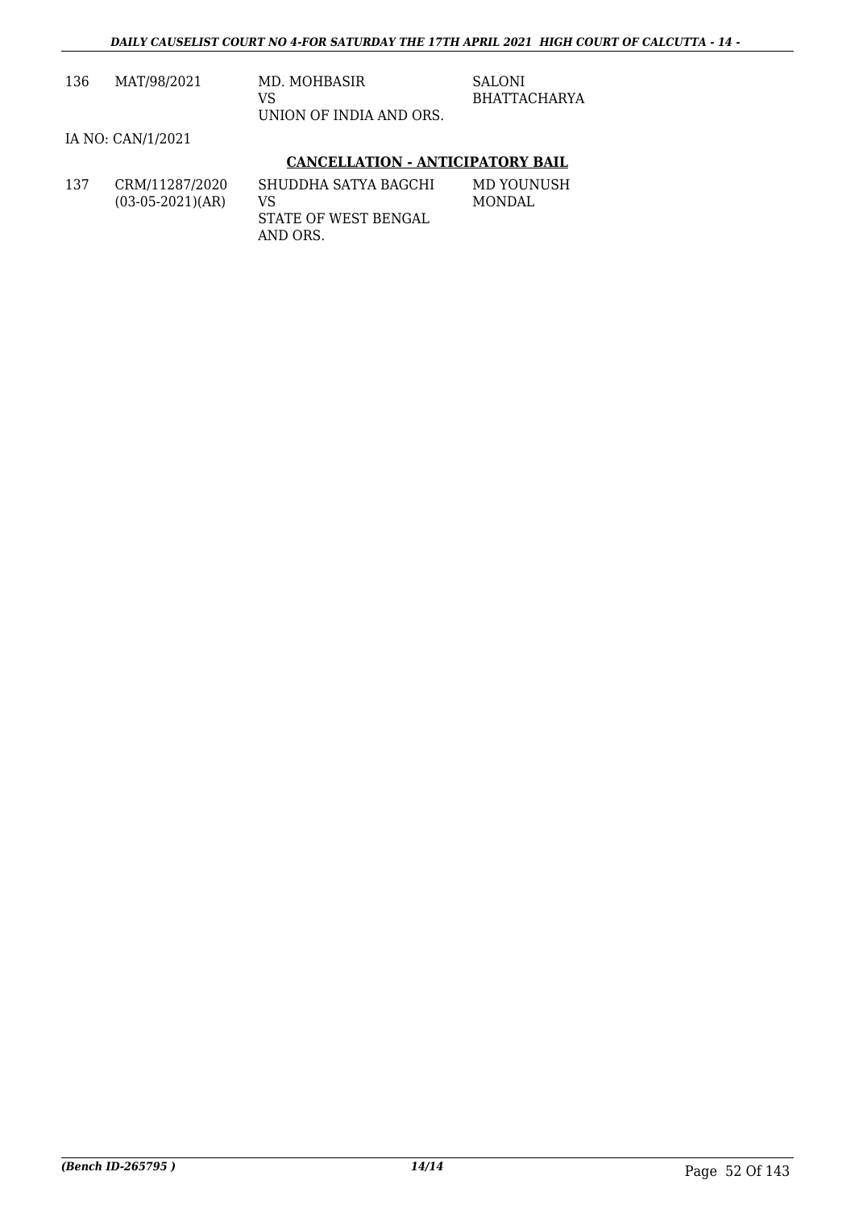| | | | |
|---|---|---|---|
| 136 | MAT/98/2021 | MD. MOHBASIR<br>VS<br>UNION OF INDIA AND ORS. | SALONI<br>BHATTACHARYA |

IA NO: CAN/1/2021

**CANCELLATION - ANTICIPATORY BAIL**

| | | | |
|---|---|---|---|
| 137 | CRM/11287/2020<br>(03-05-2021)(AR) | SHUDDHA SATYA BAGCHI<br>VS<br>STATE OF WEST BENGAL<br>AND ORS. | MD YOUNUSH<br>MONDAL |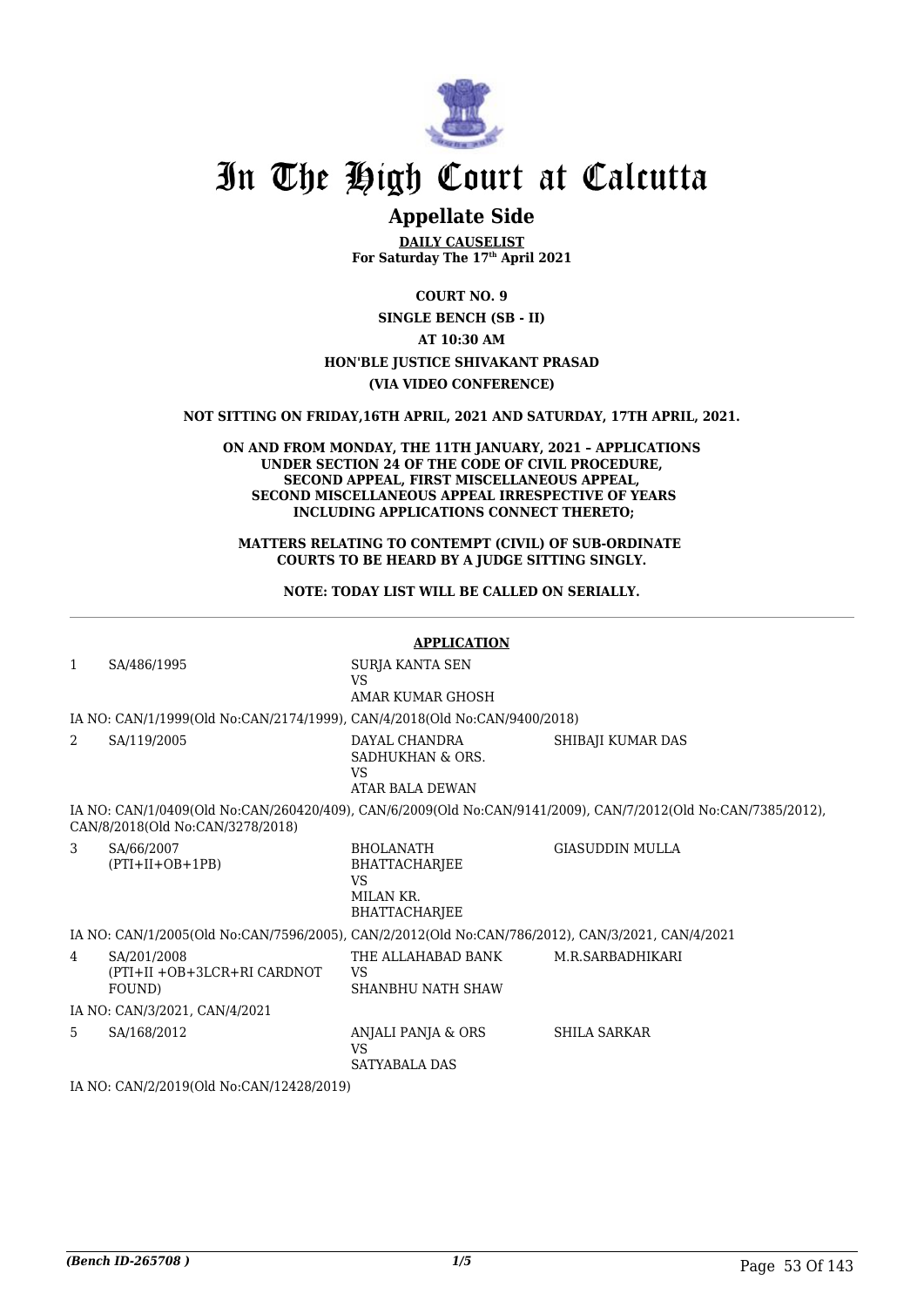# In The High Court at Calcutta

## Appellate Side

**DAILY CAUSELIST**
**For Saturday The 17th April 2021**

**COURT NO. 9**
**SINGLE BENCH (SB - II)**
**AT 10:30 AM**
**HON'BLE JUSTICE SHIVAKANT PRASAD**
**(VIA VIDEO CONFERENCE)**

**NOT SITTING ON FRIDAY,16TH APRIL, 2021 AND SATURDAY, 17TH APRIL, 2021.**

**ON AND FROM MONDAY, THE 11TH JANUARY, 2021 – APPLICATIONS UNDER SECTION 24 OF THE CODE OF CIVIL PROCEDURE, SECOND APPEAL, FIRST MISCELLANEOUS APPEAL, SECOND MISCELLANEOUS APPEAL IRRESPECTIVE OF YEARS INCLUDING APPLICATIONS CONNECT THERETO;**

**MATTERS RELATING TO CONTEMPT (CIVIL) OF SUB-ORDINATE COURTS TO BE HEARD BY A JUDGE SITTING SINGLY.**

**NOTE: TODAY LIST WILL BE CALLED ON SERIALLY.**

**APPLICATION**

| | | | |
|---|---|---|---|
| 1 | SA/486/1995 | SURJA KANTA SEN<br>VS<br>AMAR KUMAR GHOSH | |
| | IA NO: CAN/1/1999(Old No:CAN/2174/1999), CAN/4/2018(Old No:CAN/9400/2018) | | |
| 2 | SA/119/2005 | DAYAL CHANDRA SADHUKHAN & ORS.<br>VS<br>ATAR BALA DEWAN | SHIBAJI KUMAR DAS |
| | IA NO: CAN/1/0409(Old No:CAN/260420/409), CAN/6/2009(Old No:CAN/9141/2009), CAN/7/2012(Old No:CAN/7385/2012), CAN/8/2018(Old No:CAN/3278/2018) | | |
| 3 | SA/66/2007<br>(PTI+II+OB+1PB) | BHOLANATH BHATTACHARJEE<br>VS<br>MILAN KR. BHATTACHARJEE | GIASUDDIN MULLA |
| | IA NO: CAN/1/2005(Old No:CAN/7596/2005), CAN/2/2012(Old No:CAN/786/2012), CAN/3/2021, CAN/4/2021 | | |
| 4 | SA/201/2008<br>(PTI+II +OB+3LCR+RI CARDNOT FOUND) | THE ALLAHABAD BANK<br>VS<br>SHANBHU NATH SHAW | M.R.SARBADHIKARI |
| | IA NO: CAN/3/2021, CAN/4/2021 | | |
| 5 | SA/168/2012 | ANJALI PANJA & ORS<br>VS<br>SATYABALA DAS | SHILA SARKAR |
| | IA NO: CAN/2/2019(Old No:CAN/12428/2019) | | |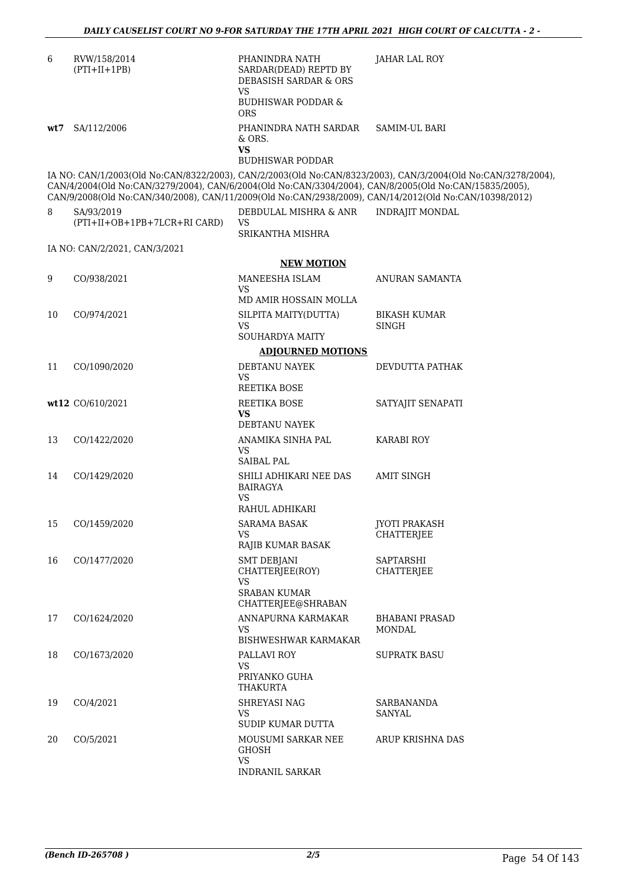| | | | |
|---|---|---|---|
| 6 | RVW/158/2014 (PTI+II+1PB) | PHANINDRA NATH SARDAR(DEAD) REPTD BY DEBASISH SARDAR & ORS VS BUDHISWAR PODDAR & ORS | JAHAR LAL ROY |
| wt7 | SA/112/2006 | PHANINDRA NATH SARDAR & ORS. **VS** BUDHISWAR PODDAR | SAMIM-UL BARI |

IA NO: CAN/1/2003(Old No:CAN/8322/2003), CAN/2/2003(Old No:CAN/8323/2003), CAN/3/2004(Old No:CAN/3278/2004), CAN/4/2004(Old No:CAN/3279/2004), CAN/6/2004(Old No:CAN/3304/2004), CAN/8/2005(Old No:CAN/15835/2005), CAN/9/2008(Old No:CAN/340/2008), CAN/11/2009(Old No:CAN/2938/2009), CAN/14/2012(Old No:CAN/10398/2012)

| | | | |
|---|---|---|---|
| 8 | SA/93/2019 (PTI+II+OB+1PB+7LCR+RI CARD) | DEBDULAL MISHRA & ANR VS SRIKANTHA MISHRA | INDRAJIT MONDAL |

IA NO: CAN/2/2021, CAN/3/2021

**NEW MOTION**

| | | | |
|---|---|---|---|
| 9 | CO/938/2021 | MANEESHA ISLAM VS MD AMIR HOSSAIN MOLLA | ANURAN SAMANTA |
| 10 | CO/974/2021 | SILPITA MAITY(DUTTA) VS SOUHARDYA MAITY | BIKASH KUMAR SINGH |

**ADJOURNED MOTIONS**

| | | | |
|---|---|---|---|
| 11 | CO/1090/2020 | DEBTANU NAYEK VS REETIKA BOSE | DEVDUTTA PATHAK |
| wt12 | CO/610/2021 | REETIKA BOSE **VS** DEBTANU NAYEK | SATYAJIT SENAPATI |
| 13 | CO/1422/2020 | ANAMIKA SINHA PAL VS SAIBAL PAL | KARABI ROY |
| 14 | CO/1429/2020 | SHILI ADHIKARI NEE DAS BAIRAGYA VS RAHUL ADHIKARI | AMIT SINGH |
| 15 | CO/1459/2020 | SARAMA BASAK VS RAJIB KUMAR BASAK | JYOTI PRAKASH CHATTERJEE |
| 16 | CO/1477/2020 | SMT DEBJANI CHATTERJEE(ROY) VS SRABAN KUMAR CHATTERJEE@SHRABAN | SAPTARSHI CHATTERJEE |
| 17 | CO/1624/2020 | ANNAPURNA KARMAKAR VS BISHWESHWAR KARMAKAR | BHABANI PRASAD MONDAL |
| 18 | CO/1673/2020 | PALLAVI ROY VS PRIYANKO GUHA THAKURTA | SUPRATK BASU |
| 19 | CO/4/2021 | SHREYASI NAG VS SUDIP KUMAR DUTTA | SARBANANDA SANYAL |
| 20 | CO/5/2021 | MOUSUMI SARKAR NEE GHOSH VS INDRANIL SARKAR | ARUP KRISHNA DAS |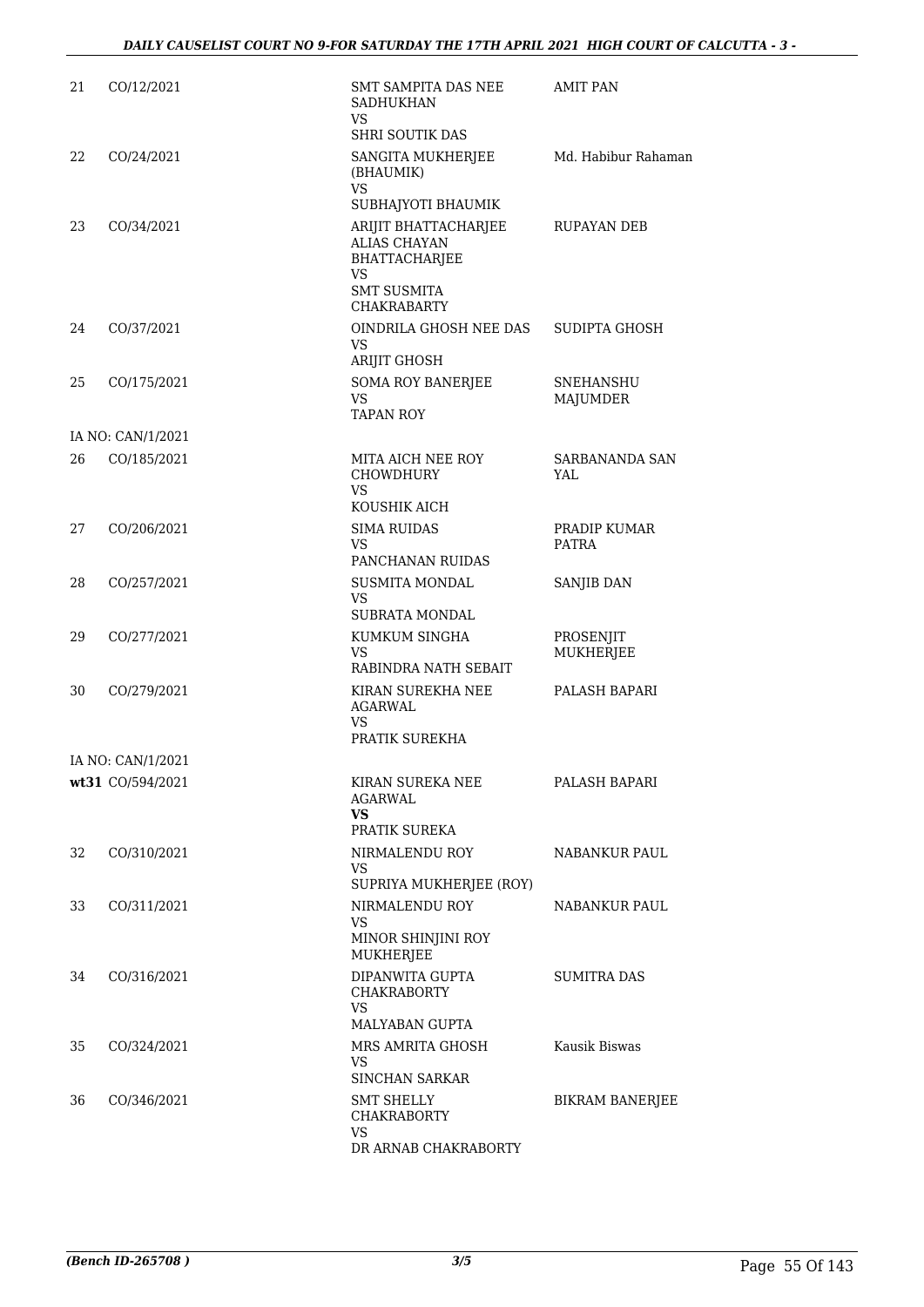| | | | |
|---|---|---|---|
| 21 | CO/12/2021 | SMT SAMPITA DAS NEE SADHUKHAN VS SHRI SOUTIK DAS | AMIT PAN |
| 22 | CO/24/2021 | SANGITA MUKHERJEE (BHAUMIK) VS SUBHAJYOTI BHAUMIK | Md. Habibur Rahaman |
| 23 | CO/34/2021 | ARIJIT BHATTACHARJEE ALIAS CHAYAN BHATTACHARJEE VS SMT SUSMITA CHAKRABARTY | RUPAYAN DEB |
| 24 | CO/37/2021 | OINDRILA GHOSH NEE DAS VS ARIJIT GHOSH | SUDIPTA GHOSH |
| 25 | CO/175/2021 | SOMA ROY BANERJEE VS TAPAN ROY | SNEHANSHU MAJUMDER |
| | IA NO: CAN/1/2021 | | |
| 26 | CO/185/2021 | MITA AICH NEE ROY CHOWDHURY VS KOUSHIK AICH | SARBANANDA SAN YAL |
| 27 | CO/206/2021 | SIMA RUIDAS VS PANCHANAN RUIDAS | PRADIP KUMAR PATRA |
| 28 | CO/257/2021 | SUSMITA MONDAL VS SUBRATA MONDAL | SANJIB DAN |
| 29 | CO/277/2021 | KUMKUM SINGHA VS RABINDRA NATH SEBAIT | PROSENJIT MUKHERJEE |
| 30 | CO/279/2021 | KIRAN SUREKHA NEE AGARWAL VS PRATIK SUREKHA | PALASH BAPARI |
| | IA NO: CAN/1/2021 | | |
| **wt31** | CO/594/2021 | KIRAN SUREKA NEE AGARWAL **VS** PRATIK SUREKA | PALASH BAPARI |
| 32 | CO/310/2021 | NIRMALENDU ROY VS SUPRIYA MUKHERJEE (ROY) | NABANKUR PAUL |
| 33 | CO/311/2021 | NIRMALENDU ROY VS MINOR SHINJINI ROY MUKHERJEE | NABANKUR PAUL |
| 34 | CO/316/2021 | DIPANWITA GUPTA CHAKRABORTY VS MALYABAN GUPTA | SUMITRA DAS |
| 35 | CO/324/2021 | MRS AMRITA GHOSH VS SINCHAN SARKAR | Kausik Biswas |
| 36 | CO/346/2021 | SMT SHELLY CHAKRABORTY VS DR ARNAB CHAKRABORTY | BIKRAM BANERJEE |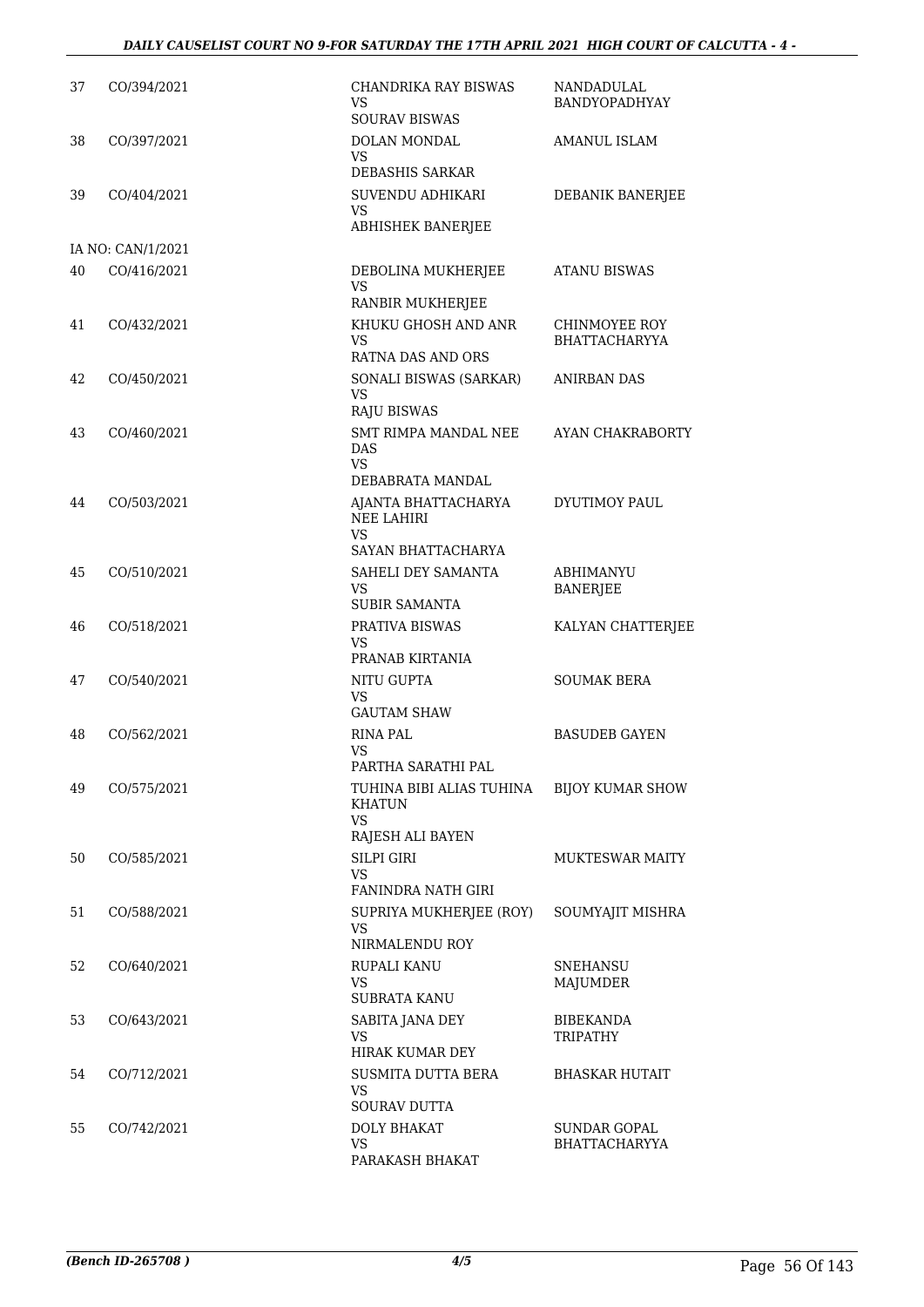| | | | |
|---|---|---|---|
| 37 | CO/394/2021 | CHANDRIKA RAY BISWAS<br>VS<br>SOURAV BISWAS | NANDADULAL BANDYOPADHYAY |
| 38 | CO/397/2021 | DOLAN MONDAL<br>VS<br>DEBASHIS SARKAR | AMANUL ISLAM |
| 39 | CO/404/2021 | SUVENDU ADHIKARI<br>VS<br>ABHISHEK BANERJEE | DEBANIK BANERJEE |
| | IA NO: CAN/1/2021 | | |
| 40 | CO/416/2021 | DEBOLINA MUKHERJEE<br>VS<br>RANBIR MUKHERJEE | ATANU BISWAS |
| 41 | CO/432/2021 | KHUKU GHOSH AND ANR<br>VS<br>RATNA DAS AND ORS | CHINMOYEE ROY BHATTACHARYYA |
| 42 | CO/450/2021 | SONALI BISWAS (SARKAR)<br>VS<br>RAJU BISWAS | ANIRBAN DAS |
| 43 | CO/460/2021 | SMT RIMPA MANDAL NEE DAS<br>VS<br>DEBABRATA MANDAL | AYAN CHAKRABORTY |
| 44 | CO/503/2021 | AJANTA BHATTACHARYA NEE LAHIRI<br>VS<br>SAYAN BHATTACHARYA | DYUTIMOY PAUL |
| 45 | CO/510/2021 | SAHELI DEY SAMANTA<br>VS<br>SUBIR SAMANTA | ABHIMANYU BANERJEE |
| 46 | CO/518/2021 | PRATIVA BISWAS<br>VS<br>PRANAB KIRTANIA | KALYAN CHATTERJEE |
| 47 | CO/540/2021 | NITU GUPTA<br>VS<br>GAUTAM SHAW | SOUMAK BERA |
| 48 | CO/562/2021 | RINA PAL<br>VS<br>PARTHA SARATHI PAL | BASUDEB GAYEN |
| 49 | CO/575/2021 | TUHINA BIBI ALIAS TUHINA KHATUN<br>VS<br>RAJESH ALI BAYEN | BIJOY KUMAR SHOW |
| 50 | CO/585/2021 | SILPI GIRI<br>VS<br>FANINDRA NATH GIRI | MUKTESWAR MAITY |
| 51 | CO/588/2021 | SUPRIYA MUKHERJEE (ROY)<br>VS<br>NIRMALENDU ROY | SOUMYAJIT MISHRA |
| 52 | CO/640/2021 | RUPALI KANU<br>VS<br>SUBRATA KANU | SNEHANSU MAJUMDER |
| 53 | CO/643/2021 | SABITA JANA DEY<br>VS<br>HIRAK KUMAR DEY | BIBEKANDA TRIPATHY |
| 54 | CO/712/2021 | SUSMITA DUTTA BERA<br>VS<br>SOURAV DUTTA | BHASKAR HUTAIT |
| 55 | CO/742/2021 | DOLY BHAKAT<br>VS<br>PARAKASH BHAKAT | SUNDAR GOPAL BHATTACHARYYA |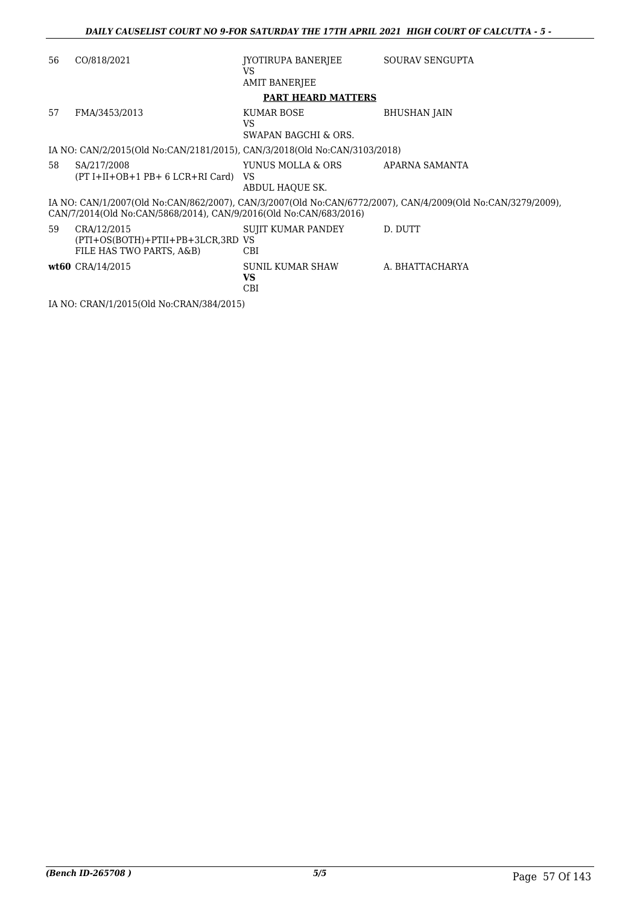| | | | |
|---|---|---|---|
| 56 | CO/818/2021 | JYOTIRUPA BANERJEE<br>VS<br>AMIT BANERJEE | SOURAV SENGUPTA |

**PART HEARD MATTERS**

| | | | |
|---|---|---|---|
| 57 | FMA/3453/2013 | KUMAR BOSE<br>VS<br>SWAPAN BAGCHI & ORS. | BHUSHAN JAIN |

IA NO: CAN/2/2015(Old No:CAN/2181/2015), CAN/3/2018(Old No:CAN/3103/2018)

| | | | |
|---|---|---|---|
| 58 | SA/217/2008<br>(PT I+II+OB+1 PB+ 6 LCR+RI Card) | YUNUS MOLLA & ORS<br>VS<br>ABDUL HAQUE SK. | APARNA SAMANTA |

IA NO: CAN/1/2007(Old No:CAN/862/2007), CAN/3/2007(Old No:CAN/6772/2007), CAN/4/2009(Old No:CAN/3279/2009), CAN/7/2014(Old No:CAN/5868/2014), CAN/9/2016(Old No:CAN/683/2016)

| | | | |
|---|---|---|---|
| 59 | CRA/12/2015<br>(PTI+OS(BOTH)+PTII+PB+3LCR,3RD FILE HAS TWO PARTS, A&B) | SUJIT KUMAR PANDEY<br>VS<br>CBI | D. DUTT |
| **wt60** | CRA/14/2015 | SUNIL KUMAR SHAW<br>**VS**<br>CBI | A. BHATTACHARYA |

IA NO: CRAN/1/2015(Old No:CRAN/384/2015)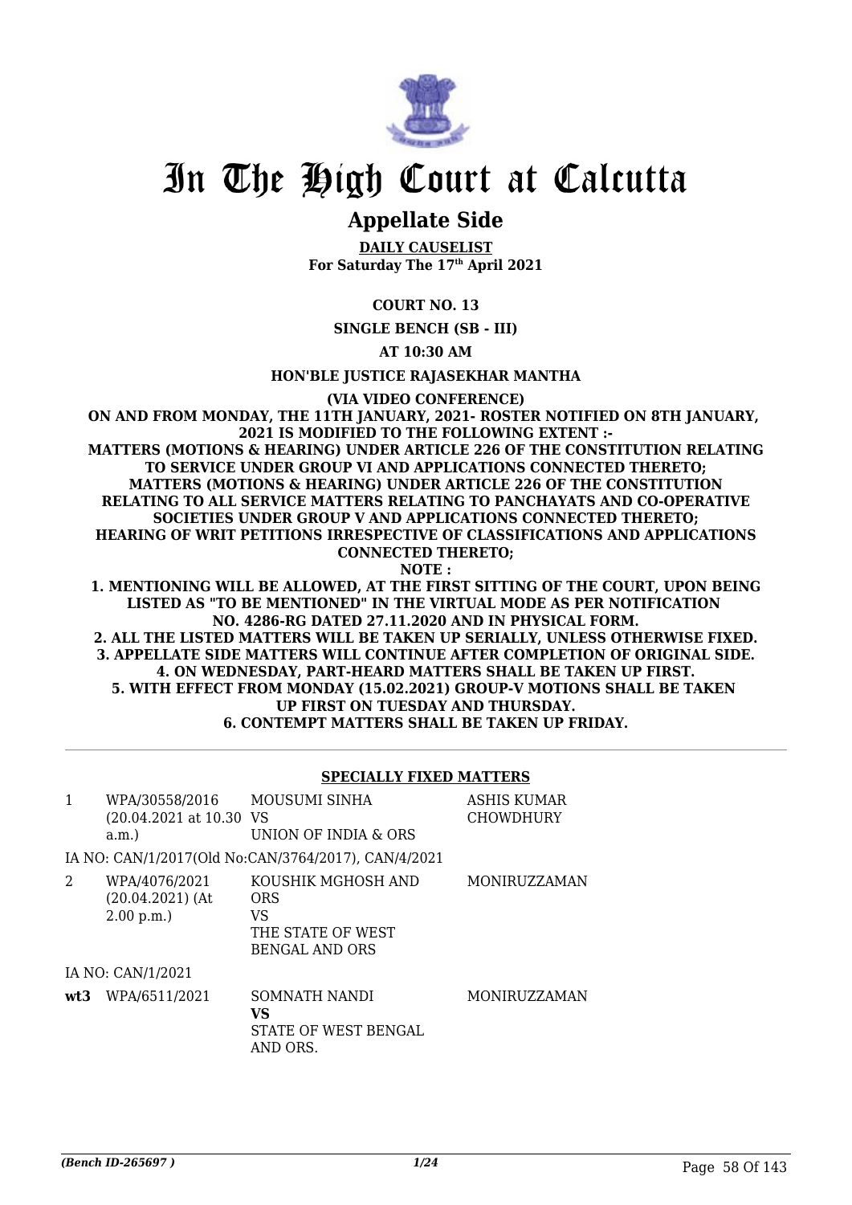# In The High Court at Calcutta

## Appellate Side

**DAILY CAUSELIST**
**For Saturday The 17th April 2021**

**COURT NO. 13**

**SINGLE BENCH (SB - III)**

**AT 10:30 AM**

**HON'BLE JUSTICE RAJASEKHAR MANTHA**

**(VIA VIDEO CONFERENCE)**

**ON AND FROM MONDAY, THE 11TH JANUARY, 2021- ROSTER NOTIFIED ON 8TH JANUARY, 2021 IS MODIFIED TO THE FOLLOWING EXTENT :-**
**MATTERS (MOTIONS & HEARING) UNDER ARTICLE 226 OF THE CONSTITUTION RELATING TO SERVICE UNDER GROUP VI AND APPLICATIONS CONNECTED THERETO;**
**MATTERS (MOTIONS & HEARING) UNDER ARTICLE 226 OF THE CONSTITUTION RELATING TO ALL SERVICE MATTERS RELATING TO PANCHAYATS AND CO-OPERATIVE SOCIETIES UNDER GROUP V AND APPLICATIONS CONNECTED THERETO;**
**HEARING OF WRIT PETITIONS IRRESPECTIVE OF CLASSIFICATIONS AND APPLICATIONS CONNECTED THERETO;**
**NOTE :**
**1. MENTIONING WILL BE ALLOWED, AT THE FIRST SITTING OF THE COURT, UPON BEING LISTED AS "TO BE MENTIONED" IN THE VIRTUAL MODE AS PER NOTIFICATION NO. 4286-RG DATED 27.11.2020 AND IN PHYSICAL FORM.**
**2. ALL THE LISTED MATTERS WILL BE TAKEN UP SERIALLY, UNLESS OTHERWISE FIXED.**
**3. APPELLATE SIDE MATTERS WILL CONTINUE AFTER COMPLETION OF ORIGINAL SIDE.**
**4. ON WEDNESDAY, PART-HEARD MATTERS SHALL BE TAKEN UP FIRST.**
**5. WITH EFFECT FROM MONDAY (15.02.2021) GROUP-V MOTIONS SHALL BE TAKEN UP FIRST ON TUESDAY AND THURSDAY.**
**6. CONTEMPT MATTERS SHALL BE TAKEN UP FRIDAY.**

**SPECIALLY FIXED MATTERS**

| | | | |
|---|---|---|---|
| 1 | WPA/30558/2016 (20.04.2021 at 10.30 a.m.) | MOUSUMI SINHA VS UNION OF INDIA & ORS | ASHIS KUMAR CHOWDHURY |
| | IA NO: CAN/1/2017(Old No:CAN/3764/2017), CAN/4/2021 | | |
| 2 | WPA/4076/2021 (20.04.2021) (At 2.00 p.m.) | KOUSHIK MGHOSH AND ORS VS THE STATE OF WEST BENGAL AND ORS | MONIRUZZAMAN |
| | IA NO: CAN/1/2021 | | |
| **wt3** | WPA/6511/2021 | SOMNATH NANDI **VS** STATE OF WEST BENGAL AND ORS. | MONIRUZZAMAN |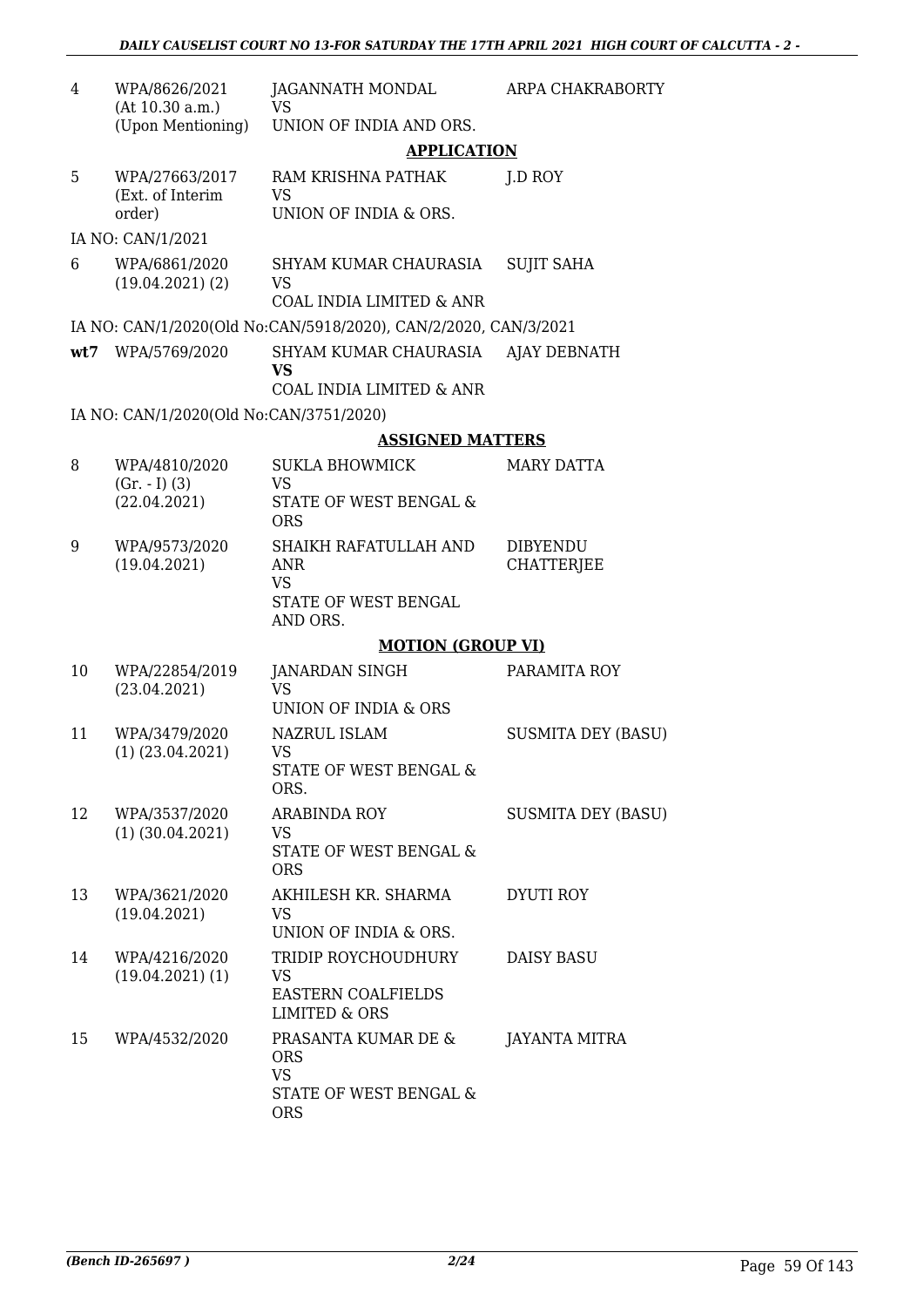| | | | |
|---|---|---|---|
| 4 | WPA/8626/2021 (At 10.30 a.m.) (Upon Mentioning) | JAGANNATH MONDAL VS UNION OF INDIA AND ORS. | ARPA CHAKRABORTY |

**APPLICATION**

| | | | |
|---|---|---|---|
| 5 | WPA/27663/2017 (Ext. of Interim order) | RAM KRISHNA PATHAK VS UNION OF INDIA & ORS. | J.D ROY |
| | IA NO: CAN/1/2021 | | |
| 6 | WPA/6861/2020 (19.04.2021) (2) | SHYAM KUMAR CHAURASIA VS COAL INDIA LIMITED & ANR | SUJIT SAHA |
| | IA NO: CAN/1/2020(Old No:CAN/5918/2020), CAN/2/2020, CAN/3/2021 | | |
| wt7 | WPA/5769/2020 | SHYAM KUMAR CHAURASIA **VS** COAL INDIA LIMITED & ANR | AJAY DEBNATH |
| | IA NO: CAN/1/2020(Old No:CAN/3751/2020) | | |

**ASSIGNED MATTERS**

| | | | |
|---|---|---|---|
| 8 | WPA/4810/2020 (Gr. - I) (3) (22.04.2021) | SUKLA BHOWMICK VS STATE OF WEST BENGAL & ORS | MARY DATTA |
| 9 | WPA/9573/2020 (19.04.2021) | SHAIKH RAFATULLAH AND ANR VS STATE OF WEST BENGAL AND ORS. | DIBYENDU CHATTERJEE |

**MOTION (GROUP VI)**

| | | | |
|---|---|---|---|
| 10 | WPA/22854/2019 (23.04.2021) | JANARDAN SINGH VS UNION OF INDIA & ORS | PARAMITA ROY |
| 11 | WPA/3479/2020 (1) (23.04.2021) | NAZRUL ISLAM VS STATE OF WEST BENGAL & ORS. | SUSMITA DEY (BASU) |
| 12 | WPA/3537/2020 (1) (30.04.2021) | ARABINDA ROY VS STATE OF WEST BENGAL & ORS | SUSMITA DEY (BASU) |
| 13 | WPA/3621/2020 (19.04.2021) | AKHILESH KR. SHARMA VS UNION OF INDIA & ORS. | DYUTI ROY |
| 14 | WPA/4216/2020 (19.04.2021) (1) | TRIDIP ROYCHOUDHURY VS EASTERN COALFIELDS LIMITED & ORS | DAISY BASU |
| 15 | WPA/4532/2020 | PRASANTA KUMAR DE & ORS VS STATE OF WEST BENGAL & ORS | JAYANTA MITRA |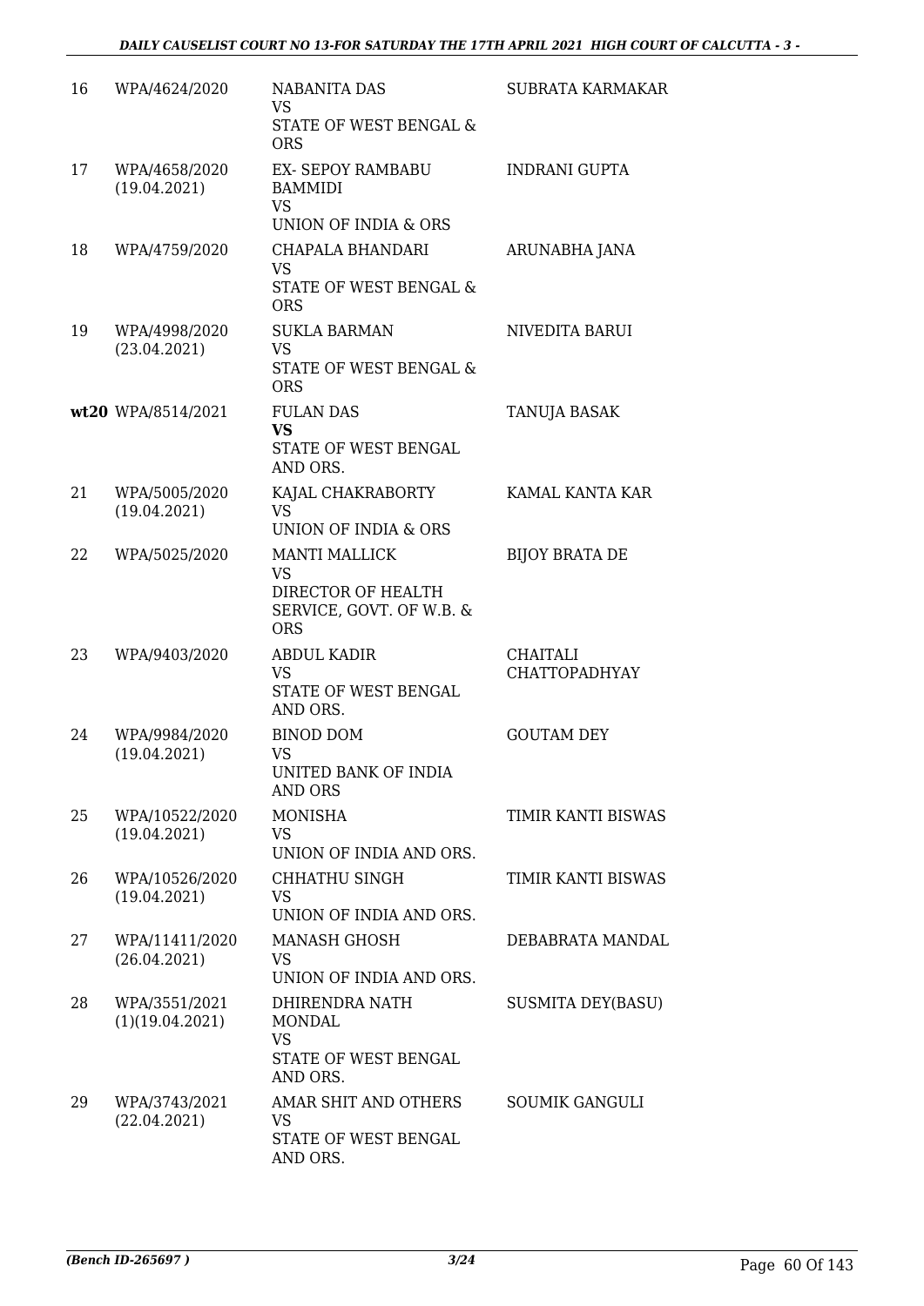| 16 | WPA/4624/2020 | NABANITA DAS<br>VS<br>STATE OF WEST BENGAL & ORS | SUBRATA KARMAKAR |
|---|---|---|---|
| 17 | WPA/4658/2020<br>(19.04.2021) | EX- SEPOY RAMBABU BAMMIDI<br>VS<br>UNION OF INDIA & ORS | INDRANI GUPTA |
| 18 | WPA/4759/2020 | CHAPALA BHANDARI<br>VS<br>STATE OF WEST BENGAL & ORS | ARUNABHA JANA |
| 19 | WPA/4998/2020<br>(23.04.2021) | SUKLA BARMAN<br>VS<br>STATE OF WEST BENGAL & ORS | NIVEDITA BARUI |
| **wt20** | WPA/8514/2021 | FULAN DAS<br>**VS**<br>STATE OF WEST BENGAL AND ORS. | TANUJA BASAK |
| 21 | WPA/5005/2020<br>(19.04.2021) | KAJAL CHAKRABORTY<br>VS<br>UNION OF INDIA & ORS | KAMAL KANTA KAR |
| 22 | WPA/5025/2020 | MANTI MALLICK<br>VS<br>DIRECTOR OF HEALTH SERVICE, GOVT. OF W.B. & ORS | BIJOY BRATA DE |
| 23 | WPA/9403/2020 | ABDUL KADIR<br>VS<br>STATE OF WEST BENGAL AND ORS. | CHAITALI CHATTOPADHYAY |
| 24 | WPA/9984/2020<br>(19.04.2021) | BINOD DOM<br>VS<br>UNITED BANK OF INDIA AND ORS | GOUTAM DEY |
| 25 | WPA/10522/2020<br>(19.04.2021) | MONISHA<br>VS<br>UNION OF INDIA AND ORS. | TIMIR KANTI BISWAS |
| 26 | WPA/10526/2020<br>(19.04.2021) | CHHATHU SINGH<br>VS<br>UNION OF INDIA AND ORS. | TIMIR KANTI BISWAS |
| 27 | WPA/11411/2020<br>(26.04.2021) | MANASH GHOSH<br>VS<br>UNION OF INDIA AND ORS. | DEBABRATA MANDAL |
| 28 | WPA/3551/2021<br>(1)(19.04.2021) | DHIRENDRA NATH MONDAL<br>VS<br>STATE OF WEST BENGAL AND ORS. | SUSMITA DEY(BASU) |
| 29 | WPA/3743/2021<br>(22.04.2021) | AMAR SHIT AND OTHERS<br>VS<br>STATE OF WEST BENGAL AND ORS. | SOUMIK GANGULI |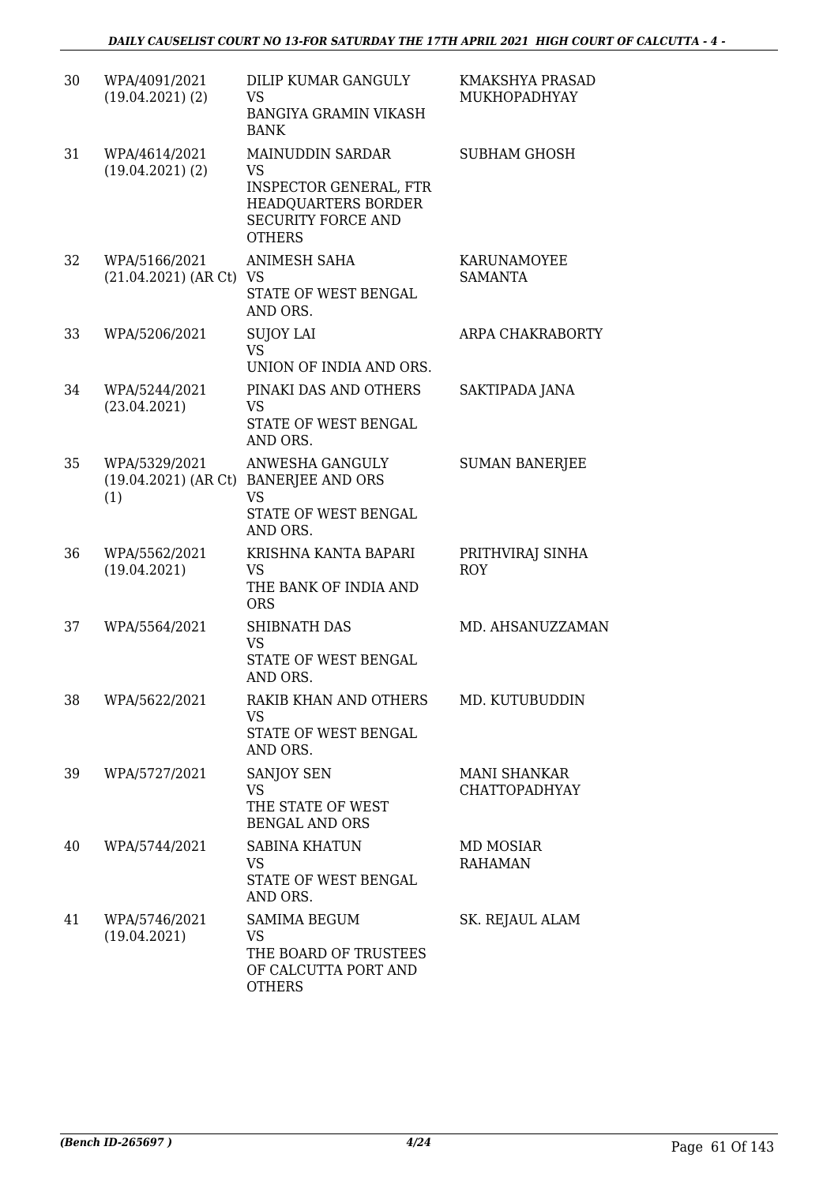| 30 | WPA/4091/2021 (19.04.2021) (2) | DILIP KUMAR GANGULY VS BANGIYA GRAMIN VIKASH BANK | KMAKSHYA PRASAD MUKHOPADHYAY |
|---|---|---|---|
| 31 | WPA/4614/2021 (19.04.2021) (2) | MAINUDDIN SARDAR VS INSPECTOR GENERAL, FTR HEADQUARTERS BORDER SECURITY FORCE AND OTHERS | SUBHAM GHOSH |
| 32 | WPA/5166/2021 (21.04.2021) (AR Ct) | ANIMESH SAHA VS STATE OF WEST BENGAL AND ORS. | KARUNAMOYEE SAMANTA |
| 33 | WPA/5206/2021 | SUJOY LAI VS UNION OF INDIA AND ORS. | ARPA CHAKRABORTY |
| 34 | WPA/5244/2021 (23.04.2021) | PINAKI DAS AND OTHERS VS STATE OF WEST BENGAL AND ORS. | SAKTIPADA JANA |
| 35 | WPA/5329/2021 (19.04.2021) (AR Ct) (1) | ANWESHA GANGULY BANERJEE AND ORS VS STATE OF WEST BENGAL AND ORS. | SUMAN BANERJEE |
| 36 | WPA/5562/2021 (19.04.2021) | KRISHNA KANTA BAPARI VS THE BANK OF INDIA AND ORS | PRITHVIRAJ SINHA ROY |
| 37 | WPA/5564/2021 | SHIBNATH DAS VS STATE OF WEST BENGAL AND ORS. | MD. AHSANUZZAMAN |
| 38 | WPA/5622/2021 | RAKIB KHAN AND OTHERS VS STATE OF WEST BENGAL AND ORS. | MD. KUTUBUDDIN |
| 39 | WPA/5727/2021 | SANJOY SEN VS THE STATE OF WEST BENGAL AND ORS | MANI SHANKAR CHATTOPADHYAY |
| 40 | WPA/5744/2021 | SABINA KHATUN VS STATE OF WEST BENGAL AND ORS. | MD MOSIAR RAHAMAN |
| 41 | WPA/5746/2021 (19.04.2021) | SAMIMA BEGUM VS THE BOARD OF TRUSTEES OF CALCUTTA PORT AND OTHERS | SK. REJAUL ALAM |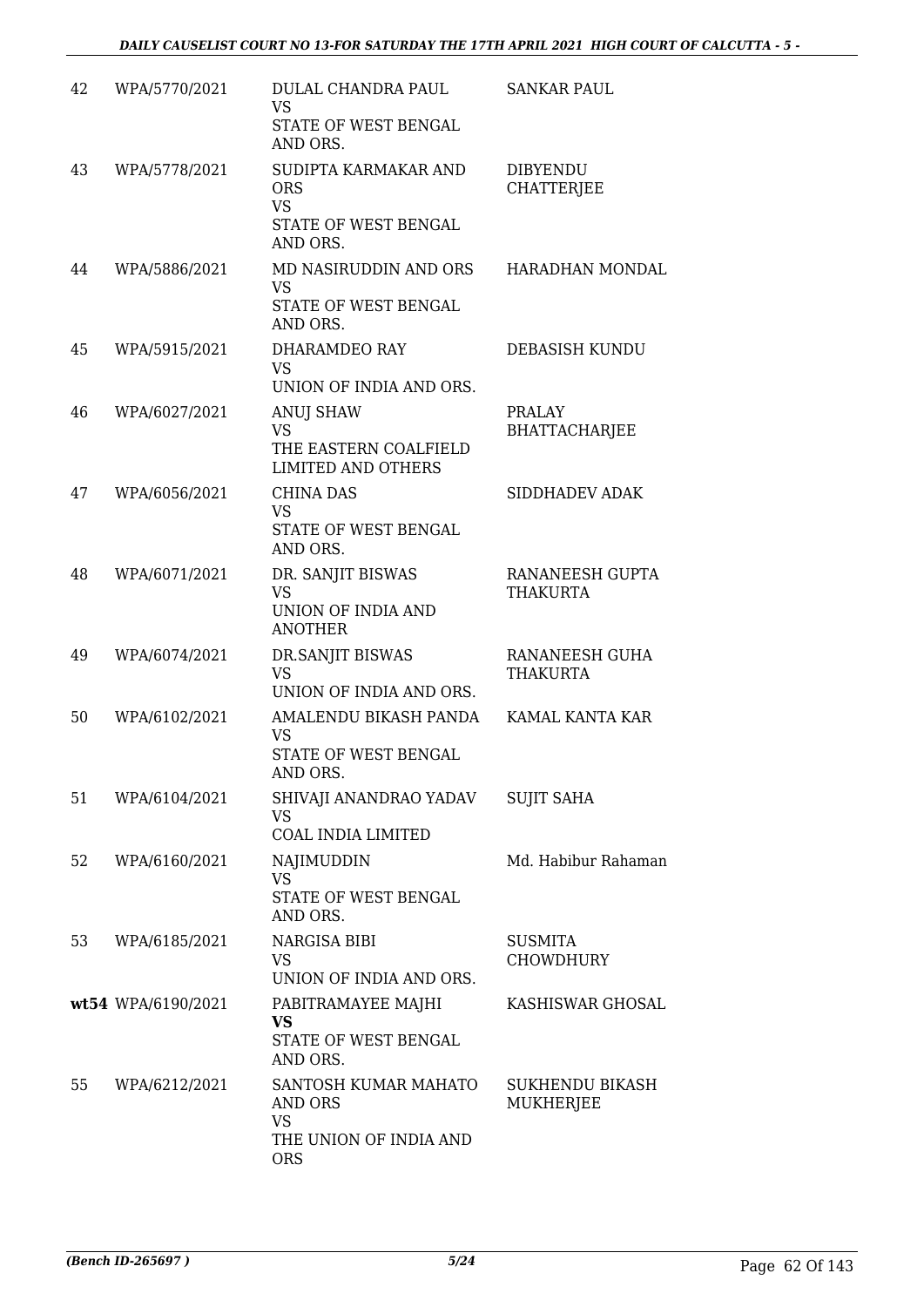| | | | |
|---|---|---|---|
| 42 | WPA/5770/2021 | DULAL CHANDRA PAUL<br>VS<br>STATE OF WEST BENGAL AND ORS. | SANKAR PAUL |
| 43 | WPA/5778/2021 | SUDIPTA KARMAKAR AND ORS<br>VS<br>STATE OF WEST BENGAL AND ORS. | DIBYENDU CHATTERJEE |
| 44 | WPA/5886/2021 | MD NASIRUDDIN AND ORS<br>VS<br>STATE OF WEST BENGAL AND ORS. | HARADHAN MONDAL |
| 45 | WPA/5915/2021 | DHARAMDEO RAY<br>VS<br>UNION OF INDIA AND ORS. | DEBASISH KUNDU |
| 46 | WPA/6027/2021 | ANUJ SHAW<br>VS<br>THE EASTERN COALFIELD LIMITED AND OTHERS | PRALAY BHATTACHARJEE |
| 47 | WPA/6056/2021 | CHINA DAS<br>VS<br>STATE OF WEST BENGAL AND ORS. | SIDDHADEV ADAK |
| 48 | WPA/6071/2021 | DR. SANJIT BISWAS<br>VS<br>UNION OF INDIA AND ANOTHER | RANANEESH GUPTA THAKURTA |
| 49 | WPA/6074/2021 | DR.SANJIT BISWAS<br>VS<br>UNION OF INDIA AND ORS. | RANANEESH GUHA THAKURTA |
| 50 | WPA/6102/2021 | AMALENDU BIKASH PANDA<br>VS<br>STATE OF WEST BENGAL AND ORS. | KAMAL KANTA KAR |
| 51 | WPA/6104/2021 | SHIVAJI ANANDRAO YADAV<br>VS<br>COAL INDIA LIMITED | SUJIT SAHA |
| 52 | WPA/6160/2021 | NAJIMUDDIN<br>VS<br>STATE OF WEST BENGAL AND ORS. | Md. Habibur Rahaman |
| 53 | WPA/6185/2021 | NARGISA BIBI<br>VS<br>UNION OF INDIA AND ORS. | SUSMITA CHOWDHURY |
| wt54 | WPA/6190/2021 | PABITRAMAYEE MAJHI<br>**VS**<br>STATE OF WEST BENGAL AND ORS. | KASHISWAR GHOSAL |
| 55 | WPA/6212/2021 | SANTOSH KUMAR MAHATO AND ORS<br>VS<br>THE UNION OF INDIA AND ORS | SUKHENDU BIKASH MUKHERJEE |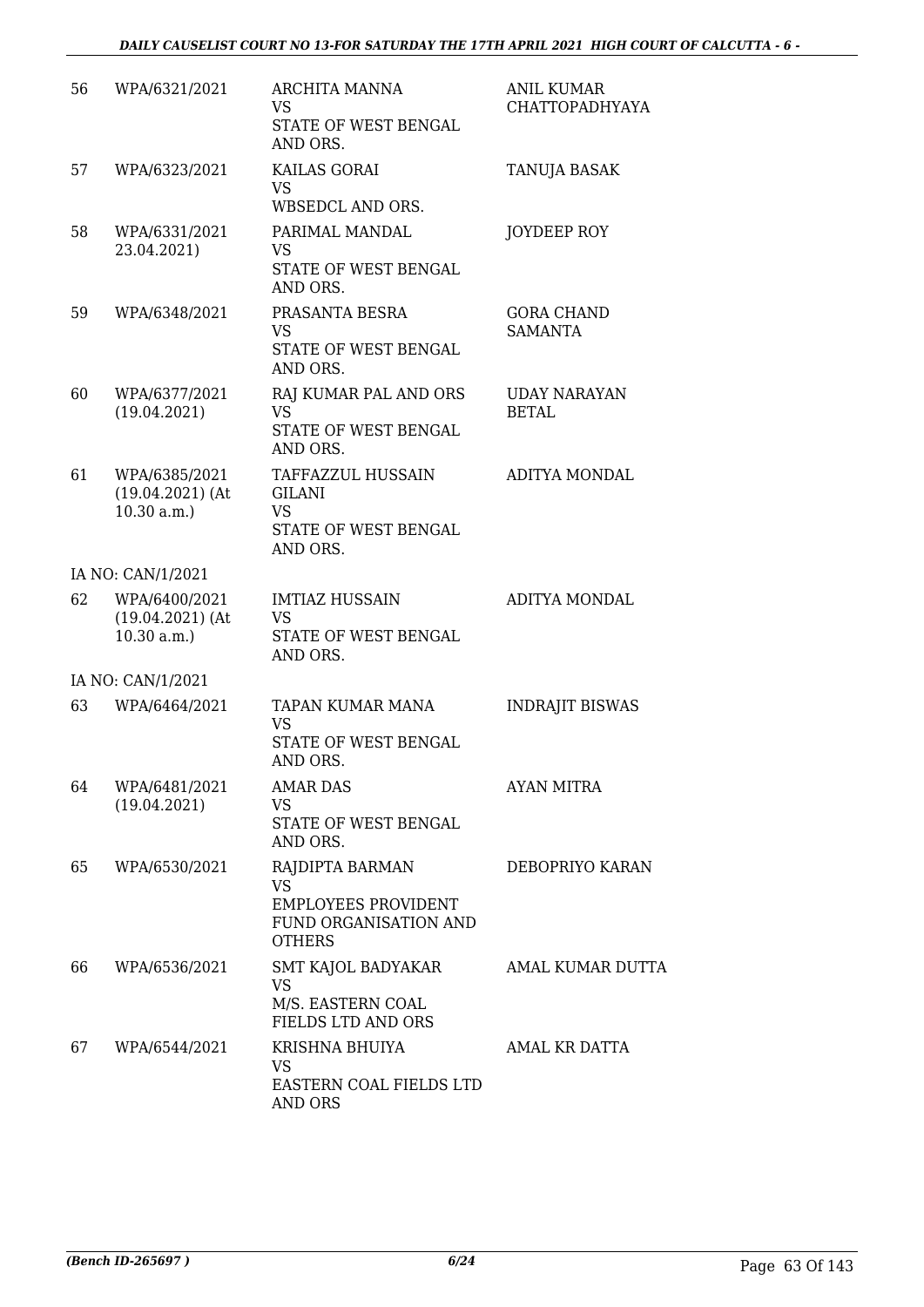| | | | |
|---|---|---|---|
| 56 | WPA/6321/2021 | ARCHITA MANNA<br>VS<br>STATE OF WEST BENGAL AND ORS. | ANIL KUMAR CHATTOPADHYAYA |
| 57 | WPA/6323/2021 | KAILAS GORAI<br>VS<br>WBSEDCL AND ORS. | TANUJA BASAK |
| 58 | WPA/6331/2021<br>23.04.2021) | PARIMAL MANDAL<br>VS<br>STATE OF WEST BENGAL AND ORS. | JOYDEEP ROY |
| 59 | WPA/6348/2021 | PRASANTA BESRA<br>VS<br>STATE OF WEST BENGAL AND ORS. | GORA CHAND SAMANTA |
| 60 | WPA/6377/2021<br>(19.04.2021) | RAJ KUMAR PAL AND ORS<br>VS<br>STATE OF WEST BENGAL AND ORS. | UDAY NARAYAN BETAL |
| 61 | WPA/6385/2021<br>(19.04.2021) (At 10.30 a.m.) | TAFFAZZUL HUSSAIN GILANI<br>VS<br>STATE OF WEST BENGAL AND ORS. | ADITYA MONDAL |
| | IA NO: CAN/1/2021 | | |
| 62 | WPA/6400/2021<br>(19.04.2021) (At 10.30 a.m.) | IMTIAZ HUSSAIN<br>VS<br>STATE OF WEST BENGAL AND ORS. | ADITYA MONDAL |
| | IA NO: CAN/1/2021 | | |
| 63 | WPA/6464/2021 | TAPAN KUMAR MANA<br>VS<br>STATE OF WEST BENGAL AND ORS. | INDRAJIT BISWAS |
| 64 | WPA/6481/2021<br>(19.04.2021) | AMAR DAS<br>VS<br>STATE OF WEST BENGAL AND ORS. | AYAN MITRA |
| 65 | WPA/6530/2021 | RAJDIPTA BARMAN<br>VS<br>EMPLOYEES PROVIDENT FUND ORGANISATION AND OTHERS | DEBOPRIYO KARAN |
| 66 | WPA/6536/2021 | SMT KAJOL BADYAKAR<br>VS<br>M/S. EASTERN COAL FIELDS LTD AND ORS | AMAL KUMAR DUTTA |
| 67 | WPA/6544/2021 | KRISHNA BHUIYA<br>VS<br>EASTERN COAL FIELDS LTD AND ORS | AMAL KR DATTA |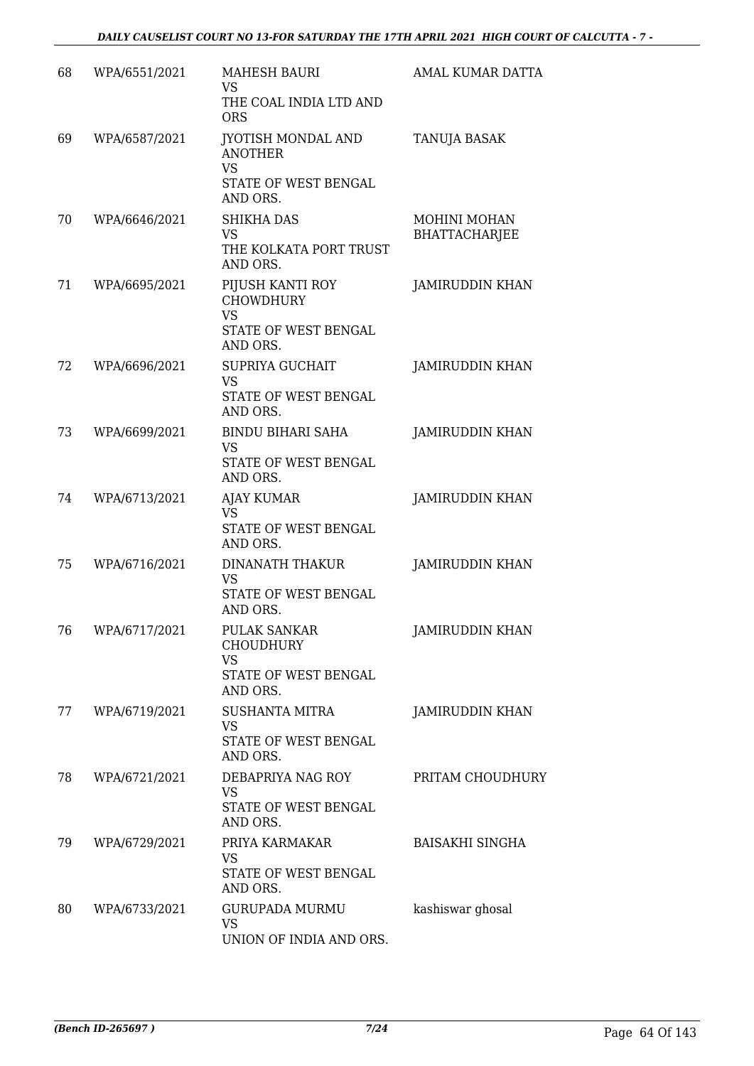| 68 | WPA/6551/2021 | MAHESH BAURI<br>VS<br>THE COAL INDIA LTD AND ORS | AMAL KUMAR DATTA |
|---|---|---|---|
| 69 | WPA/6587/2021 | JYOTISH MONDAL AND ANOTHER<br>VS<br>STATE OF WEST BENGAL AND ORS. | TANUJA BASAK |
| 70 | WPA/6646/2021 | SHIKHA DAS<br>VS<br>THE KOLKATA PORT TRUST AND ORS. | MOHINI MOHAN BHATTACHARJEE |
| 71 | WPA/6695/2021 | PIJUSH KANTI ROY CHOWDHURY<br>VS<br>STATE OF WEST BENGAL AND ORS. | JAMIRUDDIN KHAN |
| 72 | WPA/6696/2021 | SUPRIYA GUCHAIT<br>VS<br>STATE OF WEST BENGAL AND ORS. | JAMIRUDDIN KHAN |
| 73 | WPA/6699/2021 | BINDU BIHARI SAHA<br>VS<br>STATE OF WEST BENGAL AND ORS. | JAMIRUDDIN KHAN |
| 74 | WPA/6713/2021 | AJAY KUMAR<br>VS<br>STATE OF WEST BENGAL AND ORS. | JAMIRUDDIN KHAN |
| 75 | WPA/6716/2021 | DINANATH THAKUR<br>VS<br>STATE OF WEST BENGAL AND ORS. | JAMIRUDDIN KHAN |
| 76 | WPA/6717/2021 | PULAK SANKAR CHOUDHURY<br>VS<br>STATE OF WEST BENGAL AND ORS. | JAMIRUDDIN KHAN |
| 77 | WPA/6719/2021 | SUSHANTA MITRA<br>VS<br>STATE OF WEST BENGAL AND ORS. | JAMIRUDDIN KHAN |
| 78 | WPA/6721/2021 | DEBAPRIYA NAG ROY<br>VS<br>STATE OF WEST BENGAL AND ORS. | PRITAM CHOUDHURY |
| 79 | WPA/6729/2021 | PRIYA KARMAKAR<br>VS<br>STATE OF WEST BENGAL AND ORS. | BAISAKHI SINGHA |
| 80 | WPA/6733/2021 | GURUPADA MURMU<br>VS<br>UNION OF INDIA AND ORS. | kashiswar ghosal |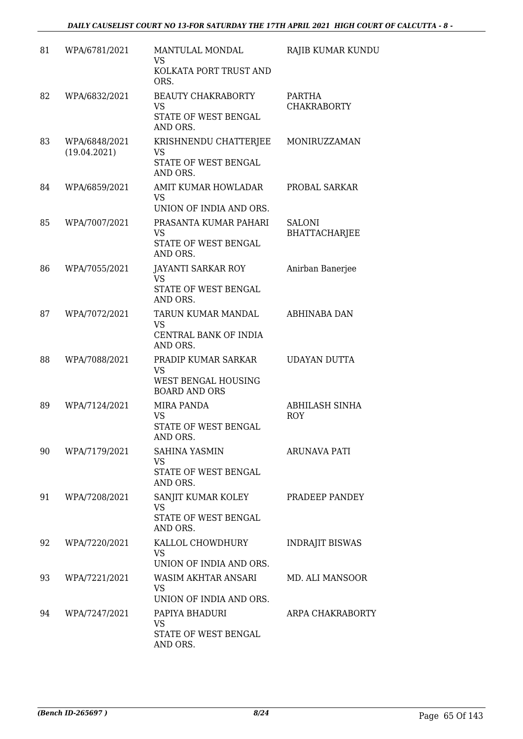| 81 | WPA/6781/2021 | MANTULAL MONDAL<br>VS<br>KOLKATA PORT TRUST AND ORS. | RAJIB KUMAR KUNDU |
|---|---|---|---|
| 82 | WPA/6832/2021 | BEAUTY CHAKRABORTY<br>VS<br>STATE OF WEST BENGAL AND ORS. | PARTHA CHAKRABORTY |
| 83 | WPA/6848/2021<br>(19.04.2021) | KRISHNENDU CHATTERJEE<br>VS<br>STATE OF WEST BENGAL AND ORS. | MONIRUZZAMAN |
| 84 | WPA/6859/2021 | AMIT KUMAR HOWLADAR<br>VS<br>UNION OF INDIA AND ORS. | PROBAL SARKAR |
| 85 | WPA/7007/2021 | PRASANTA KUMAR PAHARI<br>VS<br>STATE OF WEST BENGAL AND ORS. | SALONI BHATTACHARJEE |
| 86 | WPA/7055/2021 | JAYANTI SARKAR ROY<br>VS<br>STATE OF WEST BENGAL AND ORS. | Anirban Banerjee |
| 87 | WPA/7072/2021 | TARUN KUMAR MANDAL<br>VS<br>CENTRAL BANK OF INDIA AND ORS. | ABHINABA DAN |
| 88 | WPA/7088/2021 | PRADIP KUMAR SARKAR<br>VS<br>WEST BENGAL HOUSING BOARD AND ORS | UDAYAN DUTTA |
| 89 | WPA/7124/2021 | MIRA PANDA<br>VS<br>STATE OF WEST BENGAL AND ORS. | ABHILASH SINHA ROY |
| 90 | WPA/7179/2021 | SAHINA YASMIN<br>VS<br>STATE OF WEST BENGAL AND ORS. | ARUNAVA PATI |
| 91 | WPA/7208/2021 | SANJIT KUMAR KOLEY<br>VS<br>STATE OF WEST BENGAL AND ORS. | PRADEEP PANDEY |
| 92 | WPA/7220/2021 | KALLOL CHOWDHURY<br>VS<br>UNION OF INDIA AND ORS. | INDRAJIT BISWAS |
| 93 | WPA/7221/2021 | WASIM AKHTAR ANSARI<br>VS<br>UNION OF INDIA AND ORS. | MD. ALI MANSOOR |
| 94 | WPA/7247/2021 | PAPIYA BHADURI<br>VS<br>STATE OF WEST BENGAL AND ORS. | ARPA CHAKRABORTY |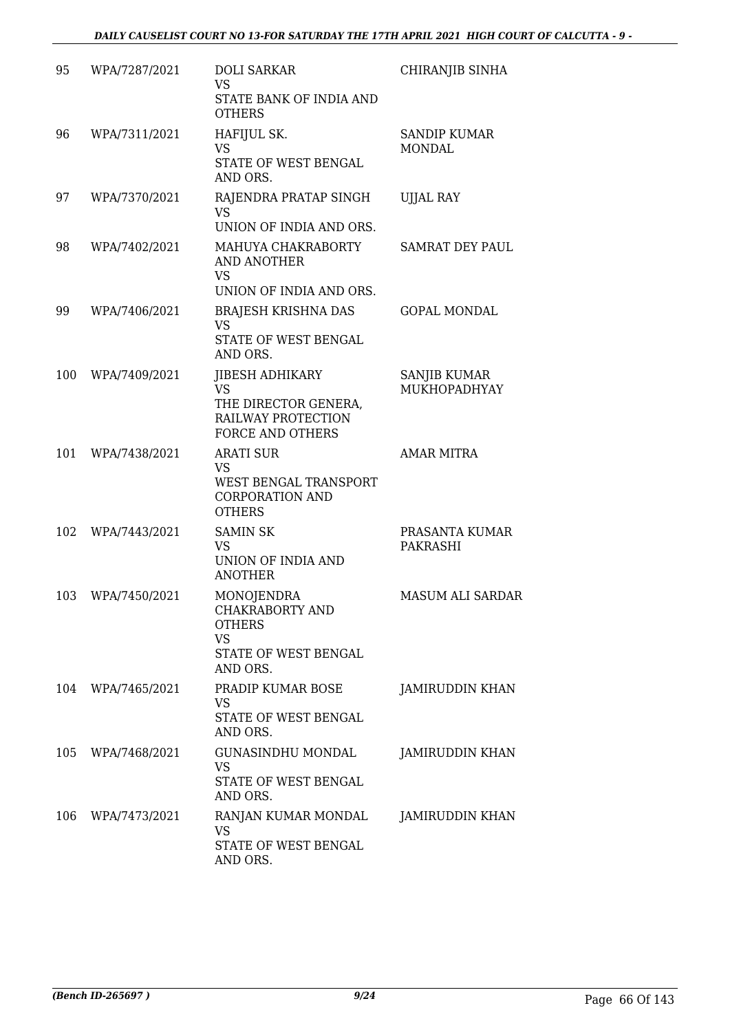| 95 | WPA/7287/2021 | DOLI SARKAR<br>VS<br>STATE BANK OF INDIA AND OTHERS | CHIRANJIB SINHA |
|---|---|---|---|
| 96 | WPA/7311/2021 | HAFIJUL SK.<br>VS<br>STATE OF WEST BENGAL AND ORS. | SANDIP KUMAR MONDAL |
| 97 | WPA/7370/2021 | RAJENDRA PRATAP SINGH<br>VS<br>UNION OF INDIA AND ORS. | UJJAL RAY |
| 98 | WPA/7402/2021 | MAHUYA CHAKRABORTY AND ANOTHER<br>VS<br>UNION OF INDIA AND ORS. | SAMRAT DEY PAUL |
| 99 | WPA/7406/2021 | BRAJESH KRISHNA DAS<br>VS<br>STATE OF WEST BENGAL AND ORS. | GOPAL MONDAL |
| 100 | WPA/7409/2021 | JIBESH ADHIKARY<br>VS<br>THE DIRECTOR GENERA, RAILWAY PROTECTION FORCE AND OTHERS | SANJIB KUMAR MUKHOPADHYAY |
| 101 | WPA/7438/2021 | ARATI SUR<br>VS<br>WEST BENGAL TRANSPORT CORPORATION AND OTHERS | AMAR MITRA |
| 102 | WPA/7443/2021 | SAMIN SK<br>VS<br>UNION OF INDIA AND ANOTHER | PRASANTA KUMAR PAKRASHI |
| 103 | WPA/7450/2021 | MONOJENDRA CHAKRABORTY AND OTHERS<br>VS<br>STATE OF WEST BENGAL AND ORS. | MASUM ALI SARDAR |
| 104 | WPA/7465/2021 | PRADIP KUMAR BOSE<br>VS<br>STATE OF WEST BENGAL AND ORS. | JAMIRUDDIN KHAN |
| 105 | WPA/7468/2021 | GUNASINDHU MONDAL<br>VS<br>STATE OF WEST BENGAL AND ORS. | JAMIRUDDIN KHAN |
| 106 | WPA/7473/2021 | RANJAN KUMAR MONDAL<br>VS<br>STATE OF WEST BENGAL AND ORS. | JAMIRUDDIN KHAN |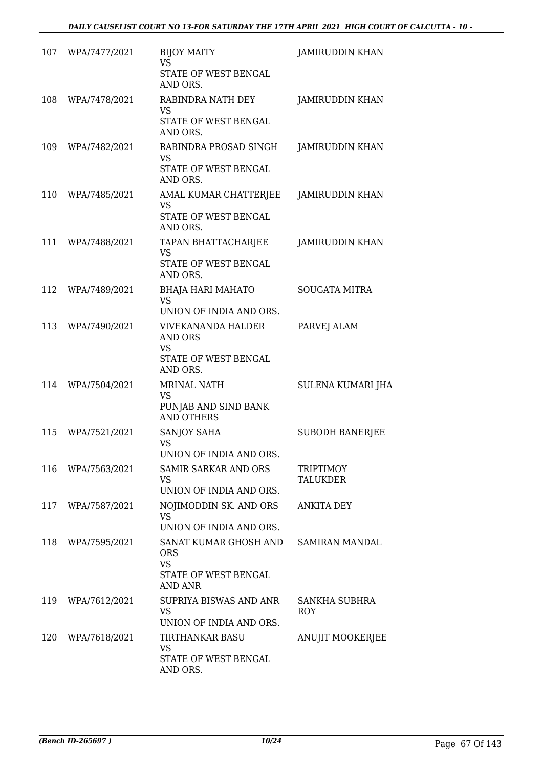| | | | |
|---|---|---|---|
| 107 | WPA/7477/2021 | BIJOY MAITY<br>VS<br>STATE OF WEST BENGAL AND ORS. | JAMIRUDDIN KHAN |
| 108 | WPA/7478/2021 | RABINDRA NATH DEY<br>VS<br>STATE OF WEST BENGAL AND ORS. | JAMIRUDDIN KHAN |
| 109 | WPA/7482/2021 | RABINDRA PROSAD SINGH<br>VS<br>STATE OF WEST BENGAL AND ORS. | JAMIRUDDIN KHAN |
| 110 | WPA/7485/2021 | AMAL KUMAR CHATTERJEE<br>VS<br>STATE OF WEST BENGAL AND ORS. | JAMIRUDDIN KHAN |
| 111 | WPA/7488/2021 | TAPAN BHATTACHARJEE<br>VS<br>STATE OF WEST BENGAL AND ORS. | JAMIRUDDIN KHAN |
| 112 | WPA/7489/2021 | BHAJA HARI MAHATO<br>VS<br>UNION OF INDIA AND ORS. | SOUGATA MITRA |
| 113 | WPA/7490/2021 | VIVEKANANDA HALDER AND ORS<br>VS<br>STATE OF WEST BENGAL AND ORS. | PARVEJ ALAM |
| 114 | WPA/7504/2021 | MRINAL NATH<br>VS<br>PUNJAB AND SIND BANK AND OTHERS | SULENA KUMARI JHA |
| 115 | WPA/7521/2021 | SANJOY SAHA<br>VS<br>UNION OF INDIA AND ORS. | SUBODH BANERJEE |
| 116 | WPA/7563/2021 | SAMIR SARKAR AND ORS<br>VS<br>UNION OF INDIA AND ORS. | TRIPTIMOY TALUKDER |
| 117 | WPA/7587/2021 | NOJIMODDIN SK. AND ORS<br>VS<br>UNION OF INDIA AND ORS. | ANKITA DEY |
| 118 | WPA/7595/2021 | SANAT KUMAR GHOSH AND ORS<br>VS<br>STATE OF WEST BENGAL AND ANR | SAMIRAN MANDAL |
| 119 | WPA/7612/2021 | SUPRIYA BISWAS AND ANR<br>VS<br>UNION OF INDIA AND ORS. | SANKHA SUBHRA ROY |
| 120 | WPA/7618/2021 | TIRTHANKAR BASU<br>VS<br>STATE OF WEST BENGAL AND ORS. | ANUJIT MOOKERJEE |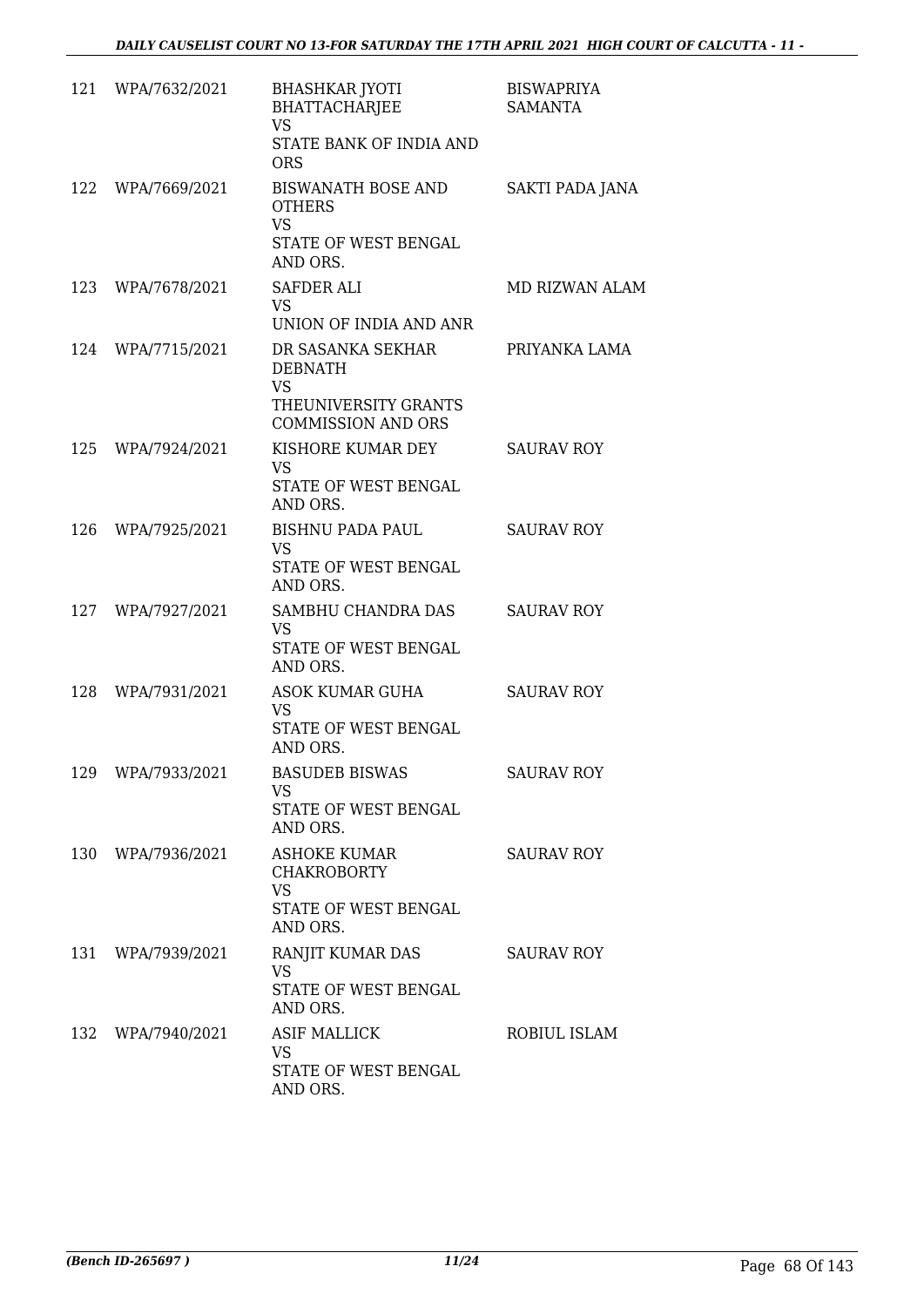| 121 | WPA/7632/2021 | BHASHKAR JYOTI BHATTACHARJEE VS STATE BANK OF INDIA AND ORS | BISWAPRIYA SAMANTA |
|---|---|---|---|
| 122 | WPA/7669/2021 | BISWANATH BOSE AND OTHERS VS STATE OF WEST BENGAL AND ORS. | SAKTI PADA JANA |
| 123 | WPA/7678/2021 | SAFDER ALI VS UNION OF INDIA AND ANR | MD RIZWAN ALAM |
| 124 | WPA/7715/2021 | DR SASANKA SEKHAR DEBNATH VS THEUNIVERSITY GRANTS COMMISSION AND ORS | PRIYANKA LAMA |
| 125 | WPA/7924/2021 | KISHORE KUMAR DEY VS STATE OF WEST BENGAL AND ORS. | SAURAV ROY |
| 126 | WPA/7925/2021 | BISHNU PADA PAUL VS STATE OF WEST BENGAL AND ORS. | SAURAV ROY |
| 127 | WPA/7927/2021 | SAMBHU CHANDRA DAS VS STATE OF WEST BENGAL AND ORS. | SAURAV ROY |
| 128 | WPA/7931/2021 | ASOK KUMAR GUHA VS STATE OF WEST BENGAL AND ORS. | SAURAV ROY |
| 129 | WPA/7933/2021 | BASUDEB BISWAS VS STATE OF WEST BENGAL AND ORS. | SAURAV ROY |
| 130 | WPA/7936/2021 | ASHOKE KUMAR CHAKROBORTY VS STATE OF WEST BENGAL AND ORS. | SAURAV ROY |
| 131 | WPA/7939/2021 | RANJIT KUMAR DAS VS STATE OF WEST BENGAL AND ORS. | SAURAV ROY |
| 132 | WPA/7940/2021 | ASIF MALLICK VS STATE OF WEST BENGAL AND ORS. | ROBIUL ISLAM |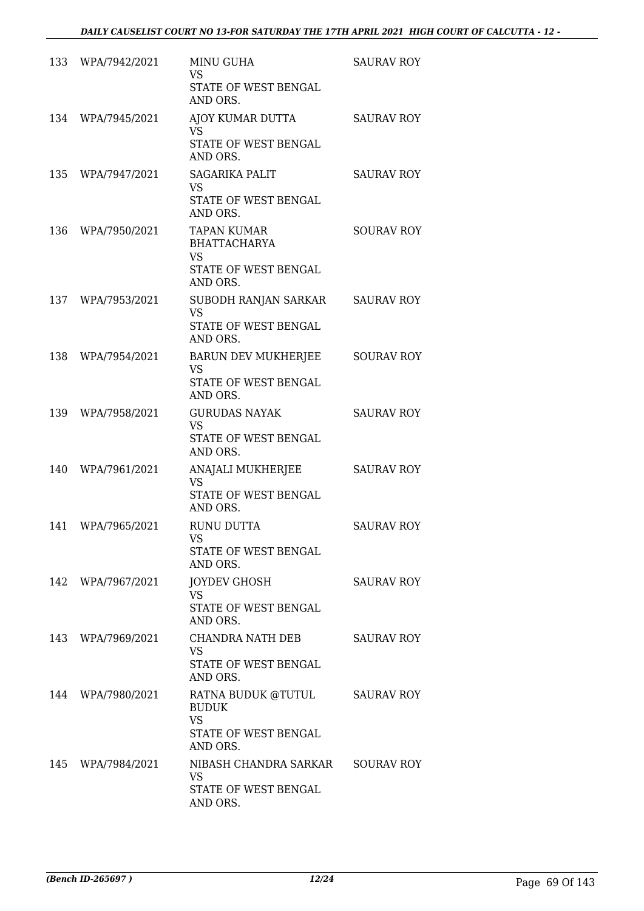| | | | |
|---|---|---|---|
| 133 | WPA/7942/2021 | MINU GUHA<br>VS<br>STATE OF WEST BENGAL AND ORS. | SAURAV ROY |
| 134 | WPA/7945/2021 | AJOY KUMAR DUTTA<br>VS<br>STATE OF WEST BENGAL AND ORS. | SAURAV ROY |
| 135 | WPA/7947/2021 | SAGARIKA PALIT<br>VS<br>STATE OF WEST BENGAL AND ORS. | SAURAV ROY |
| 136 | WPA/7950/2021 | TAPAN KUMAR BHATTACHARYA<br>VS<br>STATE OF WEST BENGAL AND ORS. | SOURAV ROY |
| 137 | WPA/7953/2021 | SUBODH RANJAN SARKAR<br>VS<br>STATE OF WEST BENGAL AND ORS. | SAURAV ROY |
| 138 | WPA/7954/2021 | BARUN DEV MUKHERJEE<br>VS<br>STATE OF WEST BENGAL AND ORS. | SOURAV ROY |
| 139 | WPA/7958/2021 | GURUDAS NAYAK<br>VS<br>STATE OF WEST BENGAL AND ORS. | SAURAV ROY |
| 140 | WPA/7961/2021 | ANAJALI MUKHERJEE<br>VS<br>STATE OF WEST BENGAL AND ORS. | SAURAV ROY |
| 141 | WPA/7965/2021 | RUNU DUTTA<br>VS<br>STATE OF WEST BENGAL AND ORS. | SAURAV ROY |
| 142 | WPA/7967/2021 | JOYDEV GHOSH<br>VS<br>STATE OF WEST BENGAL AND ORS. | SAURAV ROY |
| 143 | WPA/7969/2021 | CHANDRA NATH DEB<br>VS<br>STATE OF WEST BENGAL AND ORS. | SAURAV ROY |
| 144 | WPA/7980/2021 | RATNA BUDUK @TUTUL BUDUK<br>VS<br>STATE OF WEST BENGAL AND ORS. | SAURAV ROY |
| 145 | WPA/7984/2021 | NIBASH CHANDRA SARKAR<br>VS<br>STATE OF WEST BENGAL AND ORS. | SOURAV ROY |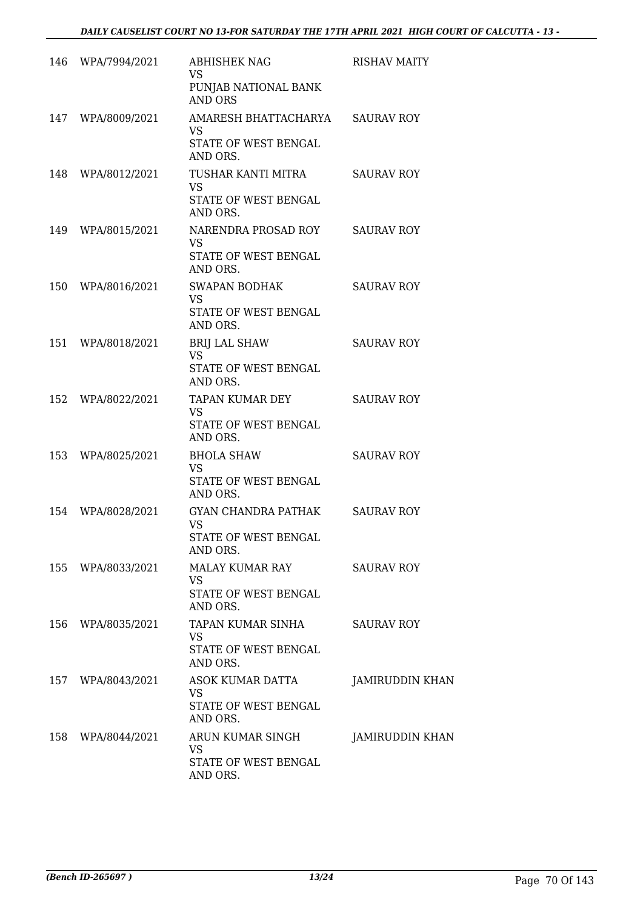| | | | |
|---|---|---|---|
| 146 | WPA/7994/2021 | ABHISHEK NAG<br>VS<br>PUNJAB NATIONAL BANK AND ORS | RISHAV MAITY |
| 147 | WPA/8009/2021 | AMARESH BHATTACHARYA<br>VS<br>STATE OF WEST BENGAL AND ORS. | SAURAV ROY |
| 148 | WPA/8012/2021 | TUSHAR KANTI MITRA<br>VS<br>STATE OF WEST BENGAL AND ORS. | SAURAV ROY |
| 149 | WPA/8015/2021 | NARENDRA PROSAD ROY<br>VS<br>STATE OF WEST BENGAL AND ORS. | SAURAV ROY |
| 150 | WPA/8016/2021 | SWAPAN BODHAK<br>VS<br>STATE OF WEST BENGAL AND ORS. | SAURAV ROY |
| 151 | WPA/8018/2021 | BRIJ LAL SHAW<br>VS<br>STATE OF WEST BENGAL AND ORS. | SAURAV ROY |
| 152 | WPA/8022/2021 | TAPAN KUMAR DEY<br>VS<br>STATE OF WEST BENGAL AND ORS. | SAURAV ROY |
| 153 | WPA/8025/2021 | BHOLA SHAW<br>VS<br>STATE OF WEST BENGAL AND ORS. | SAURAV ROY |
| 154 | WPA/8028/2021 | GYAN CHANDRA PATHAK<br>VS<br>STATE OF WEST BENGAL AND ORS. | SAURAV ROY |
| 155 | WPA/8033/2021 | MALAY KUMAR RAY<br>VS<br>STATE OF WEST BENGAL AND ORS. | SAURAV ROY |
| 156 | WPA/8035/2021 | TAPAN KUMAR SINHA<br>VS<br>STATE OF WEST BENGAL AND ORS. | SAURAV ROY |
| 157 | WPA/8043/2021 | ASOK KUMAR DATTA<br>VS<br>STATE OF WEST BENGAL AND ORS. | JAMIRUDDIN KHAN |
| 158 | WPA/8044/2021 | ARUN KUMAR SINGH<br>VS<br>STATE OF WEST BENGAL AND ORS. | JAMIRUDDIN KHAN |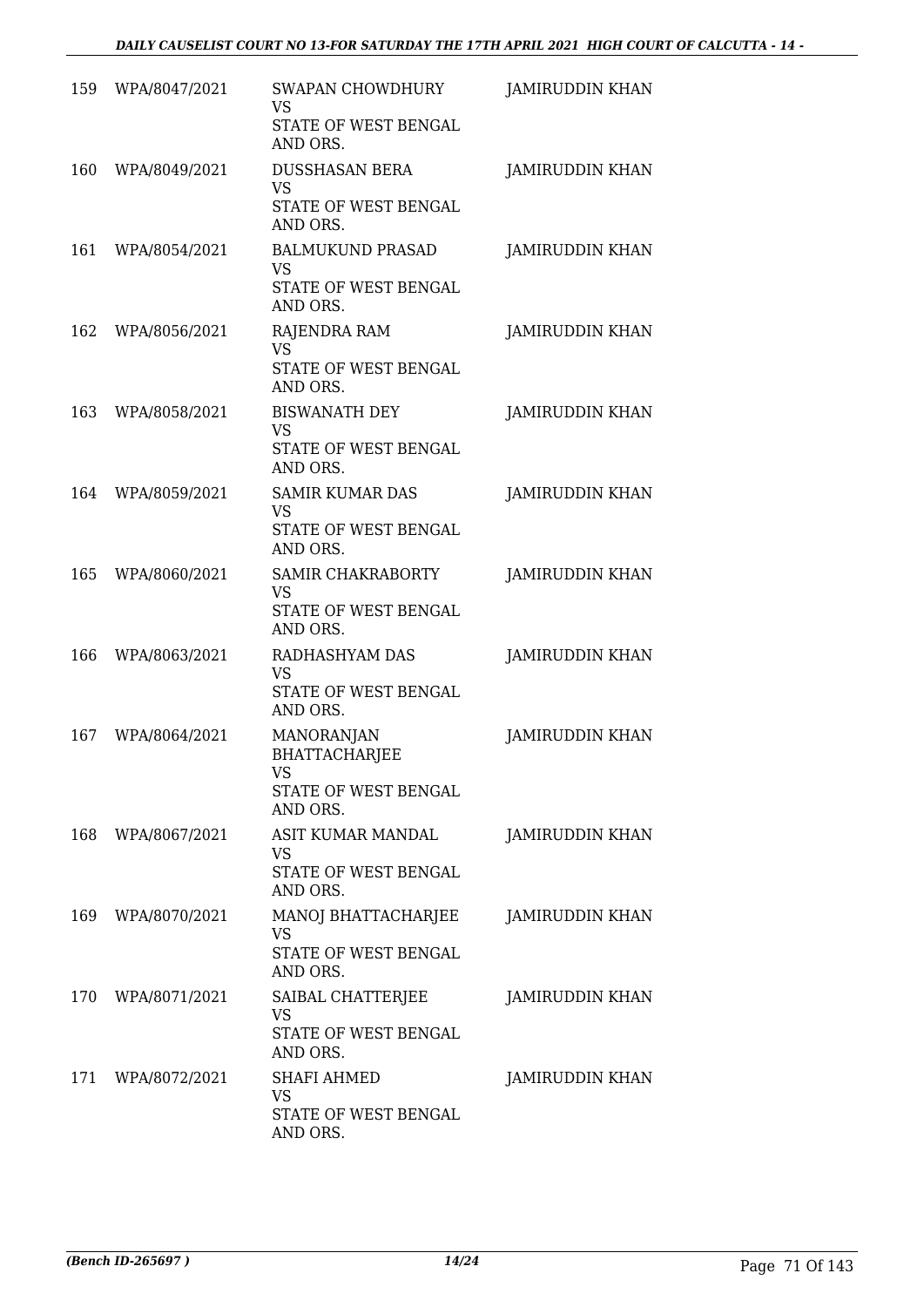| | | | |
|---|---|---|---|
| 159 | WPA/8047/2021 | SWAPAN CHOWDHURY<br>VS<br>STATE OF WEST BENGAL AND ORS. | JAMIRUDDIN KHAN |
| 160 | WPA/8049/2021 | DUSSHASAN BERA<br>VS<br>STATE OF WEST BENGAL AND ORS. | JAMIRUDDIN KHAN |
| 161 | WPA/8054/2021 | BALMUKUND PRASAD<br>VS<br>STATE OF WEST BENGAL AND ORS. | JAMIRUDDIN KHAN |
| 162 | WPA/8056/2021 | RAJENDRA RAM<br>VS<br>STATE OF WEST BENGAL AND ORS. | JAMIRUDDIN KHAN |
| 163 | WPA/8058/2021 | BISWANATH DEY<br>VS<br>STATE OF WEST BENGAL AND ORS. | JAMIRUDDIN KHAN |
| 164 | WPA/8059/2021 | SAMIR KUMAR DAS<br>VS<br>STATE OF WEST BENGAL AND ORS. | JAMIRUDDIN KHAN |
| 165 | WPA/8060/2021 | SAMIR CHAKRABORTY<br>VS<br>STATE OF WEST BENGAL AND ORS. | JAMIRUDDIN KHAN |
| 166 | WPA/8063/2021 | RADHASHYAM DAS<br>VS<br>STATE OF WEST BENGAL AND ORS. | JAMIRUDDIN KHAN |
| 167 | WPA/8064/2021 | MANORANJAN BHATTACHARJEE<br>VS<br>STATE OF WEST BENGAL AND ORS. | JAMIRUDDIN KHAN |
| 168 | WPA/8067/2021 | ASIT KUMAR MANDAL<br>VS<br>STATE OF WEST BENGAL AND ORS. | JAMIRUDDIN KHAN |
| 169 | WPA/8070/2021 | MANOJ BHATTACHARJEE<br>VS<br>STATE OF WEST BENGAL AND ORS. | JAMIRUDDIN KHAN |
| 170 | WPA/8071/2021 | SAIBAL CHATTERJEE<br>VS<br>STATE OF WEST BENGAL AND ORS. | JAMIRUDDIN KHAN |
| 171 | WPA/8072/2021 | SHAFI AHMED<br>VS<br>STATE OF WEST BENGAL AND ORS. | JAMIRUDDIN KHAN |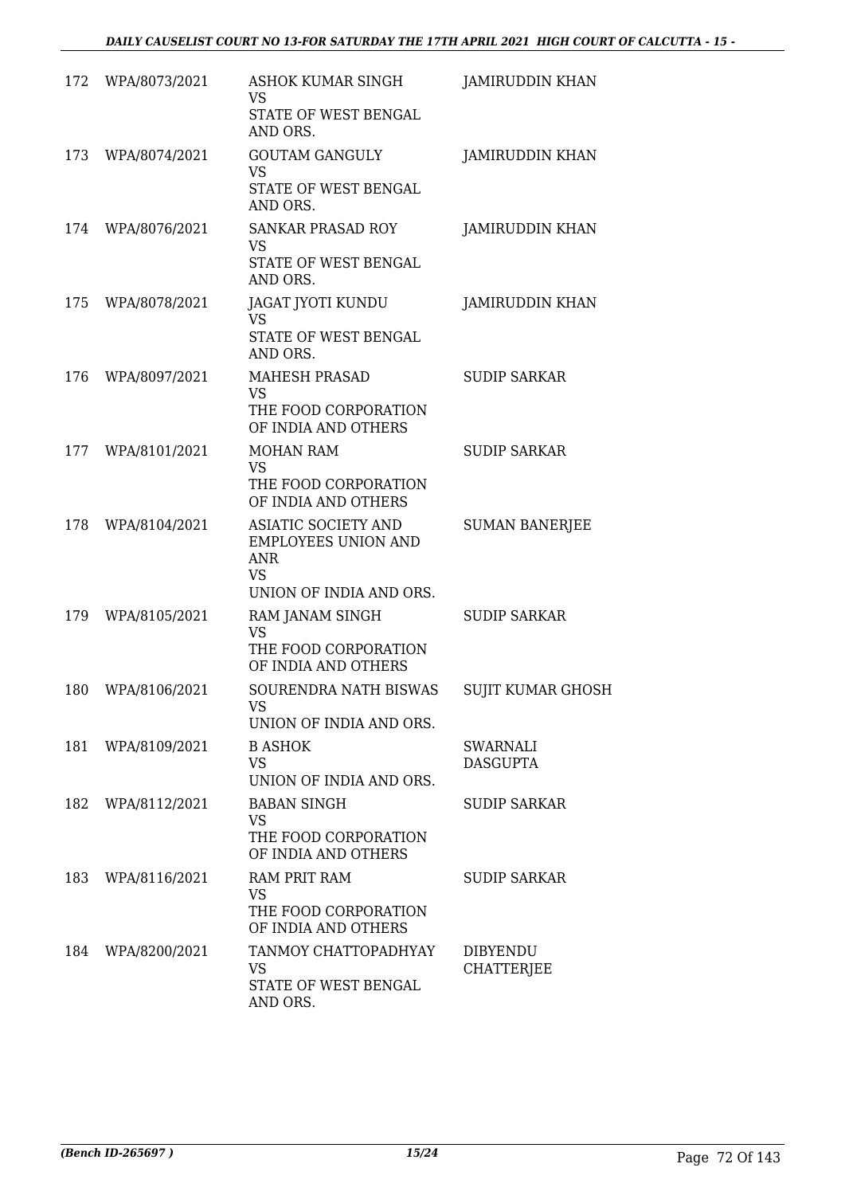| | | | |
|---|---|---|---|
| 172 | WPA/8073/2021 | ASHOK KUMAR SINGH<br>VS<br>STATE OF WEST BENGAL AND ORS. | JAMIRUDDIN KHAN |
| 173 | WPA/8074/2021 | GOUTAM GANGULY<br>VS<br>STATE OF WEST BENGAL AND ORS. | JAMIRUDDIN KHAN |
| 174 | WPA/8076/2021 | SANKAR PRASAD ROY<br>VS<br>STATE OF WEST BENGAL AND ORS. | JAMIRUDDIN KHAN |
| 175 | WPA/8078/2021 | JAGAT JYOTI KUNDU<br>VS<br>STATE OF WEST BENGAL AND ORS. | JAMIRUDDIN KHAN |
| 176 | WPA/8097/2021 | MAHESH PRASAD<br>VS<br>THE FOOD CORPORATION OF INDIA AND OTHERS | SUDIP SARKAR |
| 177 | WPA/8101/2021 | MOHAN RAM<br>VS<br>THE FOOD CORPORATION OF INDIA AND OTHERS | SUDIP SARKAR |
| 178 | WPA/8104/2021 | ASIATIC SOCIETY AND EMPLOYEES UNION AND ANR<br>VS<br>UNION OF INDIA AND ORS. | SUMAN BANERJEE |
| 179 | WPA/8105/2021 | RAM JANAM SINGH<br>VS<br>THE FOOD CORPORATION OF INDIA AND OTHERS | SUDIP SARKAR |
| 180 | WPA/8106/2021 | SOURENDRA NATH BISWAS<br>VS<br>UNION OF INDIA AND ORS. | SUJIT KUMAR GHOSH |
| 181 | WPA/8109/2021 | B ASHOK<br>VS<br>UNION OF INDIA AND ORS. | SWARNALI DASGUPTA |
| 182 | WPA/8112/2021 | BABAN SINGH<br>VS<br>THE FOOD CORPORATION OF INDIA AND OTHERS | SUDIP SARKAR |
| 183 | WPA/8116/2021 | RAM PRIT RAM<br>VS<br>THE FOOD CORPORATION OF INDIA AND OTHERS | SUDIP SARKAR |
| 184 | WPA/8200/2021 | TANMOY CHATTOPADHYAY<br>VS<br>STATE OF WEST BENGAL AND ORS. | DIBYENDU CHATTERJEE |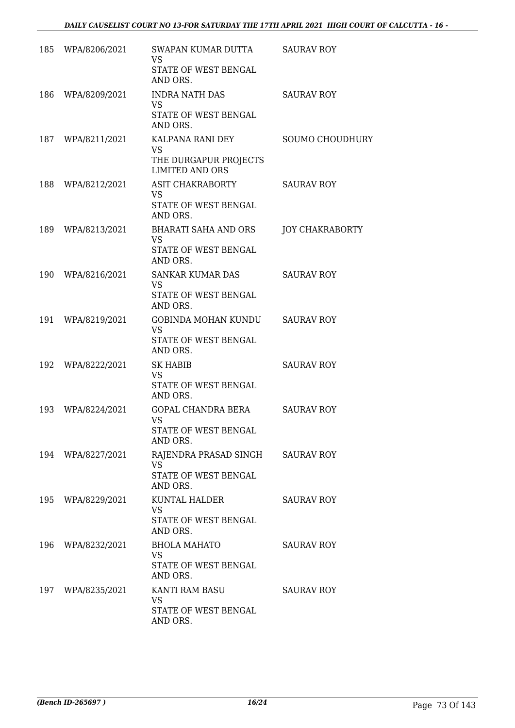| | | | |
|---|---|---|---|
| 185 | WPA/8206/2021 | SWAPAN KUMAR DUTTA<br>VS<br>STATE OF WEST BENGAL AND ORS. | SAURAV ROY |
| 186 | WPA/8209/2021 | INDRA NATH DAS<br>VS<br>STATE OF WEST BENGAL AND ORS. | SAURAV ROY |
| 187 | WPA/8211/2021 | KALPANA RANI DEY<br>VS<br>THE DURGAPUR PROJECTS LIMITED AND ORS | SOUMO CHOUDHURY |
| 188 | WPA/8212/2021 | ASIT CHAKRABORTY<br>VS<br>STATE OF WEST BENGAL AND ORS. | SAURAV ROY |
| 189 | WPA/8213/2021 | BHARATI SAHA AND ORS<br>VS<br>STATE OF WEST BENGAL AND ORS. | JOY CHAKRABORTY |
| 190 | WPA/8216/2021 | SANKAR KUMAR DAS<br>VS<br>STATE OF WEST BENGAL AND ORS. | SAURAV ROY |
| 191 | WPA/8219/2021 | GOBINDA MOHAN KUNDU<br>VS<br>STATE OF WEST BENGAL AND ORS. | SAURAV ROY |
| 192 | WPA/8222/2021 | SK HABIB<br>VS<br>STATE OF WEST BENGAL AND ORS. | SAURAV ROY |
| 193 | WPA/8224/2021 | GOPAL CHANDRA BERA<br>VS<br>STATE OF WEST BENGAL AND ORS. | SAURAV ROY |
| 194 | WPA/8227/2021 | RAJENDRA PRASAD SINGH<br>VS<br>STATE OF WEST BENGAL AND ORS. | SAURAV ROY |
| 195 | WPA/8229/2021 | KUNTAL HALDER<br>VS<br>STATE OF WEST BENGAL AND ORS. | SAURAV ROY |
| 196 | WPA/8232/2021 | BHOLA MAHATO<br>VS<br>STATE OF WEST BENGAL AND ORS. | SAURAV ROY |
| 197 | WPA/8235/2021 | KANTI RAM BASU<br>VS<br>STATE OF WEST BENGAL AND ORS. | SAURAV ROY |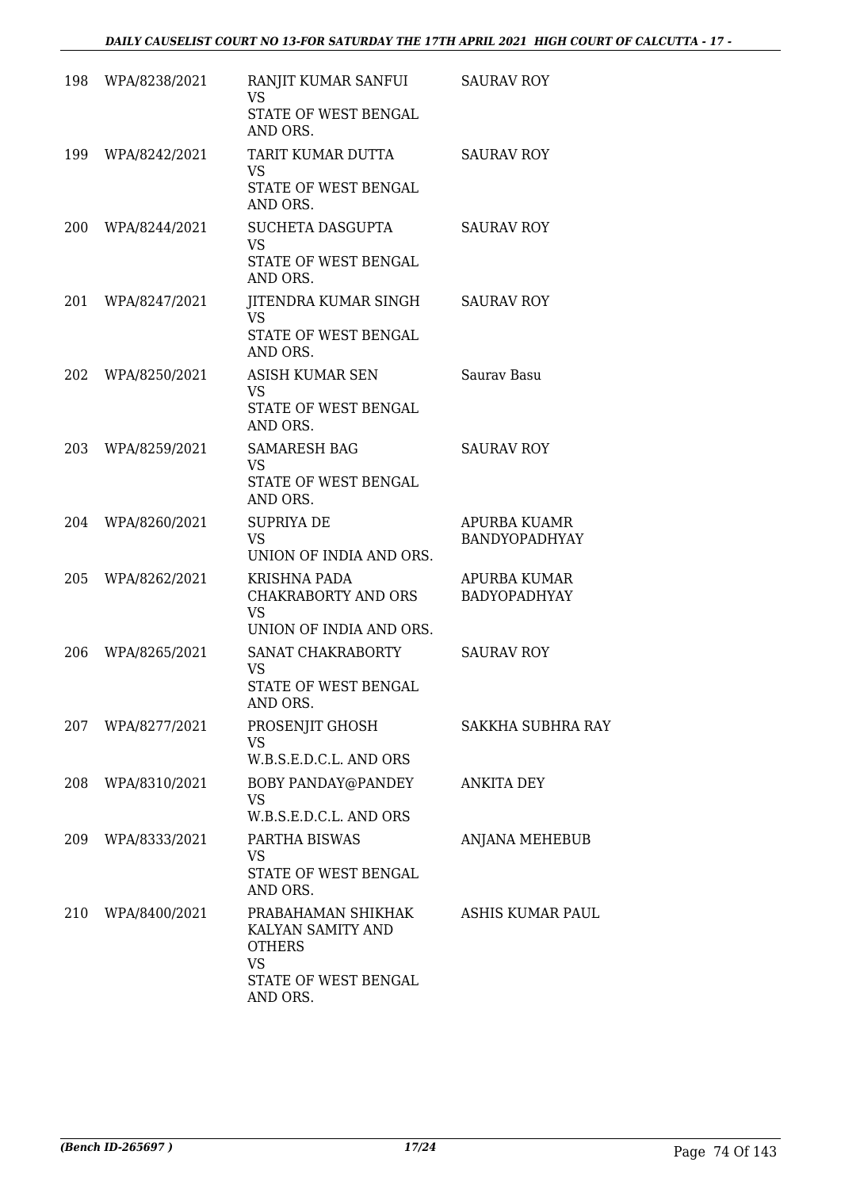| | | | |
|---|---|---|---|
| 198 | WPA/8238/2021 | RANJIT KUMAR SANFUI<br>VS<br>STATE OF WEST BENGAL AND ORS. | SAURAV ROY |
| 199 | WPA/8242/2021 | TARIT KUMAR DUTTA<br>VS<br>STATE OF WEST BENGAL AND ORS. | SAURAV ROY |
| 200 | WPA/8244/2021 | SUCHETA DASGUPTA<br>VS<br>STATE OF WEST BENGAL AND ORS. | SAURAV ROY |
| 201 | WPA/8247/2021 | JITENDRA KUMAR SINGH<br>VS<br>STATE OF WEST BENGAL AND ORS. | SAURAV ROY |
| 202 | WPA/8250/2021 | ASISH KUMAR SEN<br>VS<br>STATE OF WEST BENGAL AND ORS. | Saurav Basu |
| 203 | WPA/8259/2021 | SAMARESH BAG<br>VS<br>STATE OF WEST BENGAL AND ORS. | SAURAV ROY |
| 204 | WPA/8260/2021 | SUPRIYA DE<br>VS<br>UNION OF INDIA AND ORS. | APURBA KUAMR BANDYOPADHYAY |
| 205 | WPA/8262/2021 | KRISHNA PADA CHAKRABORTY AND ORS<br>VS<br>UNION OF INDIA AND ORS. | APURBA KUMAR BADYOPADHYAY |
| 206 | WPA/8265/2021 | SANAT CHAKRABORTY<br>VS<br>STATE OF WEST BENGAL AND ORS. | SAURAV ROY |
| 207 | WPA/8277/2021 | PROSENJIT GHOSH<br>VS<br>W.B.S.E.D.C.L. AND ORS | SAKKHA SUBHRA RAY |
| 208 | WPA/8310/2021 | BOBY PANDAY@PANDEY<br>VS<br>W.B.S.E.D.C.L. AND ORS | ANKITA DEY |
| 209 | WPA/8333/2021 | PARTHA BISWAS<br>VS<br>STATE OF WEST BENGAL AND ORS. | ANJANA MEHEBUB |
| 210 | WPA/8400/2021 | PRABAHAMAN SHIKHAK KALYAN SAMITY AND OTHERS<br>VS<br>STATE OF WEST BENGAL AND ORS. | ASHIS KUMAR PAUL |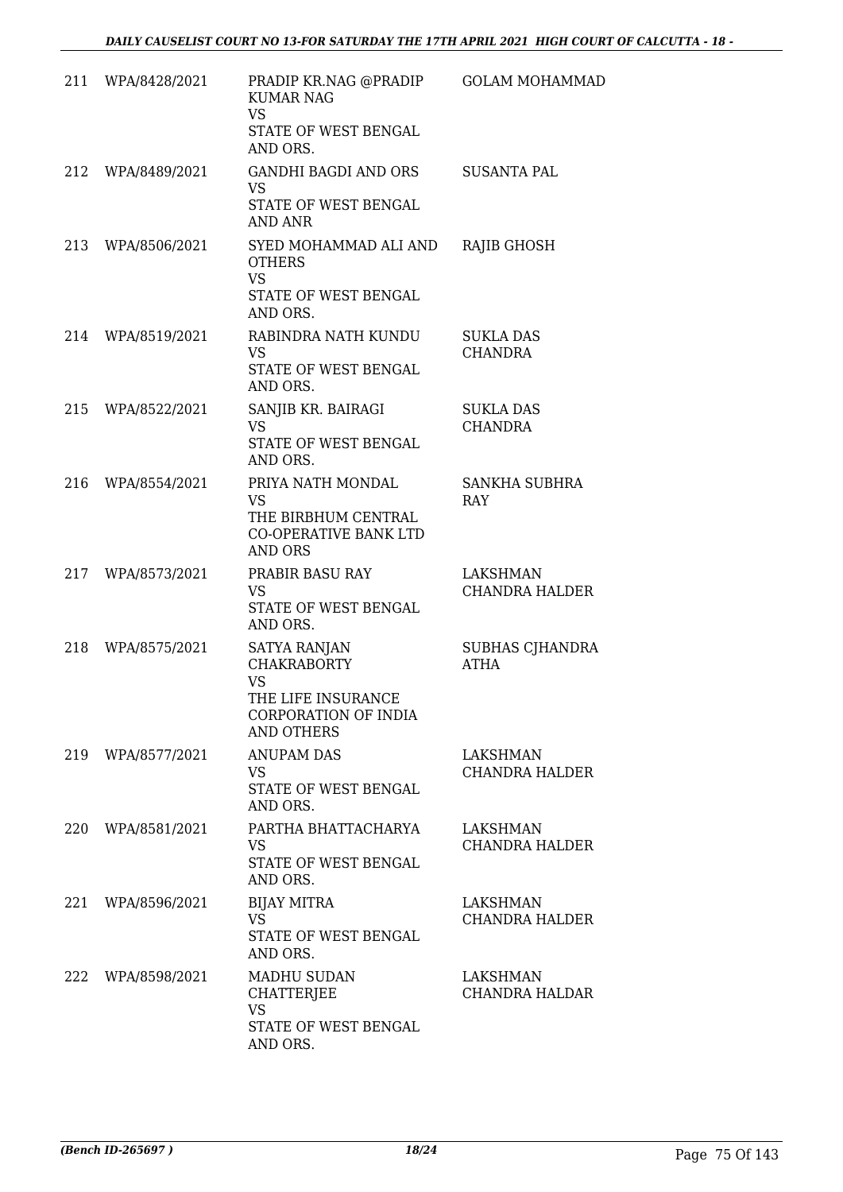| | | | |
|---|---|---|---|
| 211 | WPA/8428/2021 | PRADIP KR.NAG @PRADIP KUMAR NAG<br>VS<br>STATE OF WEST BENGAL AND ORS. | GOLAM MOHAMMAD |
| 212 | WPA/8489/2021 | GANDHI BAGDI AND ORS<br>VS<br>STATE OF WEST BENGAL AND ANR | SUSANTA PAL |
| 213 | WPA/8506/2021 | SYED MOHAMMAD ALI AND OTHERS<br>VS<br>STATE OF WEST BENGAL AND ORS. | RAJIB GHOSH |
| 214 | WPA/8519/2021 | RABINDRA NATH KUNDU<br>VS<br>STATE OF WEST BENGAL AND ORS. | SUKLA DAS CHANDRA |
| 215 | WPA/8522/2021 | SANJIB KR. BAIRAGI<br>VS<br>STATE OF WEST BENGAL AND ORS. | SUKLA DAS CHANDRA |
| 216 | WPA/8554/2021 | PRIYA NATH MONDAL<br>VS<br>THE BIRBHUM CENTRAL CO-OPERATIVE BANK LTD AND ORS | SANKHA SUBHRA RAY |
| 217 | WPA/8573/2021 | PRABIR BASU RAY<br>VS<br>STATE OF WEST BENGAL AND ORS. | LAKSHMAN CHANDRA HALDER |
| 218 | WPA/8575/2021 | SATYA RANJAN CHAKRABORTY<br>VS<br>THE LIFE INSURANCE CORPORATION OF INDIA AND OTHERS | SUBHAS CJHANDRA ATHA |
| 219 | WPA/8577/2021 | ANUPAM DAS<br>VS<br>STATE OF WEST BENGAL AND ORS. | LAKSHMAN CHANDRA HALDER |
| 220 | WPA/8581/2021 | PARTHA BHATTACHARYA<br>VS<br>STATE OF WEST BENGAL AND ORS. | LAKSHMAN CHANDRA HALDER |
| 221 | WPA/8596/2021 | BIJAY MITRA<br>VS<br>STATE OF WEST BENGAL AND ORS. | LAKSHMAN CHANDRA HALDER |
| 222 | WPA/8598/2021 | MADHU SUDAN CHATTERJEE<br>VS<br>STATE OF WEST BENGAL AND ORS. | LAKSHMAN CHANDRA HALDAR |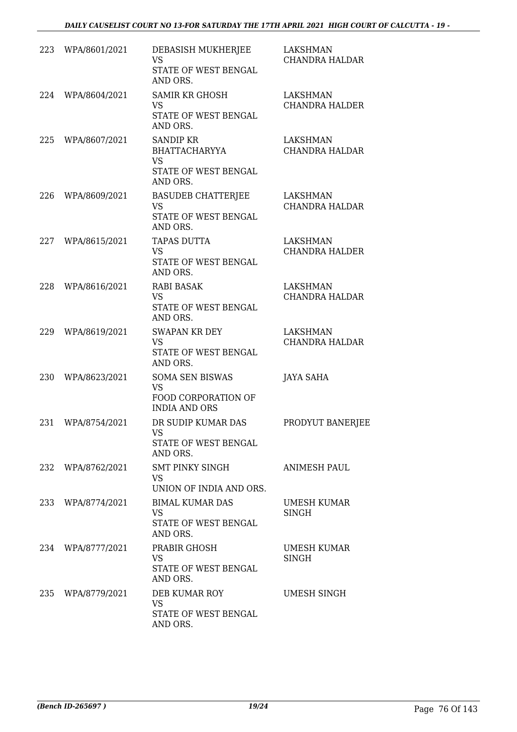| | | | |
|---|---|---|---|
| 223 | WPA/8601/2021 | DEBASISH MUKHERJEE VS STATE OF WEST BENGAL AND ORS. | LAKSHMAN CHANDRA HALDAR |
| 224 | WPA/8604/2021 | SAMIR KR GHOSH VS STATE OF WEST BENGAL AND ORS. | LAKSHMAN CHANDRA HALDER |
| 225 | WPA/8607/2021 | SANDIP KR BHATTACHARYYA VS STATE OF WEST BENGAL AND ORS. | LAKSHMAN CHANDRA HALDAR |
| 226 | WPA/8609/2021 | BASUDEB CHATTERJEE VS STATE OF WEST BENGAL AND ORS. | LAKSHMAN CHANDRA HALDAR |
| 227 | WPA/8615/2021 | TAPAS DUTTA VS STATE OF WEST BENGAL AND ORS. | LAKSHMAN CHANDRA HALDER |
| 228 | WPA/8616/2021 | RABI BASAK VS STATE OF WEST BENGAL AND ORS. | LAKSHMAN CHANDRA HALDAR |
| 229 | WPA/8619/2021 | SWAPAN KR DEY VS STATE OF WEST BENGAL AND ORS. | LAKSHMAN CHANDRA HALDAR |
| 230 | WPA/8623/2021 | SOMA SEN BISWAS VS FOOD CORPORATION OF INDIA AND ORS | JAYA SAHA |
| 231 | WPA/8754/2021 | DR SUDIP KUMAR DAS VS STATE OF WEST BENGAL AND ORS. | PRODYUT BANERJEE |
| 232 | WPA/8762/2021 | SMT PINKY SINGH VS UNION OF INDIA AND ORS. | ANIMESH PAUL |
| 233 | WPA/8774/2021 | BIMAL KUMAR DAS VS STATE OF WEST BENGAL AND ORS. | UMESH KUMAR SINGH |
| 234 | WPA/8777/2021 | PRABIR GHOSH VS STATE OF WEST BENGAL AND ORS. | UMESH KUMAR SINGH |
| 235 | WPA/8779/2021 | DEB KUMAR ROY VS STATE OF WEST BENGAL AND ORS. | UMESH SINGH |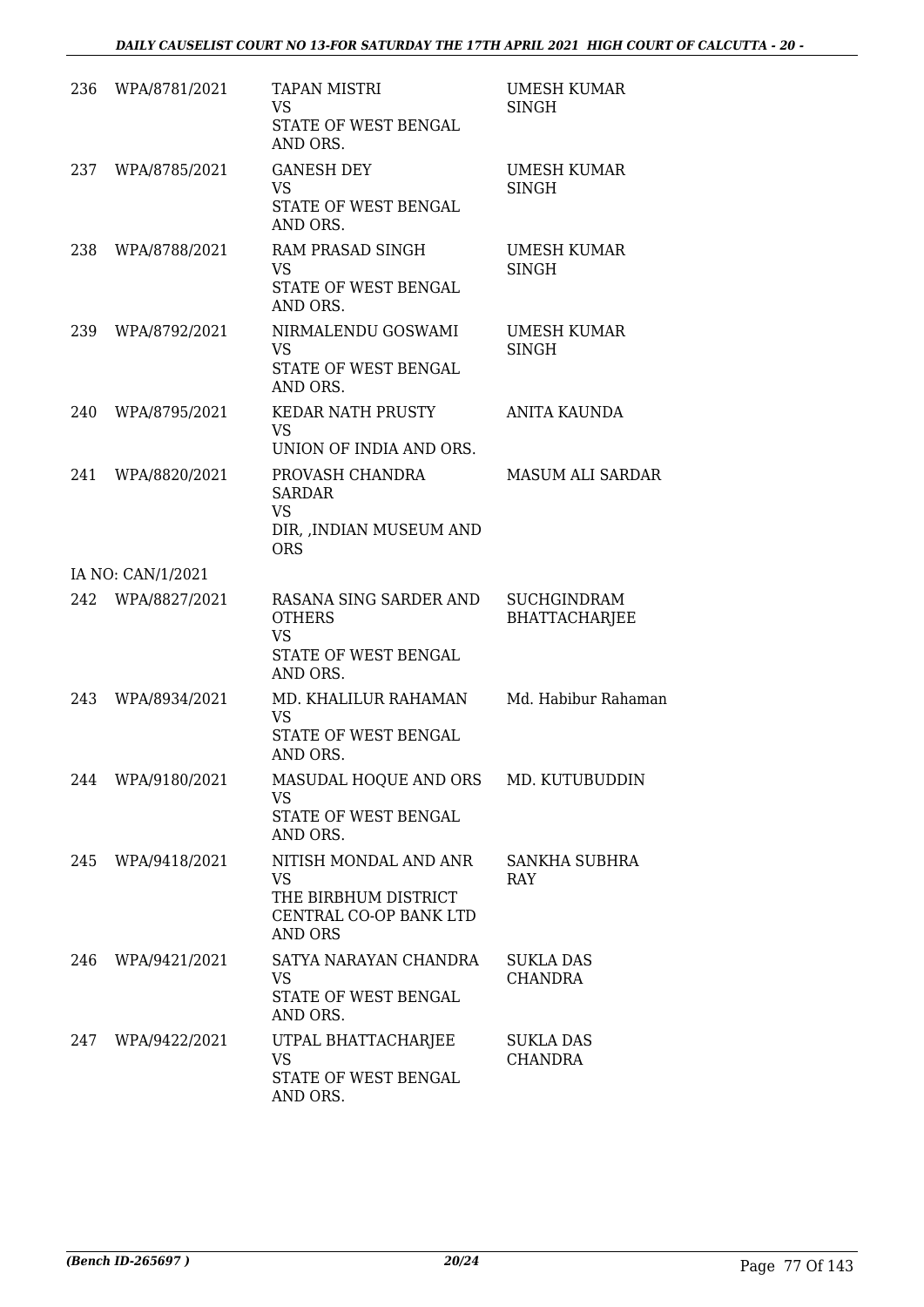| | | | |
|---|---|---|---|
| 236 | WPA/8781/2021 | TAPAN MISTRI<br>VS<br>STATE OF WEST BENGAL AND ORS. | UMESH KUMAR SINGH |
| 237 | WPA/8785/2021 | GANESH DEY<br>VS<br>STATE OF WEST BENGAL AND ORS. | UMESH KUMAR SINGH |
| 238 | WPA/8788/2021 | RAM PRASAD SINGH<br>VS<br>STATE OF WEST BENGAL AND ORS. | UMESH KUMAR SINGH |
| 239 | WPA/8792/2021 | NIRMALENDU GOSWAMI<br>VS<br>STATE OF WEST BENGAL AND ORS. | UMESH KUMAR SINGH |
| 240 | WPA/8795/2021 | KEDAR NATH PRUSTY<br>VS<br>UNION OF INDIA AND ORS. | ANITA KAUNDA |
| 241 | WPA/8820/2021 | PROVASH CHANDRA SARDAR<br>VS<br>DIR, ,INDIAN MUSEUM AND ORS | MASUM ALI SARDAR |
| | IA NO: CAN/1/2021 | | |
| 242 | WPA/8827/2021 | RASANA SING SARDER AND OTHERS<br>VS<br>STATE OF WEST BENGAL AND ORS. | SUCHGINDRAM BHATTACHARJEE |
| 243 | WPA/8934/2021 | MD. KHALILUR RAHAMAN<br>VS<br>STATE OF WEST BENGAL AND ORS. | Md. Habibur Rahaman |
| 244 | WPA/9180/2021 | MASUDAL HOQUE AND ORS<br>VS<br>STATE OF WEST BENGAL AND ORS. | MD. KUTUBUDDIN |
| 245 | WPA/9418/2021 | NITISH MONDAL AND ANR<br>VS<br>THE BIRBHUM DISTRICT CENTRAL CO-OP BANK LTD AND ORS | SANKHA SUBHRA RAY |
| 246 | WPA/9421/2021 | SATYA NARAYAN CHANDRA<br>VS<br>STATE OF WEST BENGAL AND ORS. | SUKLA DAS CHANDRA |
| 247 | WPA/9422/2021 | UTPAL BHATTACHARJEE<br>VS<br>STATE OF WEST BENGAL AND ORS. | SUKLA DAS CHANDRA |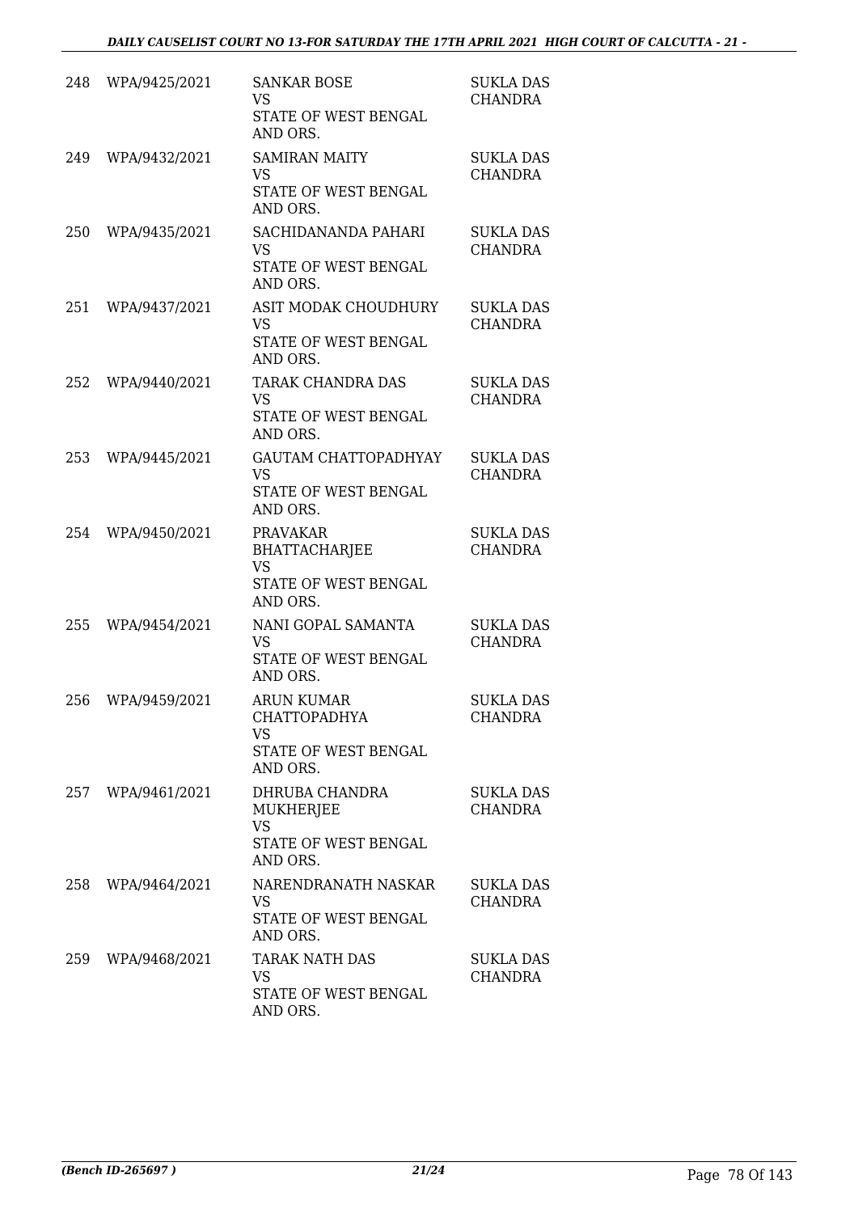| 248 | WPA/9425/2021 | SANKAR BOSE<br>VS<br>STATE OF WEST BENGAL AND ORS. | SUKLA DAS CHANDRA |
|---|---|---|---|
| 249 | WPA/9432/2021 | SAMIRAN MAITY<br>VS<br>STATE OF WEST BENGAL AND ORS. | SUKLA DAS CHANDRA |
| 250 | WPA/9435/2021 | SACHIDANANDA PAHARI<br>VS<br>STATE OF WEST BENGAL AND ORS. | SUKLA DAS CHANDRA |
| 251 | WPA/9437/2021 | ASIT MODAK CHOUDHURY<br>VS<br>STATE OF WEST BENGAL AND ORS. | SUKLA DAS CHANDRA |
| 252 | WPA/9440/2021 | TARAK CHANDRA DAS<br>VS<br>STATE OF WEST BENGAL AND ORS. | SUKLA DAS CHANDRA |
| 253 | WPA/9445/2021 | GAUTAM CHATTOPADHYAY<br>VS<br>STATE OF WEST BENGAL AND ORS. | SUKLA DAS CHANDRA |
| 254 | WPA/9450/2021 | PRAVAKAR BHATTACHARJEE<br>VS<br>STATE OF WEST BENGAL AND ORS. | SUKLA DAS CHANDRA |
| 255 | WPA/9454/2021 | NANI GOPAL SAMANTA<br>VS<br>STATE OF WEST BENGAL AND ORS. | SUKLA DAS CHANDRA |
| 256 | WPA/9459/2021 | ARUN KUMAR CHATTOPADHYA<br>VS<br>STATE OF WEST BENGAL AND ORS. | SUKLA DAS CHANDRA |
| 257 | WPA/9461/2021 | DHRUBA CHANDRA MUKHERJEE<br>VS<br>STATE OF WEST BENGAL AND ORS. | SUKLA DAS CHANDRA |
| 258 | WPA/9464/2021 | NARENDRANATH NASKAR<br>VS<br>STATE OF WEST BENGAL AND ORS. | SUKLA DAS CHANDRA |
| 259 | WPA/9468/2021 | TARAK NATH DAS<br>VS<br>STATE OF WEST BENGAL AND ORS. | SUKLA DAS CHANDRA |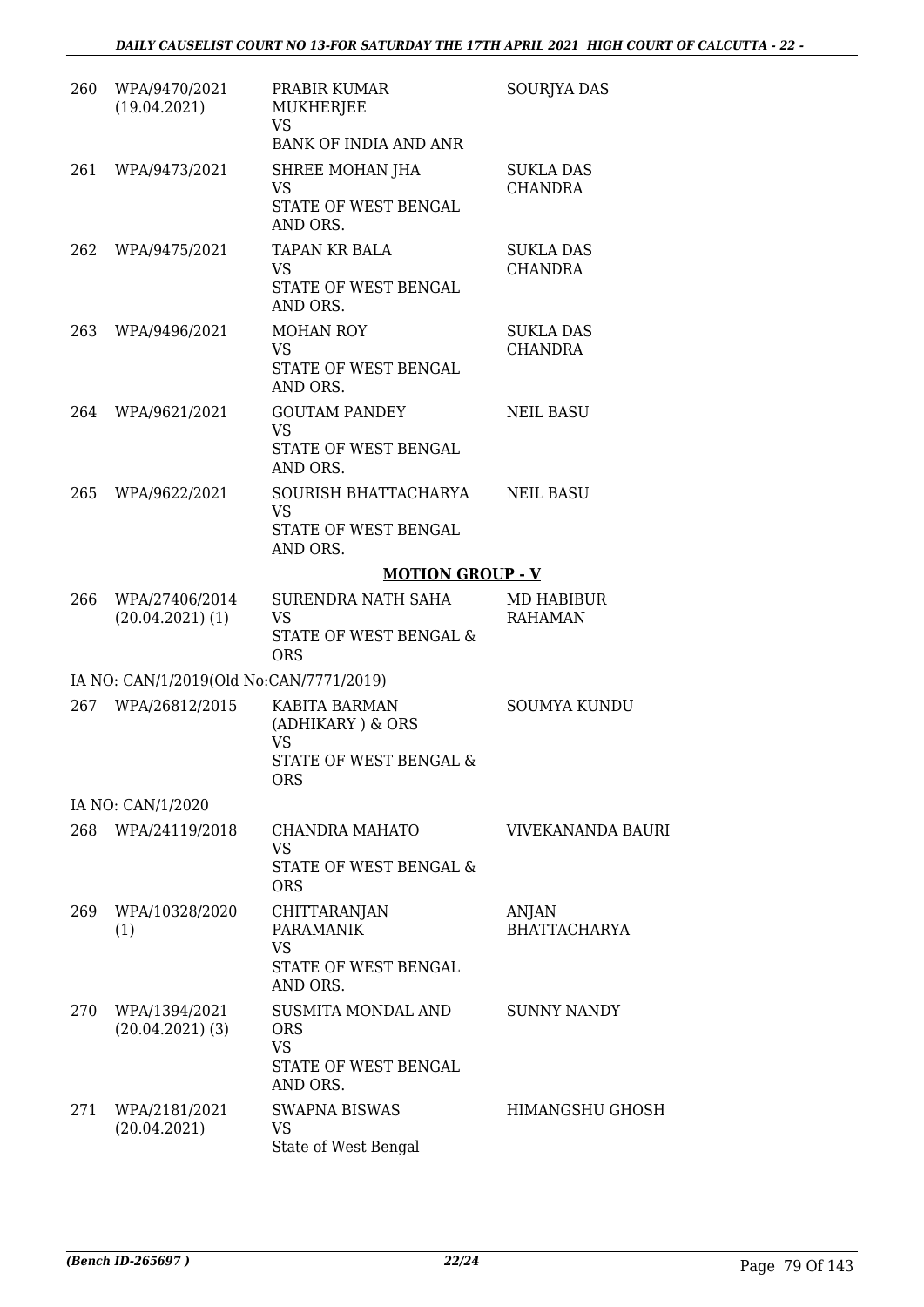| | | | |
|---|---|---|---|
| 260 | WPA/9470/2021 (19.04.2021) | PRABIR KUMAR MUKHERJEE VS BANK OF INDIA AND ANR | SOURJYA DAS |
| 261 | WPA/9473/2021 | SHREE MOHAN JHA VS STATE OF WEST BENGAL AND ORS. | SUKLA DAS CHANDRA |
| 262 | WPA/9475/2021 | TAPAN KR BALA VS STATE OF WEST BENGAL AND ORS. | SUKLA DAS CHANDRA |
| 263 | WPA/9496/2021 | MOHAN ROY VS STATE OF WEST BENGAL AND ORS. | SUKLA DAS CHANDRA |
| 264 | WPA/9621/2021 | GOUTAM PANDEY VS STATE OF WEST BENGAL AND ORS. | NEIL BASU |
| 265 | WPA/9622/2021 | SOURISH BHATTACHARYA VS STATE OF WEST BENGAL AND ORS. | NEIL BASU |

**MOTION GROUP - V**

| | | | |
|---|---|---|---|
| 266 | WPA/27406/2014 (20.04.2021) (1) | SURENDRA NATH SAHA VS STATE OF WEST BENGAL & ORS | MD HABIBUR RAHAMAN |
| | IA NO: CAN/1/2019(Old No:CAN/7771/2019) | | |
| 267 | WPA/26812/2015 | KABITA BARMAN (ADHIKARY ) & ORS VS STATE OF WEST BENGAL & ORS | SOUMYA KUNDU |
| | IA NO: CAN/1/2020 | | |
| 268 | WPA/24119/2018 | CHANDRA MAHATO VS STATE OF WEST BENGAL & ORS | VIVEKANANDA BAURI |
| 269 | WPA/10328/2020 (1) | CHITTARANJAN PARAMANIK VS STATE OF WEST BENGAL AND ORS. | ANJAN BHATTACHARYA |
| 270 | WPA/1394/2021 (20.04.2021) (3) | SUSMITA MONDAL AND ORS VS STATE OF WEST BENGAL AND ORS. | SUNNY NANDY |
| 271 | WPA/2181/2021 (20.04.2021) | SWAPNA BISWAS VS State of West Bengal | HIMANGSHU GHOSH |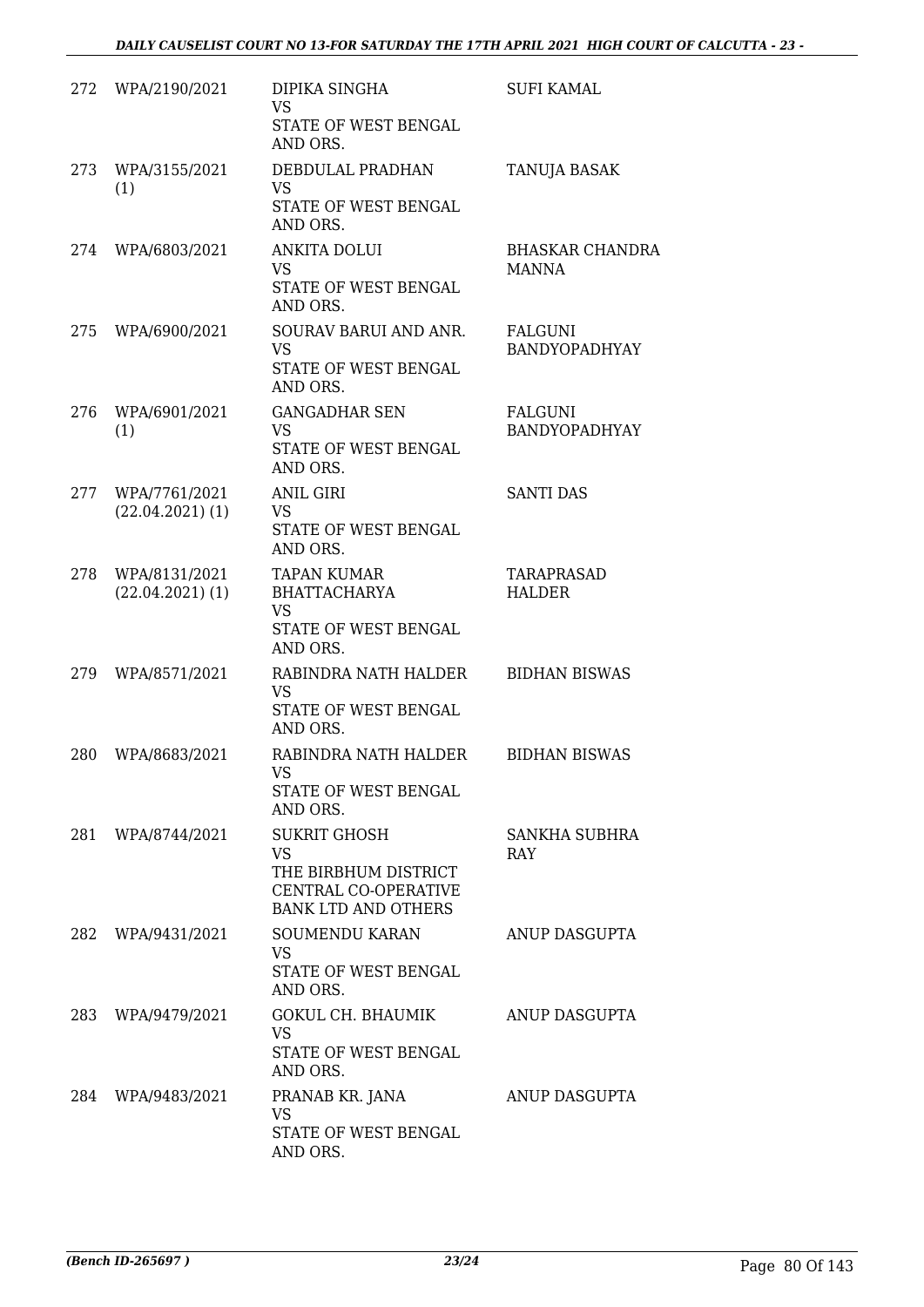| | | | |
|---|---|---|---|
| 272 | WPA/2190/2021 | DIPIKA SINGHA<br>VS<br>STATE OF WEST BENGAL AND ORS. | SUFI KAMAL |
| 273 | WPA/3155/2021 (1) | DEBDULAL PRADHAN<br>VS<br>STATE OF WEST BENGAL AND ORS. | TANUJA BASAK |
| 274 | WPA/6803/2021 | ANKITA DOLUI<br>VS<br>STATE OF WEST BENGAL AND ORS. | BHASKAR CHANDRA MANNA |
| 275 | WPA/6900/2021 | SOURAV BARUI AND ANR.<br>VS<br>STATE OF WEST BENGAL AND ORS. | FALGUNI BANDYOPADHYAY |
| 276 | WPA/6901/2021 (1) | GANGADHAR SEN<br>VS<br>STATE OF WEST BENGAL AND ORS. | FALGUNI BANDYOPADHYAY |
| 277 | WPA/7761/2021 (22.04.2021) (1) | ANIL GIRI<br>VS<br>STATE OF WEST BENGAL AND ORS. | SANTI DAS |
| 278 | WPA/8131/2021 (22.04.2021) (1) | TAPAN KUMAR BHATTACHARYA<br>VS<br>STATE OF WEST BENGAL AND ORS. | TARAPRASAD HALDER |
| 279 | WPA/8571/2021 | RABINDRA NATH HALDER<br>VS<br>STATE OF WEST BENGAL AND ORS. | BIDHAN BISWAS |
| 280 | WPA/8683/2021 | RABINDRA NATH HALDER<br>VS<br>STATE OF WEST BENGAL AND ORS. | BIDHAN BISWAS |
| 281 | WPA/8744/2021 | SUKRIT GHOSH<br>VS<br>THE BIRBHUM DISTRICT CENTRAL CO-OPERATIVE BANK LTD AND OTHERS | SANKHA SUBHRA RAY |
| 282 | WPA/9431/2021 | SOUMENDU KARAN<br>VS<br>STATE OF WEST BENGAL AND ORS. | ANUP DASGUPTA |
| 283 | WPA/9479/2021 | GOKUL CH. BHAUMIK<br>VS<br>STATE OF WEST BENGAL AND ORS. | ANUP DASGUPTA |
| 284 | WPA/9483/2021 | PRANAB KR. JANA<br>VS<br>STATE OF WEST BENGAL AND ORS. | ANUP DASGUPTA |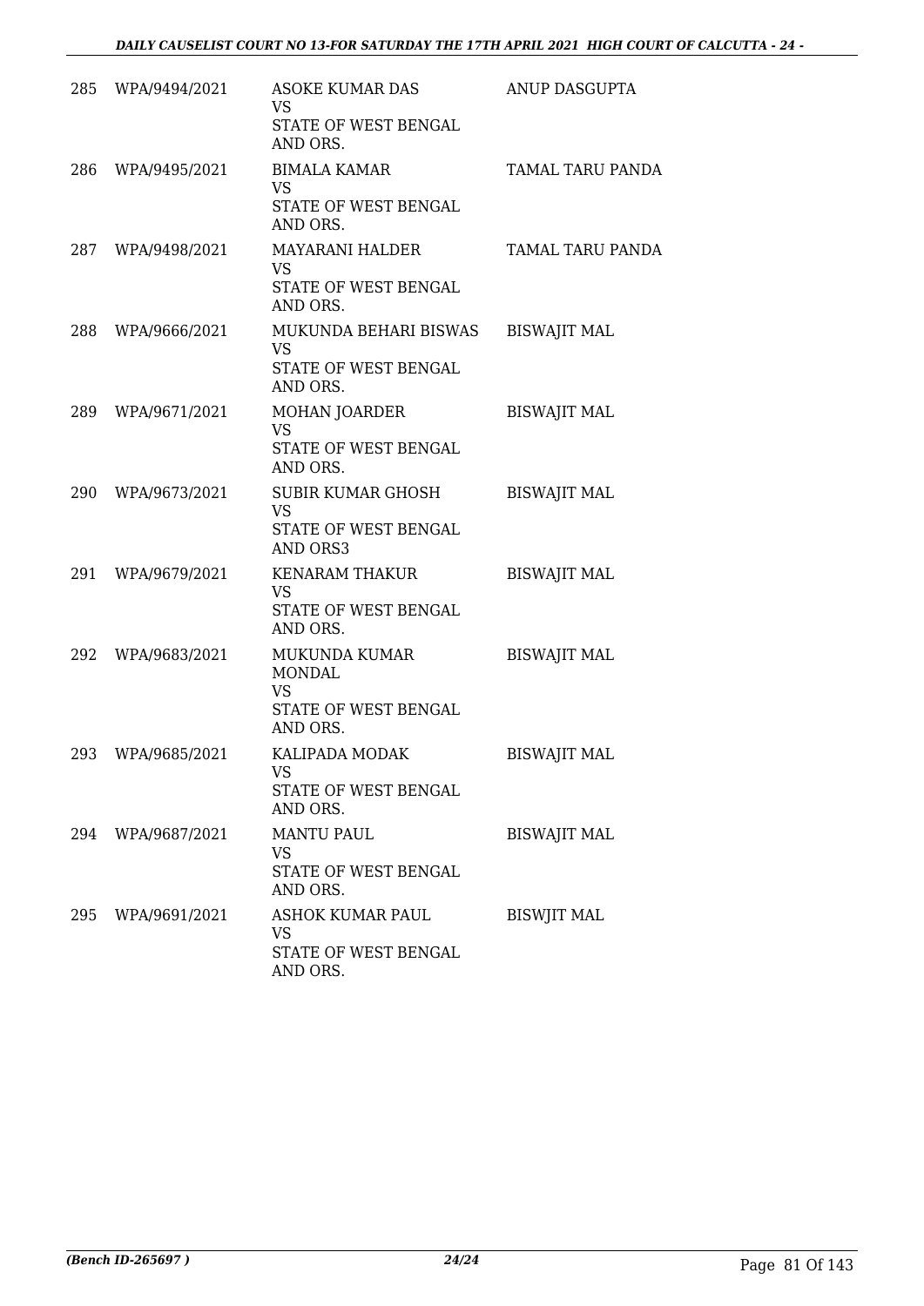| | | | |
|---|---|---|---|
| 285 | WPA/9494/2021 | ASOKE KUMAR DAS<br>VS<br>STATE OF WEST BENGAL AND ORS. | ANUP DASGUPTA |
| 286 | WPA/9495/2021 | BIMALA KAMAR<br>VS<br>STATE OF WEST BENGAL AND ORS. | TAMAL TARU PANDA |
| 287 | WPA/9498/2021 | MAYARANI HALDER<br>VS<br>STATE OF WEST BENGAL AND ORS. | TAMAL TARU PANDA |
| 288 | WPA/9666/2021 | MUKUNDA BEHARI BISWAS<br>VS<br>STATE OF WEST BENGAL AND ORS. | BISWAJIT MAL |
| 289 | WPA/9671/2021 | MOHAN JOARDER<br>VS<br>STATE OF WEST BENGAL AND ORS. | BISWAJIT MAL |
| 290 | WPA/9673/2021 | SUBIR KUMAR GHOSH<br>VS<br>STATE OF WEST BENGAL AND ORS3 | BISWAJIT MAL |
| 291 | WPA/9679/2021 | KENARAM THAKUR<br>VS<br>STATE OF WEST BENGAL AND ORS. | BISWAJIT MAL |
| 292 | WPA/9683/2021 | MUKUNDA KUMAR MONDAL<br>VS<br>STATE OF WEST BENGAL AND ORS. | BISWAJIT MAL |
| 293 | WPA/9685/2021 | KALIPADA MODAK<br>VS<br>STATE OF WEST BENGAL AND ORS. | BISWAJIT MAL |
| 294 | WPA/9687/2021 | MANTU PAUL<br>VS<br>STATE OF WEST BENGAL AND ORS. | BISWAJIT MAL |
| 295 | WPA/9691/2021 | ASHOK KUMAR PAUL<br>VS<br>STATE OF WEST BENGAL AND ORS. | BISWJIT MAL |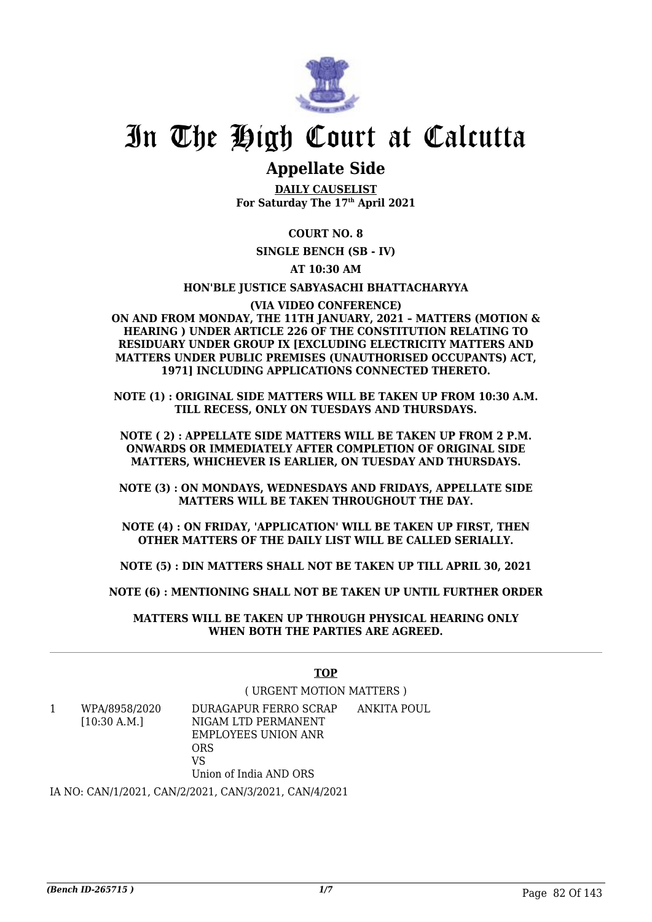# In The High Court at Calcutta

## Appellate Side

**DAILY CAUSELIST**
**For Saturday The 17th April 2021**

**COURT NO. 8**

**SINGLE BENCH (SB - IV)**

**AT 10:30 AM**

**HON'BLE JUSTICE SABYASACHI BHATTACHARYYA**

**(VIA VIDEO CONFERENCE)**

**ON AND FROM MONDAY, THE 11TH JANUARY, 2021 – MATTERS (MOTION & HEARING ) UNDER ARTICLE 226 OF THE CONSTITUTION RELATING TO RESIDUARY UNDER GROUP IX [EXCLUDING ELECTRICITY MATTERS AND MATTERS UNDER PUBLIC PREMISES (UNAUTHORISED OCCUPANTS) ACT, 1971] INCLUDING APPLICATIONS CONNECTED THERETO.**

**NOTE (1) : ORIGINAL SIDE MATTERS WILL BE TAKEN UP FROM 10:30 A.M. TILL RECESS, ONLY ON TUESDAYS AND THURSDAYS.**

**NOTE ( 2) : APPELLATE SIDE MATTERS WILL BE TAKEN UP FROM 2 P.M. ONWARDS OR IMMEDIATELY AFTER COMPLETION OF ORIGINAL SIDE MATTERS, WHICHEVER IS EARLIER, ON TUESDAY AND THURSDAYS.**

**NOTE (3) : ON MONDAYS, WEDNESDAYS AND FRIDAYS, APPELLATE SIDE MATTERS WILL BE TAKEN THROUGHOUT THE DAY.**

**NOTE (4) : ON FRIDAY, 'APPLICATION' WILL BE TAKEN UP FIRST, THEN OTHER MATTERS OF THE DAILY LIST WILL BE CALLED SERIALLY.**

**NOTE (5) : DIN MATTERS SHALL NOT BE TAKEN UP TILL APRIL 30, 2021**

**NOTE (6) : MENTIONING SHALL NOT BE TAKEN UP UNTIL FURTHER ORDER**

**MATTERS WILL BE TAKEN UP THROUGH PHYSICAL HEARING ONLY WHEN BOTH THE PARTIES ARE AGREED.**

---

**TOP**

( URGENT MOTION MATTERS )

| | | | |
|---|---|---|---|
| 1 | WPA/8958/2020 [10:30 A.M.] | DURAGAPUR FERRO SCRAP NIGAM LTD PERMANENT EMPLOYEES UNION ANR ORS VS Union of India AND ORS | ANKITA POUL |

IA NO: CAN/1/2021, CAN/2/2021, CAN/3/2021, CAN/4/2021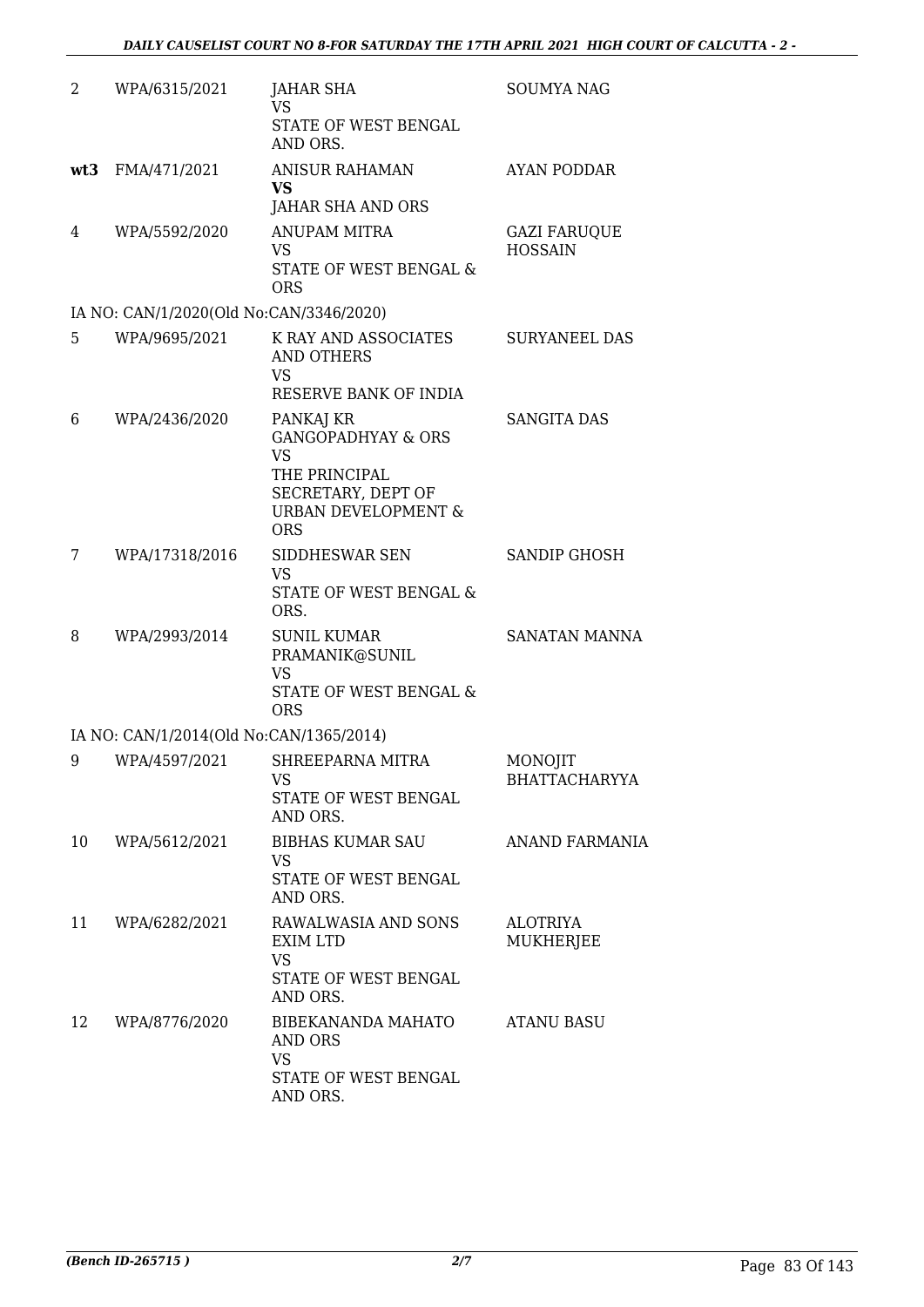| | | | |
|---|---|---|---|
| 2 | WPA/6315/2021 | JAHAR SHA<br>VS<br>STATE OF WEST BENGAL AND ORS. | SOUMYA NAG |
| **wt3** | FMA/471/2021 | ANISUR RAHAMAN<br>**VS**<br>JAHAR SHA AND ORS | AYAN PODDAR |
| 4 | WPA/5592/2020 | ANUPAM MITRA<br>VS<br>STATE OF WEST BENGAL & ORS | GAZI FARUQUE HOSSAIN |
| | IA NO: CAN/1/2020(Old No:CAN/3346/2020) | | |
| 5 | WPA/9695/2021 | K RAY AND ASSOCIATES AND OTHERS<br>VS<br>RESERVE BANK OF INDIA | SURYANEEL DAS |
| 6 | WPA/2436/2020 | PANKAJ KR GANGOPADHYAY & ORS<br>VS<br>THE PRINCIPAL SECRETARY, DEPT OF URBAN DEVELOPMENT & ORS | SANGITA DAS |
| 7 | WPA/17318/2016 | SIDDHESWAR SEN<br>VS<br>STATE OF WEST BENGAL & ORS. | SANDIP GHOSH |
| 8 | WPA/2993/2014 | SUNIL KUMAR PRAMANIK@SUNIL<br>VS<br>STATE OF WEST BENGAL & ORS | SANATAN MANNA |
| | IA NO: CAN/1/2014(Old No:CAN/1365/2014) | | |
| 9 | WPA/4597/2021 | SHREEPARNA MITRA<br>VS<br>STATE OF WEST BENGAL AND ORS. | MONOJIT BHATTACHARYYA |
| 10 | WPA/5612/2021 | BIBHAS KUMAR SAU<br>VS<br>STATE OF WEST BENGAL AND ORS. | ANAND FARMANIA |
| 11 | WPA/6282/2021 | RAWALWASIA AND SONS EXIM LTD<br>VS<br>STATE OF WEST BENGAL AND ORS. | ALOTRIYA MUKHERJEE |
| 12 | WPA/8776/2020 | BIBEKANANDA MAHATO AND ORS<br>VS<br>STATE OF WEST BENGAL AND ORS. | ATANU BASU |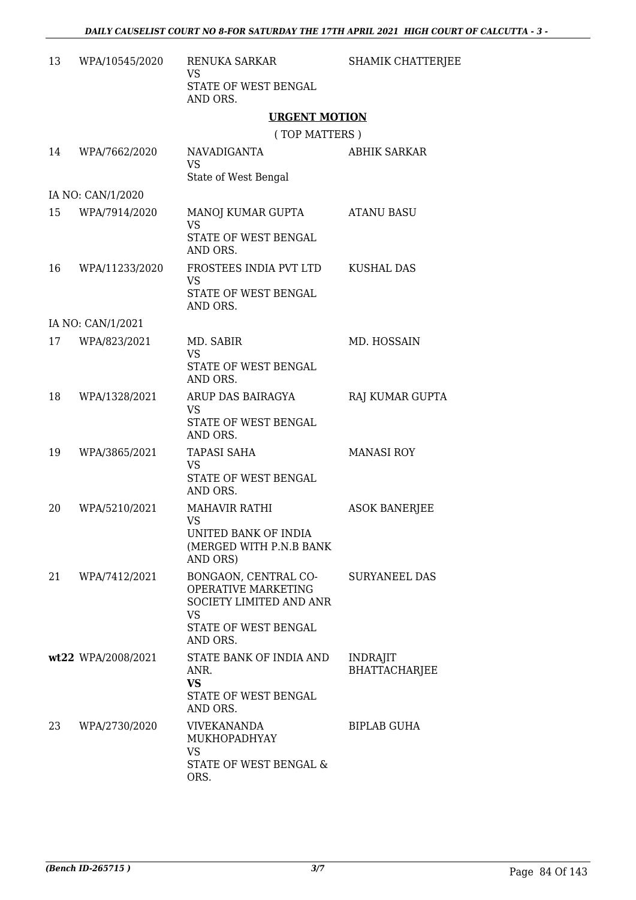| 13 | WPA/10545/2020 | RENUKA SARKAR<br>VS<br>STATE OF WEST BENGAL AND ORS. | SHAMIK CHATTERJEE |
|---|---|---|---|

**URGENT MOTION**

( TOP MATTERS )

| 14 | WPA/7662/2020 | NAVADIGANTA<br>VS<br>State of West Bengal | ABHIK SARKAR |
|---|---|---|---|
| | IA NO: CAN/1/2020 | | |
| 15 | WPA/7914/2020 | MANOJ KUMAR GUPTA<br>VS<br>STATE OF WEST BENGAL AND ORS. | ATANU BASU |
| 16 | WPA/11233/2020 | FROSTEES INDIA PVT LTD<br>VS<br>STATE OF WEST BENGAL AND ORS. | KUSHAL DAS |
| | IA NO: CAN/1/2021 | | |
| 17 | WPA/823/2021 | MD. SABIR<br>VS<br>STATE OF WEST BENGAL AND ORS. | MD. HOSSAIN |
| 18 | WPA/1328/2021 | ARUP DAS BAIRAGYA<br>VS<br>STATE OF WEST BENGAL AND ORS. | RAJ KUMAR GUPTA |
| 19 | WPA/3865/2021 | TAPASI SAHA<br>VS<br>STATE OF WEST BENGAL AND ORS. | MANASI ROY |
| 20 | WPA/5210/2021 | MAHAVIR RATHI<br>VS<br>UNITED BANK OF INDIA (MERGED WITH P.N.B BANK AND ORS) | ASOK BANERJEE |
| 21 | WPA/7412/2021 | BONGAON, CENTRAL CO-OPERATIVE MARKETING SOCIETY LIMITED AND ANR<br>VS<br>STATE OF WEST BENGAL AND ORS. | SURYANEEL DAS |
| **wt22** | WPA/2008/2021 | STATE BANK OF INDIA AND ANR.<br>**VS**<br>STATE OF WEST BENGAL AND ORS. | INDRAJIT BHATTACHARJEE |
| 23 | WPA/2730/2020 | VIVEKANANDA MUKHOPADHYAY<br>VS<br>STATE OF WEST BENGAL & ORS. | BIPLAB GUHA |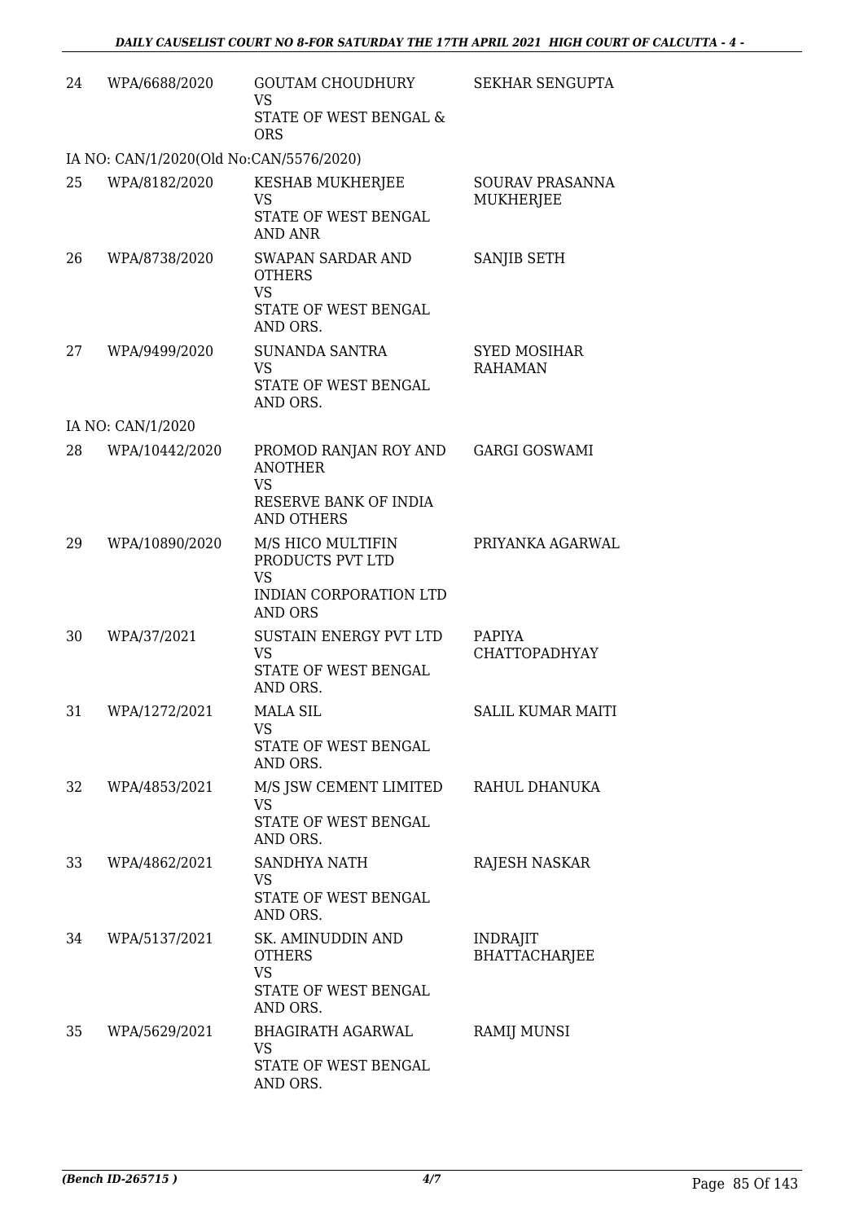| 24 | WPA/6688/2020 | GOUTAM CHOUDHURY<br>VS<br>STATE OF WEST BENGAL & ORS | SEKHAR SENGUPTA |
|---|---|---|---|
| IA NO: CAN/1/2020(Old No:CAN/5576/2020) | | | |
| 25 | WPA/8182/2020 | KESHAB MUKHERJEE<br>VS<br>STATE OF WEST BENGAL AND ANR | SOURAV PRASANNA MUKHERJEE |
| 26 | WPA/8738/2020 | SWAPAN SARDAR AND OTHERS<br>VS<br>STATE OF WEST BENGAL AND ORS. | SANJIB SETH |
| 27 | WPA/9499/2020 | SUNANDA SANTRA<br>VS<br>STATE OF WEST BENGAL AND ORS. | SYED MOSIHAR RAHAMAN |
| IA NO: CAN/1/2020 | | | |
| 28 | WPA/10442/2020 | PROMOD RANJAN ROY AND ANOTHER<br>VS<br>RESERVE BANK OF INDIA AND OTHERS | GARGI GOSWAMI |
| 29 | WPA/10890/2020 | M/S HICO MULTIFIN PRODUCTS PVT LTD<br>VS<br>INDIAN CORPORATION LTD AND ORS | PRIYANKA AGARWAL |
| 30 | WPA/37/2021 | SUSTAIN ENERGY PVT LTD<br>VS<br>STATE OF WEST BENGAL AND ORS. | PAPIYA CHATTOPADHYAY |
| 31 | WPA/1272/2021 | MALA SIL<br>VS<br>STATE OF WEST BENGAL AND ORS. | SALIL KUMAR MAITI |
| 32 | WPA/4853/2021 | M/S JSW CEMENT LIMITED<br>VS<br>STATE OF WEST BENGAL AND ORS. | RAHUL DHANUKA |
| 33 | WPA/4862/2021 | SANDHYA NATH<br>VS<br>STATE OF WEST BENGAL AND ORS. | RAJESH NASKAR |
| 34 | WPA/5137/2021 | SK. AMINUDDIN AND OTHERS<br>VS<br>STATE OF WEST BENGAL AND ORS. | INDRAJIT BHATTACHARJEE |
| 35 | WPA/5629/2021 | BHAGIRATH AGARWAL<br>VS<br>STATE OF WEST BENGAL AND ORS. | RAMIJ MUNSI |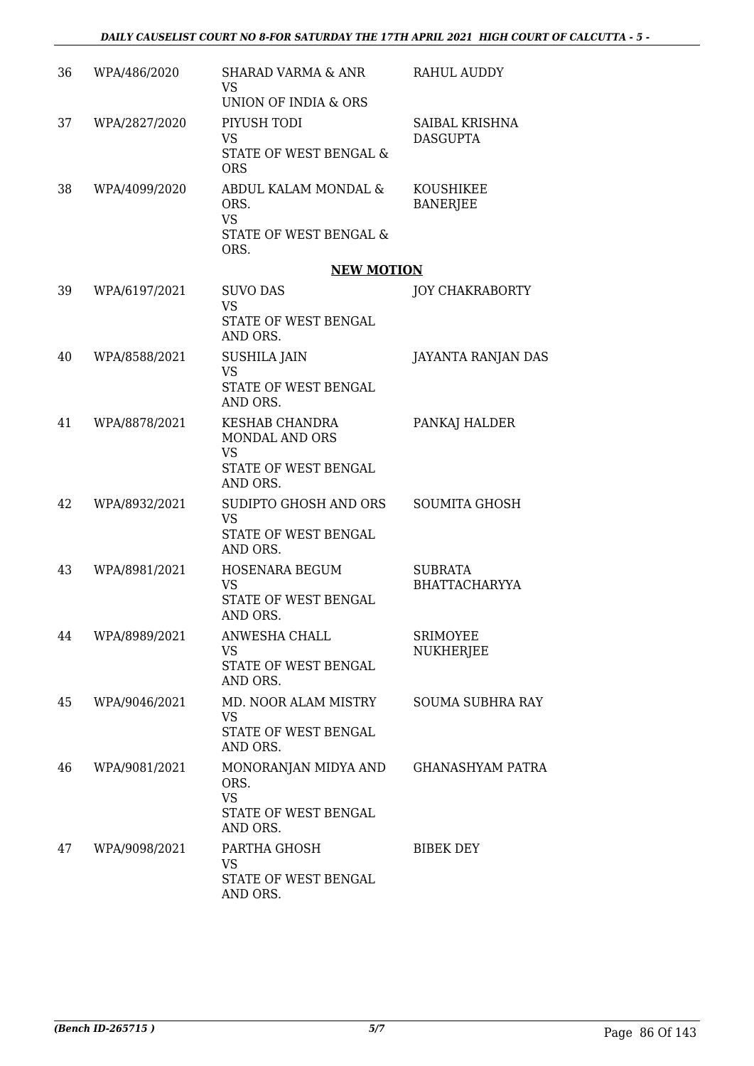| 36 | WPA/486/2020 | SHARAD VARMA & ANR<br>VS<br>UNION OF INDIA & ORS | RAHUL AUDDY |
|---|---|---|---|
| 37 | WPA/2827/2020 | PIYUSH TODI<br>VS<br>STATE OF WEST BENGAL & ORS | SAIBAL KRISHNA DASGUPTA |
| 38 | WPA/4099/2020 | ABDUL KALAM MONDAL & ORS.<br>VS<br>STATE OF WEST BENGAL & ORS. | KOUSHIKEE BANERJEE |

**NEW MOTION**

| 39 | WPA/6197/2021 | SUVO DAS<br>VS<br>STATE OF WEST BENGAL AND ORS. | JOY CHAKRABORTY |
|---|---|---|---|
| 40 | WPA/8588/2021 | SUSHILA JAIN<br>VS<br>STATE OF WEST BENGAL AND ORS. | JAYANTA RANJAN DAS |
| 41 | WPA/8878/2021 | KESHAB CHANDRA MONDAL AND ORS<br>VS<br>STATE OF WEST BENGAL AND ORS. | PANKAJ HALDER |
| 42 | WPA/8932/2021 | SUDIPTO GHOSH AND ORS<br>VS<br>STATE OF WEST BENGAL AND ORS. | SOUMITA GHOSH |
| 43 | WPA/8981/2021 | HOSENARA BEGUM<br>VS<br>STATE OF WEST BENGAL AND ORS. | SUBRATA BHATTACHARYYA |
| 44 | WPA/8989/2021 | ANWESHA CHALL<br>VS<br>STATE OF WEST BENGAL AND ORS. | SRIMOYEE NUKHERJEE |
| 45 | WPA/9046/2021 | MD. NOOR ALAM MISTRY<br>VS<br>STATE OF WEST BENGAL AND ORS. | SOUMA SUBHRA RAY |
| 46 | WPA/9081/2021 | MONORANJAN MIDYA AND ORS.<br>VS<br>STATE OF WEST BENGAL AND ORS. | GHANASHYAM PATRA |
| 47 | WPA/9098/2021 | PARTHA GHOSH<br>VS<br>STATE OF WEST BENGAL AND ORS. | BIBEK DEY |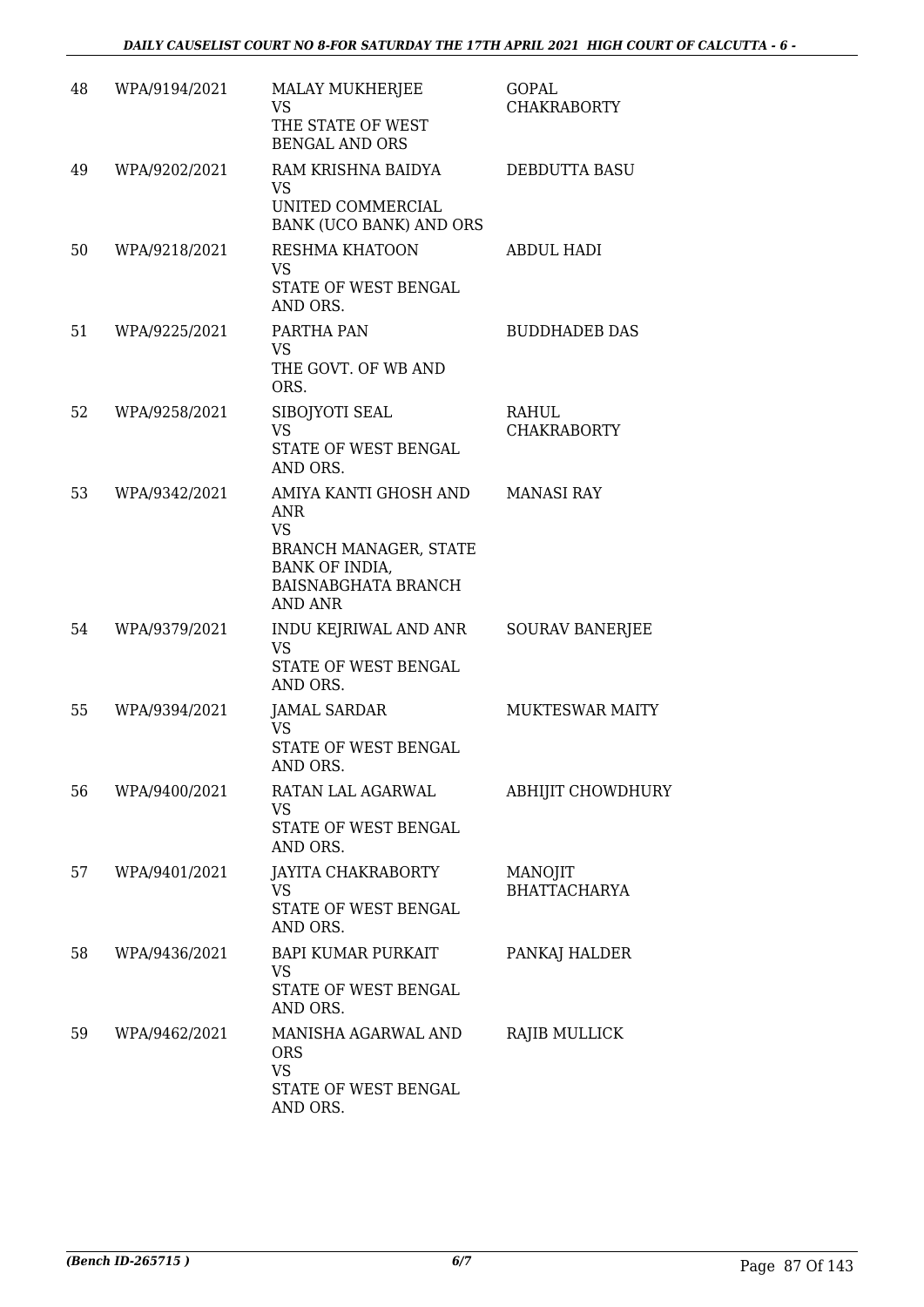| | | | |
|---|---|---|---|
| 48 | WPA/9194/2021 | MALAY MUKHERJEE<br>VS<br>THE STATE OF WEST BENGAL AND ORS | GOPAL CHAKRABORTY |
| 49 | WPA/9202/2021 | RAM KRISHNA BAIDYA<br>VS<br>UNITED COMMERCIAL BANK (UCO BANK) AND ORS | DEBDUTTA BASU |
| 50 | WPA/9218/2021 | RESHMA KHATOON<br>VS<br>STATE OF WEST BENGAL AND ORS. | ABDUL HADI |
| 51 | WPA/9225/2021 | PARTHA PAN<br>VS<br>THE GOVT. OF WB AND ORS. | BUDDHADEB DAS |
| 52 | WPA/9258/2021 | SIBOJYOTI SEAL<br>VS<br>STATE OF WEST BENGAL AND ORS. | RAHUL CHAKRABORTY |
| 53 | WPA/9342/2021 | AMIYA KANTI GHOSH AND ANR<br>VS<br>BRANCH MANAGER, STATE BANK OF INDIA, BAISNABGHATA BRANCH AND ANR | MANASI RAY |
| 54 | WPA/9379/2021 | INDU KEJRIWAL AND ANR<br>VS<br>STATE OF WEST BENGAL AND ORS. | SOURAV BANERJEE |
| 55 | WPA/9394/2021 | JAMAL SARDAR<br>VS<br>STATE OF WEST BENGAL AND ORS. | MUKTESWAR MAITY |
| 56 | WPA/9400/2021 | RATAN LAL AGARWAL<br>VS<br>STATE OF WEST BENGAL AND ORS. | ABHIJIT CHOWDHURY |
| 57 | WPA/9401/2021 | JAYITA CHAKRABORTY<br>VS<br>STATE OF WEST BENGAL AND ORS. | MANOJIT BHATTACHARYA |
| 58 | WPA/9436/2021 | BAPI KUMAR PURKAIT<br>VS<br>STATE OF WEST BENGAL AND ORS. | PANKAJ HALDER |
| 59 | WPA/9462/2021 | MANISHA AGARWAL AND ORS<br>VS<br>STATE OF WEST BENGAL AND ORS. | RAJIB MULLICK |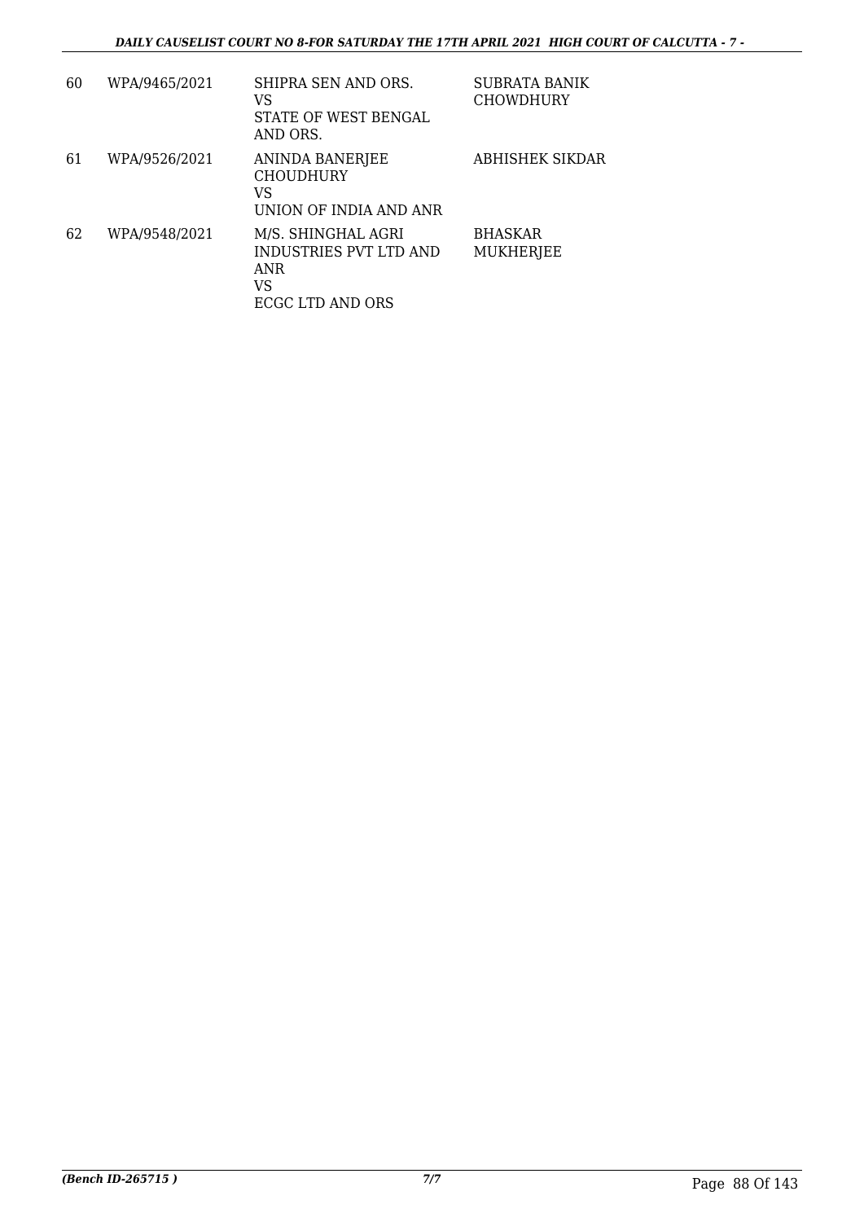| | | | |
|---|---|---|---|
| 60 | WPA/9465/2021 | SHIPRA SEN AND ORS.<br>VS<br>STATE OF WEST BENGAL AND ORS. | SUBRATA BANIK CHOWDHURY |
| 61 | WPA/9526/2021 | ANINDA BANERJEE CHOUDHURY<br>VS<br>UNION OF INDIA AND ANR | ABHISHEK SIKDAR |
| 62 | WPA/9548/2021 | M/S. SHINGHAL AGRI INDUSTRIES PVT LTD AND ANR<br>VS<br>ECGC LTD AND ORS | BHASKAR MUKHERJEE |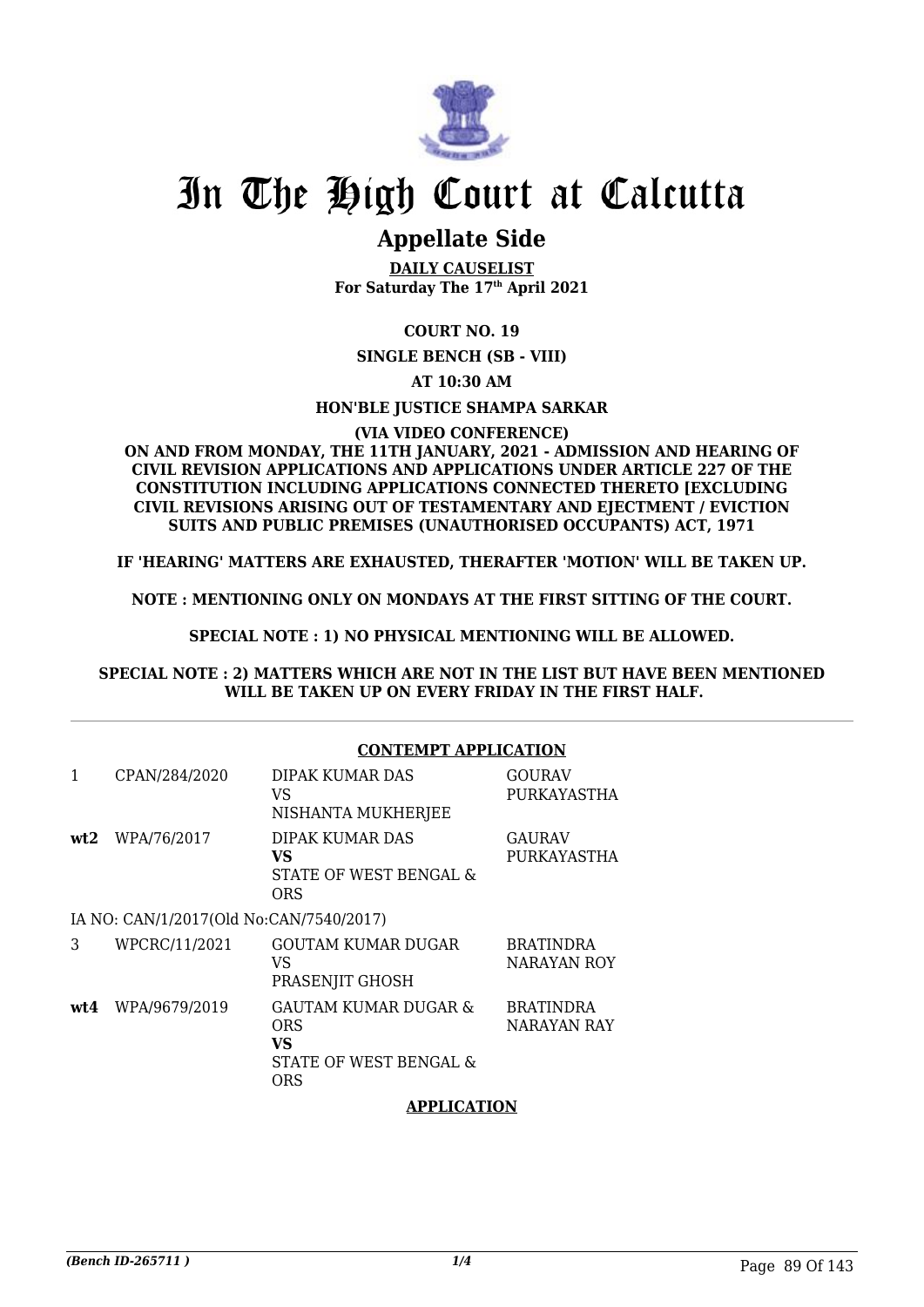# In The High Court at Calcutta

## Appellate Side

**DAILY CAUSELIST**
**For Saturday The 17th April 2021**

**COURT NO. 19**

**SINGLE BENCH (SB - VIII)**

**AT 10:30 AM**

**HON'BLE JUSTICE SHAMPA SARKAR**

**(VIA VIDEO CONFERENCE)**

**ON AND FROM MONDAY, THE 11TH JANUARY, 2021 - ADMISSION AND HEARING OF CIVIL REVISION APPLICATIONS AND APPLICATIONS UNDER ARTICLE 227 OF THE CONSTITUTION INCLUDING APPLICATIONS CONNECTED THERETO [EXCLUDING CIVIL REVISIONS ARISING OUT OF TESTAMENTARY AND EJECTMENT / EVICTION SUITS AND PUBLIC PREMISES (UNAUTHORISED OCCUPANTS) ACT, 1971**

**IF 'HEARING' MATTERS ARE EXHAUSTED, THERAFTER 'MOTION' WILL BE TAKEN UP.**

**NOTE : MENTIONING ONLY ON MONDAYS AT THE FIRST SITTING OF THE COURT.**

**SPECIAL NOTE : 1) NO PHYSICAL MENTIONING WILL BE ALLOWED.**

**SPECIAL NOTE : 2) MATTERS WHICH ARE NOT IN THE LIST BUT HAVE BEEN MENTIONED WILL BE TAKEN UP ON EVERY FRIDAY IN THE FIRST HALF.**

**CONTEMPT APPLICATION**

| | | | |
|---|---|---|---|
| 1 | CPAN/284/2020 | DIPAK KUMAR DAS<br>VS<br>NISHANTA MUKHERJEE | GOURAV PURKAYASTHA |
| **wt2** | WPA/76/2017 | DIPAK KUMAR DAS<br>**VS**<br>STATE OF WEST BENGAL & ORS | GAURAV PURKAYASTHA |
| | IA NO: CAN/1/2017(Old No:CAN/7540/2017) | | |
| 3 | WPCRC/11/2021 | GOUTAM KUMAR DUGAR<br>VS<br>PRASENJIT GHOSH | BRATINDRA NARAYAN ROY |
| **wt4** | WPA/9679/2019 | GAUTAM KUMAR DUGAR & ORS<br>**VS**<br>STATE OF WEST BENGAL & ORS | BRATINDRA NARAYAN RAY |

**APPLICATION**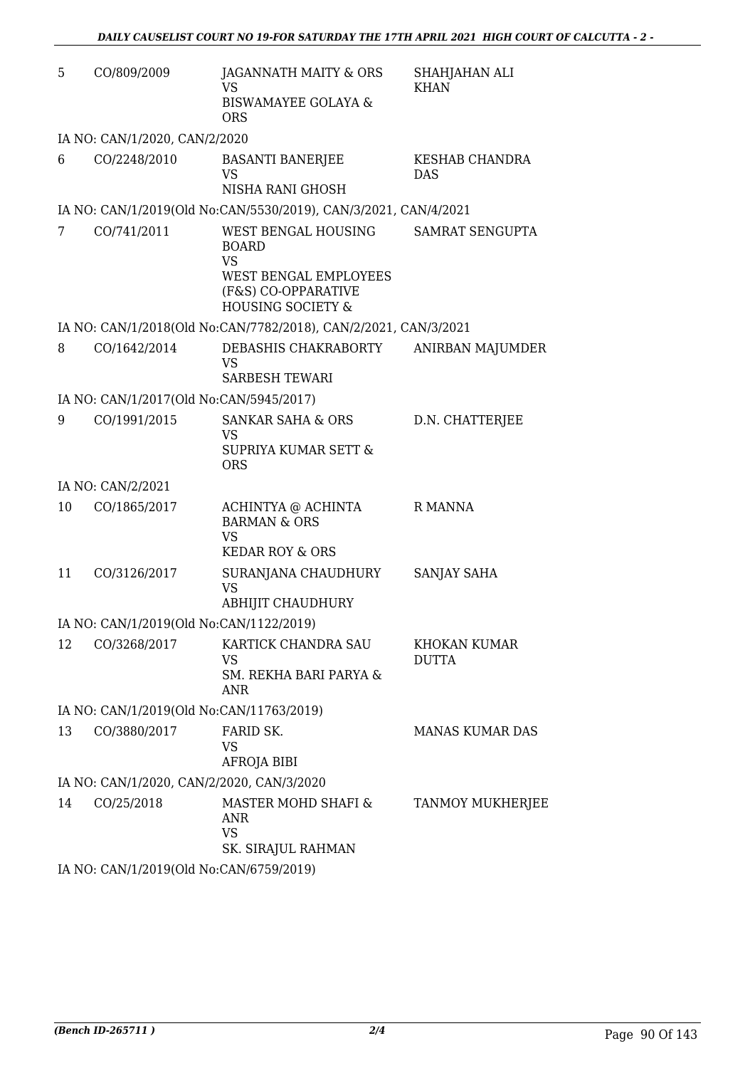| | | | |
|---|---|---|---|
| 5 | CO/809/2009 | JAGANNATH MAITY & ORS<br>VS<br>BISWAMAYEE GOLAYA & ORS | SHAHJAHAN ALI KHAN |
| | IA NO: CAN/1/2020, CAN/2/2020 | | |
| 6 | CO/2248/2010 | BASANTI BANERJEE<br>VS<br>NISHA RANI GHOSH | KESHAB CHANDRA DAS |
| | IA NO: CAN/1/2019(Old No:CAN/5530/2019), CAN/3/2021, CAN/4/2021 | | |
| 7 | CO/741/2011 | WEST BENGAL HOUSING BOARD<br>VS<br>WEST BENGAL EMPLOYEES (F&S) CO-OPPARATIVE HOUSING SOCIETY & | SAMRAT SENGUPTA |
| | IA NO: CAN/1/2018(Old No:CAN/7782/2018), CAN/2/2021, CAN/3/2021 | | |
| 8 | CO/1642/2014 | DEBASHIS CHAKRABORTY<br>VS<br>SARBESH TEWARI | ANIRBAN MAJUMDER |
| | IA NO: CAN/1/2017(Old No:CAN/5945/2017) | | |
| 9 | CO/1991/2015 | SANKAR SAHA & ORS<br>VS<br>SUPRIYA KUMAR SETT & ORS | D.N. CHATTERJEE |
| | IA NO: CAN/2/2021 | | |
| 10 | CO/1865/2017 | ACHINTYA @ ACHINTA BARMAN & ORS<br>VS<br>KEDAR ROY & ORS | R MANNA |
| 11 | CO/3126/2017 | SURANJANA CHAUDHURY<br>VS<br>ABHIJIT CHAUDHURY | SANJAY SAHA |
| | IA NO: CAN/1/2019(Old No:CAN/1122/2019) | | |
| 12 | CO/3268/2017 | KARTICK CHANDRA SAU<br>VS<br>SM. REKHA BARI PARYA & ANR | KHOKAN KUMAR DUTTA |
| | IA NO: CAN/1/2019(Old No:CAN/11763/2019) | | |
| 13 | CO/3880/2017 | FARID SK.<br>VS<br>AFROJA BIBI | MANAS KUMAR DAS |
| | IA NO: CAN/1/2020, CAN/2/2020, CAN/3/2020 | | |
| 14 | CO/25/2018 | MASTER MOHD SHAFI & ANR<br>VS<br>SK. SIRAJUL RAHMAN | TANMOY MUKHERJEE |
| | IA NO: CAN/1/2019(Old No:CAN/6759/2019) | | |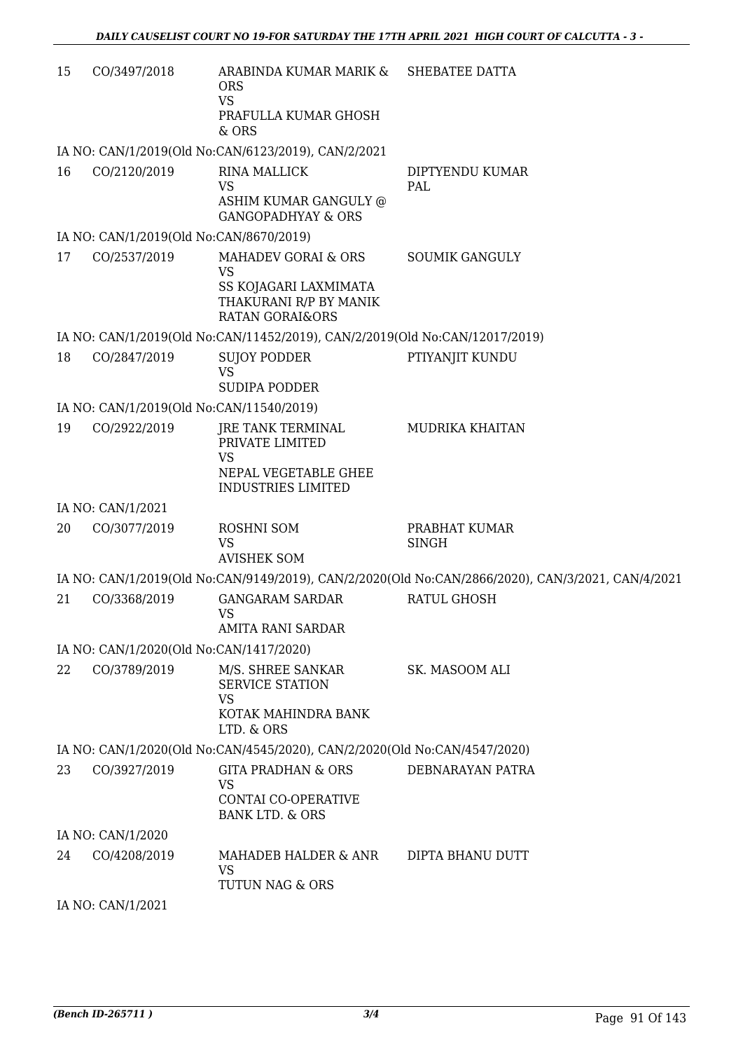| | | | |
|---|---|---|---|
| 15 | CO/3497/2018 | ARABINDA KUMAR MARIK & ORS<br>VS<br>PRAFULLA KUMAR GHOSH & ORS | SHEBATEE DATTA |

IA NO: CAN/1/2019(Old No:CAN/6123/2019), CAN/2/2021

| | | | |
|---|---|---|---|
| 16 | CO/2120/2019 | RINA MALLICK<br>VS<br>ASHIM KUMAR GANGULY @ GANGOPADHYAY & ORS | DIPTYENDU KUMAR PAL |

IA NO: CAN/1/2019(Old No:CAN/8670/2019)

| | | | |
|---|---|---|---|
| 17 | CO/2537/2019 | MAHADEV GORAI & ORS<br>VS<br>SS KOJAGARI LAXMIMATA THAKURANI R/P BY MANIK RATAN GORAI&ORS | SOUMIK GANGULY |

IA NO: CAN/1/2019(Old No:CAN/11452/2019), CAN/2/2019(Old No:CAN/12017/2019)

| | | | |
|---|---|---|---|
| 18 | CO/2847/2019 | SUJOY PODDER<br>VS<br>SUDIPA PODDER | PTIYANJIT KUNDU |

IA NO: CAN/1/2019(Old No:CAN/11540/2019)

| | | | |
|---|---|---|---|
| 19 | CO/2922/2019 | JRE TANK TERMINAL PRIVATE LIMITED<br>VS<br>NEPAL VEGETABLE GHEE INDUSTRIES LIMITED | MUDRIKA KHAITAN |

IA NO: CAN/1/2021

| | | | |
|---|---|---|---|
| 20 | CO/3077/2019 | ROSHNI SOM<br>VS<br>AVISHEK SOM | PRABHAT KUMAR SINGH |

IA NO: CAN/1/2019(Old No:CAN/9149/2019), CAN/2/2020(Old No:CAN/2866/2020), CAN/3/2021, CAN/4/2021

| | | | |
|---|---|---|---|
| 21 | CO/3368/2019 | GANGARAM SARDAR<br>VS<br>AMITA RANI SARDAR | RATUL GHOSH |

IA NO: CAN/1/2020(Old No:CAN/1417/2020)

| | | | |
|---|---|---|---|
| 22 | CO/3789/2019 | M/S. SHREE SANKAR SERVICE STATION<br>VS<br>KOTAK MAHINDRA BANK LTD. & ORS | SK. MASOOM ALI |

IA NO: CAN/1/2020(Old No:CAN/4545/2020), CAN/2/2020(Old No:CAN/4547/2020)

| | | | |
|---|---|---|---|
| 23 | CO/3927/2019 | GITA PRADHAN & ORS<br>VS<br>CONTAI CO-OPERATIVE BANK LTD. & ORS | DEBNARAYAN PATRA |

IA NO: CAN/1/2020

| | | | |
|---|---|---|---|
| 24 | CO/4208/2019 | MAHADEB HALDER & ANR<br>VS<br>TUTUN NAG & ORS | DIPTA BHANU DUTT |

IA NO: CAN/1/2021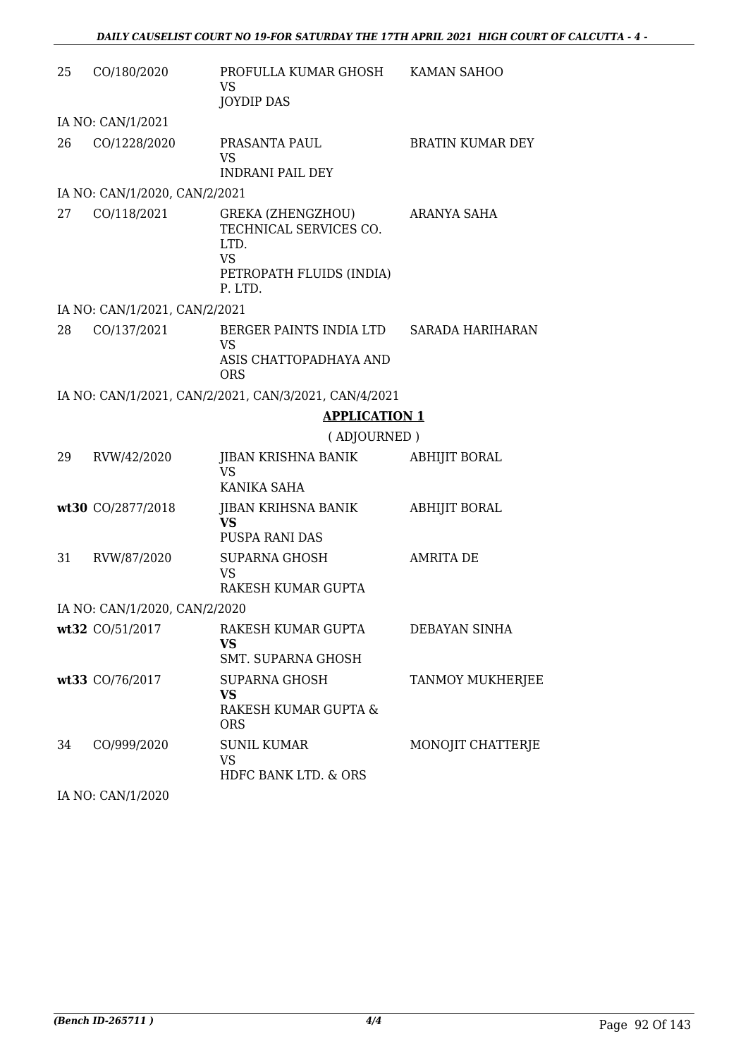| | | | |
|---|---|---|---|
| 25 | CO/180/2020 | PROFULLA KUMAR GHOSH<br>VS<br>JOYDIP DAS | KAMAN SAHOO |
| IA NO: CAN/1/2021 | | | |
| 26 | CO/1228/2020 | PRASANTA PAUL<br>VS<br>INDRANI PAIL DEY | BRATIN KUMAR DEY |
| IA NO: CAN/1/2020, CAN/2/2021 | | | |
| 27 | CO/118/2021 | GREKA (ZHENGZHOU) TECHNICAL SERVICES CO. LTD.<br>VS<br>PETROPATH FLUIDS (INDIA) P. LTD. | ARANYA SAHA |
| IA NO: CAN/1/2021, CAN/2/2021 | | | |
| 28 | CO/137/2021 | BERGER PAINTS INDIA LTD<br>VS<br>ASIS CHATTOPADHAYA AND ORS | SARADA HARIHARAN |
| IA NO: CAN/1/2021, CAN/2/2021, CAN/3/2021, CAN/4/2021 | | | |

## APPLICATION 1

( ADJOURNED )

| | | | |
|---|---|---|---|
| 29 | RVW/42/2020 | JIBAN KRISHNA BANIK<br>VS<br>KANIKA SAHA | ABHIJIT BORAL |
| wt30 | CO/2877/2018 | JIBAN KRIHSNA BANIK<br>**VS**<br>PUSPA RANI DAS | ABHIJIT BORAL |
| 31 | RVW/87/2020 | SUPARNA GHOSH<br>VS<br>RAKESH KUMAR GUPTA | AMRITA DE |
| IA NO: CAN/1/2020, CAN/2/2020 | | | |
| wt32 | CO/51/2017 | RAKESH KUMAR GUPTA<br>**VS**<br>SMT. SUPARNA GHOSH | DEBAYAN SINHA |
| wt33 | CO/76/2017 | SUPARNA GHOSH<br>**VS**<br>RAKESH KUMAR GUPTA & ORS | TANMOY MUKHERJEE |
| 34 | CO/999/2020 | SUNIL KUMAR<br>VS<br>HDFC BANK LTD. & ORS | MONOJIT CHATTERJE |
| IA NO: CAN/1/2020 | | | |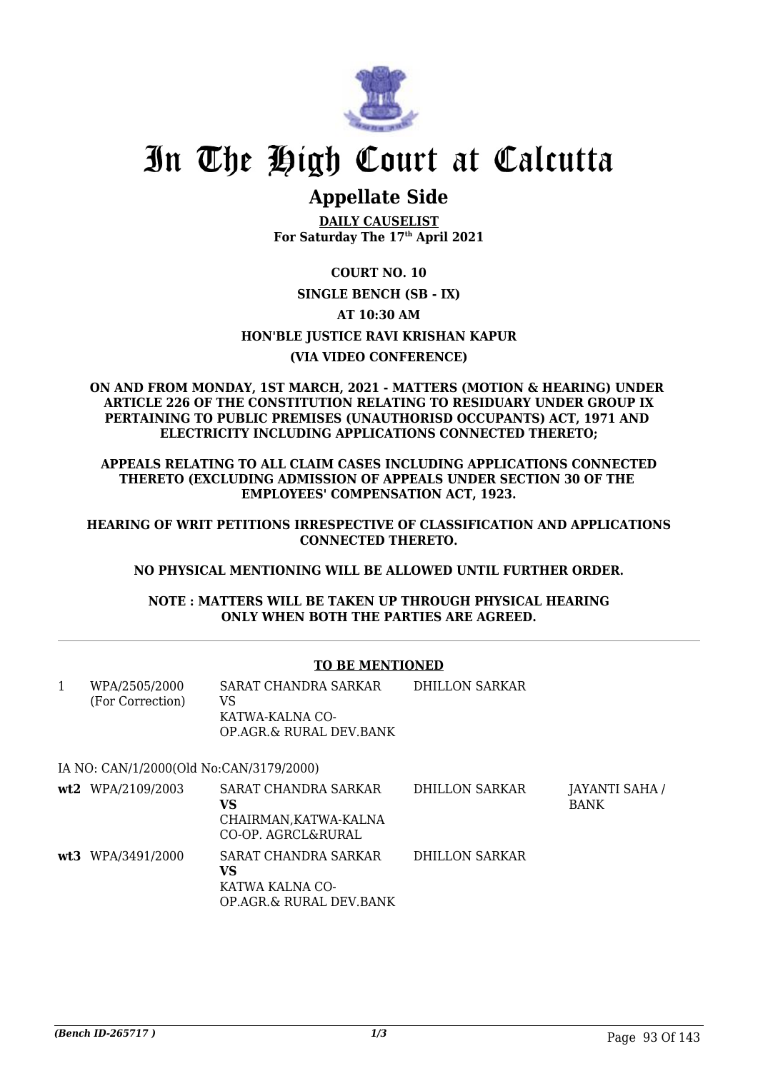# In The High Court at Calcutta

## Appellate Side

**DAILY CAUSELIST**
**For Saturday The 17th April 2021**

**COURT NO. 10**

**SINGLE BENCH (SB - IX)**

**AT 10:30 AM**

**HON'BLE JUSTICE RAVI KRISHAN KAPUR**

**(VIA VIDEO CONFERENCE)**

**ON AND FROM MONDAY, 1ST MARCH, 2021 - MATTERS (MOTION & HEARING) UNDER ARTICLE 226 OF THE CONSTITUTION RELATING TO RESIDUARY UNDER GROUP IX PERTAINING TO PUBLIC PREMISES (UNAUTHORISD OCCUPANTS) ACT, 1971 AND ELECTRICITY INCLUDING APPLICATIONS CONNECTED THERETO;**

**APPEALS RELATING TO ALL CLAIM CASES INCLUDING APPLICATIONS CONNECTED THERETO (EXCLUDING ADMISSION OF APPEALS UNDER SECTION 30 OF THE EMPLOYEES' COMPENSATION ACT, 1923.**

**HEARING OF WRIT PETITIONS IRRESPECTIVE OF CLASSIFICATION AND APPLICATIONS CONNECTED THERETO.**

**NO PHYSICAL MENTIONING WILL BE ALLOWED UNTIL FURTHER ORDER.**

**NOTE : MATTERS WILL BE TAKEN UP THROUGH PHYSICAL HEARING ONLY WHEN BOTH THE PARTIES ARE AGREED.**

**TO BE MENTIONED**

| | | | | |
|---|---|---|---|---|
| 1 | WPA/2505/2000 (For Correction) | SARAT CHANDRA SARKAR VS KATWA-KALNA CO-OP.AGR.& RURAL DEV.BANK | DHILLON SARKAR | |
| | IA NO: CAN/1/2000(Old No:CAN/3179/2000) | | | |
| **wt2** | WPA/2109/2003 | SARAT CHANDRA SARKAR **VS** CHAIRMAN,KATWA-KALNA CO-OP. AGRCL&RURAL | DHILLON SARKAR | JAYANTI SAHA / BANK |
| **wt3** | WPA/3491/2000 | SARAT CHANDRA SARKAR **VS** KATWA KALNA CO-OP.AGR.& RURAL DEV.BANK | DHILLON SARKAR | |

*(Bench ID-265717 )*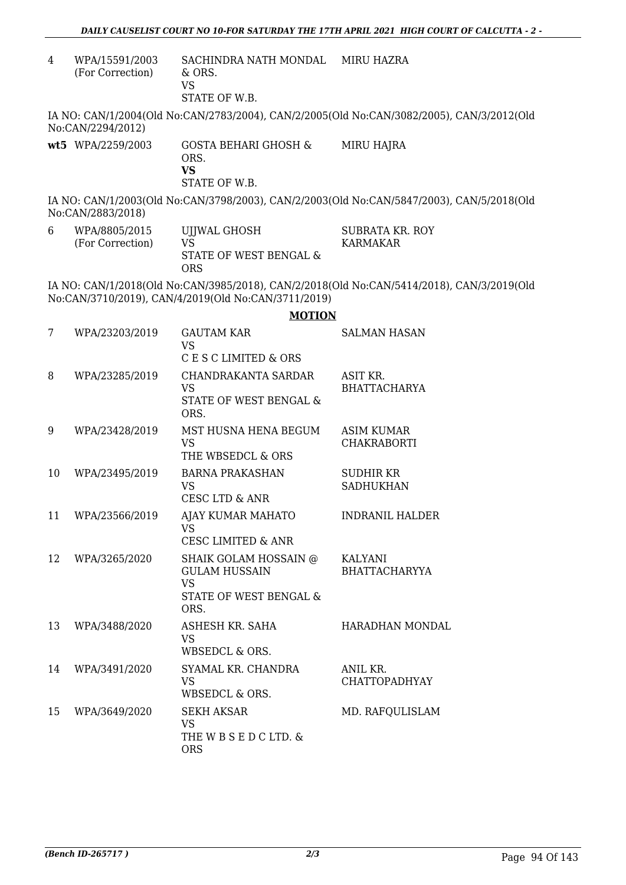| | | | |
|---|---|---|---|
| 4 | WPA/15591/2003 (For Correction) | SACHINDRA NATH MONDAL & ORS. VS STATE OF W.B. | MIRU HAZRA |

IA NO: CAN/1/2004(Old No:CAN/2783/2004), CAN/2/2005(Old No:CAN/3082/2005), CAN/3/2012(Old No:CAN/2294/2012)

| | | | |
|---|---|---|---|
| **wt5** | WPA/2259/2003 | GOSTA BEHARI GHOSH & ORS. **VS** STATE OF W.B. | MIRU HAJRA |

IA NO: CAN/1/2003(Old No:CAN/3798/2003), CAN/2/2003(Old No:CAN/5847/2003), CAN/5/2018(Old No:CAN/2883/2018)

| | | | |
|---|---|---|---|
| 6 | WPA/8805/2015 (For Correction) | UJJWAL GHOSH VS STATE OF WEST BENGAL & ORS | SUBRATA KR. ROY KARMAKAR |

IA NO: CAN/1/2018(Old No:CAN/3985/2018), CAN/2/2018(Old No:CAN/5414/2018), CAN/3/2019(Old No:CAN/3710/2019), CAN/4/2019(Old No:CAN/3711/2019)

## **MOTION**

| | | | |
|---|---|---|---|
| 7 | WPA/23203/2019 | GAUTAM KAR VS C E S C LIMITED & ORS | SALMAN HASAN |
| 8 | WPA/23285/2019 | CHANDRAKANTA SARDAR VS STATE OF WEST BENGAL & ORS. | ASIT KR. BHATTACHARYA |
| 9 | WPA/23428/2019 | MST HUSNA HENA BEGUM VS THE WBSEDCL & ORS | ASIM KUMAR CHAKRABORTI |
| 10 | WPA/23495/2019 | BARNA PRAKASHAN VS CESC LTD & ANR | SUDHIR KR SADHUKHAN |
| 11 | WPA/23566/2019 | AJAY KUMAR MAHATO VS CESC LIMITED & ANR | INDRANIL HALDER |
| 12 | WPA/3265/2020 | SHAIK GOLAM HOSSAIN @ GULAM HUSSAIN VS STATE OF WEST BENGAL & ORS. | KALYANI BHATTACHARYYA |
| 13 | WPA/3488/2020 | ASHESH KR. SAHA VS WBSEDCL & ORS. | HARADHAN MONDAL |
| 14 | WPA/3491/2020 | SYAMAL KR. CHANDRA VS WBSEDCL & ORS. | ANIL KR. CHATTOPADHYAY |
| 15 | WPA/3649/2020 | SEKH AKSAR VS THE W B S E D C LTD. & ORS | MD. RAFQULISLAM |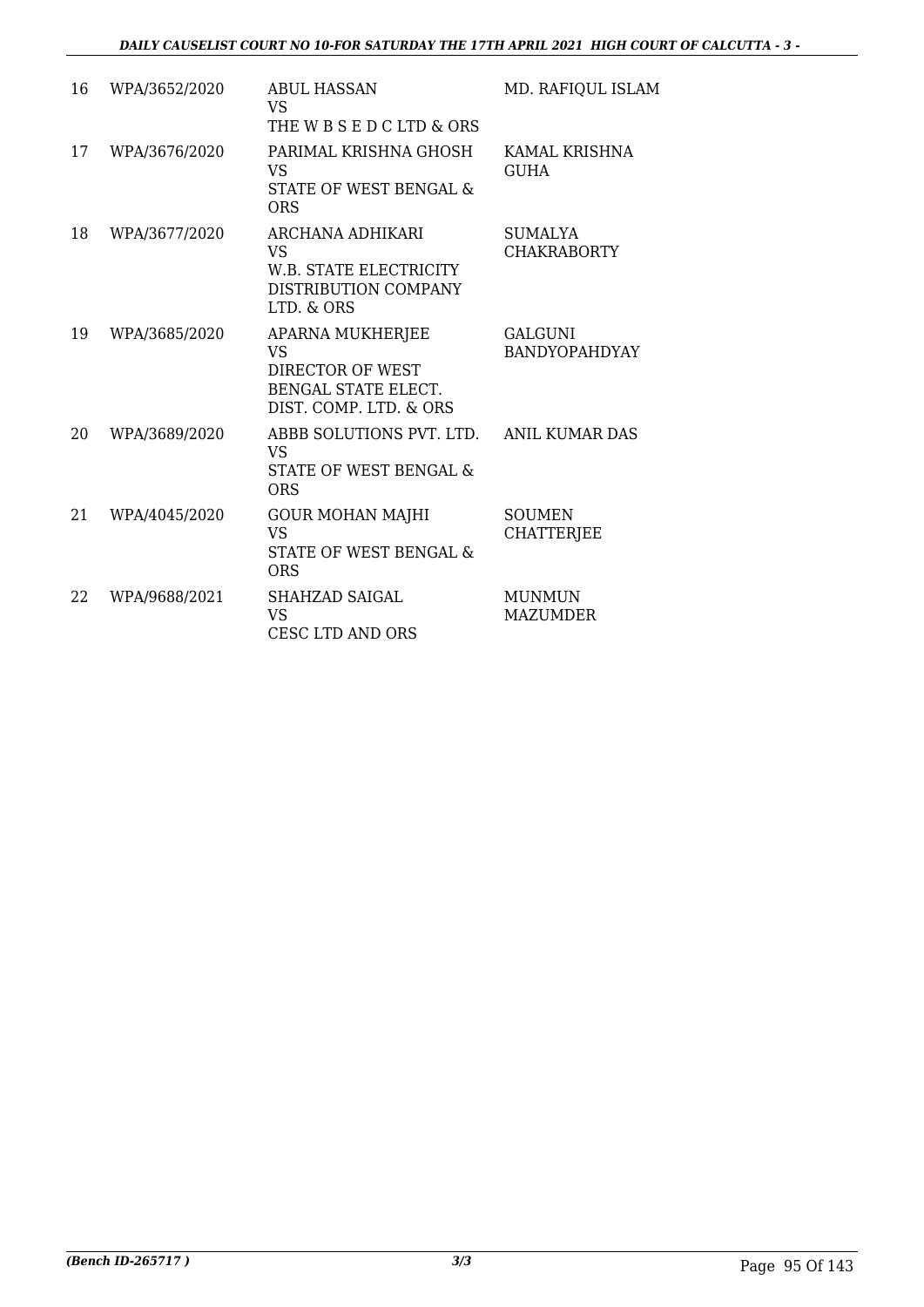| 16 | WPA/3652/2020 | ABUL HASSAN<br>VS<br>THE W B S E D C LTD & ORS | MD. RAFIQUL ISLAM |
|---|---|---|---|
| 17 | WPA/3676/2020 | PARIMAL KRISHNA GHOSH<br>VS<br>STATE OF WEST BENGAL & ORS | KAMAL KRISHNA GUHA |
| 18 | WPA/3677/2020 | ARCHANA ADHIKARI<br>VS<br>W.B. STATE ELECTRICITY DISTRIBUTION COMPANY LTD. & ORS | SUMALYA CHAKRABORTY |
| 19 | WPA/3685/2020 | APARNA MUKHERJEE<br>VS<br>DIRECTOR OF WEST BENGAL STATE ELECT. DIST. COMP. LTD. & ORS | GALGUNI BANDYOPAHDYAY |
| 20 | WPA/3689/2020 | ABBB SOLUTIONS PVT. LTD.<br>VS<br>STATE OF WEST BENGAL & ORS | ANIL KUMAR DAS |
| 21 | WPA/4045/2020 | GOUR MOHAN MAJHI<br>VS<br>STATE OF WEST BENGAL & ORS | SOUMEN CHATTERJEE |
| 22 | WPA/9688/2021 | SHAHZAD SAIGAL<br>VS<br>CESC LTD AND ORS | MUNMUN MAZUMDER |

*(Bench ID-265717 )* 3/3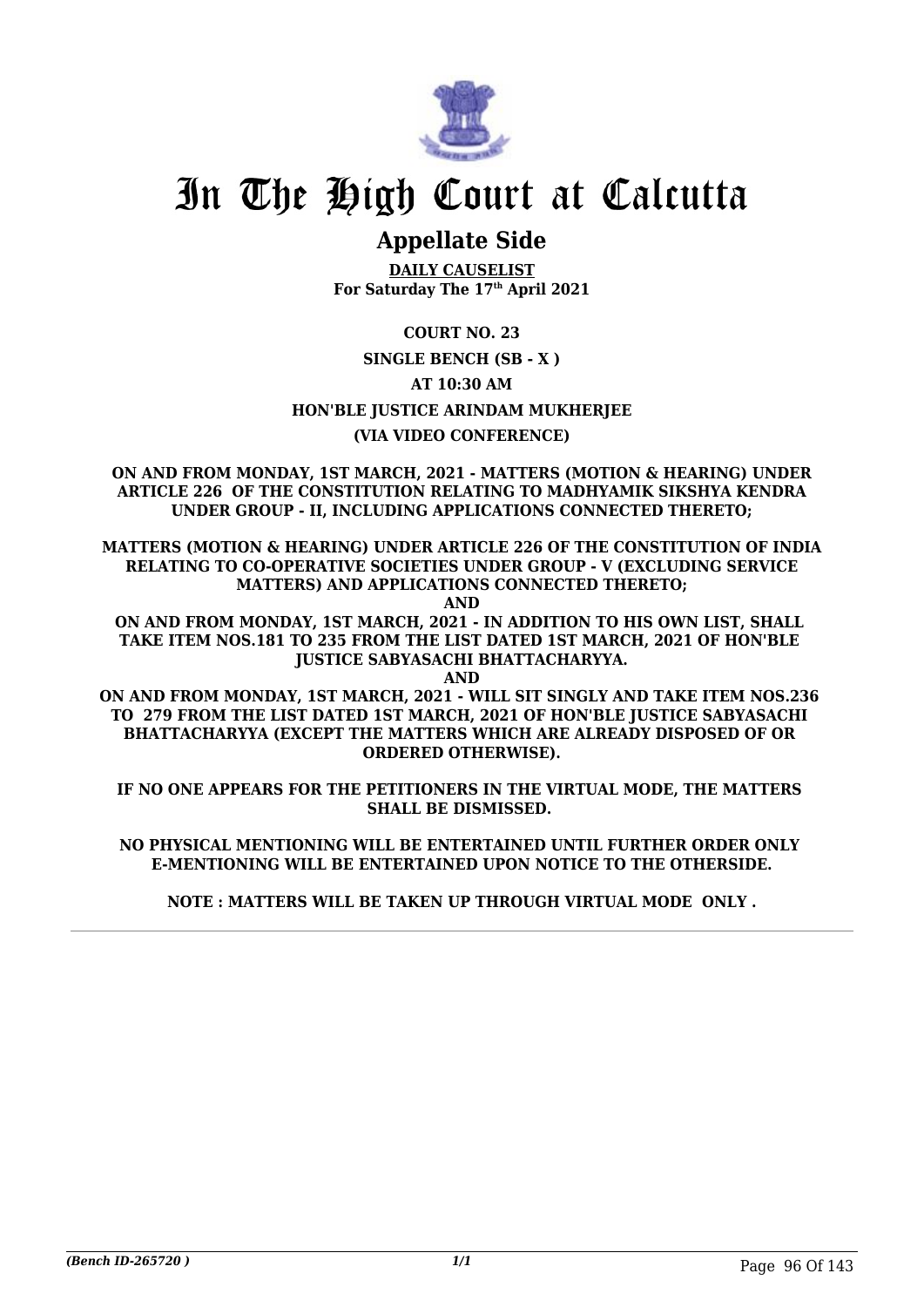# In The High Court at Calcutta

## Appellate Side

**DAILY CAUSELIST**
**For Saturday The 17th April 2021**

**COURT NO. 23**

**SINGLE BENCH (SB - X )**

**AT 10:30 AM**

**HON'BLE JUSTICE ARINDAM MUKHERJEE**

**(VIA VIDEO CONFERENCE)**

**ON AND FROM MONDAY, 1ST MARCH, 2021 - MATTERS (MOTION & HEARING) UNDER ARTICLE 226 OF THE CONSTITUTION RELATING TO MADHYAMIK SIKSHYA KENDRA UNDER GROUP - II, INCLUDING APPLICATIONS CONNECTED THERETO;**

**MATTERS (MOTION & HEARING) UNDER ARTICLE 226 OF THE CONSTITUTION OF INDIA RELATING TO CO-OPERATIVE SOCIETIES UNDER GROUP - V (EXCLUDING SERVICE MATTERS) AND APPLICATIONS CONNECTED THERETO;**

**AND**

**ON AND FROM MONDAY, 1ST MARCH, 2021 - IN ADDITION TO HIS OWN LIST, SHALL TAKE ITEM NOS.181 TO 235 FROM THE LIST DATED 1ST MARCH, 2021 OF HON'BLE JUSTICE SABYASACHI BHATTACHARYYA.**

**AND**

**ON AND FROM MONDAY, 1ST MARCH, 2021 - WILL SIT SINGLY AND TAKE ITEM NOS.236 TO 279 FROM THE LIST DATED 1ST MARCH, 2021 OF HON'BLE JUSTICE SABYASACHI BHATTACHARYYA (EXCEPT THE MATTERS WHICH ARE ALREADY DISPOSED OF OR ORDERED OTHERWISE).**

**IF NO ONE APPEARS FOR THE PETITIONERS IN THE VIRTUAL MODE, THE MATTERS SHALL BE DISMISSED.**

**NO PHYSICAL MENTIONING WILL BE ENTERTAINED UNTIL FURTHER ORDER ONLY E-MENTIONING WILL BE ENTERTAINED UPON NOTICE TO THE OTHERSIDE.**

**NOTE : MATTERS WILL BE TAKEN UP THROUGH VIRTUAL MODE ONLY .**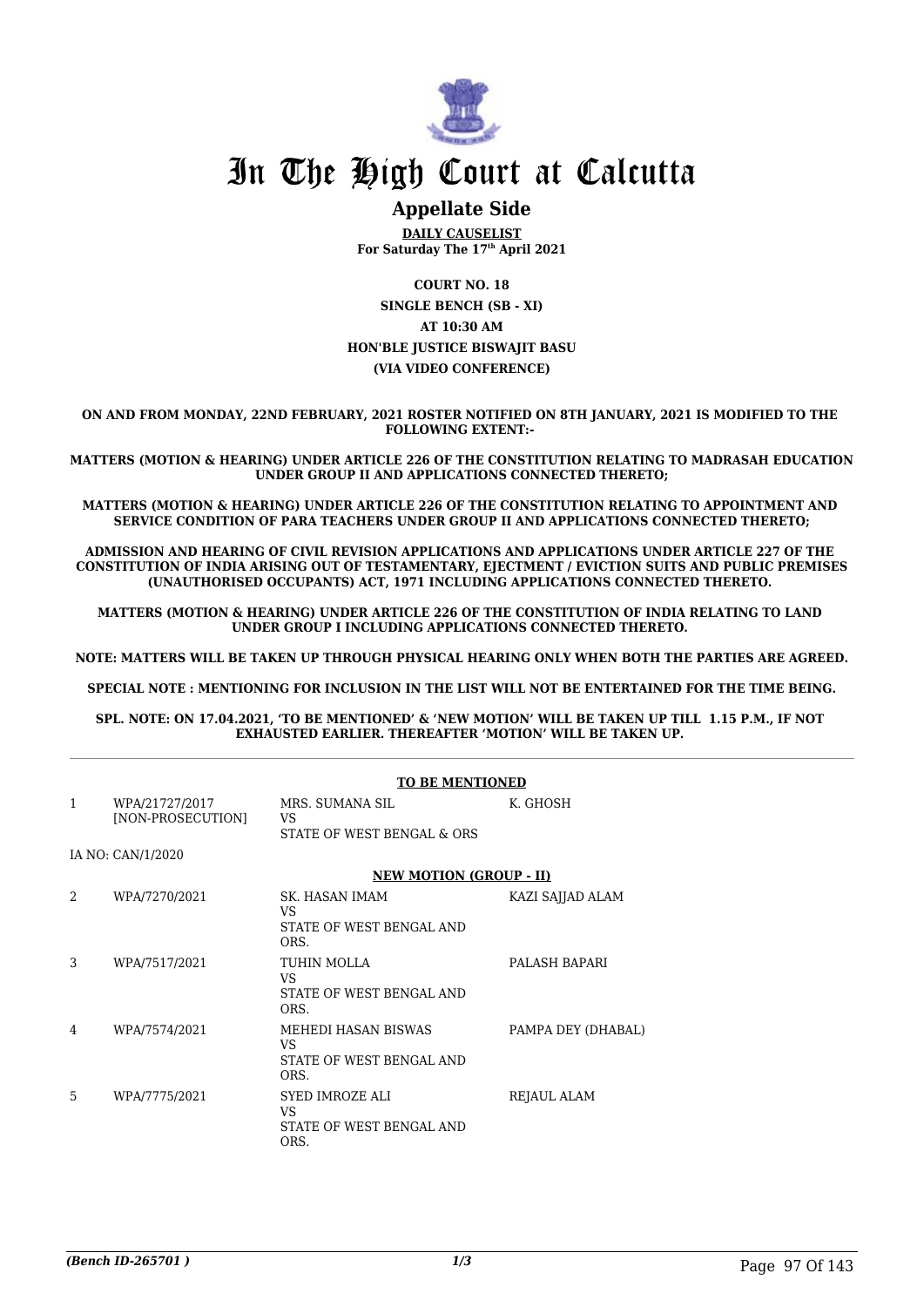# In The High Court at Calcutta

## Appellate Side

**DAILY CAUSELIST**
**For Saturday The 17th April 2021**

**COURT NO. 18**
**SINGLE BENCH (SB - XI)**
**AT 10:30 AM**
**HON'BLE JUSTICE BISWAJIT BASU**
**(VIA VIDEO CONFERENCE)**

**ON AND FROM MONDAY, 22ND FEBRUARY, 2021 ROSTER NOTIFIED ON 8TH JANUARY, 2021 IS MODIFIED TO THE FOLLOWING EXTENT:-**

**MATTERS (MOTION & HEARING) UNDER ARTICLE 226 OF THE CONSTITUTION RELATING TO MADRASAH EDUCATION UNDER GROUP II AND APPLICATIONS CONNECTED THERETO;**

**MATTERS (MOTION & HEARING) UNDER ARTICLE 226 OF THE CONSTITUTION RELATING TO APPOINTMENT AND SERVICE CONDITION OF PARA TEACHERS UNDER GROUP II AND APPLICATIONS CONNECTED THERETO;**

**ADMISSION AND HEARING OF CIVIL REVISION APPLICATIONS AND APPLICATIONS UNDER ARTICLE 227 OF THE CONSTITUTION OF INDIA ARISING OUT OF TESTAMENTARY, EJECTMENT / EVICTION SUITS AND PUBLIC PREMISES (UNAUTHORISED OCCUPANTS) ACT, 1971 INCLUDING APPLICATIONS CONNECTED THERETO.**

**MATTERS (MOTION & HEARING) UNDER ARTICLE 226 OF THE CONSTITUTION OF INDIA RELATING TO LAND UNDER GROUP I INCLUDING APPLICATIONS CONNECTED THERETO.**

**NOTE: MATTERS WILL BE TAKEN UP THROUGH PHYSICAL HEARING ONLY WHEN BOTH THE PARTIES ARE AGREED.**

**SPECIAL NOTE : MENTIONING FOR INCLUSION IN THE LIST WILL NOT BE ENTERTAINED FOR THE TIME BEING.**

**SPL. NOTE: ON 17.04.2021, 'TO BE MENTIONED' & 'NEW MOTION' WILL BE TAKEN UP TILL 1.15 P.M., IF NOT EXHAUSTED EARLIER. THEREAFTER 'MOTION' WILL BE TAKEN UP.**

**TO BE MENTIONED**

| | | | |
|---|---|---|---|
| 1 | WPA/21727/2017 [NON-PROSECUTION] | MRS. SUMANA SIL VS STATE OF WEST BENGAL & ORS | K. GHOSH |

IA NO: CAN/1/2020

**NEW MOTION (GROUP - II)**

| | | | |
|---|---|---|---|
| 2 | WPA/7270/2021 | SK. HASAN IMAM VS STATE OF WEST BENGAL AND ORS. | KAZI SAJJAD ALAM |
| 3 | WPA/7517/2021 | TUHIN MOLLA VS STATE OF WEST BENGAL AND ORS. | PALASH BAPARI |
| 4 | WPA/7574/2021 | MEHEDI HASAN BISWAS VS STATE OF WEST BENGAL AND ORS. | PAMPA DEY (DHABAL) |
| 5 | WPA/7775/2021 | SYED IMROZE ALI VS STATE OF WEST BENGAL AND ORS. | REJAUL ALAM |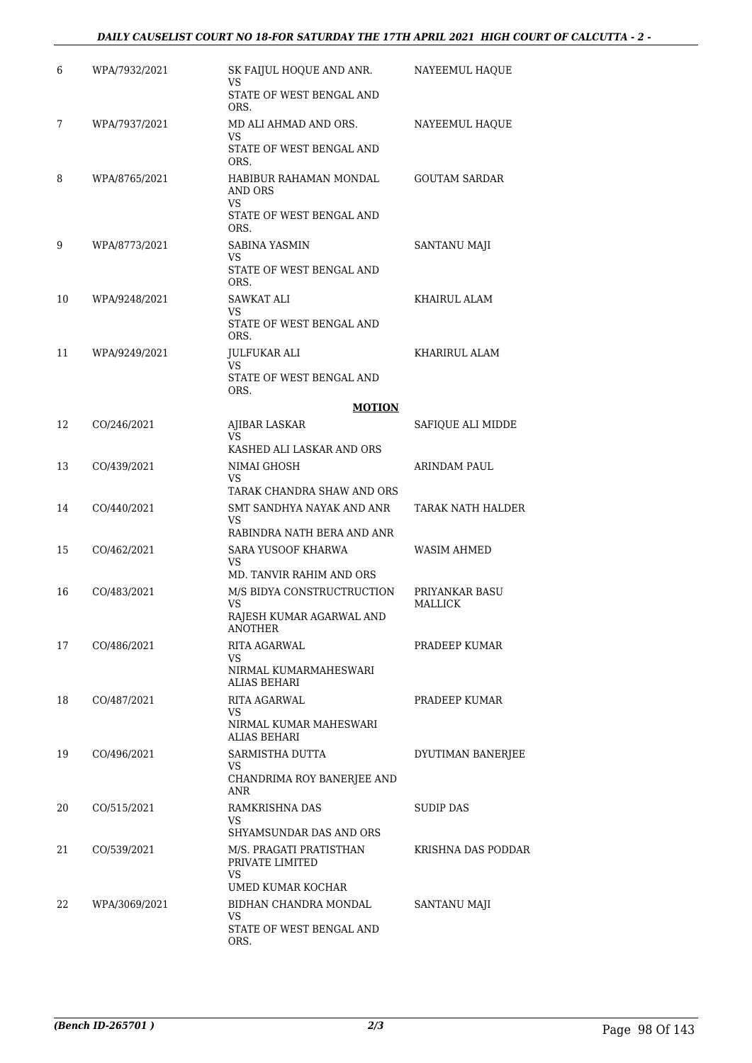| | | | |
|---|---|---|---|
| 6 | WPA/7932/2021 | SK FAIJUL HOQUE AND ANR.<br>VS<br>STATE OF WEST BENGAL AND ORS. | NAYEEMUL HAQUE |
| 7 | WPA/7937/2021 | MD ALI AHMAD AND ORS.<br>VS<br>STATE OF WEST BENGAL AND ORS. | NAYEEMUL HAQUE |
| 8 | WPA/8765/2021 | HABIBUR RAHAMAN MONDAL AND ORS<br>VS<br>STATE OF WEST BENGAL AND ORS. | GOUTAM SARDAR |
| 9 | WPA/8773/2021 | SABINA YASMIN<br>VS<br>STATE OF WEST BENGAL AND ORS. | SANTANU MAJI |
| 10 | WPA/9248/2021 | SAWKAT ALI<br>VS<br>STATE OF WEST BENGAL AND ORS. | KHAIRUL ALAM |
| 11 | WPA/9249/2021 | JULFUKAR ALI<br>VS<br>STATE OF WEST BENGAL AND ORS. | KHARIRUL ALAM |
| | | **MOTION** | |
| 12 | CO/246/2021 | AJIBAR LASKAR<br>VS<br>KASHED ALI LASKAR AND ORS | SAFIQUE ALI MIDDE |
| 13 | CO/439/2021 | NIMAI GHOSH<br>VS<br>TARAK CHANDRA SHAW AND ORS | ARINDAM PAUL |
| 14 | CO/440/2021 | SMT SANDHYA NAYAK AND ANR<br>VS<br>RABINDRA NATH BERA AND ANR | TARAK NATH HALDER |
| 15 | CO/462/2021 | SARA YUSOOF KHARWA<br>VS<br>MD. TANVIR RAHIM AND ORS | WASIM AHMED |
| 16 | CO/483/2021 | M/S BIDYA CONSTRUCTRUCTION<br>VS<br>RAJESH KUMAR AGARWAL AND ANOTHER | PRIYANKAR BASU MALLICK |
| 17 | CO/486/2021 | RITA AGARWAL<br>VS<br>NIRMAL KUMARMAHESWARI ALIAS BEHARI | PRADEEP KUMAR |
| 18 | CO/487/2021 | RITA AGARWAL<br>VS<br>NIRMAL KUMAR MAHESWARI ALIAS BEHARI | PRADEEP KUMAR |
| 19 | CO/496/2021 | SARMISTHA DUTTA<br>VS<br>CHANDRIMA ROY BANERJEE AND ANR | DYUTIMAN BANERJEE |
| 20 | CO/515/2021 | RAMKRISHNA DAS<br>VS<br>SHYAMSUNDAR DAS AND ORS | SUDIP DAS |
| 21 | CO/539/2021 | M/S. PRAGATI PRATISTHAN PRIVATE LIMITED<br>VS<br>UMED KUMAR KOCHAR | KRISHNA DAS PODDAR |
| 22 | WPA/3069/2021 | BIDHAN CHANDRA MONDAL<br>VS<br>STATE OF WEST BENGAL AND ORS. | SANTANU MAJI |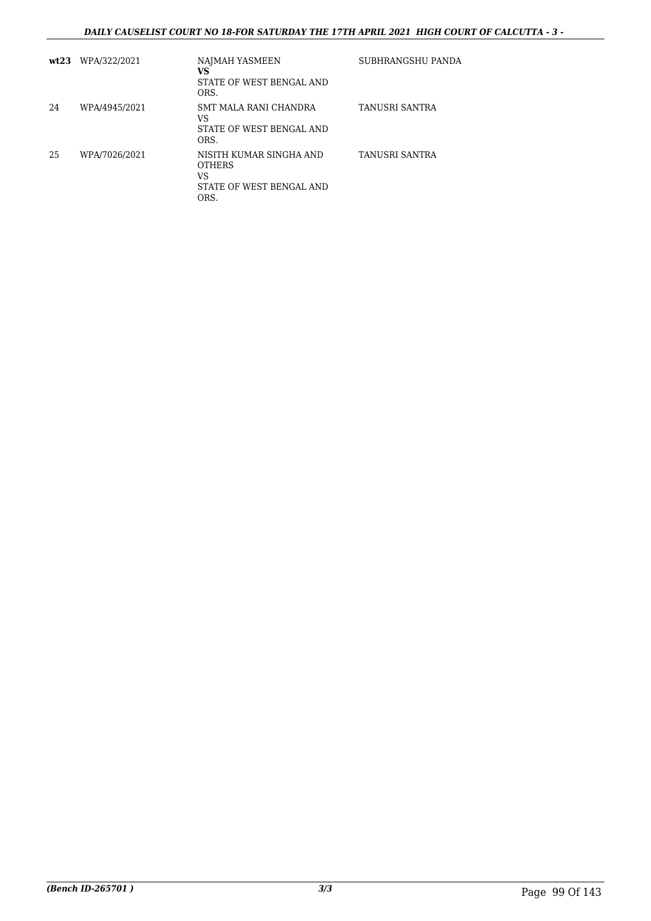| wt23 | WPA/322/2021 | NAJMAH YASMEEN<br>**VS**<br>STATE OF WEST BENGAL AND ORS. | SUBHRANGSHU PANDA |
|---|---|---|---|
| 24 | WPA/4945/2021 | SMT MALA RANI CHANDRA<br>VS<br>STATE OF WEST BENGAL AND ORS. | TANUSRI SANTRA |
| 25 | WPA/7026/2021 | NISITH KUMAR SINGHA AND OTHERS<br>VS<br>STATE OF WEST BENGAL AND ORS. | TANUSRI SANTRA |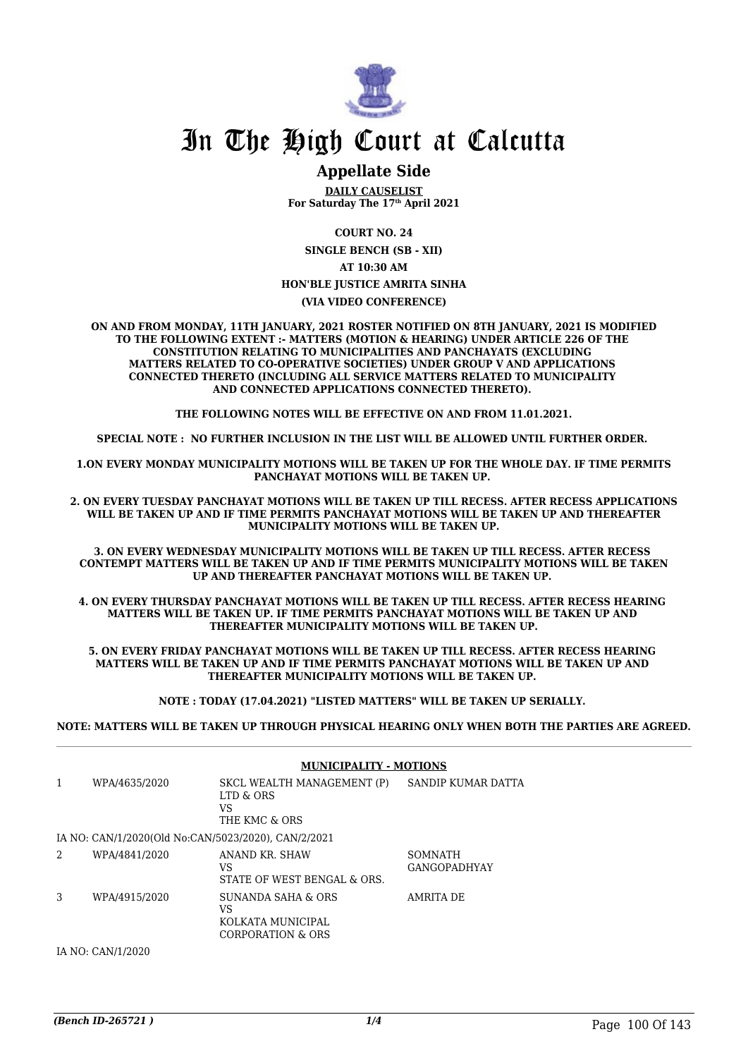# In The High Court at Calcutta

## Appellate Side

**DAILY CAUSELIST**
**For Saturday The 17th April 2021**

**COURT NO. 24**

**SINGLE BENCH (SB - XII)**

**AT 10:30 AM**

**HON'BLE JUSTICE AMRITA SINHA**

**(VIA VIDEO CONFERENCE)**

**ON AND FROM MONDAY, 11TH JANUARY, 2021 ROSTER NOTIFIED ON 8TH JANUARY, 2021 IS MODIFIED TO THE FOLLOWING EXTENT :- MATTERS (MOTION & HEARING) UNDER ARTICLE 226 OF THE CONSTITUTION RELATING TO MUNICIPALITIES AND PANCHAYATS (EXCLUDING MATTERS RELATED TO CO-OPERATIVE SOCIETIES) UNDER GROUP V AND APPLICATIONS CONNECTED THERETO (INCLUDING ALL SERVICE MATTERS RELATED TO MUNICIPALITY AND CONNECTED APPLICATIONS CONNECTED THERETO).**

**THE FOLLOWING NOTES WILL BE EFFECTIVE ON AND FROM 11.01.2021.**

**SPECIAL NOTE : NO FURTHER INCLUSION IN THE LIST WILL BE ALLOWED UNTIL FURTHER ORDER.**

**1.ON EVERY MONDAY MUNICIPALITY MOTIONS WILL BE TAKEN UP FOR THE WHOLE DAY. IF TIME PERMITS PANCHAYAT MOTIONS WILL BE TAKEN UP.**

**2. ON EVERY TUESDAY PANCHAYAT MOTIONS WILL BE TAKEN UP TILL RECESS. AFTER RECESS APPLICATIONS WILL BE TAKEN UP AND IF TIME PERMITS PANCHAYAT MOTIONS WILL BE TAKEN UP AND THEREAFTER MUNICIPALITY MOTIONS WILL BE TAKEN UP.**

**3. ON EVERY WEDNESDAY MUNICIPALITY MOTIONS WILL BE TAKEN UP TILL RECESS. AFTER RECESS CONTEMPT MATTERS WILL BE TAKEN UP AND IF TIME PERMITS MUNICIPALITY MOTIONS WILL BE TAKEN UP AND THEREAFTER PANCHAYAT MOTIONS WILL BE TAKEN UP.**

**4. ON EVERY THURSDAY PANCHAYAT MOTIONS WILL BE TAKEN UP TILL RECESS. AFTER RECESS HEARING MATTERS WILL BE TAKEN UP. IF TIME PERMITS PANCHAYAT MOTIONS WILL BE TAKEN UP AND THEREAFTER MUNICIPALITY MOTIONS WILL BE TAKEN UP.**

**5. ON EVERY FRIDAY PANCHAYAT MOTIONS WILL BE TAKEN UP TILL RECESS. AFTER RECESS HEARING MATTERS WILL BE TAKEN UP AND IF TIME PERMITS PANCHAYAT MOTIONS WILL BE TAKEN UP AND THEREAFTER MUNICIPALITY MOTIONS WILL BE TAKEN UP.**

**NOTE : TODAY (17.04.2021) "LISTED MATTERS" WILL BE TAKEN UP SERIALLY.**

**NOTE: MATTERS WILL BE TAKEN UP THROUGH PHYSICAL HEARING ONLY WHEN BOTH THE PARTIES ARE AGREED.**

**MUNICIPALITY - MOTIONS**

| | | | |
|---|---|---|---|
| 1 | WPA/4635/2020 | SKCL WEALTH MANAGEMENT (P) LTD & ORS<br>VS<br>THE KMC & ORS | SANDIP KUMAR DATTA |
| | IA NO: CAN/1/2020(Old No:CAN/5023/2020), CAN/2/2021 | | |
| 2 | WPA/4841/2020 | ANAND KR. SHAW<br>VS<br>STATE OF WEST BENGAL & ORS. | SOMNATH GANGOPADHYAY |
| 3 | WPA/4915/2020 | SUNANDA SAHA & ORS<br>VS<br>KOLKATA MUNICIPAL CORPORATION & ORS | AMRITA DE |
| | IA NO: CAN/1/2020 | | |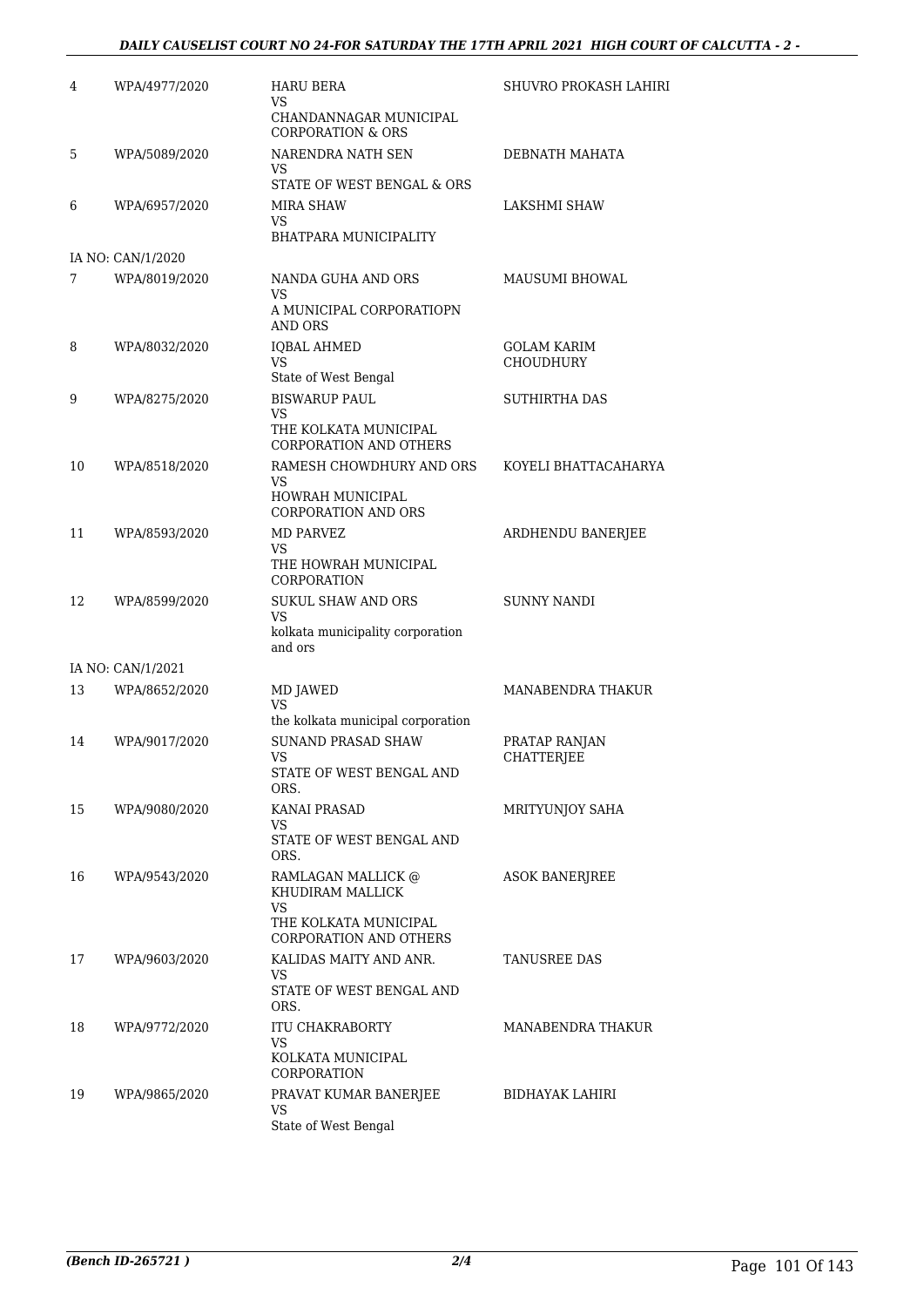| | | | |
|---|---|---|---|
| 4 | WPA/4977/2020 | HARU BERA<br>VS<br>CHANDANNAGAR MUNICIPAL CORPORATION & ORS | SHUVRO PROKASH LAHIRI |
| 5 | WPA/5089/2020 | NARENDRA NATH SEN<br>VS<br>STATE OF WEST BENGAL & ORS | DEBNATH MAHATA |
| 6 | WPA/6957/2020 | MIRA SHAW<br>VS<br>BHATPARA MUNICIPALITY | LAKSHMI SHAW |
| | IA NO: CAN/1/2020 | | |
| 7 | WPA/8019/2020 | NANDA GUHA AND ORS<br>VS<br>A MUNICIPAL CORPORATIOPN AND ORS | MAUSUMI BHOWAL |
| 8 | WPA/8032/2020 | IQBAL AHMED<br>VS<br>State of West Bengal | GOLAM KARIM CHOUDHURY |
| 9 | WPA/8275/2020 | BISWARUP PAUL<br>VS<br>THE KOLKATA MUNICIPAL CORPORATION AND OTHERS | SUTHIRTHA DAS |
| 10 | WPA/8518/2020 | RAMESH CHOWDHURY AND ORS<br>VS<br>HOWRAH MUNICIPAL CORPORATION AND ORS | KOYELI BHATTACAHARYA |
| 11 | WPA/8593/2020 | MD PARVEZ<br>VS<br>THE HOWRAH MUNICIPAL CORPORATION | ARDHENDU BANERJEE |
| 12 | WPA/8599/2020 | SUKUL SHAW AND ORS<br>VS<br>kolkata municipality corporation and ors | SUNNY NANDI |
| | IA NO: CAN/1/2021 | | |
| 13 | WPA/8652/2020 | MD JAWED<br>VS<br>the kolkata municipal corporation | MANABENDRA THAKUR |
| 14 | WPA/9017/2020 | SUNAND PRASAD SHAW<br>VS<br>STATE OF WEST BENGAL AND ORS. | PRATAP RANJAN CHATTERJEE |
| 15 | WPA/9080/2020 | KANAI PRASAD<br>VS<br>STATE OF WEST BENGAL AND ORS. | MRITYUNJOY SAHA |
| 16 | WPA/9543/2020 | RAMLAGAN MALLICK @ KHUDIRAM MALLICK<br>VS<br>THE KOLKATA MUNICIPAL CORPORATION AND OTHERS | ASOK BANERJREE |
| 17 | WPA/9603/2020 | KALIDAS MAITY AND ANR.<br>VS<br>STATE OF WEST BENGAL AND ORS. | TANUSREE DAS |
| 18 | WPA/9772/2020 | ITU CHAKRABORTY<br>VS<br>KOLKATA MUNICIPAL CORPORATION | MANABENDRA THAKUR |
| 19 | WPA/9865/2020 | PRAVAT KUMAR BANERJEE<br>VS<br>State of West Bengal | BIDHAYAK LAHIRI |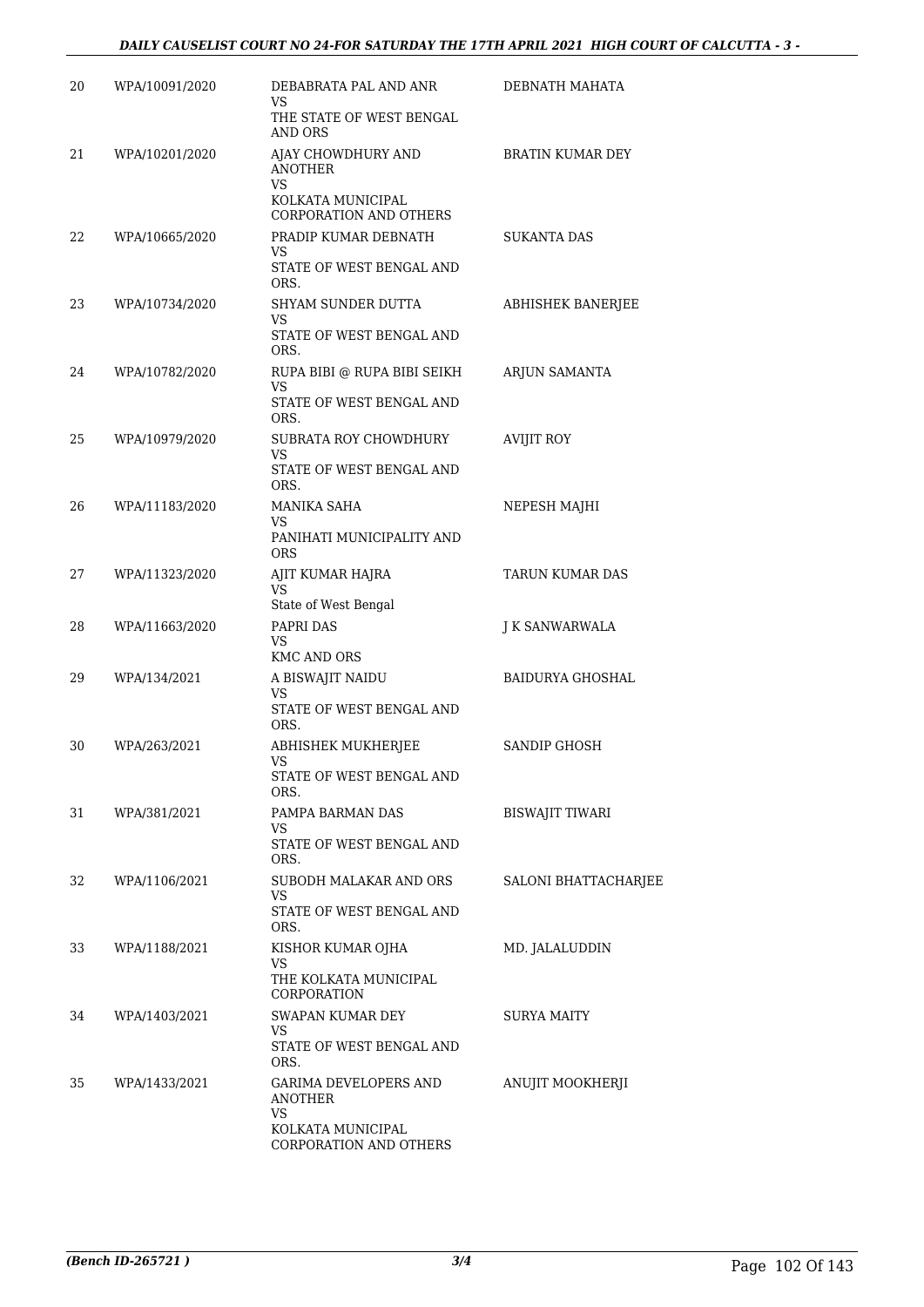| | | | |
|---|---|---|---|
| 20 | WPA/10091/2020 | DEBABRATA PAL AND ANR<br>VS<br>THE STATE OF WEST BENGAL AND ORS | DEBNATH MAHATA |
| 21 | WPA/10201/2020 | AJAY CHOWDHURY AND ANOTHER<br>VS<br>KOLKATA MUNICIPAL CORPORATION AND OTHERS | BRATIN KUMAR DEY |
| 22 | WPA/10665/2020 | PRADIP KUMAR DEBNATH<br>VS<br>STATE OF WEST BENGAL AND ORS. | SUKANTA DAS |
| 23 | WPA/10734/2020 | SHYAM SUNDER DUTTA<br>VS<br>STATE OF WEST BENGAL AND ORS. | ABHISHEK BANERJEE |
| 24 | WPA/10782/2020 | RUPA BIBI @ RUPA BIBI SEIKH<br>VS<br>STATE OF WEST BENGAL AND ORS. | ARJUN SAMANTA |
| 25 | WPA/10979/2020 | SUBRATA ROY CHOWDHURY<br>VS<br>STATE OF WEST BENGAL AND ORS. | AVIJIT ROY |
| 26 | WPA/11183/2020 | MANIKA SAHA<br>VS<br>PANIHATI MUNICIPALITY AND ORS | NEPESH MAJHI |
| 27 | WPA/11323/2020 | AJIT KUMAR HAJRA<br>VS<br>State of West Bengal | TARUN KUMAR DAS |
| 28 | WPA/11663/2020 | PAPRI DAS<br>VS<br>KMC AND ORS | J K SANWARWALA |
| 29 | WPA/134/2021 | A BISWAJIT NAIDU<br>VS<br>STATE OF WEST BENGAL AND ORS. | BAIDURYA GHOSHAL |
| 30 | WPA/263/2021 | ABHISHEK MUKHERJEE<br>VS<br>STATE OF WEST BENGAL AND ORS. | SANDIP GHOSH |
| 31 | WPA/381/2021 | PAMPA BARMAN DAS<br>VS<br>STATE OF WEST BENGAL AND ORS. | BISWAJIT TIWARI |
| 32 | WPA/1106/2021 | SUBODH MALAKAR AND ORS<br>VS<br>STATE OF WEST BENGAL AND ORS. | SALONI BHATTACHARJEE |
| 33 | WPA/1188/2021 | KISHOR KUMAR OJHA<br>VS<br>THE KOLKATA MUNICIPAL CORPORATION | MD. JALALUDDIN |
| 34 | WPA/1403/2021 | SWAPAN KUMAR DEY<br>VS<br>STATE OF WEST BENGAL AND ORS. | SURYA MAITY |
| 35 | WPA/1433/2021 | GARIMA DEVELOPERS AND ANOTHER<br>VS<br>KOLKATA MUNICIPAL CORPORATION AND OTHERS | ANUJIT MOOKHERJI |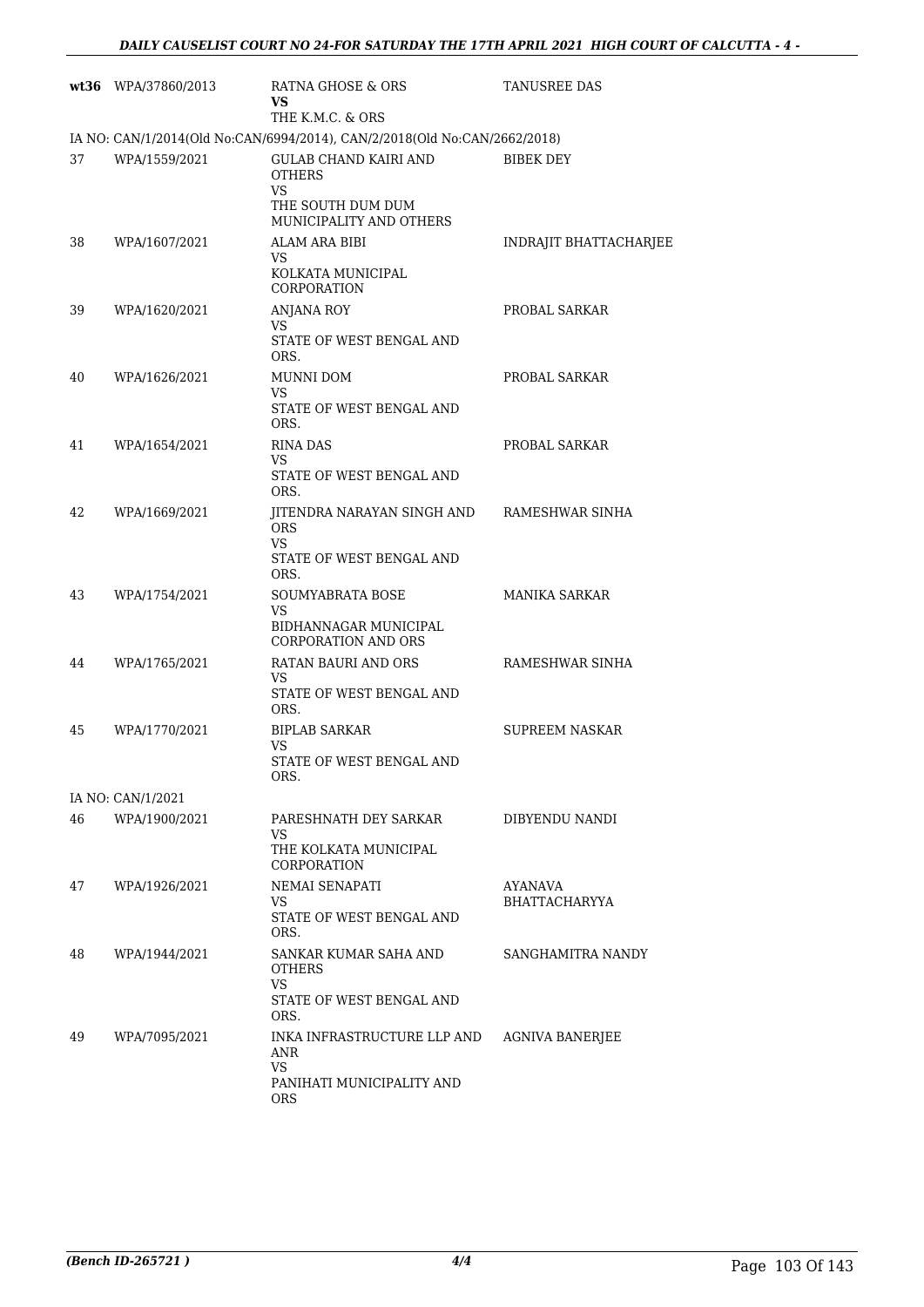| | | | |
|---|---|---|---|
| wt36 | WPA/37860/2013 | RATNA GHOSE & ORS<br>**VS**<br>THE K.M.C. & ORS | TANUSREE DAS |
| | IA NO: CAN/1/2014(Old No:CAN/6994/2014), CAN/2/2018(Old No:CAN/2662/2018) | | |
| 37 | WPA/1559/2021 | GULAB CHAND KAIRI AND OTHERS<br>VS<br>THE SOUTH DUM DUM MUNICIPALITY AND OTHERS | BIBEK DEY |
| 38 | WPA/1607/2021 | ALAM ARA BIBI<br>VS<br>KOLKATA MUNICIPAL CORPORATION | INDRAJIT BHATTACHARJEE |
| 39 | WPA/1620/2021 | ANJANA ROY<br>VS<br>STATE OF WEST BENGAL AND ORS. | PROBAL SARKAR |
| 40 | WPA/1626/2021 | MUNNI DOM<br>VS<br>STATE OF WEST BENGAL AND ORS. | PROBAL SARKAR |
| 41 | WPA/1654/2021 | RINA DAS<br>VS<br>STATE OF WEST BENGAL AND ORS. | PROBAL SARKAR |
| 42 | WPA/1669/2021 | JITENDRA NARAYAN SINGH AND ORS<br>VS<br>STATE OF WEST BENGAL AND ORS. | RAMESHWAR SINHA |
| 43 | WPA/1754/2021 | SOUMYABRATA BOSE<br>VS<br>BIDHANNAGAR MUNICIPAL CORPORATION AND ORS | MANIKA SARKAR |
| 44 | WPA/1765/2021 | RATAN BAURI AND ORS<br>VS<br>STATE OF WEST BENGAL AND ORS. | RAMESHWAR SINHA |
| 45 | WPA/1770/2021 | BIPLAB SARKAR<br>VS<br>STATE OF WEST BENGAL AND ORS. | SUPREEM NASKAR |
| | IA NO: CAN/1/2021 | | |
| 46 | WPA/1900/2021 | PARESHNATH DEY SARKAR<br>VS<br>THE KOLKATA MUNICIPAL CORPORATION | DIBYENDU NANDI |
| 47 | WPA/1926/2021 | NEMAI SENAPATI<br>VS<br>STATE OF WEST BENGAL AND ORS. | AYANAVA BHATTACHARYYA |
| 48 | WPA/1944/2021 | SANKAR KUMAR SAHA AND OTHERS<br>VS<br>STATE OF WEST BENGAL AND ORS. | SANGHAMITRA NANDY |
| 49 | WPA/7095/2021 | INKA INFRASTRUCTURE LLP AND ANR<br>VS<br>PANIHATI MUNICIPALITY AND ORS | AGNIVA BANERJEE |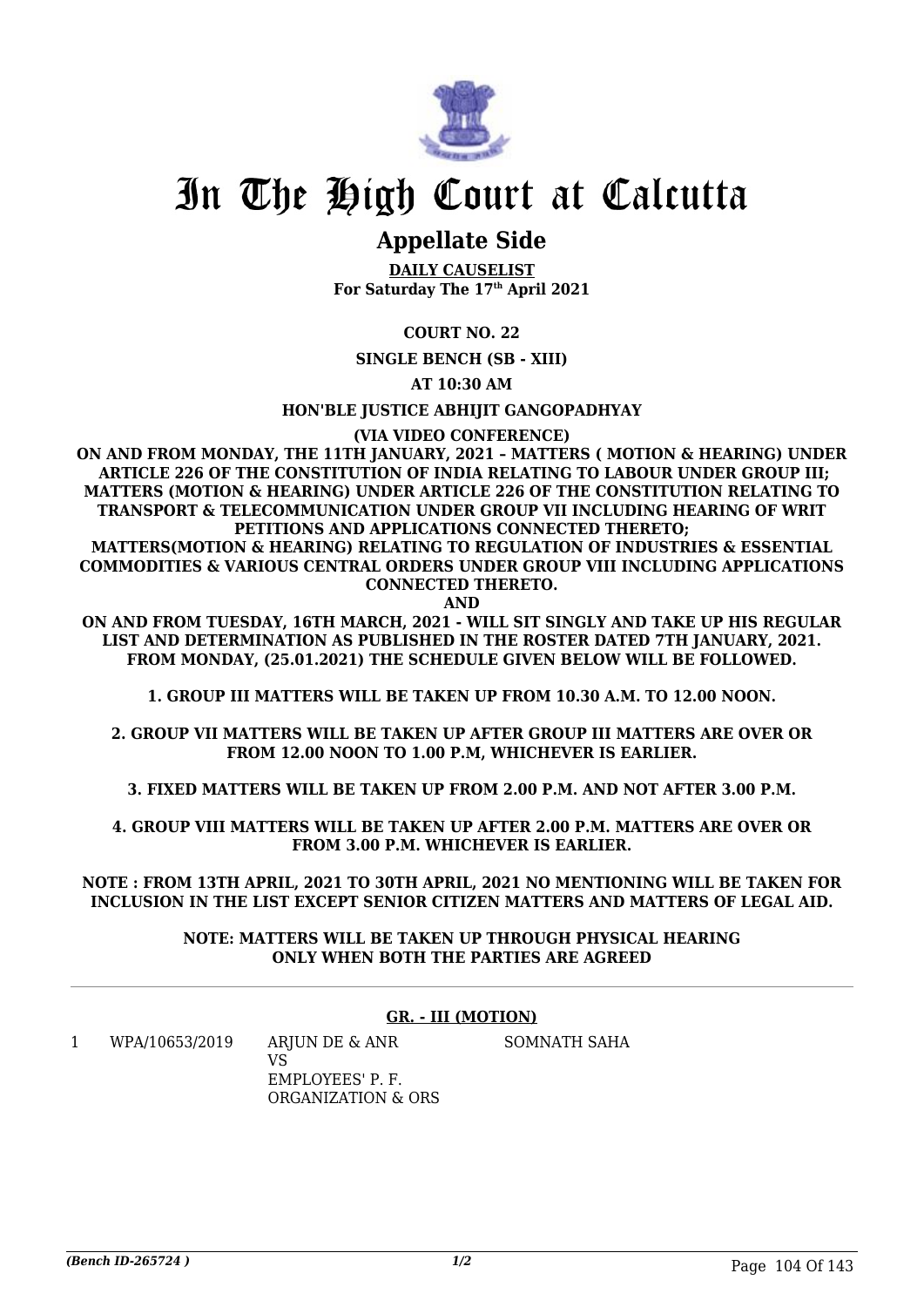# In The High Court at Calcutta

## Appellate Side

**DAILY CAUSELIST**
**For Saturday The 17th April 2021**

**COURT NO. 22**

**SINGLE BENCH (SB - XIII)**

**AT 10:30 AM**

**HON'BLE JUSTICE ABHIJIT GANGOPADHYAY**

**(VIA VIDEO CONFERENCE)**

**ON AND FROM MONDAY, THE 11TH JANUARY, 2021 – MATTERS ( MOTION & HEARING) UNDER ARTICLE 226 OF THE CONSTITUTION OF INDIA RELATING TO LABOUR UNDER GROUP III; MATTERS (MOTION & HEARING) UNDER ARTICLE 226 OF THE CONSTITUTION RELATING TO TRANSPORT & TELECOMMUNICATION UNDER GROUP VII INCLUDING HEARING OF WRIT PETITIONS AND APPLICATIONS CONNECTED THERETO;**
**MATTERS(MOTION & HEARING) RELATING TO REGULATION OF INDUSTRIES & ESSENTIAL COMMODITIES & VARIOUS CENTRAL ORDERS UNDER GROUP VIII INCLUDING APPLICATIONS CONNECTED THERETO.**
**AND**
**ON AND FROM TUESDAY, 16TH MARCH, 2021 - WILL SIT SINGLY AND TAKE UP HIS REGULAR LIST AND DETERMINATION AS PUBLISHED IN THE ROSTER DATED 7TH JANUARY, 2021. FROM MONDAY, (25.01.2021) THE SCHEDULE GIVEN BELOW WILL BE FOLLOWED.**

**1. GROUP III MATTERS WILL BE TAKEN UP FROM 10.30 A.M. TO 12.00 NOON.**

**2. GROUP VII MATTERS WILL BE TAKEN UP AFTER GROUP III MATTERS ARE OVER OR FROM 12.00 NOON TO 1.00 P.M, WHICHEVER IS EARLIER.**

**3. FIXED MATTERS WILL BE TAKEN UP FROM 2.00 P.M. AND NOT AFTER 3.00 P.M.**

**4. GROUP VIII MATTERS WILL BE TAKEN UP AFTER 2.00 P.M. MATTERS ARE OVER OR FROM 3.00 P.M. WHICHEVER IS EARLIER.**

**NOTE : FROM 13TH APRIL, 2021 TO 30TH APRIL, 2021 NO MENTIONING WILL BE TAKEN FOR INCLUSION IN THE LIST EXCEPT SENIOR CITIZEN MATTERS AND MATTERS OF LEGAL AID.**

**NOTE: MATTERS WILL BE TAKEN UP THROUGH PHYSICAL HEARING ONLY WHEN BOTH THE PARTIES ARE AGREED**

**GR. - III (MOTION)**

| | | | |
|---|---|---|---|
| 1 | WPA/10653/2019 | ARJUN DE & ANR<br>VS<br>EMPLOYEES' P. F. ORGANIZATION & ORS | SOMNATH SAHA |

*(Bench ID-265724 )* 1/2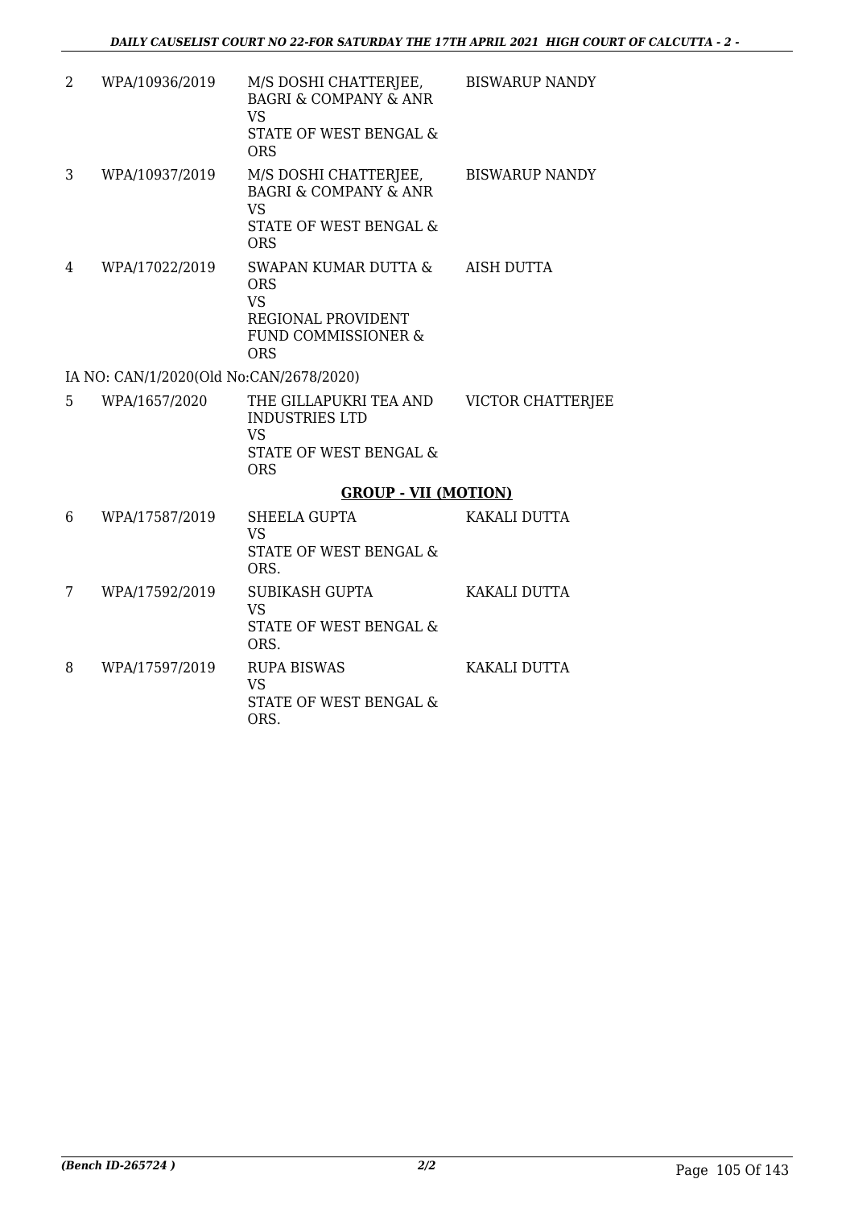| | | | |
|---|---|---|---|
| 2 | WPA/10936/2019 | M/S DOSHI CHATTERJEE, BAGRI & COMPANY & ANR VS STATE OF WEST BENGAL & ORS | BISWARUP NANDY |
| 3 | WPA/10937/2019 | M/S DOSHI CHATTERJEE, BAGRI & COMPANY & ANR VS STATE OF WEST BENGAL & ORS | BISWARUP NANDY |
| 4 | WPA/17022/2019 | SWAPAN KUMAR DUTTA & ORS VS REGIONAL PROVIDENT FUND COMMISSIONER & ORS | AISH DUTTA |
| | IA NO: CAN/1/2020(Old No:CAN/2678/2020) | | |
| 5 | WPA/1657/2020 | THE GILLAPUKRI TEA AND INDUSTRIES LTD VS STATE OF WEST BENGAL & ORS | VICTOR CHATTERJEE |

**GROUP - VII (MOTION)**

| | | | |
|---|---|---|---|
| 6 | WPA/17587/2019 | SHEELA GUPTA VS STATE OF WEST BENGAL & ORS. | KAKALI DUTTA |
| 7 | WPA/17592/2019 | SUBIKASH GUPTA VS STATE OF WEST BENGAL & ORS. | KAKALI DUTTA |
| 8 | WPA/17597/2019 | RUPA BISWAS VS STATE OF WEST BENGAL & ORS. | KAKALI DUTTA |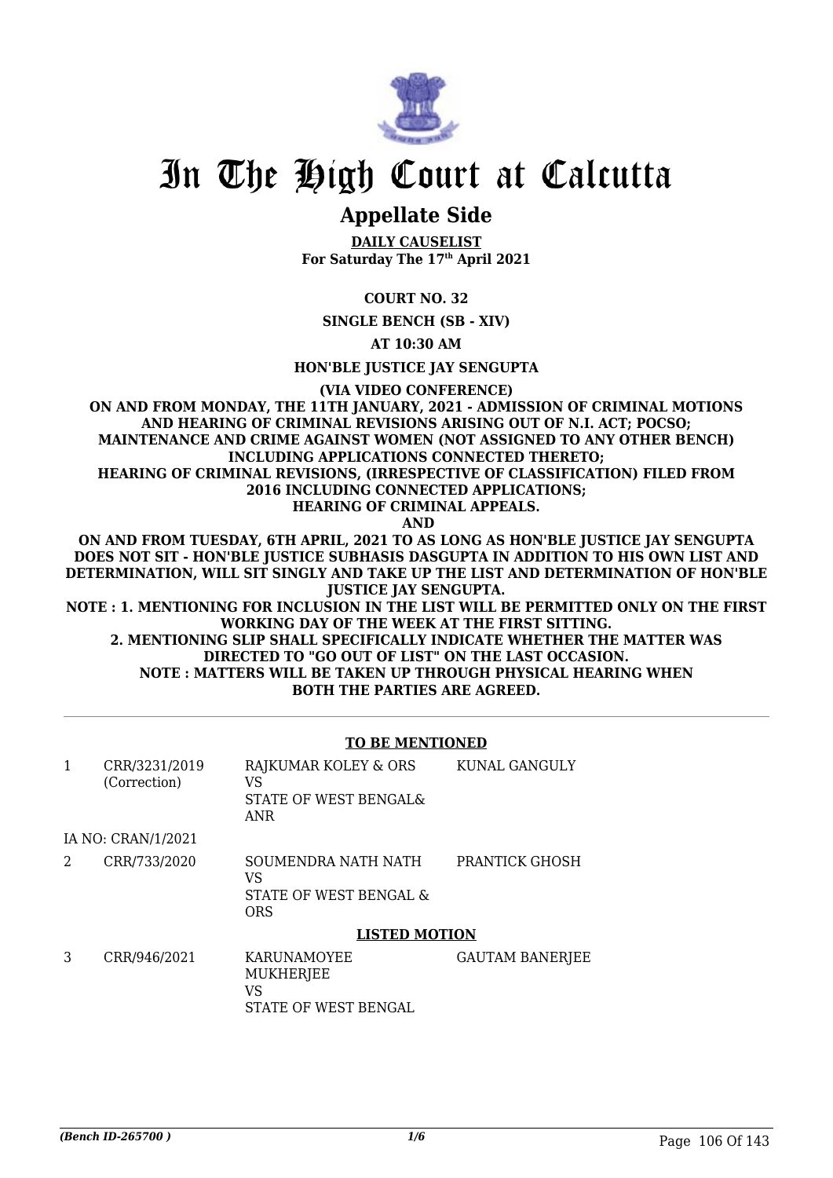# In The High Court at Calcutta

## Appellate Side

**DAILY CAUSELIST**
**For Saturday The 17th April 2021**

**COURT NO. 32**

**SINGLE BENCH (SB - XIV)**

**AT 10:30 AM**

**HON'BLE JUSTICE JAY SENGUPTA**

**(VIA VIDEO CONFERENCE)**

**ON AND FROM MONDAY, THE 11TH JANUARY, 2021 - ADMISSION OF CRIMINAL MOTIONS AND HEARING OF CRIMINAL REVISIONS ARISING OUT OF N.I. ACT; POCSO; MAINTENANCE AND CRIME AGAINST WOMEN (NOT ASSIGNED TO ANY OTHER BENCH) INCLUDING APPLICATIONS CONNECTED THERETO;**
**HEARING OF CRIMINAL REVISIONS, (IRRESPECTIVE OF CLASSIFICATION) FILED FROM 2016 INCLUDING CONNECTED APPLICATIONS;**
**HEARING OF CRIMINAL APPEALS.**
**AND**
**ON AND FROM TUESDAY, 6TH APRIL, 2021 TO AS LONG AS HON'BLE JUSTICE JAY SENGUPTA DOES NOT SIT - HON'BLE JUSTICE SUBHASIS DASGUPTA IN ADDITION TO HIS OWN LIST AND DETERMINATION, WILL SIT SINGLY AND TAKE UP THE LIST AND DETERMINATION OF HON'BLE JUSTICE JAY SENGUPTA.**
**NOTE : 1. MENTIONING FOR INCLUSION IN THE LIST WILL BE PERMITTED ONLY ON THE FIRST WORKING DAY OF THE WEEK AT THE FIRST SITTING.**
**2. MENTIONING SLIP SHALL SPECIFICALLY INDICATE WHETHER THE MATTER WAS DIRECTED TO "GO OUT OF LIST" ON THE LAST OCCASION.**
**NOTE : MATTERS WILL BE TAKEN UP THROUGH PHYSICAL HEARING WHEN BOTH THE PARTIES ARE AGREED.**

**TO BE MENTIONED**

| | | | |
|---|---|---|---|
| 1 | CRR/3231/2019 (Correction) | RAJKUMAR KOLEY & ORS VS STATE OF WEST BENGAL& ANR | KUNAL GANGULY |
| | IA NO: CRAN/1/2021 | | |
| 2 | CRR/733/2020 | SOUMENDRA NATH NATH VS STATE OF WEST BENGAL & ORS | PRANTICK GHOSH |

**LISTED MOTION**

| | | | |
|---|---|---|---|
| 3 | CRR/946/2021 | KARUNAMOYEE MUKHERJEE VS STATE OF WEST BENGAL | GAUTAM BANERJEE |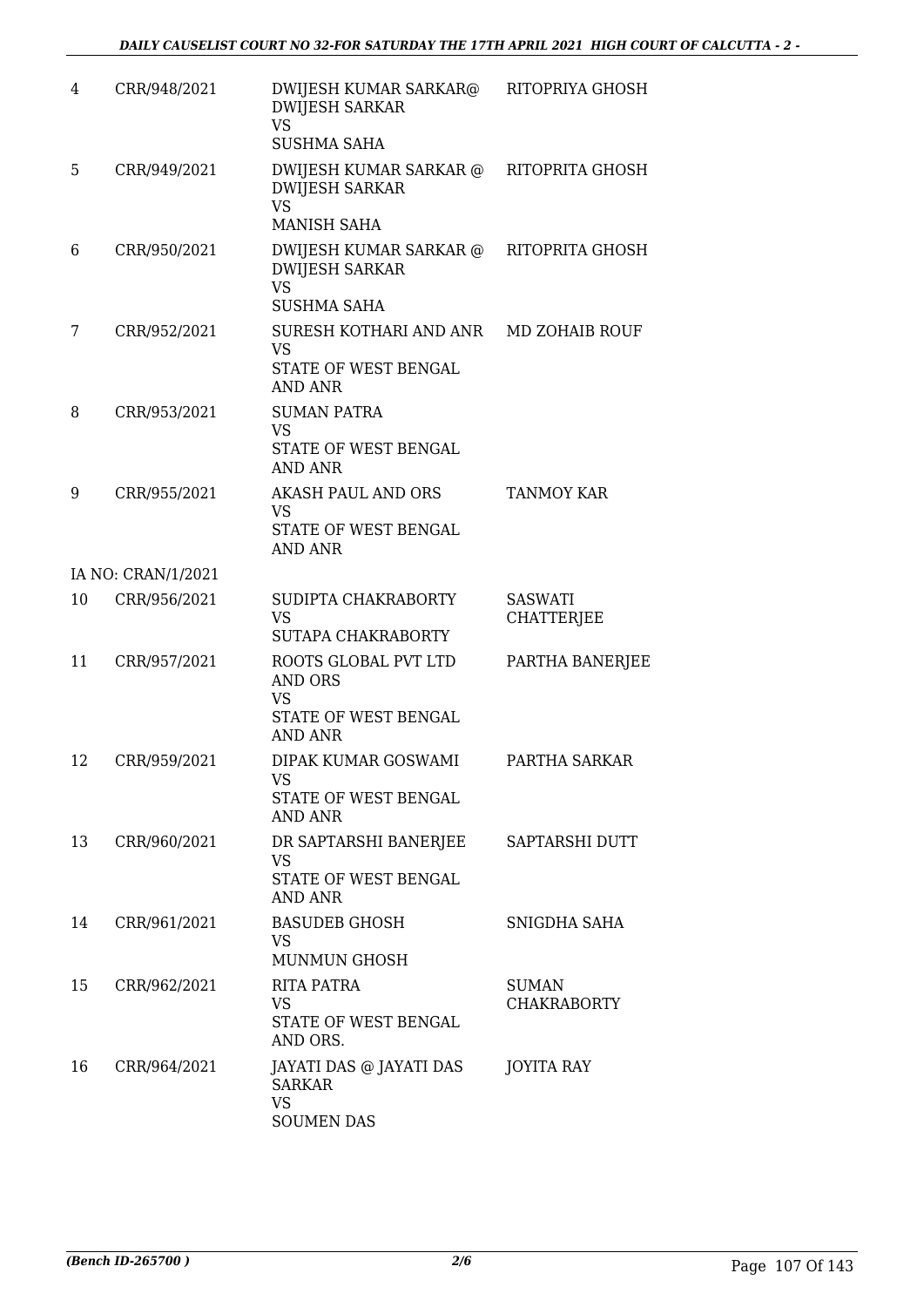| | | | |
|---|---|---|---|
| 4 | CRR/948/2021 | DWIJESH KUMAR SARKAR@ DWIJESH SARKAR<br>VS<br>SUSHMA SAHA | RITOPRIYA GHOSH |
| 5 | CRR/949/2021 | DWIJESH KUMAR SARKAR @ DWIJESH SARKAR<br>VS<br>MANISH SAHA | RITOPRITA GHOSH |
| 6 | CRR/950/2021 | DWIJESH KUMAR SARKAR @ DWIJESH SARKAR<br>VS<br>SUSHMA SAHA | RITOPRITA GHOSH |
| 7 | CRR/952/2021 | SURESH KOTHARI AND ANR<br>VS<br>STATE OF WEST BENGAL AND ANR | MD ZOHAIB ROUF |
| 8 | CRR/953/2021 | SUMAN PATRA<br>VS<br>STATE OF WEST BENGAL AND ANR | |
| 9 | CRR/955/2021 | AKASH PAUL AND ORS<br>VS<br>STATE OF WEST BENGAL AND ANR | TANMOY KAR |
| | IA NO: CRAN/1/2021 | | |
| 10 | CRR/956/2021 | SUDIPTA CHAKRABORTY<br>VS<br>SUTAPA CHAKRABORTY | SASWATI CHATTERJEE |
| 11 | CRR/957/2021 | ROOTS GLOBAL PVT LTD AND ORS<br>VS<br>STATE OF WEST BENGAL AND ANR | PARTHA BANERJEE |
| 12 | CRR/959/2021 | DIPAK KUMAR GOSWAMI<br>VS<br>STATE OF WEST BENGAL AND ANR | PARTHA SARKAR |
| 13 | CRR/960/2021 | DR SAPTARSHI BANERJEE<br>VS<br>STATE OF WEST BENGAL AND ANR | SAPTARSHI DUTT |
| 14 | CRR/961/2021 | BASUDEB GHOSH<br>VS<br>MUNMUN GHOSH | SNIGDHA SAHA |
| 15 | CRR/962/2021 | RITA PATRA<br>VS<br>STATE OF WEST BENGAL AND ORS. | SUMAN CHAKRABORTY |
| 16 | CRR/964/2021 | JAYATI DAS @ JAYATI DAS SARKAR<br>VS<br>SOUMEN DAS | JOYITA RAY |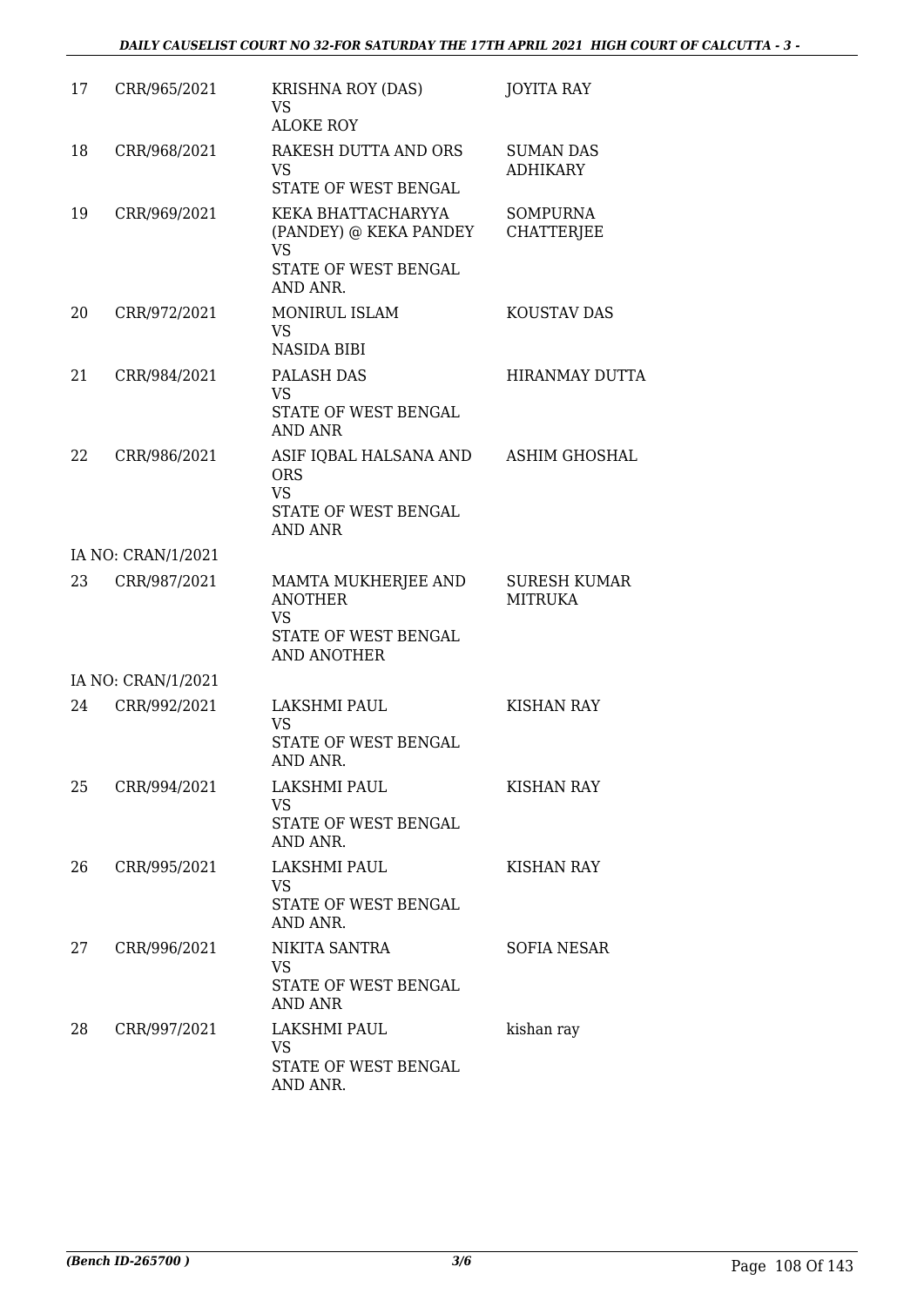| | | | |
|---|---|---|---|
| 17 | CRR/965/2021 | KRISHNA ROY (DAS)<br>VS<br>ALOKE ROY | JOYITA RAY |
| 18 | CRR/968/2021 | RAKESH DUTTA AND ORS<br>VS<br>STATE OF WEST BENGAL | SUMAN DAS ADHIKARY |
| 19 | CRR/969/2021 | KEKA BHATTACHARYYA (PANDEY) @ KEKA PANDEY<br>VS<br>STATE OF WEST BENGAL AND ANR. | SOMPURNA CHATTERJEE |
| 20 | CRR/972/2021 | MONIRUL ISLAM<br>VS<br>NASIDA BIBI | KOUSTAV DAS |
| 21 | CRR/984/2021 | PALASH DAS<br>VS<br>STATE OF WEST BENGAL AND ANR | HIRANMAY DUTTA |
| 22 | CRR/986/2021 | ASIF IQBAL HALSANA AND ORS<br>VS<br>STATE OF WEST BENGAL AND ANR | ASHIM GHOSHAL |
| | IA NO: CRAN/1/2021 | | |
| 23 | CRR/987/2021 | MAMTA MUKHERJEE AND ANOTHER<br>VS<br>STATE OF WEST BENGAL AND ANOTHER | SURESH KUMAR MITRUKA |
| | IA NO: CRAN/1/2021 | | |
| 24 | CRR/992/2021 | LAKSHMI PAUL<br>VS<br>STATE OF WEST BENGAL AND ANR. | KISHAN RAY |
| 25 | CRR/994/2021 | LAKSHMI PAUL<br>VS<br>STATE OF WEST BENGAL AND ANR. | KISHAN RAY |
| 26 | CRR/995/2021 | LAKSHMI PAUL<br>VS<br>STATE OF WEST BENGAL AND ANR. | KISHAN RAY |
| 27 | CRR/996/2021 | NIKITA SANTRA<br>VS<br>STATE OF WEST BENGAL AND ANR | SOFIA NESAR |
| 28 | CRR/997/2021 | LAKSHMI PAUL<br>VS<br>STATE OF WEST BENGAL AND ANR. | kishan ray |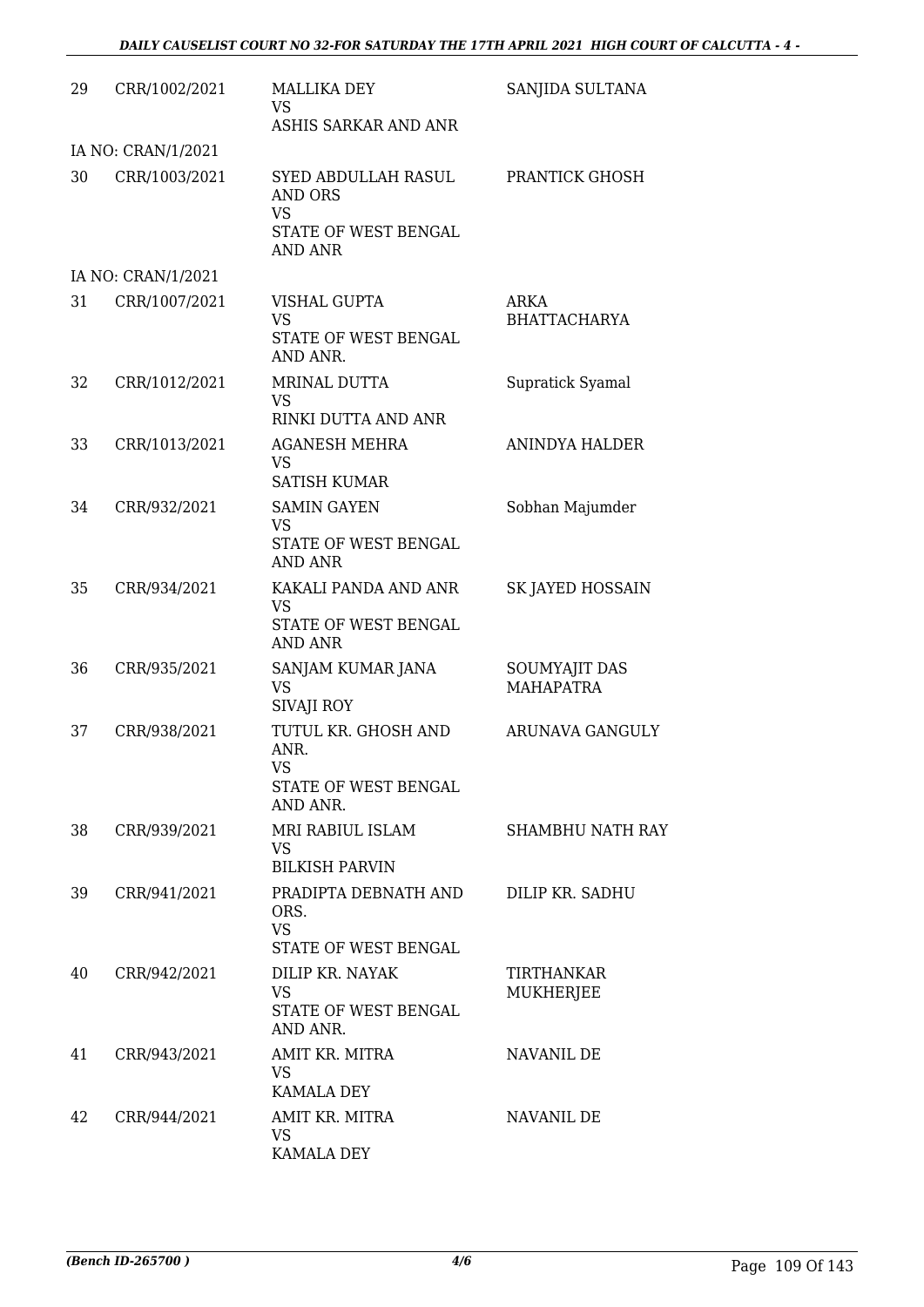| | | | |
|---|---|---|---|
| 29 | CRR/1002/2021 | MALLIKA DEY<br>VS<br>ASHIS SARKAR AND ANR | SANJIDA SULTANA |
| | IA NO: CRAN/1/2021 | | |
| 30 | CRR/1003/2021 | SYED ABDULLAH RASUL AND ORS<br>VS<br>STATE OF WEST BENGAL AND ANR | PRANTICK GHOSH |
| | IA NO: CRAN/1/2021 | | |
| 31 | CRR/1007/2021 | VISHAL GUPTA<br>VS<br>STATE OF WEST BENGAL AND ANR. | ARKA BHATTACHARYA |
| 32 | CRR/1012/2021 | MRINAL DUTTA<br>VS<br>RINKI DUTTA AND ANR | Supratick Syamal |
| 33 | CRR/1013/2021 | AGANESH MEHRA<br>VS<br>SATISH KUMAR | ANINDYA HALDER |
| 34 | CRR/932/2021 | SAMIN GAYEN<br>VS<br>STATE OF WEST BENGAL AND ANR | Sobhan Majumder |
| 35 | CRR/934/2021 | KAKALI PANDA AND ANR<br>VS<br>STATE OF WEST BENGAL AND ANR | SK JAYED HOSSAIN |
| 36 | CRR/935/2021 | SANJAM KUMAR JANA<br>VS<br>SIVAJI ROY | SOUMYAJIT DAS MAHAPATRA |
| 37 | CRR/938/2021 | TUTUL KR. GHOSH AND ANR.<br>VS<br>STATE OF WEST BENGAL AND ANR. | ARUNAVA GANGULY |
| 38 | CRR/939/2021 | MRI RABIUL ISLAM<br>VS<br>BILKISH PARVIN | SHAMBHU NATH RAY |
| 39 | CRR/941/2021 | PRADIPTA DEBNATH AND ORS.<br>VS<br>STATE OF WEST BENGAL | DILIP KR. SADHU |
| 40 | CRR/942/2021 | DILIP KR. NAYAK<br>VS<br>STATE OF WEST BENGAL AND ANR. | TIRTHANKAR MUKHERJEE |
| 41 | CRR/943/2021 | AMIT KR. MITRA<br>VS<br>KAMALA DEY | NAVANIL DE |
| 42 | CRR/944/2021 | AMIT KR. MITRA<br>VS<br>KAMALA DEY | NAVANIL DE |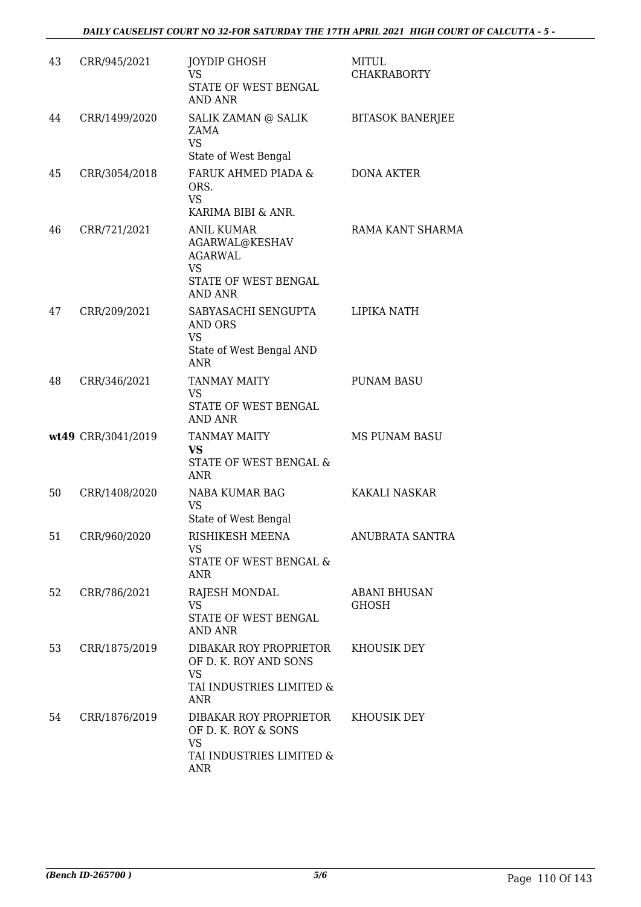| 43 | CRR/945/2021 | JOYDIP GHOSH<br>VS<br>STATE OF WEST BENGAL AND ANR | MITUL CHAKRABORTY |
|---|---|---|---|
| 44 | CRR/1499/2020 | SALIK ZAMAN @ SALIK ZAMA<br>VS<br>State of West Bengal | BITASOK BANERJEE |
| 45 | CRR/3054/2018 | FARUK AHMED PIADA & ORS.<br>VS<br>KARIMA BIBI & ANR. | DONA AKTER |
| 46 | CRR/721/2021 | ANIL KUMAR AGARWAL@KESHAV AGARWAL<br>VS<br>STATE OF WEST BENGAL AND ANR | RAMA KANT SHARMA |
| 47 | CRR/209/2021 | SABYASACHI SENGUPTA AND ORS<br>VS<br>State of West Bengal AND ANR | LIPIKA NATH |
| 48 | CRR/346/2021 | TANMAY MAITY<br>VS<br>STATE OF WEST BENGAL AND ANR | PUNAM BASU |
| **wt49** | CRR/3041/2019 | TANMAY MAITY<br>**VS**<br>STATE OF WEST BENGAL & ANR | MS PUNAM BASU |
| 50 | CRR/1408/2020 | NABA KUMAR BAG<br>VS<br>State of West Bengal | KAKALI NASKAR |
| 51 | CRR/960/2020 | RISHIKESH MEENA<br>VS<br>STATE OF WEST BENGAL & ANR | ANUBRATA SANTRA |
| 52 | CRR/786/2021 | RAJESH MONDAL<br>VS<br>STATE OF WEST BENGAL AND ANR | ABANI BHUSAN GHOSH |
| 53 | CRR/1875/2019 | DIBAKAR ROY PROPRIETOR OF D. K. ROY AND SONS<br>VS<br>TAI INDUSTRIES LIMITED & ANR | KHOUSIK DEY |
| 54 | CRR/1876/2019 | DIBAKAR ROY PROPRIETOR OF D. K. ROY & SONS<br>VS<br>TAI INDUSTRIES LIMITED & ANR | KHOUSIK DEY |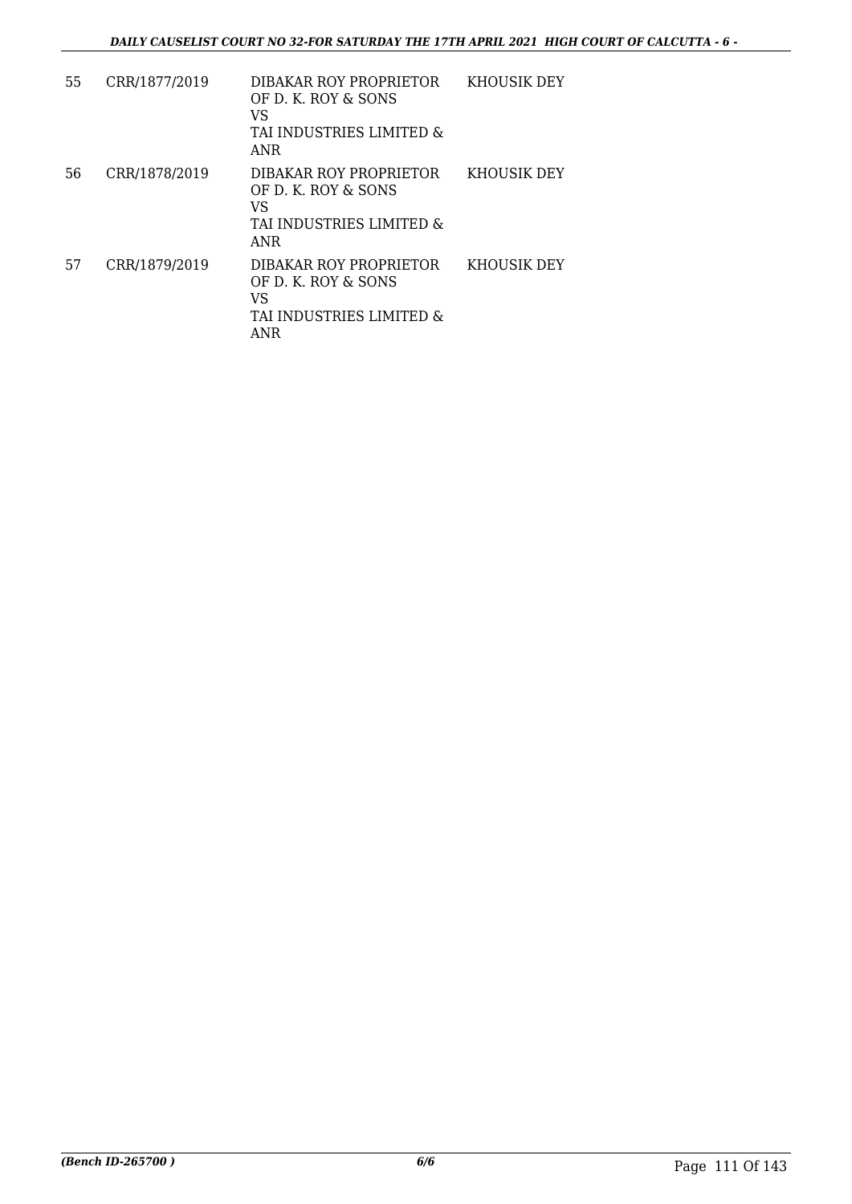| | | | |
|---|---|---|---|
| 55 | CRR/1877/2019 | DIBAKAR ROY PROPRIETOR OF D. K. ROY & SONS<br>VS<br>TAI INDUSTRIES LIMITED & ANR | KHOUSIK DEY |
| 56 | CRR/1878/2019 | DIBAKAR ROY PROPRIETOR OF D. K. ROY & SONS<br>VS<br>TAI INDUSTRIES LIMITED & ANR | KHOUSIK DEY |
| 57 | CRR/1879/2019 | DIBAKAR ROY PROPRIETOR OF D. K. ROY & SONS<br>VS<br>TAI INDUSTRIES LIMITED & ANR | KHOUSIK DEY |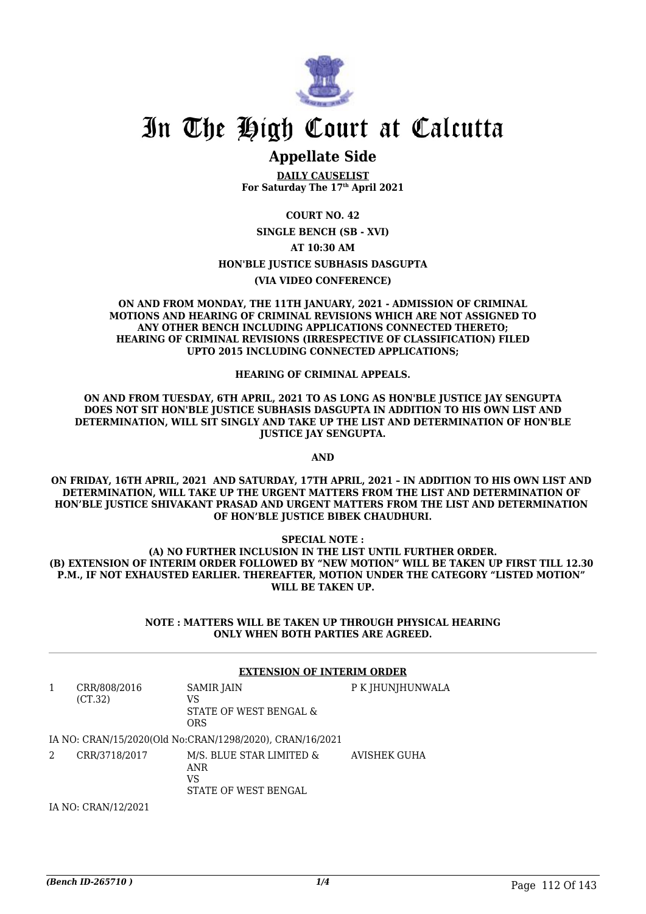# In The High Court at Calcutta

## Appellate Side

**DAILY CAUSELIST**
**For Saturday The 17th April 2021**

**COURT NO. 42**

**SINGLE BENCH (SB - XVI)**

**AT 10:30 AM**

**HON'BLE JUSTICE SUBHASIS DASGUPTA**

**(VIA VIDEO CONFERENCE)**

**ON AND FROM MONDAY, THE 11TH JANUARY, 2021 - ADMISSION OF CRIMINAL MOTIONS AND HEARING OF CRIMINAL REVISIONS WHICH ARE NOT ASSIGNED TO ANY OTHER BENCH INCLUDING APPLICATIONS CONNECTED THERETO; HEARING OF CRIMINAL REVISIONS (IRRESPECTIVE OF CLASSIFICATION) FILED UPTO 2015 INCLUDING CONNECTED APPLICATIONS;**

**HEARING OF CRIMINAL APPEALS.**

**ON AND FROM TUESDAY, 6TH APRIL, 2021 TO AS LONG AS HON'BLE JUSTICE JAY SENGUPTA DOES NOT SIT HON'BLE JUSTICE SUBHASIS DASGUPTA IN ADDITION TO HIS OWN LIST AND DETERMINATION, WILL SIT SINGLY AND TAKE UP THE LIST AND DETERMINATION OF HON'BLE JUSTICE JAY SENGUPTA.**

**AND**

**ON FRIDAY, 16TH APRIL, 2021 AND SATURDAY, 17TH APRIL, 2021 – IN ADDITION TO HIS OWN LIST AND DETERMINATION, WILL TAKE UP THE URGENT MATTERS FROM THE LIST AND DETERMINATION OF HON'BLE JUSTICE SHIVAKANT PRASAD AND URGENT MATTERS FROM THE LIST AND DETERMINATION OF HON'BLE JUSTICE BIBEK CHAUDHURI.**

**SPECIAL NOTE :**
**(A) NO FURTHER INCLUSION IN THE LIST UNTIL FURTHER ORDER.**
**(B) EXTENSION OF INTERIM ORDER FOLLOWED BY "NEW MOTION" WILL BE TAKEN UP FIRST TILL 12.30 P.M., IF NOT EXHAUSTED EARLIER. THEREAFTER, MOTION UNDER THE CATEGORY "LISTED MOTION" WILL BE TAKEN UP.**

**NOTE : MATTERS WILL BE TAKEN UP THROUGH PHYSICAL HEARING ONLY WHEN BOTH PARTIES ARE AGREED.**

**EXTENSION OF INTERIM ORDER**

| | | | |
|---|---|---|---|
| 1 | CRR/808/2016 (CT.32) | SAMIR JAIN VS STATE OF WEST BENGAL & ORS | P K JHUNJHUNWALA |
| | IA NO: CRAN/15/2020(Old No:CRAN/1298/2020), CRAN/16/2021 | | |
| 2 | CRR/3718/2017 | M/S. BLUE STAR LIMITED & ANR VS STATE OF WEST BENGAL | AVISHEK GUHA |
| | IA NO: CRAN/12/2021 | | |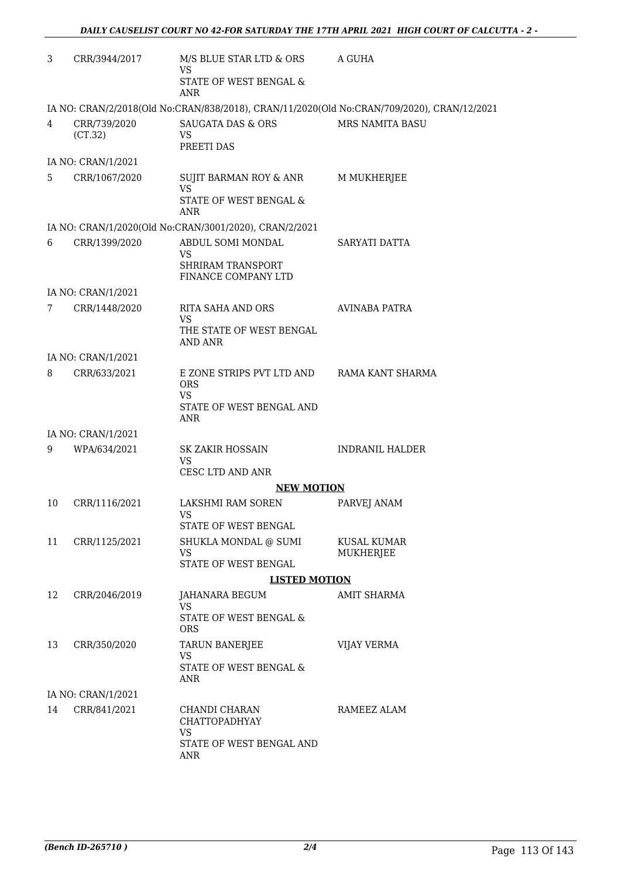| | | | |
|---|---|---|---|
| 3 | CRR/3944/2017 | M/S BLUE STAR LTD & ORS<br>VS<br>STATE OF WEST BENGAL & ANR | A GUHA |

IA NO: CRAN/2/2018(Old No:CRAN/838/2018), CRAN/11/2020(Old No:CRAN/709/2020), CRAN/12/2021

| | | | |
|---|---|---|---|
| 4 | CRR/739/2020<br>(CT.32) | SAUGATA DAS & ORS<br>VS<br>PREETI DAS | MRS NAMITA BASU |

IA NO: CRAN/1/2021

| | | | |
|---|---|---|---|
| 5 | CRR/1067/2020 | SUJIT BARMAN ROY & ANR<br>VS<br>STATE OF WEST BENGAL & ANR | M MUKHERJEE |

IA NO: CRAN/1/2020(Old No:CRAN/3001/2020), CRAN/2/2021

| | | | |
|---|---|---|---|
| 6 | CRR/1399/2020 | ABDUL SOMI MONDAL<br>VS<br>SHRIRAM TRANSPORT FINANCE COMPANY LTD | SARYATI DATTA |

IA NO: CRAN/1/2021

| | | | |
|---|---|---|---|
| 7 | CRR/1448/2020 | RITA SAHA AND ORS<br>VS<br>THE STATE OF WEST BENGAL AND ANR | AVINABA PATRA |

IA NO: CRAN/1/2021

| | | | |
|---|---|---|---|
| 8 | CRR/633/2021 | E ZONE STRIPS PVT LTD AND ORS<br>VS<br>STATE OF WEST BENGAL AND ANR | RAMA KANT SHARMA |

IA NO: CRAN/1/2021

| | | | |
|---|---|---|---|
| 9 | WPA/634/2021 | SK ZAKIR HOSSAIN<br>VS<br>CESC LTD AND ANR | INDRANIL HALDER |

**NEW MOTION**

| | | | |
|---|---|---|---|
| 10 | CRR/1116/2021 | LAKSHMI RAM SOREN<br>VS<br>STATE OF WEST BENGAL | PARVEJ ANAM |
| 11 | CRR/1125/2021 | SHUKLA MONDAL @ SUMI<br>VS<br>STATE OF WEST BENGAL | KUSAL KUMAR MUKHERJEE |

**LISTED MOTION**

| | | | |
|---|---|---|---|
| 12 | CRR/2046/2019 | JAHANARA BEGUM<br>VS<br>STATE OF WEST BENGAL & ORS | AMIT SHARMA |
| 13 | CRR/350/2020 | TARUN BANERJEE<br>VS<br>STATE OF WEST BENGAL & ANR | VIJAY VERMA |

IA NO: CRAN/1/2021

| | | | |
|---|---|---|---|
| 14 | CRR/841/2021 | CHANDI CHARAN CHATTOPADHYAY<br>VS<br>STATE OF WEST BENGAL AND ANR | RAMEEZ ALAM |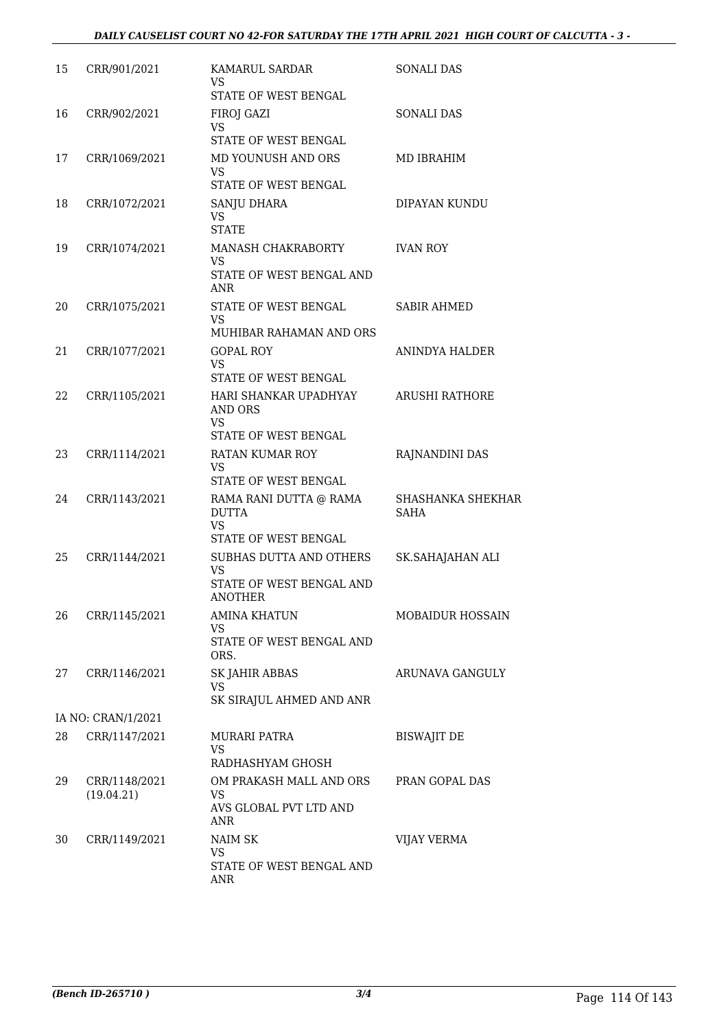| | | | |
|---|---|---|---|
| 15 | CRR/901/2021 | KAMARUL SARDAR<br>VS<br>STATE OF WEST BENGAL | SONALI DAS |
| 16 | CRR/902/2021 | FIROJ GAZI<br>VS<br>STATE OF WEST BENGAL | SONALI DAS |
| 17 | CRR/1069/2021 | MD YOUNUSH AND ORS<br>VS<br>STATE OF WEST BENGAL | MD IBRAHIM |
| 18 | CRR/1072/2021 | SANJU DHARA<br>VS<br>STATE | DIPAYAN KUNDU |
| 19 | CRR/1074/2021 | MANASH CHAKRABORTY<br>VS<br>STATE OF WEST BENGAL AND ANR | IVAN ROY |
| 20 | CRR/1075/2021 | STATE OF WEST BENGAL<br>VS<br>MUHIBAR RAHAMAN AND ORS | SABIR AHMED |
| 21 | CRR/1077/2021 | GOPAL ROY<br>VS<br>STATE OF WEST BENGAL | ANINDYA HALDER |
| 22 | CRR/1105/2021 | HARI SHANKAR UPADHYAY AND ORS<br>VS<br>STATE OF WEST BENGAL | ARUSHI RATHORE |
| 23 | CRR/1114/2021 | RATAN KUMAR ROY<br>VS<br>STATE OF WEST BENGAL | RAJNANDINI DAS |
| 24 | CRR/1143/2021 | RAMA RANI DUTTA @ RAMA DUTTA<br>VS<br>STATE OF WEST BENGAL | SHASHANKA SHEKHAR SAHA |
| 25 | CRR/1144/2021 | SUBHAS DUTTA AND OTHERS<br>VS<br>STATE OF WEST BENGAL AND ANOTHER | SK.SAHAJAHAN ALI |
| 26 | CRR/1145/2021 | AMINA KHATUN<br>VS<br>STATE OF WEST BENGAL AND ORS. | MOBAIDUR HOSSAIN |
| 27 | CRR/1146/2021 | SK JAHIR ABBAS<br>VS<br>SK SIRAJUL AHMED AND ANR | ARUNAVA GANGULY |
| | IA NO: CRAN/1/2021 | | |
| 28 | CRR/1147/2021 | MURARI PATRA<br>VS<br>RADHASHYAM GHOSH | BISWAJIT DE |
| 29 | CRR/1148/2021<br>(19.04.21) | OM PRAKASH MALL AND ORS<br>VS<br>AVS GLOBAL PVT LTD AND ANR | PRAN GOPAL DAS |
| 30 | CRR/1149/2021 | NAIM SK<br>VS<br>STATE OF WEST BENGAL AND ANR | VIJAY VERMA |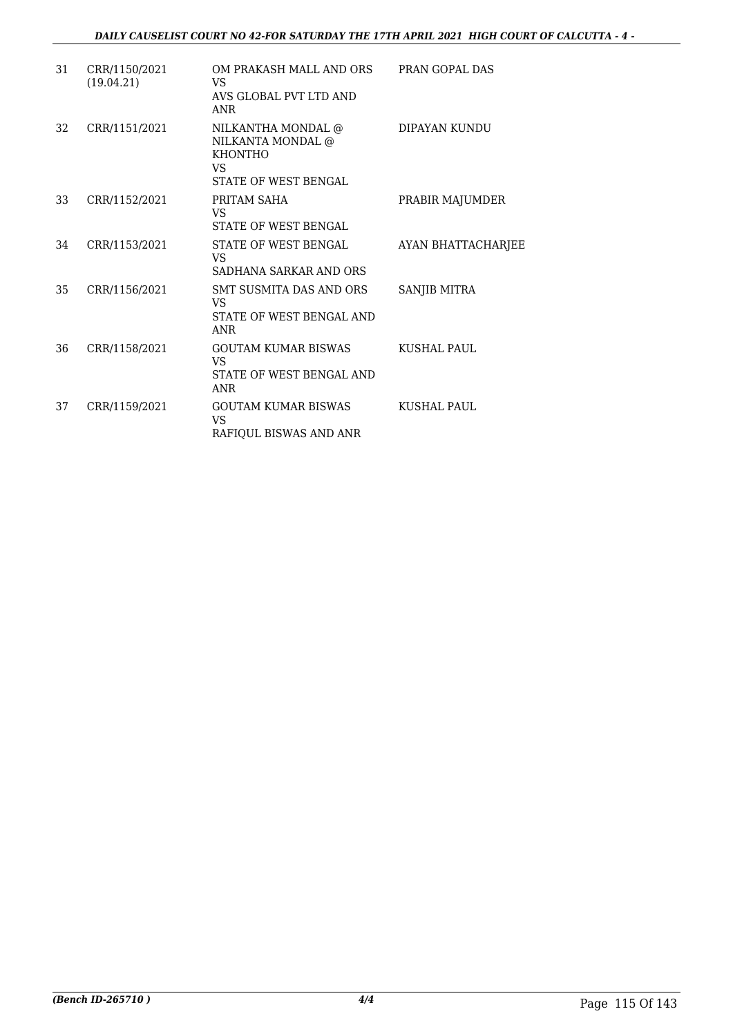| | | | |
|---|---|---|---|
| 31 | CRR/1150/2021 (19.04.21) | OM PRAKASH MALL AND ORS VS AVS GLOBAL PVT LTD AND ANR | PRAN GOPAL DAS |
| 32 | CRR/1151/2021 | NILKANTHA MONDAL @ NILKANTA MONDAL @ KHONTHO VS STATE OF WEST BENGAL | DIPAYAN KUNDU |
| 33 | CRR/1152/2021 | PRITAM SAHA VS STATE OF WEST BENGAL | PRABIR MAJUMDER |
| 34 | CRR/1153/2021 | STATE OF WEST BENGAL VS SADHANA SARKAR AND ORS | AYAN BHATTACHARJEE |
| 35 | CRR/1156/2021 | SMT SUSMITA DAS AND ORS VS STATE OF WEST BENGAL AND ANR | SANJIB MITRA |
| 36 | CRR/1158/2021 | GOUTAM KUMAR BISWAS VS STATE OF WEST BENGAL AND ANR | KUSHAL PAUL |
| 37 | CRR/1159/2021 | GOUTAM KUMAR BISWAS VS RAFIQUL BISWAS AND ANR | KUSHAL PAUL |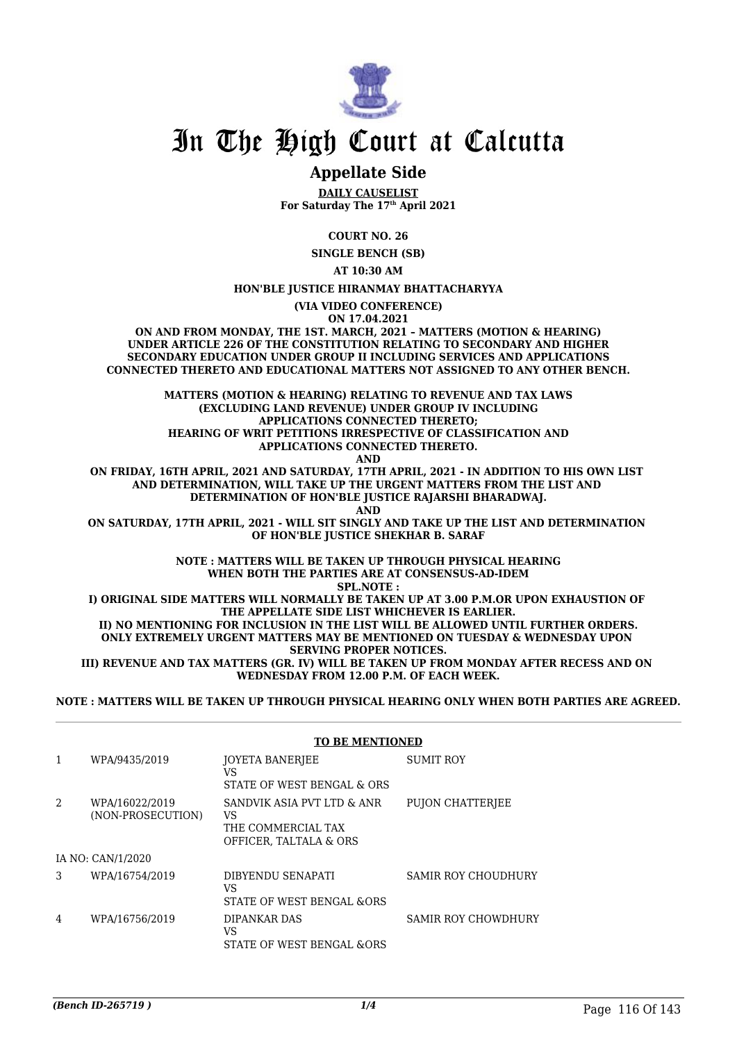# In The High Court at Calcutta

## Appellate Side

**DAILY CAUSELIST**
**For Saturday The 17th April 2021**

**COURT NO. 26**

**SINGLE BENCH (SB)**

**AT 10:30 AM**

**HON'BLE JUSTICE HIRANMAY BHATTACHARYYA**

**(VIA VIDEO CONFERENCE)**
**ON 17.04.2021**

**ON AND FROM MONDAY, THE 1ST. MARCH, 2021 – MATTERS (MOTION & HEARING) UNDER ARTICLE 226 OF THE CONSTITUTION RELATING TO SECONDARY AND HIGHER SECONDARY EDUCATION UNDER GROUP II INCLUDING SERVICES AND APPLICATIONS CONNECTED THERETO AND EDUCATIONAL MATTERS NOT ASSIGNED TO ANY OTHER BENCH.**

**MATTERS (MOTION & HEARING) RELATING TO REVENUE AND TAX LAWS (EXCLUDING LAND REVENUE) UNDER GROUP IV INCLUDING APPLICATIONS CONNECTED THERETO;**
**HEARING OF WRIT PETITIONS IRRESPECTIVE OF CLASSIFICATION AND APPLICATIONS CONNECTED THERETO.**
**AND**
**ON FRIDAY, 16TH APRIL, 2021 AND SATURDAY, 17TH APRIL, 2021 - IN ADDITION TO HIS OWN LIST AND DETERMINATION, WILL TAKE UP THE URGENT MATTERS FROM THE LIST AND DETERMINATION OF HON'BLE JUSTICE RAJARSHI BHARADWAJ.**
**AND**
**ON SATURDAY, 17TH APRIL, 2021 - WILL SIT SINGLY AND TAKE UP THE LIST AND DETERMINATION OF HON'BLE JUSTICE SHEKHAR B. SARAF**

**NOTE : MATTERS WILL BE TAKEN UP THROUGH PHYSICAL HEARING WHEN BOTH THE PARTIES ARE AT CONSENSUS-AD-IDEM**
**SPL.NOTE :**
**I) ORIGINAL SIDE MATTERS WILL NORMALLY BE TAKEN UP AT 3.00 P.M.OR UPON EXHAUSTION OF THE APPELLATE SIDE LIST WHICHEVER IS EARLIER.**
**II) NO MENTIONING FOR INCLUSION IN THE LIST WILL BE ALLOWED UNTIL FURTHER ORDERS. ONLY EXTREMELY URGENT MATTERS MAY BE MENTIONED ON TUESDAY & WEDNESDAY UPON SERVING PROPER NOTICES.**
**III) REVENUE AND TAX MATTERS (GR. IV) WILL BE TAKEN UP FROM MONDAY AFTER RECESS AND ON WEDNESDAY FROM 12.00 P.M. OF EACH WEEK.**

**NOTE : MATTERS WILL BE TAKEN UP THROUGH PHYSICAL HEARING ONLY WHEN BOTH PARTIES ARE AGREED.**

**TO BE MENTIONED**

| | | | |
|---|---|---|---|
| 1 | WPA/9435/2019 | JOYETA BANERJEE<br>VS<br>STATE OF WEST BENGAL & ORS | SUMIT ROY |
| 2 | WPA/16022/2019<br>(NON-PROSECUTION) | SANDVIK ASIA PVT LTD & ANR<br>VS<br>THE COMMERCIAL TAX OFFICER, TALTALA & ORS | PUJON CHATTERJEE |
| | IA NO: CAN/1/2020 | | |
| 3 | WPA/16754/2019 | DIBYENDU SENAPATI<br>VS<br>STATE OF WEST BENGAL &ORS | SAMIR ROY CHOUDHURY |
| 4 | WPA/16756/2019 | DIPANKAR DAS<br>VS<br>STATE OF WEST BENGAL &ORS | SAMIR ROY CHOWDHURY |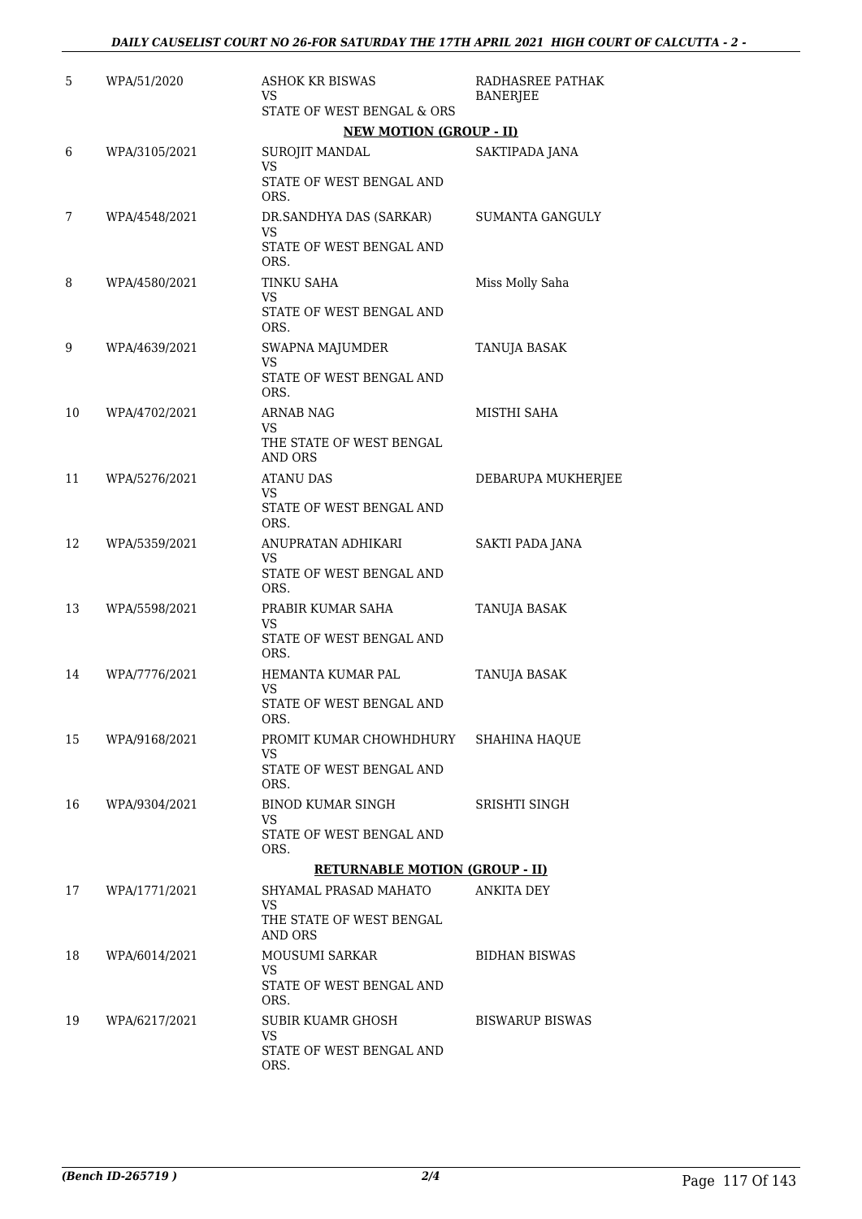| 5 | WPA/51/2020 | ASHOK KR BISWAS<br>VS<br>STATE OF WEST BENGAL & ORS | RADHASREE PATHAK BANERJEE |
|---|---|---|---|
| | | **NEW MOTION (GROUP - II)** | |
| 6 | WPA/3105/2021 | SUROJIT MANDAL<br>VS<br>STATE OF WEST BENGAL AND ORS. | SAKTIPADA JANA |
| 7 | WPA/4548/2021 | DR.SANDHYA DAS (SARKAR)<br>VS<br>STATE OF WEST BENGAL AND ORS. | SUMANTA GANGULY |
| 8 | WPA/4580/2021 | TINKU SAHA<br>VS<br>STATE OF WEST BENGAL AND ORS. | Miss Molly Saha |
| 9 | WPA/4639/2021 | SWAPNA MAJUMDER<br>VS<br>STATE OF WEST BENGAL AND ORS. | TANUJA BASAK |
| 10 | WPA/4702/2021 | ARNAB NAG<br>VS<br>THE STATE OF WEST BENGAL AND ORS | MISTHI SAHA |
| 11 | WPA/5276/2021 | ATANU DAS<br>VS<br>STATE OF WEST BENGAL AND ORS. | DEBARUPA MUKHERJEE |
| 12 | WPA/5359/2021 | ANUPRATAN ADHIKARI<br>VS<br>STATE OF WEST BENGAL AND ORS. | SAKTI PADA JANA |
| 13 | WPA/5598/2021 | PRABIR KUMAR SAHA<br>VS<br>STATE OF WEST BENGAL AND ORS. | TANUJA BASAK |
| 14 | WPA/7776/2021 | HEMANTA KUMAR PAL<br>VS<br>STATE OF WEST BENGAL AND ORS. | TANUJA BASAK |
| 15 | WPA/9168/2021 | PROMIT KUMAR CHOWHDHURY<br>VS<br>STATE OF WEST BENGAL AND ORS. | SHAHINA HAQUE |
| 16 | WPA/9304/2021 | BINOD KUMAR SINGH<br>VS<br>STATE OF WEST BENGAL AND ORS. | SRISHTI SINGH |
| | | **RETURNABLE MOTION (GROUP - II)** | |
| 17 | WPA/1771/2021 | SHYAMAL PRASAD MAHATO<br>VS<br>THE STATE OF WEST BENGAL AND ORS | ANKITA DEY |
| 18 | WPA/6014/2021 | MOUSUMI SARKAR<br>VS<br>STATE OF WEST BENGAL AND ORS. | BIDHAN BISWAS |
| 19 | WPA/6217/2021 | SUBIR KUAMR GHOSH<br>VS<br>STATE OF WEST BENGAL AND ORS. | BISWARUP BISWAS |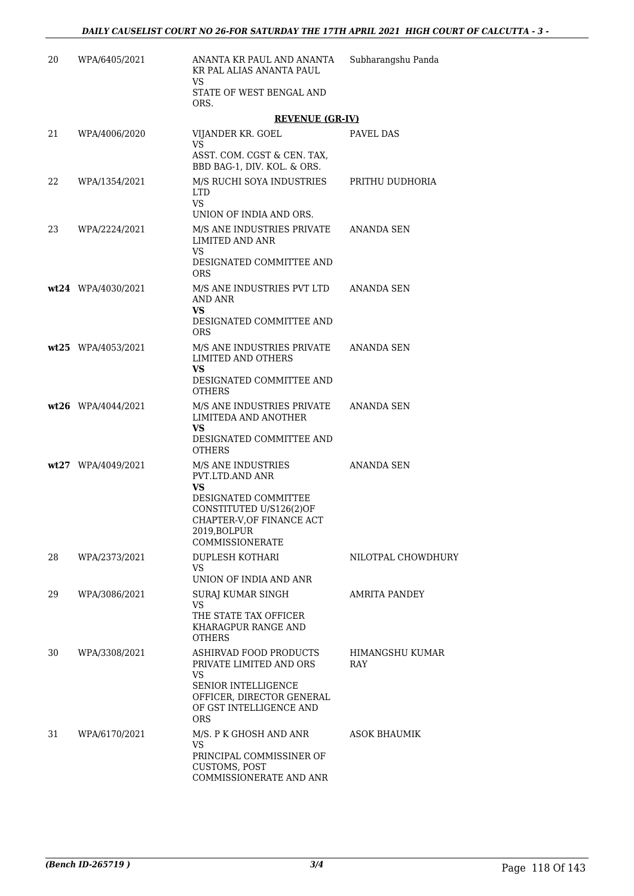| | | | |
|---|---|---|---|
| 20 | WPA/6405/2021 | ANANTA KR PAUL AND ANANTA KR PAL ALIAS ANANTA PAUL<br>VS<br>STATE OF WEST BENGAL AND ORS. | Subharangshu Panda |

**REVENUE (GR-IV)**

| | | | |
|---|---|---|---|
| 21 | WPA/4006/2020 | VIJANDER KR. GOEL<br>VS<br>ASST. COM. CGST & CEN. TAX, BBD BAG-1, DIV. KOL. & ORS. | PAVEL DAS |
| 22 | WPA/1354/2021 | M/S RUCHI SOYA INDUSTRIES LTD<br>VS<br>UNION OF INDIA AND ORS. | PRITHU DUDHORIA |
| 23 | WPA/2224/2021 | M/S ANE INDUSTRIES PRIVATE LIMITED AND ANR<br>VS<br>DESIGNATED COMMITTEE AND ORS | ANANDA SEN |
| **wt24** | WPA/4030/2021 | M/S ANE INDUSTRIES PVT LTD AND ANR<br>**VS**<br>DESIGNATED COMMITTEE AND ORS | ANANDA SEN |
| **wt25** | WPA/4053/2021 | M/S ANE INDUSTRIES PRIVATE LIMITED AND OTHERS<br>**VS**<br>DESIGNATED COMMITTEE AND OTHERS | ANANDA SEN |
| **wt26** | WPA/4044/2021 | M/S ANE INDUSTRIES PRIVATE LIMITEDA AND ANOTHER<br>**VS**<br>DESIGNATED COMMITTEE AND OTHERS | ANANDA SEN |
| **wt27** | WPA/4049/2021 | M/S ANE INDUSTRIES PVT.LTD.AND ANR<br>**VS**<br>DESIGNATED COMMITTEE CONSTITUTED U/S126(2)OF CHAPTER-V,OF FINANCE ACT 2019,BOLPUR COMMISSIONERATE | ANANDA SEN |
| 28 | WPA/2373/2021 | DUPLESH KOTHARI<br>VS<br>UNION OF INDIA AND ANR | NILOTPAL CHOWDHURY |
| 29 | WPA/3086/2021 | SURAJ KUMAR SINGH<br>VS<br>THE STATE TAX OFFICER KHARAGPUR RANGE AND OTHERS | AMRITA PANDEY |
| 30 | WPA/3308/2021 | ASHIRVAD FOOD PRODUCTS PRIVATE LIMITED AND ORS<br>VS<br>SENIOR INTELLIGENCE OFFICER, DIRECTOR GENERAL OF GST INTELLIGENCE AND ORS | HIMANGSHU KUMAR RAY |
| 31 | WPA/6170/2021 | M/S. P K GHOSH AND ANR<br>VS<br>PRINCIPAL COMMISSINER OF CUSTOMS, POST COMMISSIONERATE AND ANR | ASOK BHAUMIK |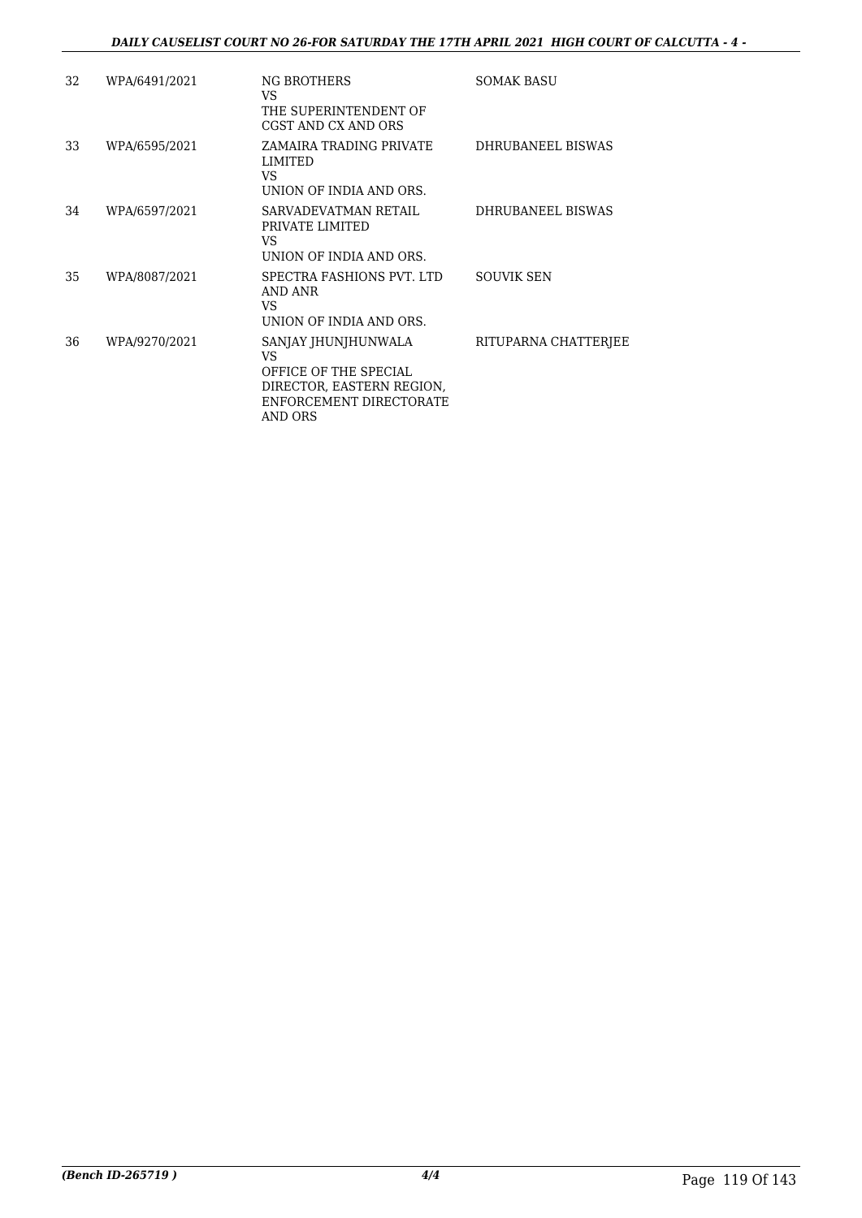| 32 | WPA/6491/2021 | NG BROTHERS<br>VS<br>THE SUPERINTENDENT OF CGST AND CX AND ORS | SOMAK BASU |
|---|---|---|---|
| 33 | WPA/6595/2021 | ZAMAIRA TRADING PRIVATE LIMITED<br>VS<br>UNION OF INDIA AND ORS. | DHRUBANEEL BISWAS |
| 34 | WPA/6597/2021 | SARVADEVATMAN RETAIL PRIVATE LIMITED<br>VS<br>UNION OF INDIA AND ORS. | DHRUBANEEL BISWAS |
| 35 | WPA/8087/2021 | SPECTRA FASHIONS PVT. LTD AND ANR<br>VS<br>UNION OF INDIA AND ORS. | SOUVIK SEN |
| 36 | WPA/9270/2021 | SANJAY JHUNJHUNWALA<br>VS<br>OFFICE OF THE SPECIAL DIRECTOR, EASTERN REGION, ENFORCEMENT DIRECTORATE AND ORS | RITUPARNA CHATTERJEE |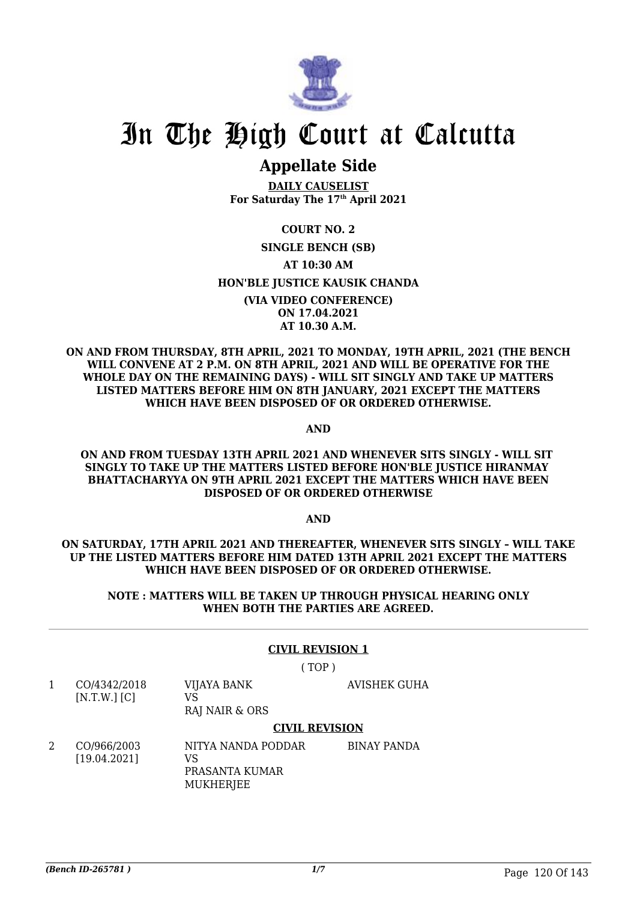# In The High Court at Calcutta

## Appellate Side

**DAILY CAUSELIST**
**For Saturday The 17th April 2021**

**COURT NO. 2**

**SINGLE BENCH (SB)**

**AT 10:30 AM**

**HON'BLE JUSTICE KAUSIK CHANDA**

**(VIA VIDEO CONFERENCE)**
**ON 17.04.2021**
**AT 10.30 A.M.**

**ON AND FROM THURSDAY, 8TH APRIL, 2021 TO MONDAY, 19TH APRIL, 2021 (THE BENCH WILL CONVENE AT 2 P.M. ON 8TH APRIL, 2021 AND WILL BE OPERATIVE FOR THE WHOLE DAY ON THE REMAINING DAYS) - WILL SIT SINGLY AND TAKE UP MATTERS LISTED MATTERS BEFORE HIM ON 8TH JANUARY, 2021 EXCEPT THE MATTERS WHICH HAVE BEEN DISPOSED OF OR ORDERED OTHERWISE.**

**AND**

**ON AND FROM TUESDAY 13TH APRIL 2021 AND WHENEVER SITS SINGLY - WILL SIT SINGLY TO TAKE UP THE MATTERS LISTED BEFORE HON'BLE JUSTICE HIRANMAY BHATTACHARYYA ON 9TH APRIL 2021 EXCEPT THE MATTERS WHICH HAVE BEEN DISPOSED OF OR ORDERED OTHERWISE**

**AND**

**ON SATURDAY, 17TH APRIL 2021 AND THEREAFTER, WHENEVER SITS SINGLY – WILL TAKE UP THE LISTED MATTERS BEFORE HIM DATED 13TH APRIL 2021 EXCEPT THE MATTERS WHICH HAVE BEEN DISPOSED OF OR ORDERED OTHERWISE.**

**NOTE : MATTERS WILL BE TAKEN UP THROUGH PHYSICAL HEARING ONLY WHEN BOTH THE PARTIES ARE AGREED.**

---

**CIVIL REVISION 1**

( TOP )

| | | | |
|---|---|---|---|
| 1 | CO/4342/2018 [N.T.W.] [C] | VIJAYA BANK VS RAJ NAIR & ORS | AVISHEK GUHA |

**CIVIL REVISION**

| | | | |
|---|---|---|---|
| 2 | CO/966/2003 [19.04.2021] | NITYA NANDA PODDAR VS PRASANTA KUMAR MUKHERJEE | BINAY PANDA |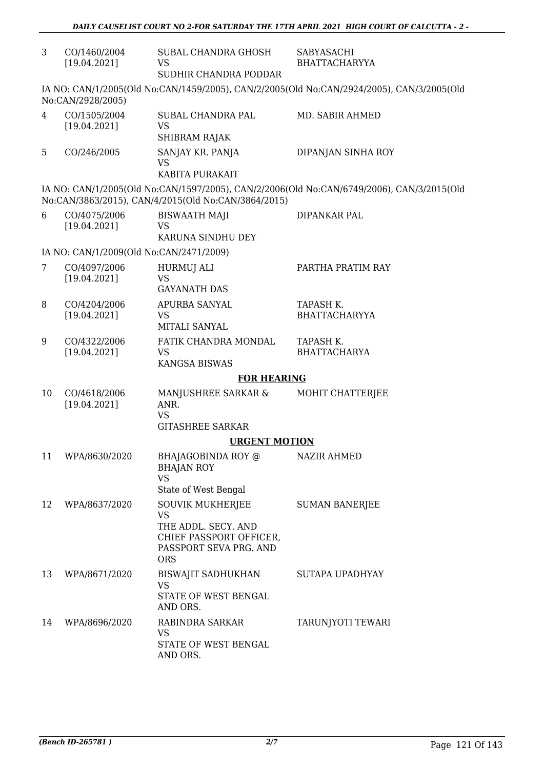| | | | |
|---|---|---|---|
| 3 | CO/1460/2004 [19.04.2021] | SUBAL CHANDRA GHOSH VS SUDHIR CHANDRA PODDAR | SABYASACHI BHATTACHARYYA |

IA NO: CAN/1/2005(Old No:CAN/1459/2005), CAN/2/2005(Old No:CAN/2924/2005), CAN/3/2005(Old No:CAN/2928/2005)

| | | | |
|---|---|---|---|
| 4 | CO/1505/2004 [19.04.2021] | SUBAL CHANDRA PAL VS SHIBRAM RAJAK | MD. SABIR AHMED |
| 5 | CO/246/2005 | SANJAY KR. PANJA VS KABITA PURAKAIT | DIPANJAN SINHA ROY |

IA NO: CAN/1/2005(Old No:CAN/1597/2005), CAN/2/2006(Old No:CAN/6749/2006), CAN/3/2015(Old No:CAN/3863/2015), CAN/4/2015(Old No:CAN/3864/2015)

| | | | |
|---|---|---|---|
| 6 | CO/4075/2006 [19.04.2021] | BISWAATH MAJI VS KARUNA SINDHU DEY | DIPANKAR PAL |

IA NO: CAN/1/2009(Old No:CAN/2471/2009)

| | | | |
|---|---|---|---|
| 7 | CO/4097/2006 [19.04.2021] | HURMUJ ALI VS GAYANATH DAS | PARTHA PRATIM RAY |
| 8 | CO/4204/2006 [19.04.2021] | APURBA SANYAL VS MITALI SANYAL | TAPASH K. BHATTACHARYYA |
| 9 | CO/4322/2006 [19.04.2021] | FATIK CHANDRA MONDAL VS KANGSA BISWAS | TAPASH K. BHATTACHARYA |

**FOR HEARING**

| | | | |
|---|---|---|---|
| 10 | CO/4618/2006 [19.04.2021] | MANJUSHREE SARKAR & ANR. VS GITASHREE SARKAR | MOHIT CHATTERJEE |

**URGENT MOTION**

| | | | |
|---|---|---|---|
| 11 | WPA/8630/2020 | BHAJAGOBINDA ROY @ BHAJAN ROY VS State of West Bengal | NAZIR AHMED |
| 12 | WPA/8637/2020 | SOUVIK MUKHERJEE VS THE ADDL. SECY. AND CHIEF PASSPORT OFFICER, PASSPORT SEVA PRG. AND ORS | SUMAN BANERJEE |
| 13 | WPA/8671/2020 | BISWAJIT SADHUKHAN VS STATE OF WEST BENGAL AND ORS. | SUTAPA UPADHYAY |
| 14 | WPA/8696/2020 | RABINDRA SARKAR VS STATE OF WEST BENGAL AND ORS. | TARUNJYOTI TEWARI |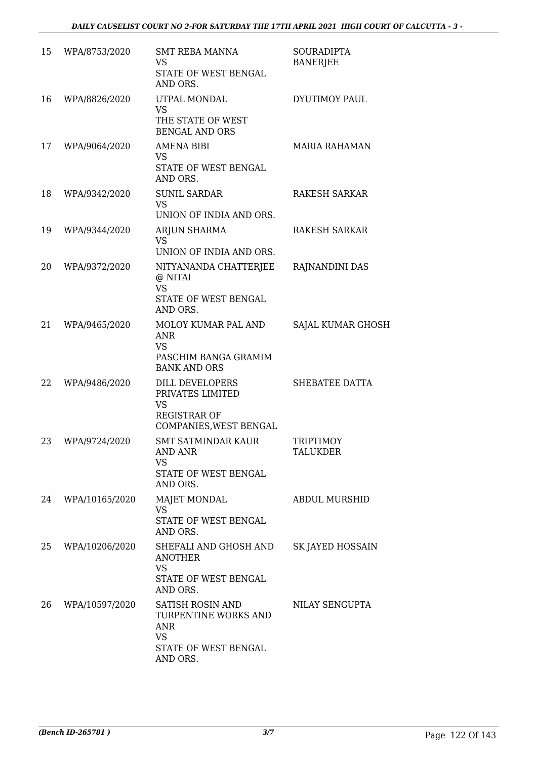| 15 | WPA/8753/2020 | SMT REBA MANNA<br>VS<br>STATE OF WEST BENGAL AND ORS. | SOURADIPTA BANERJEE |
|---|---|---|---|
| 16 | WPA/8826/2020 | UTPAL MONDAL<br>VS<br>THE STATE OF WEST BENGAL AND ORS | DYUTIMOY PAUL |
| 17 | WPA/9064/2020 | AMENA BIBI<br>VS<br>STATE OF WEST BENGAL AND ORS. | MARIA RAHAMAN |
| 18 | WPA/9342/2020 | SUNIL SARDAR<br>VS<br>UNION OF INDIA AND ORS. | RAKESH SARKAR |
| 19 | WPA/9344/2020 | ARJUN SHARMA<br>VS<br>UNION OF INDIA AND ORS. | RAKESH SARKAR |
| 20 | WPA/9372/2020 | NITYANANDA CHATTERJEE @ NITAI<br>VS<br>STATE OF WEST BENGAL AND ORS. | RAJNANDINI DAS |
| 21 | WPA/9465/2020 | MOLOY KUMAR PAL AND ANR<br>VS<br>PASCHIM BANGA GRAMIM BANK AND ORS | SAJAL KUMAR GHOSH |
| 22 | WPA/9486/2020 | DILL DEVELOPERS PRIVATES LIMITED<br>VS<br>REGISTRAR OF COMPANIES,WEST BENGAL | SHEBATEE DATTA |
| 23 | WPA/9724/2020 | SMT SATMINDAR KAUR AND ANR<br>VS<br>STATE OF WEST BENGAL AND ORS. | TRIPTIMOY TALUKDER |
| 24 | WPA/10165/2020 | MAJET MONDAL<br>VS<br>STATE OF WEST BENGAL AND ORS. | ABDUL MURSHID |
| 25 | WPA/10206/2020 | SHEFALI AND GHOSH AND ANOTHER<br>VS<br>STATE OF WEST BENGAL AND ORS. | SK JAYED HOSSAIN |
| 26 | WPA/10597/2020 | SATISH ROSIN AND TURPENTINE WORKS AND ANR<br>VS<br>STATE OF WEST BENGAL AND ORS. | NILAY SENGUPTA |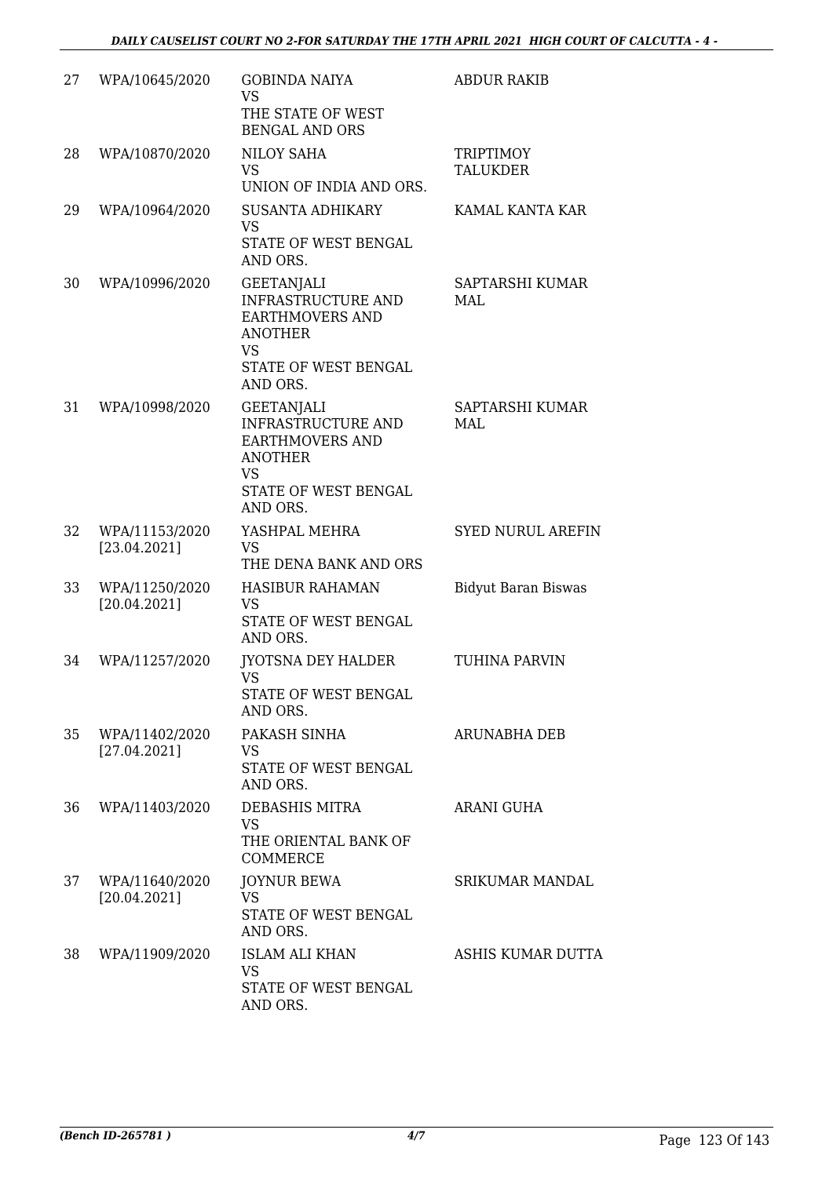| 27 | WPA/10645/2020 | GOBINDA NAIYA<br>VS<br>THE STATE OF WEST BENGAL AND ORS | ABDUR RAKIB |
|---|---|---|---|
| 28 | WPA/10870/2020 | NILOY SAHA<br>VS<br>UNION OF INDIA AND ORS. | TRIPTIMOY TALUKDER |
| 29 | WPA/10964/2020 | SUSANTA ADHIKARY<br>VS<br>STATE OF WEST BENGAL AND ORS. | KAMAL KANTA KAR |
| 30 | WPA/10996/2020 | GEETANJALI INFRASTRUCTURE AND EARTHMOVERS AND ANOTHER<br>VS<br>STATE OF WEST BENGAL AND ORS. | SAPTARSHI KUMAR MAL |
| 31 | WPA/10998/2020 | GEETANJALI INFRASTRUCTURE AND EARTHMOVERS AND ANOTHER<br>VS<br>STATE OF WEST BENGAL AND ORS. | SAPTARSHI KUMAR MAL |
| 32 | WPA/11153/2020<br>[23.04.2021] | YASHPAL MEHRA<br>VS<br>THE DENA BANK AND ORS | SYED NURUL AREFIN |
| 33 | WPA/11250/2020<br>[20.04.2021] | HASIBUR RAHAMAN<br>VS<br>STATE OF WEST BENGAL AND ORS. | Bidyut Baran Biswas |
| 34 | WPA/11257/2020 | JYOTSNA DEY HALDER<br>VS<br>STATE OF WEST BENGAL AND ORS. | TUHINA PARVIN |
| 35 | WPA/11402/2020<br>[27.04.2021] | PAKASH SINHA<br>VS<br>STATE OF WEST BENGAL AND ORS. | ARUNABHA DEB |
| 36 | WPA/11403/2020 | DEBASHIS MITRA<br>VS<br>THE ORIENTAL BANK OF COMMERCE | ARANI GUHA |
| 37 | WPA/11640/2020<br>[20.04.2021] | JOYNUR BEWA<br>VS<br>STATE OF WEST BENGAL AND ORS. | SRIKUMAR MANDAL |
| 38 | WPA/11909/2020 | ISLAM ALI KHAN<br>VS<br>STATE OF WEST BENGAL AND ORS. | ASHIS KUMAR DUTTA |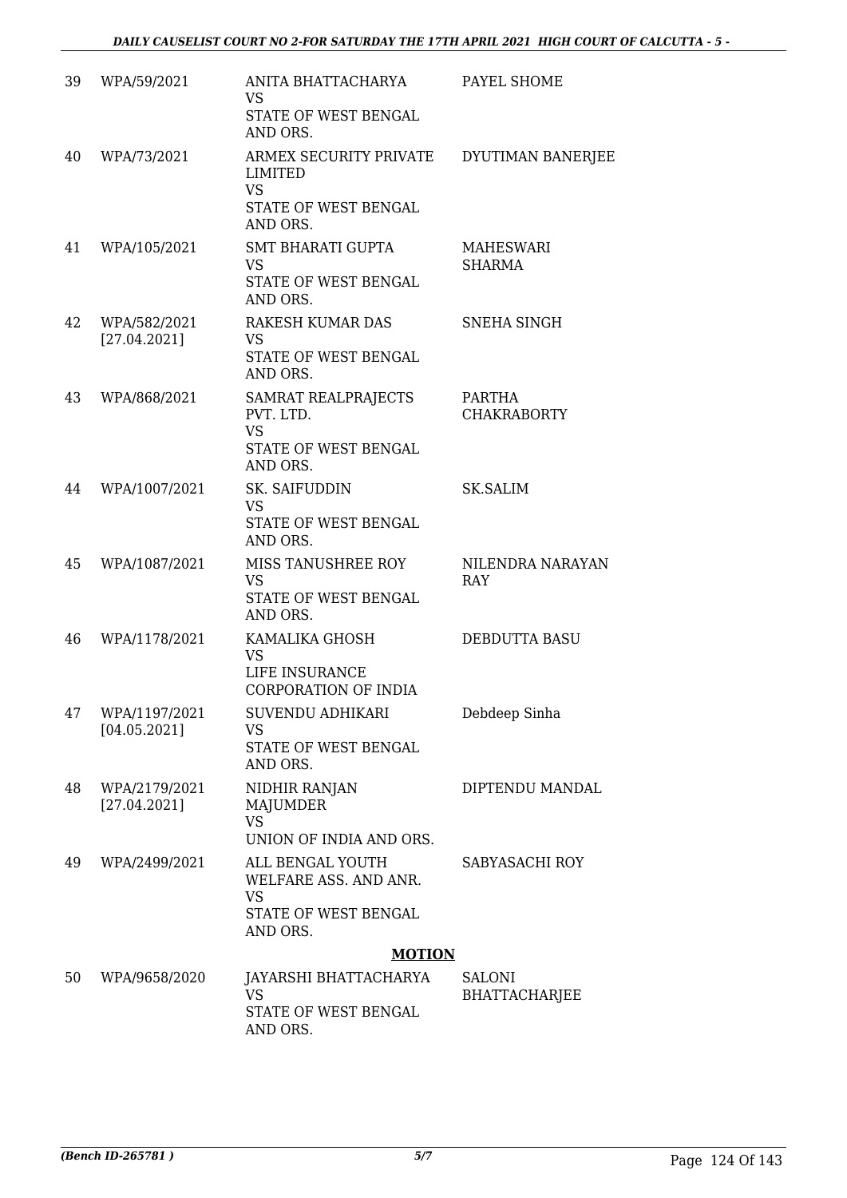| 39 | WPA/59/2021 | ANITA BHATTACHARYA<br>VS<br>STATE OF WEST BENGAL AND ORS. | PAYEL SHOME |
|---|---|---|---|
| 40 | WPA/73/2021 | ARMEX SECURITY PRIVATE LIMITED<br>VS<br>STATE OF WEST BENGAL AND ORS. | DYUTIMAN BANERJEE |
| 41 | WPA/105/2021 | SMT BHARATI GUPTA<br>VS<br>STATE OF WEST BENGAL AND ORS. | MAHESWARI SHARMA |
| 42 | WPA/582/2021 [27.04.2021] | RAKESH KUMAR DAS<br>VS<br>STATE OF WEST BENGAL AND ORS. | SNEHA SINGH |
| 43 | WPA/868/2021 | SAMRAT REALPRAJECTS PVT. LTD.<br>VS<br>STATE OF WEST BENGAL AND ORS. | PARTHA CHAKRABORTY |
| 44 | WPA/1007/2021 | SK. SAIFUDDIN<br>VS<br>STATE OF WEST BENGAL AND ORS. | SK.SALIM |
| 45 | WPA/1087/2021 | MISS TANUSHREE ROY<br>VS<br>STATE OF WEST BENGAL AND ORS. | NILENDRA NARAYAN RAY |
| 46 | WPA/1178/2021 | KAMALIKA GHOSH<br>VS<br>LIFE INSURANCE CORPORATION OF INDIA | DEBDUTTA BASU |
| 47 | WPA/1197/2021 [04.05.2021] | SUVENDU ADHIKARI<br>VS<br>STATE OF WEST BENGAL AND ORS. | Debdeep Sinha |
| 48 | WPA/2179/2021 [27.04.2021] | NIDHIR RANJAN MAJUMDER<br>VS<br>UNION OF INDIA AND ORS. | DIPTENDU MANDAL |
| 49 | WPA/2499/2021 | ALL BENGAL YOUTH WELFARE ASS. AND ANR.<br>VS<br>STATE OF WEST BENGAL AND ORS. | SABYASACHI ROY |

**MOTION**

| 50 | WPA/9658/2020 | JAYARSHI BHATTACHARYA<br>VS<br>STATE OF WEST BENGAL AND ORS. | SALONI BHATTACHARJEE |
|---|---|---|---|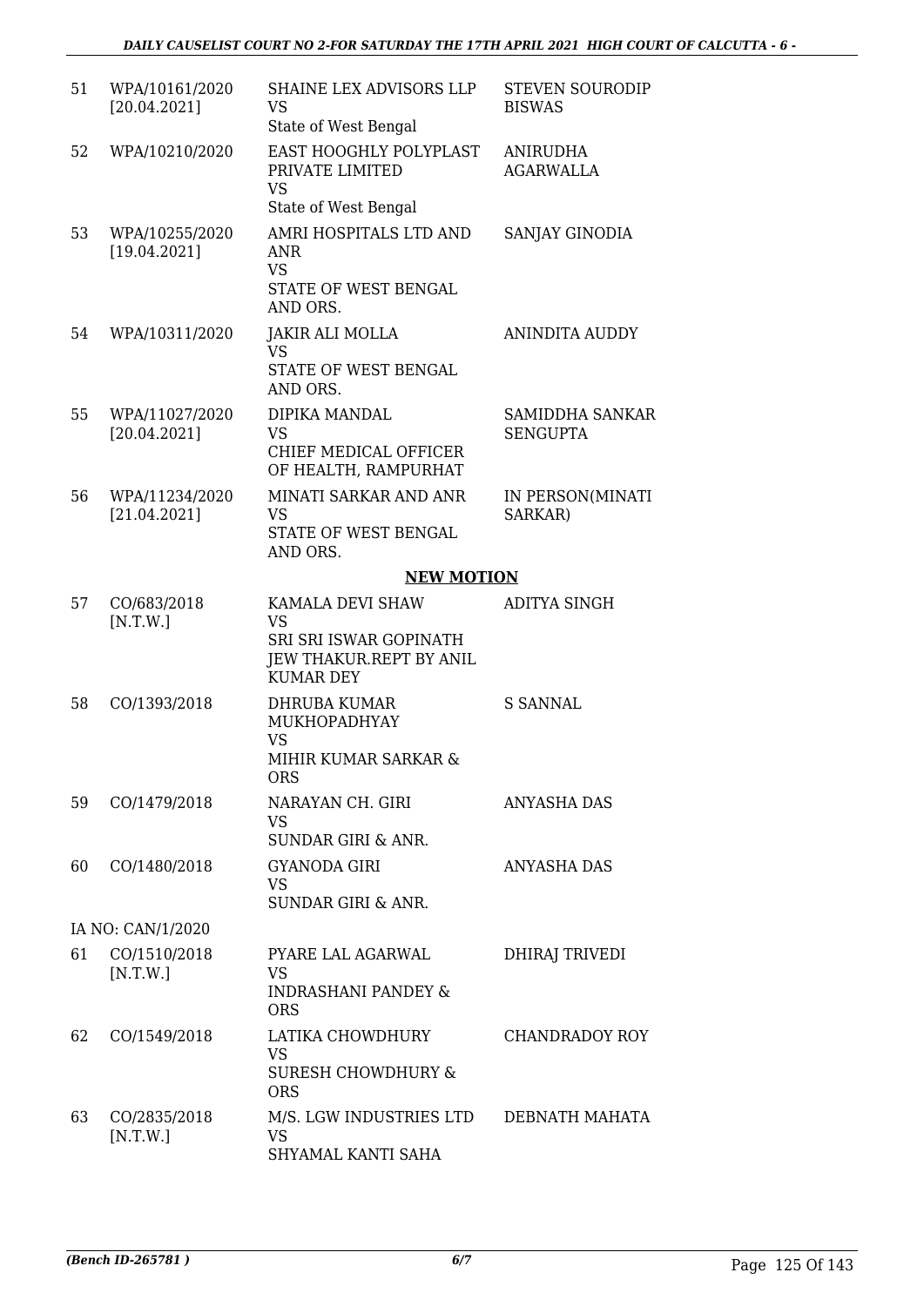| | | | |
|---|---|---|---|
| 51 | WPA/10161/2020 [20.04.2021] | SHAINE LEX ADVISORS LLP VS State of West Bengal | STEVEN SOURODIP BISWAS |
| 52 | WPA/10210/2020 | EAST HOOGHLY POLYPLAST PRIVATE LIMITED VS State of West Bengal | ANIRUDHA AGARWALLA |
| 53 | WPA/10255/2020 [19.04.2021] | AMRI HOSPITALS LTD AND ANR VS STATE OF WEST BENGAL AND ORS. | SANJAY GINODIA |
| 54 | WPA/10311/2020 | JAKIR ALI MOLLA VS STATE OF WEST BENGAL AND ORS. | ANINDITA AUDDY |
| 55 | WPA/11027/2020 [20.04.2021] | DIPIKA MANDAL VS CHIEF MEDICAL OFFICER OF HEALTH, RAMPURHAT | SAMIDDHA SANKAR SENGUPTA |
| 56 | WPA/11234/2020 [21.04.2021] | MINATI SARKAR AND ANR VS STATE OF WEST BENGAL AND ORS. | IN PERSON(MINATI SARKAR) |

## NEW MOTION

| | | | |
|---|---|---|---|
| 57 | CO/683/2018 [N.T.W.] | KAMALA DEVI SHAW VS SRI SRI ISWAR GOPINATH JEW THAKUR.REPT BY ANIL KUMAR DEY | ADITYA SINGH |
| 58 | CO/1393/2018 | DHRUBA KUMAR MUKHOPADHYAY VS MIHIR KUMAR SARKAR & ORS | S SANNAL |
| 59 | CO/1479/2018 | NARAYAN CH. GIRI VS SUNDAR GIRI & ANR. | ANYASHA DAS |
| 60 | CO/1480/2018 | GYANODA GIRI VS SUNDAR GIRI & ANR. | ANYASHA DAS |
| | IA NO: CAN/1/2020 | | |
| 61 | CO/1510/2018 [N.T.W.] | PYARE LAL AGARWAL VS INDRASHANI PANDEY & ORS | DHIRAJ TRIVEDI |
| 62 | CO/1549/2018 | LATIKA CHOWDHURY VS SURESH CHOWDHURY & ORS | CHANDRADOY ROY |
| 63 | CO/2835/2018 [N.T.W.] | M/S. LGW INDUSTRIES LTD VS SHYAMAL KANTI SAHA | DEBNATH MAHATA |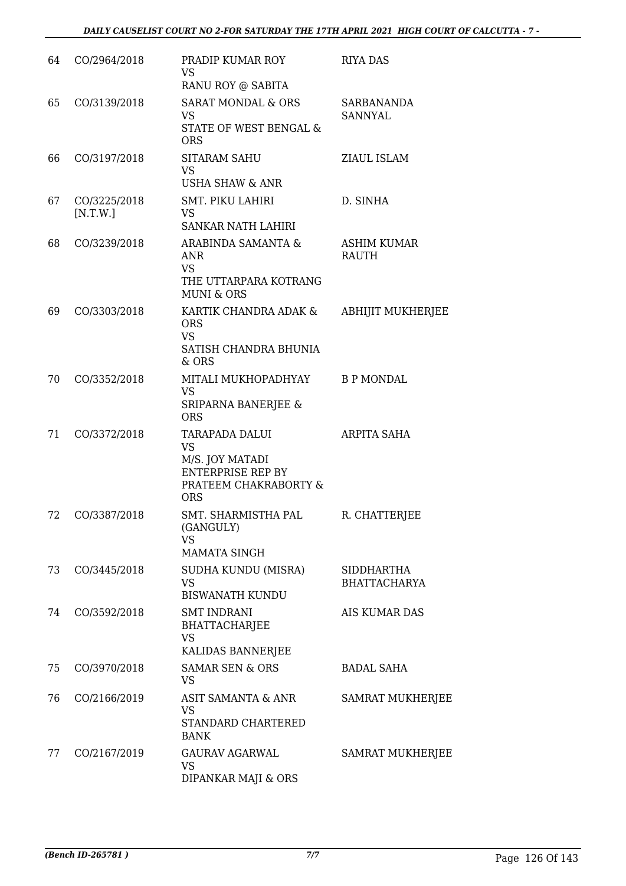| 64 | CO/2964/2018 | PRADIP KUMAR ROY<br>VS<br>RANU ROY @ SABITA | RIYA DAS |
|---|---|---|---|
| 65 | CO/3139/2018 | SARAT MONDAL & ORS<br>VS<br>STATE OF WEST BENGAL & ORS | SARBANANDA SANNYAL |
| 66 | CO/3197/2018 | SITARAM SAHU<br>VS<br>USHA SHAW & ANR | ZIAUL ISLAM |
| 67 | CO/3225/2018<br>[N.T.W.] | SMT. PIKU LAHIRI<br>VS<br>SANKAR NATH LAHIRI | D. SINHA |
| 68 | CO/3239/2018 | ARABINDA SAMANTA & ANR<br>VS<br>THE UTTARPARA KOTRANG MUNI & ORS | ASHIM KUMAR RAUTH |
| 69 | CO/3303/2018 | KARTIK CHANDRA ADAK & ORS<br>VS<br>SATISH CHANDRA BHUNIA & ORS | ABHIJIT MUKHERJEE |
| 70 | CO/3352/2018 | MITALI MUKHOPADHYAY<br>VS<br>SRIPARNA BANERJEE & ORS | B P MONDAL |
| 71 | CO/3372/2018 | TARAPADA DALUI<br>VS<br>M/S. JOY MATADI ENTERPRISE REP BY PRATEEM CHAKRABORTY & ORS | ARPITA SAHA |
| 72 | CO/3387/2018 | SMT. SHARMISTHA PAL (GANGULY)<br>VS<br>MAMATA SINGH | R. CHATTERJEE |
| 73 | CO/3445/2018 | SUDHA KUNDU (MISRA)<br>VS<br>BISWANATH KUNDU | SIDDHARTHA BHATTACHARYA |
| 74 | CO/3592/2018 | SMT INDRANI BHATTACHARJEE<br>VS<br>KALIDAS BANNERJEE | AIS KUMAR DAS |
| 75 | CO/3970/2018 | SAMAR SEN & ORS<br>VS | BADAL SAHA |
| 76 | CO/2166/2019 | ASIT SAMANTA & ANR<br>VS<br>STANDARD CHARTERED BANK | SAMRAT MUKHERJEE |
| 77 | CO/2167/2019 | GAURAV AGARWAL<br>VS<br>DIPANKAR MAJI & ORS | SAMRAT MUKHERJEE |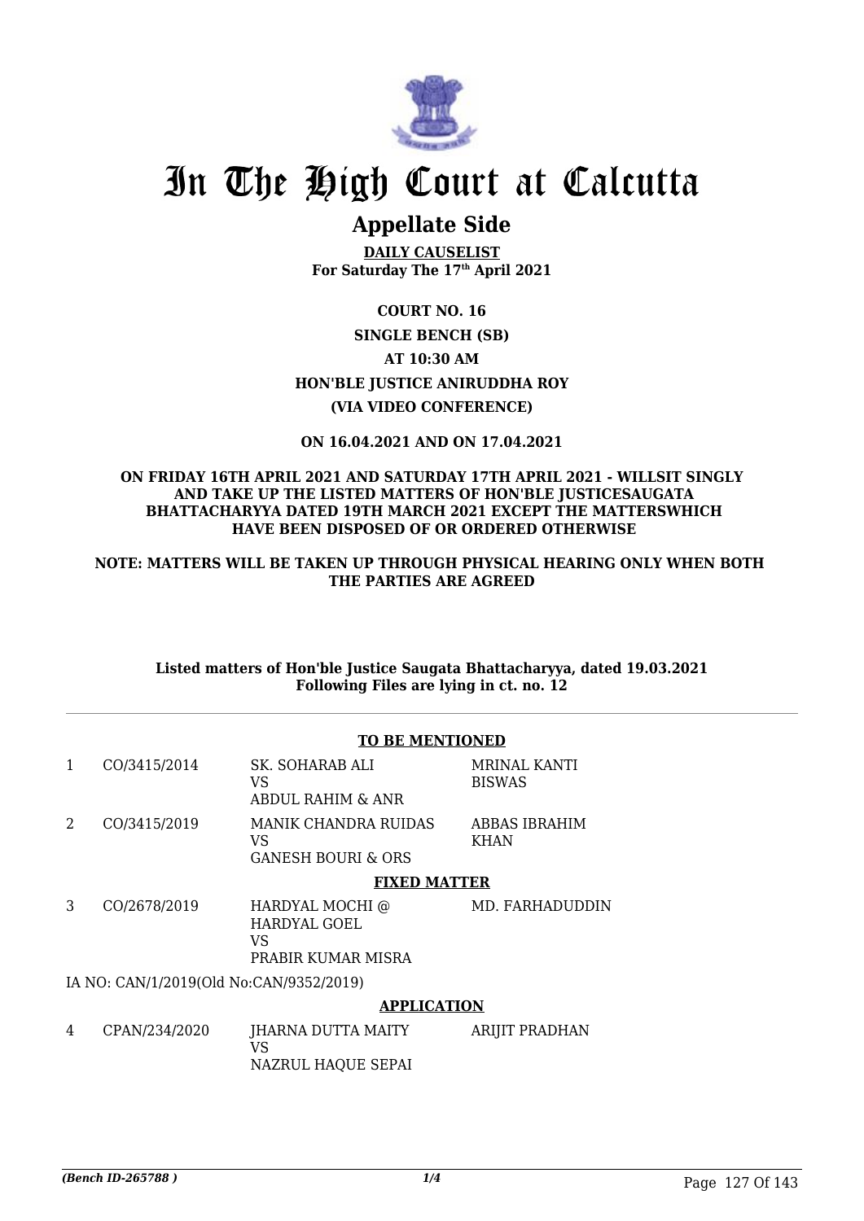# In The High Court at Calcutta

## Appellate Side

**DAILY CAUSELIST**
**For Saturday The 17th April 2021**

**COURT NO. 16**
**SINGLE BENCH (SB)**
**AT 10:30 AM**
**HON'BLE JUSTICE ANIRUDDHA ROY**
**(VIA VIDEO CONFERENCE)**

**ON 16.04.2021 AND ON 17.04.2021**

**ON FRIDAY 16TH APRIL 2021 AND SATURDAY 17TH APRIL 2021 - WILLSIT SINGLY AND TAKE UP THE LISTED MATTERS OF HON'BLE JUSTICESAUGATA BHATTACHARYYA DATED 19TH MARCH 2021 EXCEPT THE MATTERSWHICH HAVE BEEN DISPOSED OF OR ORDERED OTHERWISE**

**NOTE: MATTERS WILL BE TAKEN UP THROUGH PHYSICAL HEARING ONLY WHEN BOTH THE PARTIES ARE AGREED**

**Listed matters of Hon'ble Justice Saugata Bhattacharyya, dated 19.03.2021**
**Following Files are lying in ct. no. 12**

**TO BE MENTIONED**

| | | | |
|---|---|---|---|
| 1 | CO/3415/2014 | SK. SOHARAB ALI<br>VS<br>ABDUL RAHIM & ANR | MRINAL KANTI BISWAS |
| 2 | CO/3415/2019 | MANIK CHANDRA RUIDAS<br>VS<br>GANESH BOURI & ORS | ABBAS IBRAHIM KHAN |

**FIXED MATTER**

| | | | |
|---|---|---|---|
| 3 | CO/2678/2019 | HARDYAL MOCHI @ HARDYAL GOEL<br>VS<br>PRABIR KUMAR MISRA | MD. FARHADUDDIN |

IA NO: CAN/1/2019(Old No:CAN/9352/2019)

**APPLICATION**

| | | | |
|---|---|---|---|
| 4 | CPAN/234/2020 | JHARNA DUTTA MAITY<br>VS<br>NAZRUL HAQUE SEPAI | ARIJIT PRADHAN |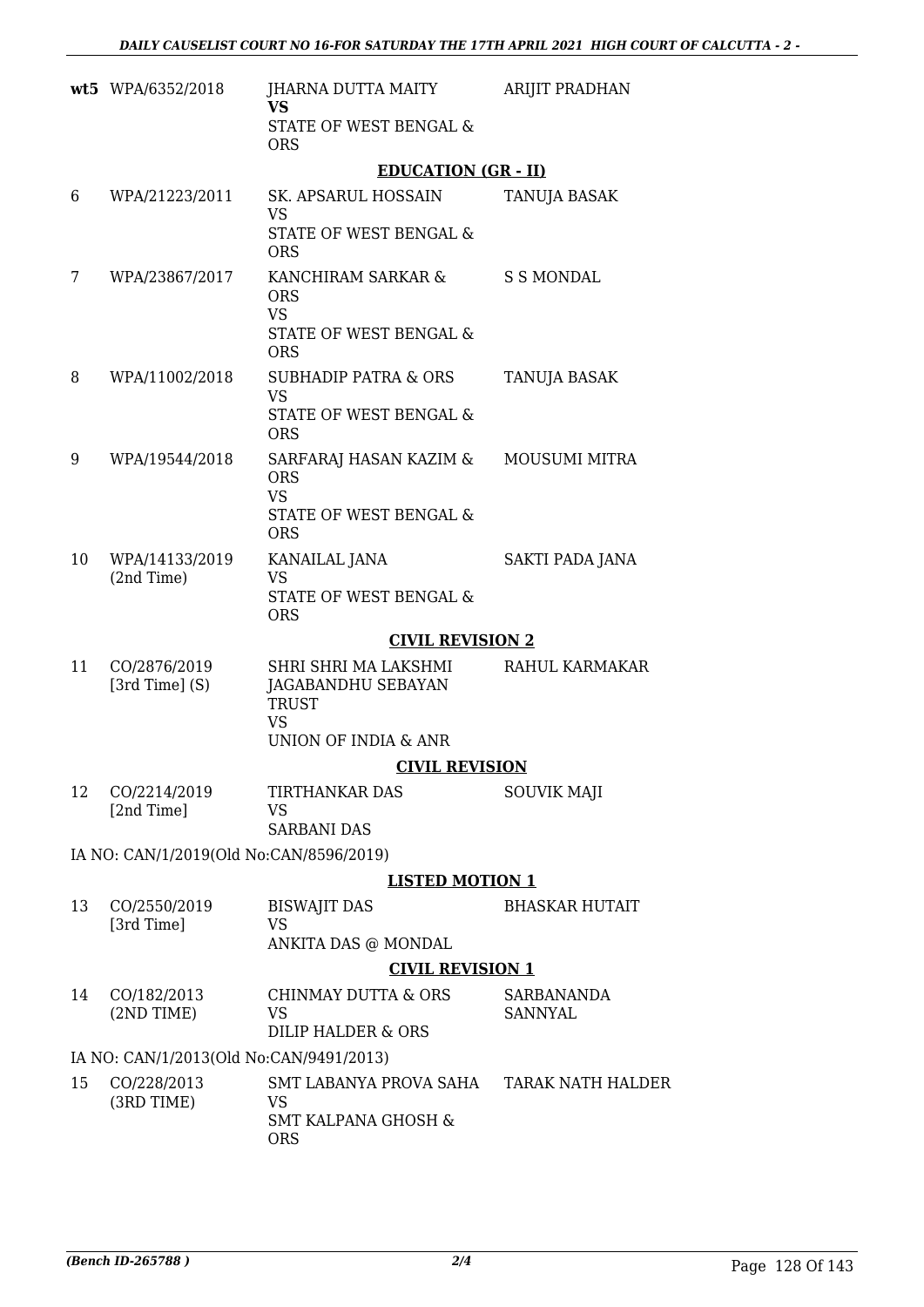| | | | |
|---|---|---|---|
| **wt5** | WPA/6352/2018 | JHARNA DUTTA MAITY **VS** STATE OF WEST BENGAL & ORS | ARIJIT PRADHAN |

**EDUCATION (GR - II)**

| | | | |
|---|---|---|---|
| 6 | WPA/21223/2011 | SK. APSARUL HOSSAIN VS STATE OF WEST BENGAL & ORS | TANUJA BASAK |
| 7 | WPA/23867/2017 | KANCHIRAM SARKAR & ORS VS STATE OF WEST BENGAL & ORS | S S MONDAL |
| 8 | WPA/11002/2018 | SUBHADIP PATRA & ORS VS STATE OF WEST BENGAL & ORS | TANUJA BASAK |
| 9 | WPA/19544/2018 | SARFARAJ HASAN KAZIM & ORS VS STATE OF WEST BENGAL & ORS | MOUSUMI MITRA |
| 10 | WPA/14133/2019 (2nd Time) | KANAILAL JANA VS STATE OF WEST BENGAL & ORS | SAKTI PADA JANA |

**CIVIL REVISION 2**

| | | | |
|---|---|---|---|
| 11 | CO/2876/2019 [3rd Time] (S) | SHRI SHRI MA LAKSHMI JAGABANDHU SEBAYAN TRUST VS UNION OF INDIA & ANR | RAHUL KARMAKAR |

**CIVIL REVISION**

| | | | |
|---|---|---|---|
| 12 | CO/2214/2019 [2nd Time] | TIRTHANKAR DAS VS SARBANI DAS | SOUVIK MAJI |

IA NO: CAN/1/2019(Old No:CAN/8596/2019)

**LISTED MOTION 1**

| | | | |
|---|---|---|---|
| 13 | CO/2550/2019 [3rd Time] | BISWAJIT DAS VS ANKITA DAS @ MONDAL | BHASKAR HUTAIT |

**CIVIL REVISION 1**

| | | | |
|---|---|---|---|
| 14 | CO/182/2013 (2ND TIME) | CHINMAY DUTTA & ORS VS DILIP HALDER & ORS | SARBANANDA SANNYAL |

IA NO: CAN/1/2013(Old No:CAN/9491/2013)

| | | | |
|---|---|---|---|
| 15 | CO/228/2013 (3RD TIME) | SMT LABANYA PROVA SAHA VS SMT KALPANA GHOSH & ORS | TARAK NATH HALDER |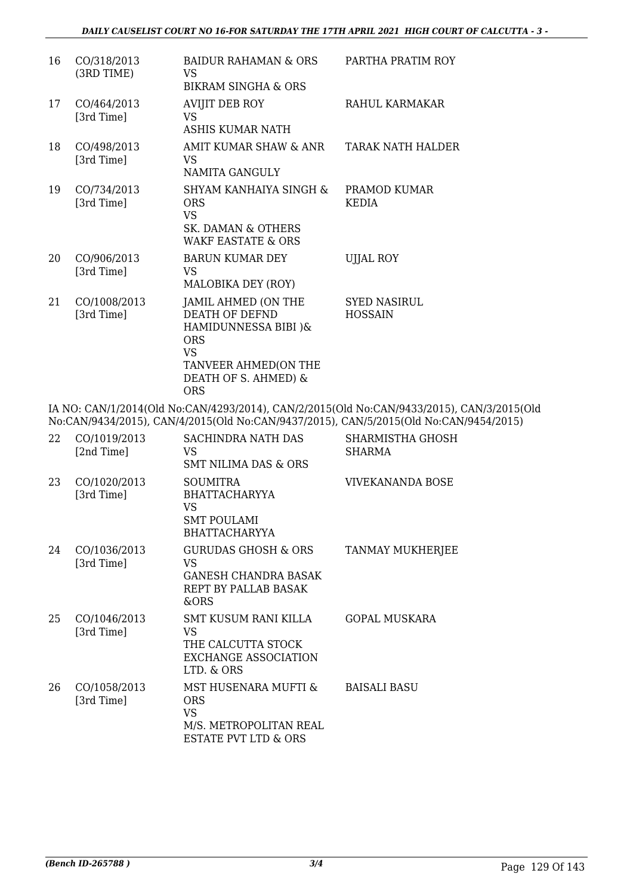| | | | |
|---|---|---|---|
| 16 | CO/318/2013 (3RD TIME) | BAIDUR RAHAMAN & ORS VS BIKRAM SINGHA & ORS | PARTHA PRATIM ROY |
| 17 | CO/464/2013 [3rd Time] | AVIJIT DEB ROY VS ASHIS KUMAR NATH | RAHUL KARMAKAR |
| 18 | CO/498/2013 [3rd Time] | AMIT KUMAR SHAW & ANR VS NAMITA GANGULY | TARAK NATH HALDER |
| 19 | CO/734/2013 [3rd Time] | SHYAM KANHAIYA SINGH & ORS VS SK. DAMAN & OTHERS WAKF EASTATE & ORS | PRAMOD KUMAR KEDIA |
| 20 | CO/906/2013 [3rd Time] | BARUN KUMAR DEY VS MALOBIKA DEY (ROY) | UJJAL ROY |
| 21 | CO/1008/2013 [3rd Time] | JAMIL AHMED (ON THE DEATH OF DEFND HAMIDUNNESSA BIBI )& ORS VS TANVEER AHMED(ON THE DEATH OF S. AHMED) & ORS | SYED NASIRUL HOSSAIN |

IA NO: CAN/1/2014(Old No:CAN/4293/2014), CAN/2/2015(Old No:CAN/9433/2015), CAN/3/2015(Old No:CAN/9434/2015), CAN/4/2015(Old No:CAN/9437/2015), CAN/5/2015(Old No:CAN/9454/2015)

| | | | |
|---|---|---|---|
| 22 | CO/1019/2013 [2nd Time] | SACHINDRA NATH DAS VS SMT NILIMA DAS & ORS | SHARMISTHA GHOSH SHARMA |
| 23 | CO/1020/2013 [3rd Time] | SOUMITRA BHATTACHARYYA VS SMT POULAMI BHATTACHARYYA | VIVEKANANDA BOSE |
| 24 | CO/1036/2013 [3rd Time] | GURUDAS GHOSH & ORS VS GANESH CHANDRA BASAK REPT BY PALLAB BASAK &ORS | TANMAY MUKHERJEE |
| 25 | CO/1046/2013 [3rd Time] | SMT KUSUM RANI KILLA VS THE CALCUTTA STOCK EXCHANGE ASSOCIATION LTD. & ORS | GOPAL MUSKARA |
| 26 | CO/1058/2013 [3rd Time] | MST HUSENARA MUFTI & ORS VS M/S. METROPOLITAN REAL ESTATE PVT LTD & ORS | BAISALI BASU |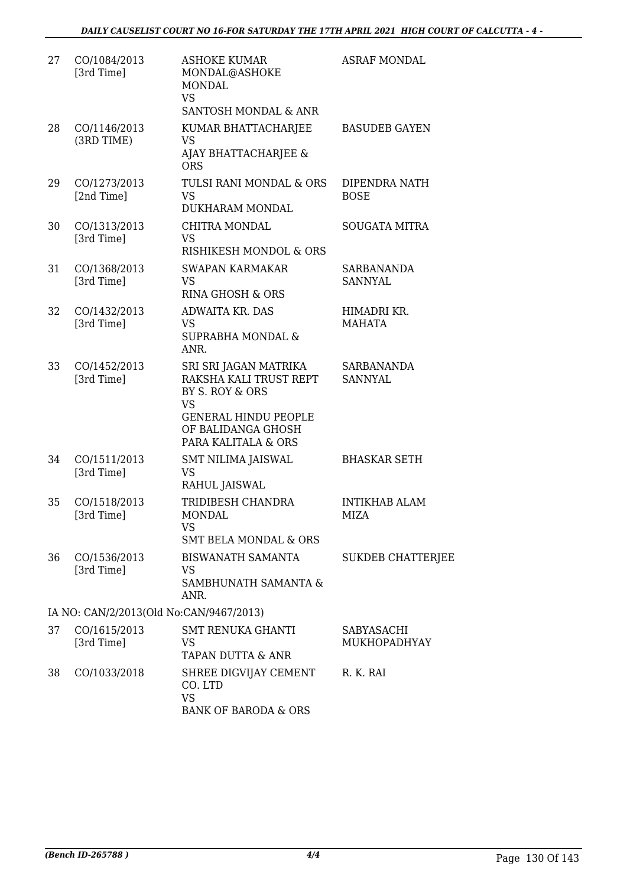| | | | |
|---|---|---|---|
| 27 | CO/1084/2013 [3rd Time] | ASHOKE KUMAR MONDAL@ASHOKE MONDAL VS SANTOSH MONDAL & ANR | ASRAF MONDAL |
| 28 | CO/1146/2013 (3RD TIME) | KUMAR BHATTACHARJEE VS AJAY BHATTACHARJEE & ORS | BASUDEB GAYEN |
| 29 | CO/1273/2013 [2nd Time] | TULSI RANI MONDAL & ORS VS DUKHARAM MONDAL | DIPENDRA NATH BOSE |
| 30 | CO/1313/2013 [3rd Time] | CHITRA MONDAL VS RISHIKESH MONDOL & ORS | SOUGATA MITRA |
| 31 | CO/1368/2013 [3rd Time] | SWAPAN KARMAKAR VS RINA GHOSH & ORS | SARBANANDA SANNYAL |
| 32 | CO/1432/2013 [3rd Time] | ADWAITA KR. DAS VS SUPRABHA MONDAL & ANR. | HIMADRI KR. MAHATA |
| 33 | CO/1452/2013 [3rd Time] | SRI SRI JAGAN MATRIKA RAKSHA KALI TRUST REPT BY S. ROY & ORS VS GENERAL HINDU PEOPLE OF BALIDANGA GHOSH PARA KALITALA & ORS | SARBANANDA SANNYAL |
| 34 | CO/1511/2013 [3rd Time] | SMT NILIMA JAISWAL VS RAHUL JAISWAL | BHASKAR SETH |
| 35 | CO/1518/2013 [3rd Time] | TRIDIBESH CHANDRA MONDAL VS SMT BELA MONDAL & ORS | INTIKHAB ALAM MIZA |
| 36 | CO/1536/2013 [3rd Time] | BISWANATH SAMANTA VS SAMBHUNATH SAMANTA & ANR. | SUKDEB CHATTERJEE |
| | IA NO: CAN/2/2013(Old No:CAN/9467/2013) | | |
| 37 | CO/1615/2013 [3rd Time] | SMT RENUKA GHANTI VS TAPAN DUTTA & ANR | SABYASACHI MUKHOPADHYAY |
| 38 | CO/1033/2018 | SHREE DIGVIJAY CEMENT CO. LTD VS BANK OF BARODA & ORS | R. K. RAI |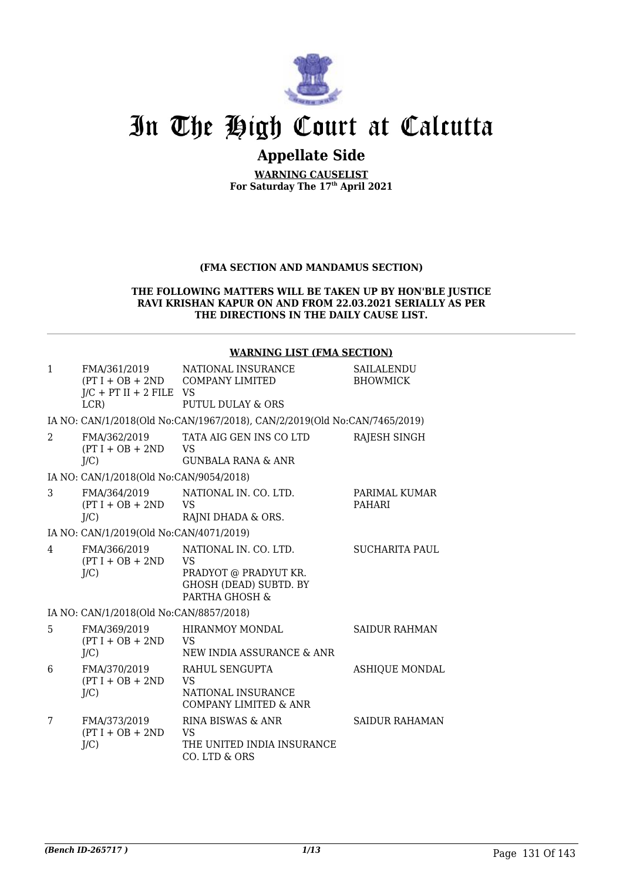# In The High Court at Calcutta

## Appellate Side

**WARNING CAUSELIST**
**For Saturday The 17th April 2021**

**(FMA SECTION AND MANDAMUS SECTION)**

**THE FOLLOWING MATTERS WILL BE TAKEN UP BY HON'BLE JUSTICE RAVI KRISHAN KAPUR ON AND FROM 22.03.2021 SERIALLY AS PER THE DIRECTIONS IN THE DAILY CAUSE LIST.**

**WARNING LIST (FMA SECTION)**

| | | | |
|---|---|---|---|
| 1 | FMA/361/2019 (PT I + OB + 2ND J/C + PT II + 2 FILE LCR) | NATIONAL INSURANCE COMPANY LIMITED VS PUTUL DULAY & ORS | SAILALENDU BHOWMICK |
| | IA NO: CAN/1/2018(Old No:CAN/1967/2018), CAN/2/2019(Old No:CAN/7465/2019) | | |
| 2 | FMA/362/2019 (PT I + OB + 2ND J/C) | TATA AIG GEN INS CO LTD VS GUNBALA RANA & ANR | RAJESH SINGH |
| | IA NO: CAN/1/2018(Old No:CAN/9054/2018) | | |
| 3 | FMA/364/2019 (PT I + OB + 2ND J/C) | NATIONAL IN. CO. LTD. VS RAJNI DHADA & ORS. | PARIMAL KUMAR PAHARI |
| | IA NO: CAN/1/2019(Old No:CAN/4071/2019) | | |
| 4 | FMA/366/2019 (PT I + OB + 2ND J/C) | NATIONAL IN. CO. LTD. VS PRADYOT @ PRADYUT KR. GHOSH (DEAD) SUBTD. BY PARTHA GHOSH & | SUCHARITA PAUL |
| | IA NO: CAN/1/2018(Old No:CAN/8857/2018) | | |
| 5 | FMA/369/2019 (PT I + OB + 2ND J/C) | HIRANMOY MONDAL VS NEW INDIA ASSURANCE & ANR | SAIDUR RAHMAN |
| 6 | FMA/370/2019 (PT I + OB + 2ND J/C) | RAHUL SENGUPTA VS NATIONAL INSURANCE COMPANY LIMITED & ANR | ASHIQUE MONDAL |
| 7 | FMA/373/2019 (PT I + OB + 2ND J/C) | RINA BISWAS & ANR VS THE UNITED INDIA INSURANCE CO. LTD & ORS | SAIDUR RAHAMAN |

*(Bench ID-265717 )*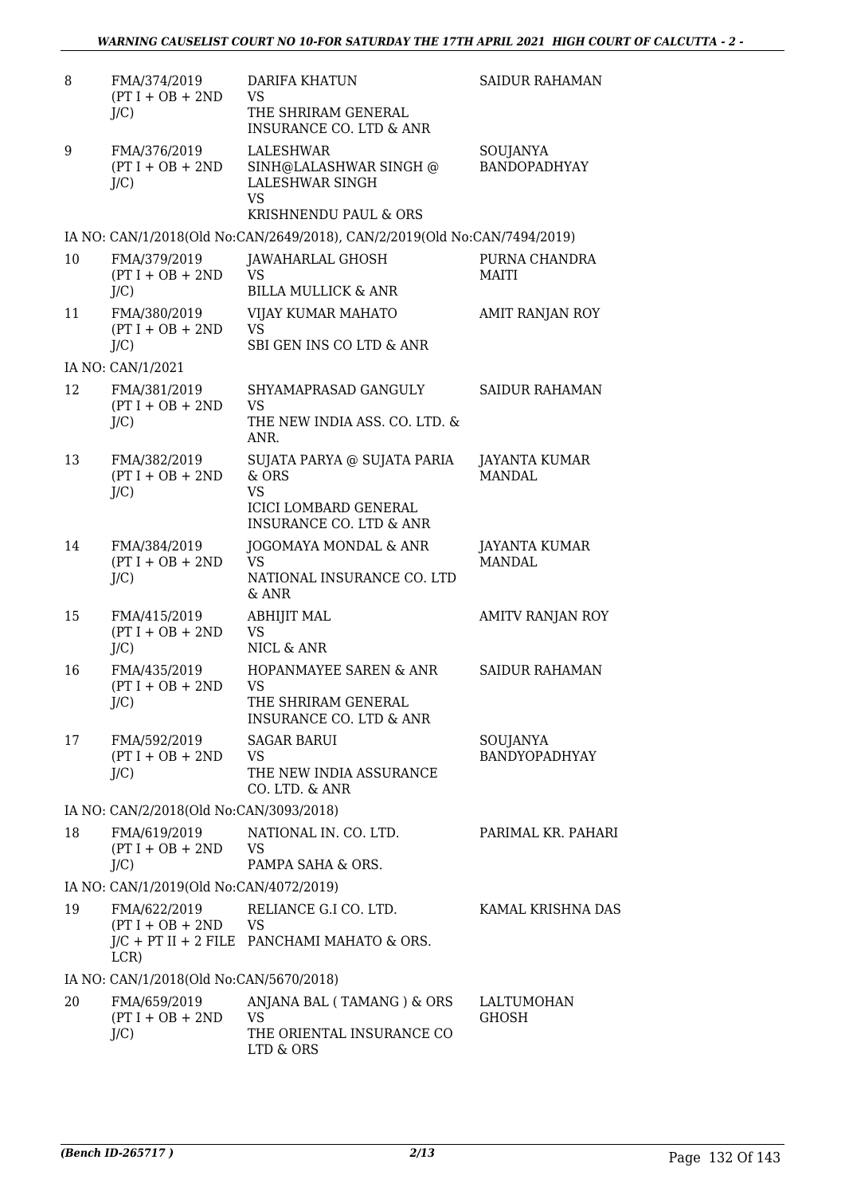| | | | |
|---|---|---|---|
| 8 | FMA/374/2019 (PT I + OB + 2ND J/C) | DARIFA KHATUN VS THE SHRIRAM GENERAL INSURANCE CO. LTD & ANR | SAIDUR RAHAMAN |
| 9 | FMA/376/2019 (PT I + OB + 2ND J/C) | LALESHWAR SINH@LALASHWAR SINGH @ LALESHWAR SINGH VS KRISHNENDU PAUL & ORS | SOUJANYA BANDOPADHYAY |
| | IA NO: CAN/1/2018(Old No:CAN/2649/2018), CAN/2/2019(Old No:CAN/7494/2019) | | |
| 10 | FMA/379/2019 (PT I + OB + 2ND J/C) | JAWAHARLAL GHOSH VS BILLA MULLICK & ANR | PURNA CHANDRA MAITI |
| 11 | FMA/380/2019 (PT I + OB + 2ND J/C) | VIJAY KUMAR MAHATO VS SBI GEN INS CO LTD & ANR | AMIT RANJAN ROY |
| | IA NO: CAN/1/2021 | | |
| 12 | FMA/381/2019 (PT I + OB + 2ND J/C) | SHYAMAPRASAD GANGULY VS THE NEW INDIA ASS. CO. LTD. & ANR. | SAIDUR RAHAMAN |
| 13 | FMA/382/2019 (PT I + OB + 2ND J/C) | SUJATA PARYA @ SUJATA PARIA & ORS VS ICICI LOMBARD GENERAL INSURANCE CO. LTD & ANR | JAYANTA KUMAR MANDAL |
| 14 | FMA/384/2019 (PT I + OB + 2ND J/C) | JOGOMAYA MONDAL & ANR VS NATIONAL INSURANCE CO. LTD & ANR | JAYANTA KUMAR MANDAL |
| 15 | FMA/415/2019 (PT I + OB + 2ND J/C) | ABHIJIT MAL VS NICL & ANR | AMITV RANJAN ROY |
| 16 | FMA/435/2019 (PT I + OB + 2ND J/C) | HOPANMAYEE SAREN & ANR VS THE SHRIRAM GENERAL INSURANCE CO. LTD & ANR | SAIDUR RAHAMAN |
| 17 | FMA/592/2019 (PT I + OB + 2ND J/C) | SAGAR BARUI VS THE NEW INDIA ASSURANCE CO. LTD. & ANR | SOUJANYA BANDYOPADHYAY |
| | IA NO: CAN/2/2018(Old No:CAN/3093/2018) | | |
| 18 | FMA/619/2019 (PT I + OB + 2ND J/C) | NATIONAL IN. CO. LTD. VS PAMPA SAHA & ORS. | PARIMAL KR. PAHARI |
| | IA NO: CAN/1/2019(Old No:CAN/4072/2019) | | |
| 19 | FMA/622/2019 (PT I + OB + 2ND J/C + PT II + 2 FILE LCR) | RELIANCE G.I CO. LTD. VS PANCHAMI MAHATO & ORS. | KAMAL KRISHNA DAS |
| | IA NO: CAN/1/2018(Old No:CAN/5670/2018) | | |
| 20 | FMA/659/2019 (PT I + OB + 2ND J/C) | ANJANA BAL ( TAMANG ) & ORS VS THE ORIENTAL INSURANCE CO LTD & ORS | LALTUMOHAN GHOSH |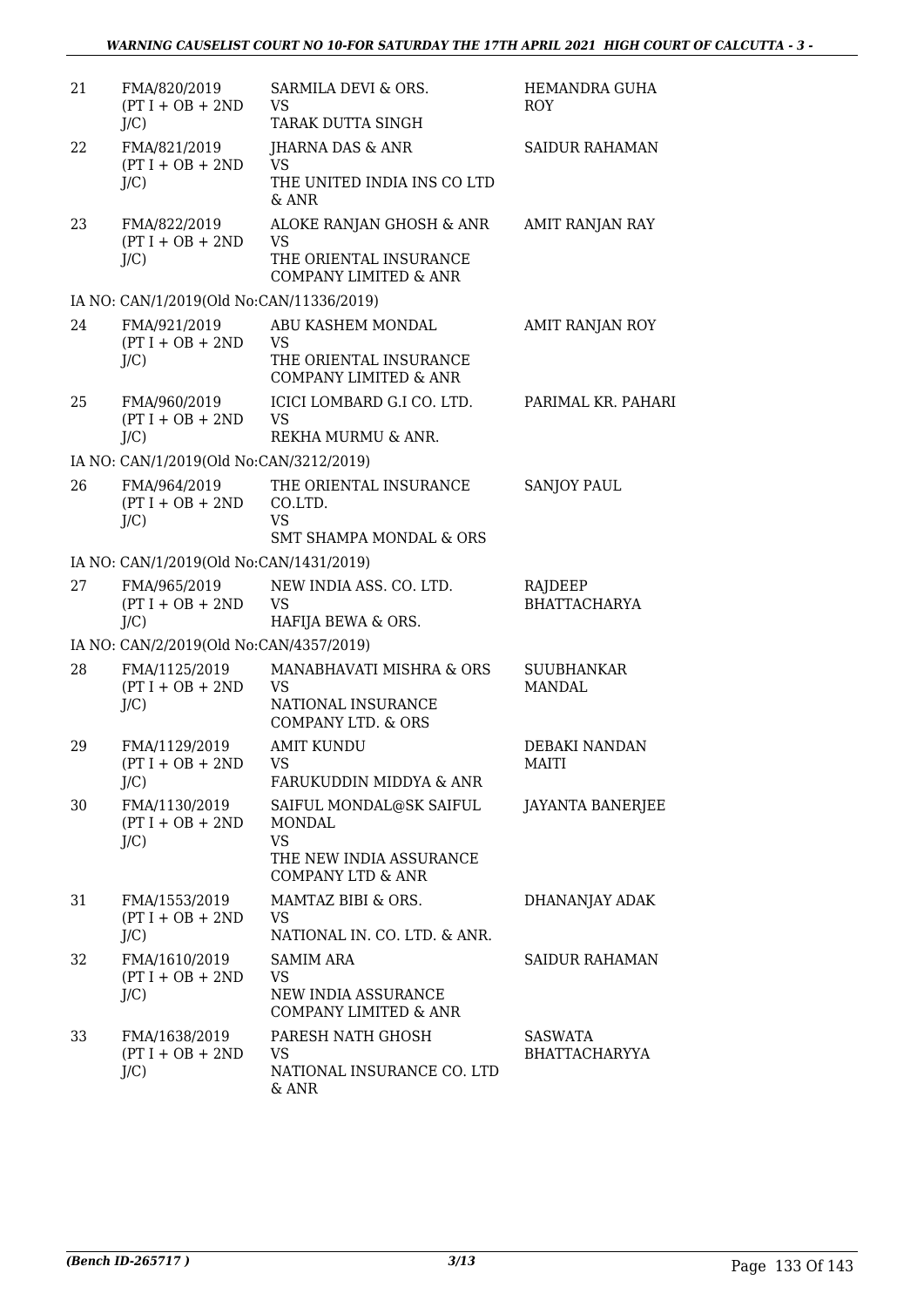| | | | |
|---|---|---|---|
| 21 | FMA/820/2019 (PT I + OB + 2ND J/C) | SARMILA DEVI & ORS. VS TARAK DUTTA SINGH | HEMANDRA GUHA ROY |
| 22 | FMA/821/2019 (PT I + OB + 2ND J/C) | JHARNA DAS & ANR VS THE UNITED INDIA INS CO LTD & ANR | SAIDUR RAHAMAN |
| 23 | FMA/822/2019 (PT I + OB + 2ND J/C) | ALOKE RANJAN GHOSH & ANR VS THE ORIENTAL INSURANCE COMPANY LIMITED & ANR | AMIT RANJAN RAY |
| | IA NO: CAN/1/2019(Old No:CAN/11336/2019) | | |
| 24 | FMA/921/2019 (PT I + OB + 2ND J/C) | ABU KASHEM MONDAL VS THE ORIENTAL INSURANCE COMPANY LIMITED & ANR | AMIT RANJAN ROY |
| 25 | FMA/960/2019 (PT I + OB + 2ND J/C) | ICICI LOMBARD G.I CO. LTD. VS REKHA MURMU & ANR. | PARIMAL KR. PAHARI |
| | IA NO: CAN/1/2019(Old No:CAN/3212/2019) | | |
| 26 | FMA/964/2019 (PT I + OB + 2ND J/C) | THE ORIENTAL INSURANCE CO.LTD. VS SMT SHAMPA MONDAL & ORS | SANJOY PAUL |
| | IA NO: CAN/1/2019(Old No:CAN/1431/2019) | | |
| 27 | FMA/965/2019 (PT I + OB + 2ND J/C) | NEW INDIA ASS. CO. LTD. VS HAFIJA BEWA & ORS. | RAJDEEP BHATTACHARYA |
| | IA NO: CAN/2/2019(Old No:CAN/4357/2019) | | |
| 28 | FMA/1125/2019 (PT I + OB + 2ND J/C) | MANABHAVATI MISHRA & ORS VS NATIONAL INSURANCE COMPANY LTD. & ORS | SUUBHANKAR MANDAL |
| 29 | FMA/1129/2019 (PT I + OB + 2ND J/C) | AMIT KUNDU VS FARUKUDDIN MIDDYA & ANR | DEBAKI NANDAN MAITI |
| 30 | FMA/1130/2019 (PT I + OB + 2ND J/C) | SAIFUL MONDAL@SK SAIFUL MONDAL VS THE NEW INDIA ASSURANCE COMPANY LTD & ANR | JAYANTA BANERJEE |
| 31 | FMA/1553/2019 (PT I + OB + 2ND J/C) | MAMTAZ BIBI & ORS. VS NATIONAL IN. CO. LTD. & ANR. | DHANANJAY ADAK |
| 32 | FMA/1610/2019 (PT I + OB + 2ND J/C) | SAMIM ARA VS NEW INDIA ASSURANCE COMPANY LIMITED & ANR | SAIDUR RAHAMAN |
| 33 | FMA/1638/2019 (PT I + OB + 2ND J/C) | PARESH NATH GHOSH VS NATIONAL INSURANCE CO. LTD & ANR | SASWATA BHATTACHARYYA |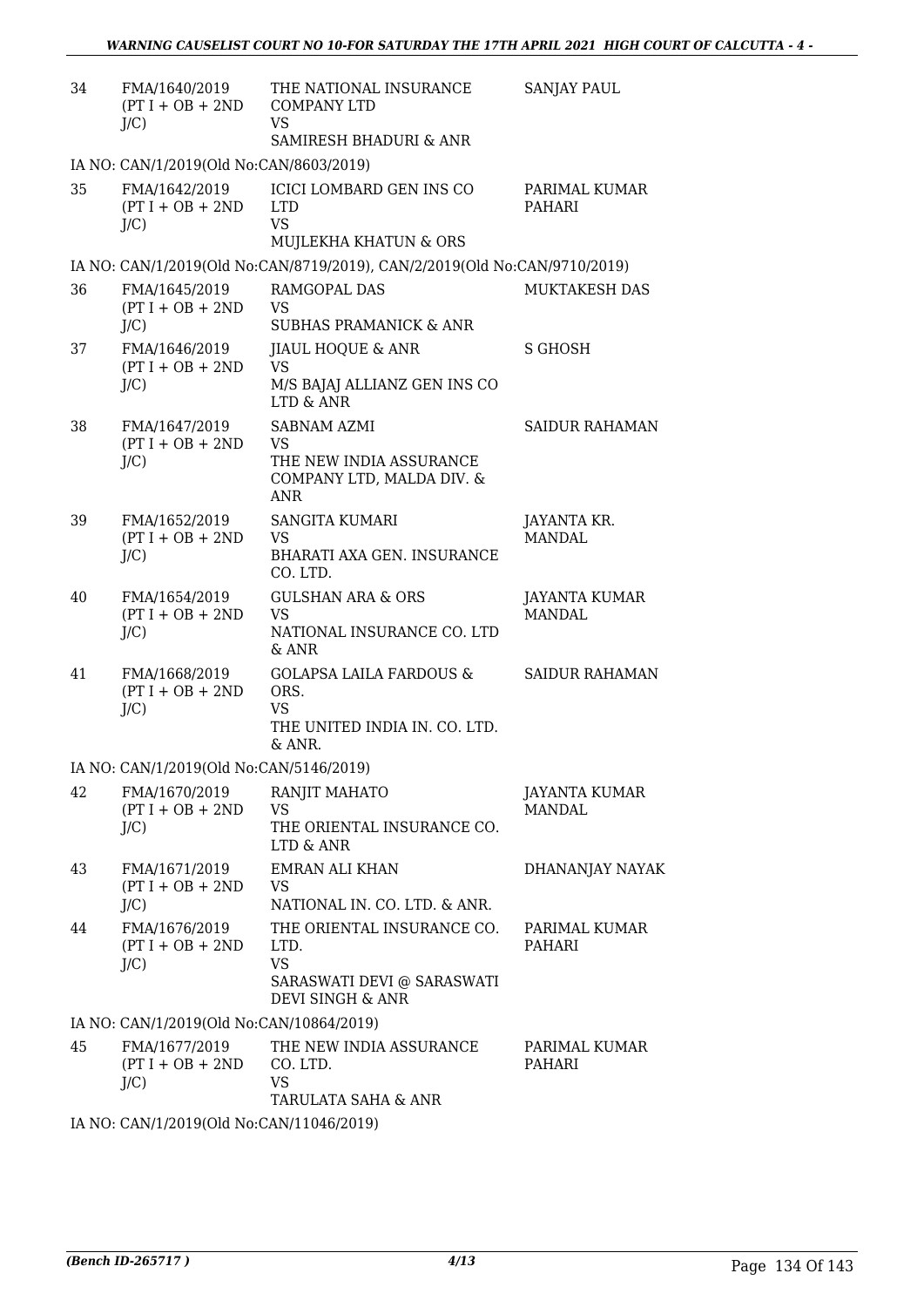| | | | |
|---|---|---|---|
| 34 | FMA/1640/2019 (PT I + OB + 2ND J/C) | THE NATIONAL INSURANCE COMPANY LTD VS SAMIRESH BHADURI & ANR | SANJAY PAUL |
| | IA NO: CAN/1/2019(Old No:CAN/8603/2019) | | |
| 35 | FMA/1642/2019 (PT I + OB + 2ND J/C) | ICICI LOMBARD GEN INS CO LTD VS MUJLEKHA KHATUN & ORS | PARIMAL KUMAR PAHARI |
| | IA NO: CAN/1/2019(Old No:CAN/8719/2019), CAN/2/2019(Old No:CAN/9710/2019) | | |
| 36 | FMA/1645/2019 (PT I + OB + 2ND J/C) | RAMGOPAL DAS VS SUBHAS PRAMANICK & ANR | MUKTAKESH DAS |
| 37 | FMA/1646/2019 (PT I + OB + 2ND J/C) | JIAUL HOQUE & ANR VS M/S BAJAJ ALLIANZ GEN INS CO LTD & ANR | S GHOSH |
| 38 | FMA/1647/2019 (PT I + OB + 2ND J/C) | SABNAM AZMI VS THE NEW INDIA ASSURANCE COMPANY LTD, MALDA DIV. & ANR | SAIDUR RAHAMAN |
| 39 | FMA/1652/2019 (PT I + OB + 2ND J/C) | SANGITA KUMARI VS BHARATI AXA GEN. INSURANCE CO. LTD. | JAYANTA KR. MANDAL |
| 40 | FMA/1654/2019 (PT I + OB + 2ND J/C) | GULSHAN ARA & ORS VS NATIONAL INSURANCE CO. LTD & ANR | JAYANTA KUMAR MANDAL |
| 41 | FMA/1668/2019 (PT I + OB + 2ND J/C) | GOLAPSA LAILA FARDOUS & ORS. VS THE UNITED INDIA IN. CO. LTD. & ANR. | SAIDUR RAHAMAN |
| | IA NO: CAN/1/2019(Old No:CAN/5146/2019) | | |
| 42 | FMA/1670/2019 (PT I + OB + 2ND J/C) | RANJIT MAHATO VS THE ORIENTAL INSURANCE CO. LTD & ANR | JAYANTA KUMAR MANDAL |
| 43 | FMA/1671/2019 (PT I + OB + 2ND J/C) | EMRAN ALI KHAN VS NATIONAL IN. CO. LTD. & ANR. | DHANANJAY NAYAK |
| 44 | FMA/1676/2019 (PT I + OB + 2ND J/C) | THE ORIENTAL INSURANCE CO. LTD. VS SARASWATI DEVI @ SARASWATI DEVI SINGH & ANR | PARIMAL KUMAR PAHARI |
| | IA NO: CAN/1/2019(Old No:CAN/10864/2019) | | |
| 45 | FMA/1677/2019 (PT I + OB + 2ND J/C) | THE NEW INDIA ASSURANCE CO. LTD. VS TARULATA SAHA & ANR | PARIMAL KUMAR PAHARI |
| | IA NO: CAN/1/2019(Old No:CAN/11046/2019) | | |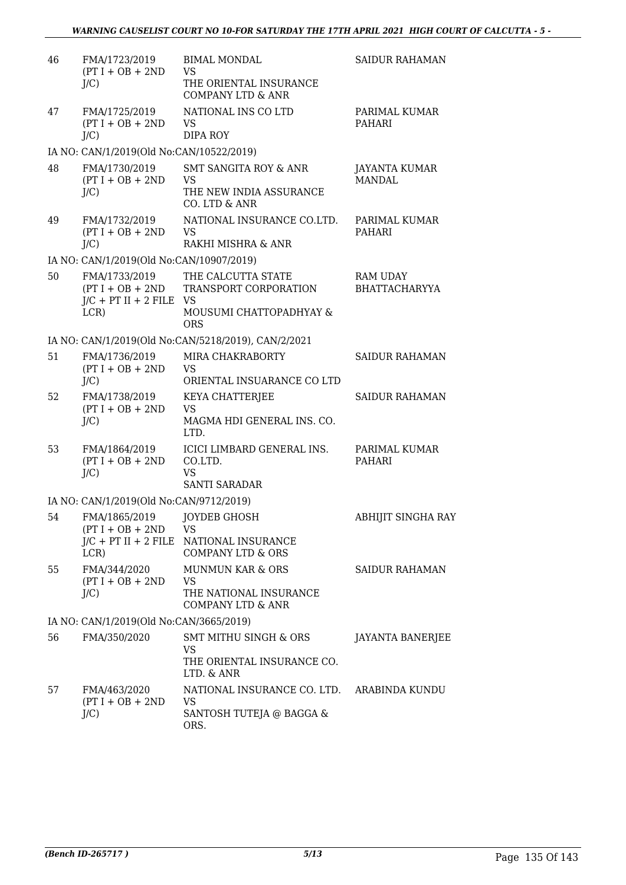| | | | |
|---|---|---|---|
| 46 | FMA/1723/2019 (PT I + OB + 2ND J/C) | BIMAL MONDAL VS THE ORIENTAL INSURANCE COMPANY LTD & ANR | SAIDUR RAHAMAN |
| 47 | FMA/1725/2019 (PT I + OB + 2ND J/C) | NATIONAL INS CO LTD VS DIPA ROY | PARIMAL KUMAR PAHARI |
| | IA NO: CAN/1/2019(Old No:CAN/10522/2019) | | |
| 48 | FMA/1730/2019 (PT I + OB + 2ND J/C) | SMT SANGITA ROY & ANR VS THE NEW INDIA ASSURANCE CO. LTD & ANR | JAYANTA KUMAR MANDAL |
| 49 | FMA/1732/2019 (PT I + OB + 2ND J/C) | NATIONAL INSURANCE CO.LTD. VS RAKHI MISHRA & ANR | PARIMAL KUMAR PAHARI |
| | IA NO: CAN/1/2019(Old No:CAN/10907/2019) | | |
| 50 | FMA/1733/2019 (PT I + OB + 2ND J/C + PT II + 2 FILE LCR) | THE CALCUTTA STATE TRANSPORT CORPORATION VS MOUSUMI CHATTOPADHYAY & ORS | RAM UDAY BHATTACHARYYA |
| | IA NO: CAN/1/2019(Old No:CAN/5218/2019), CAN/2/2021 | | |
| 51 | FMA/1736/2019 (PT I + OB + 2ND J/C) | MIRA CHAKRABORTY VS ORIENTAL INSUARANCE CO LTD | SAIDUR RAHAMAN |
| 52 | FMA/1738/2019 (PT I + OB + 2ND J/C) | KEYA CHATTERJEE VS MAGMA HDI GENERAL INS. CO. LTD. | SAIDUR RAHAMAN |
| 53 | FMA/1864/2019 (PT I + OB + 2ND J/C) | ICICI LIMBARD GENERAL INS. CO.LTD. VS SANTI SARADAR | PARIMAL KUMAR PAHARI |
| | IA NO: CAN/1/2019(Old No:CAN/9712/2019) | | |
| 54 | FMA/1865/2019 (PT I + OB + 2ND J/C + PT II + 2 FILE LCR) | JOYDEB GHOSH VS NATIONAL INSURANCE COMPANY LTD & ORS | ABHIJIT SINGHA RAY |
| 55 | FMA/344/2020 (PT I + OB + 2ND J/C) | MUNMUN KAR & ORS VS THE NATIONAL INSURANCE COMPANY LTD & ANR | SAIDUR RAHAMAN |
| | IA NO: CAN/1/2019(Old No:CAN/3665/2019) | | |
| 56 | FMA/350/2020 | SMT MITHU SINGH & ORS VS THE ORIENTAL INSURANCE CO. LTD. & ANR | JAYANTA BANERJEE |
| 57 | FMA/463/2020 (PT I + OB + 2ND J/C) | NATIONAL INSURANCE CO. LTD. VS SANTOSH TUTEJA @ BAGGA & ORS. | ARABINDA KUNDU |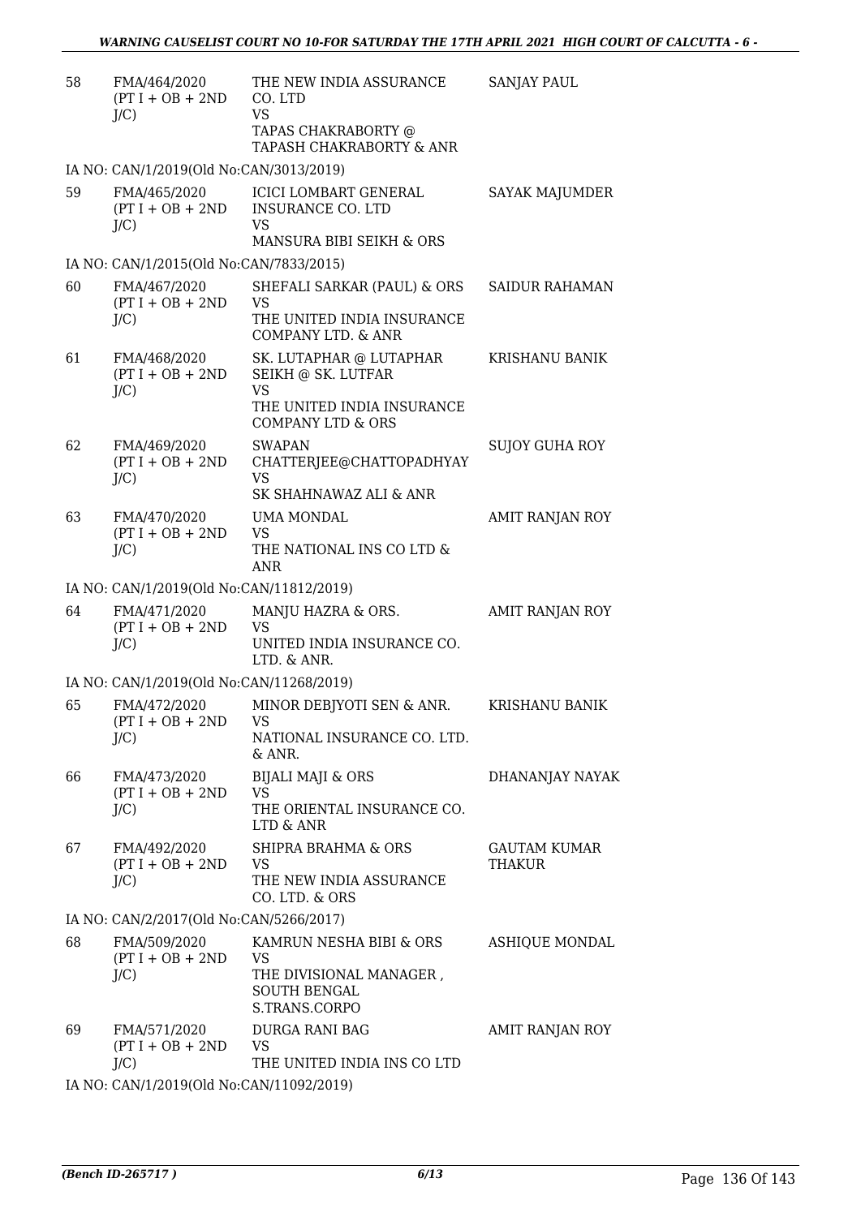| | | | |
|---|---|---|---|
| 58 | FMA/464/2020 (PT I + OB + 2ND J/C) | THE NEW INDIA ASSURANCE CO. LTD VS TAPAS CHAKRABORTY @ TAPASH CHAKRABORTY & ANR | SANJAY PAUL |
| | IA NO: CAN/1/2019(Old No:CAN/3013/2019) | | |
| 59 | FMA/465/2020 (PT I + OB + 2ND J/C) | ICICI LOMBART GENERAL INSURANCE CO. LTD VS MANSURA BIBI SEIKH & ORS | SAYAK MAJUMDER |
| | IA NO: CAN/1/2015(Old No:CAN/7833/2015) | | |
| 60 | FMA/467/2020 (PT I + OB + 2ND J/C) | SHEFALI SARKAR (PAUL) & ORS VS THE UNITED INDIA INSURANCE COMPANY LTD. & ANR | SAIDUR RAHAMAN |
| 61 | FMA/468/2020 (PT I + OB + 2ND J/C) | SK. LUTAPHAR @ LUTAPHAR SEIKH @ SK. LUTFAR VS THE UNITED INDIA INSURANCE COMPANY LTD & ORS | KRISHANU BANIK |
| 62 | FMA/469/2020 (PT I + OB + 2ND J/C) | SWAPAN CHATTERJEE@CHATTOPADHYAY VS SK SHAHNAWAZ ALI & ANR | SUJOY GUHA ROY |
| 63 | FMA/470/2020 (PT I + OB + 2ND J/C) | UMA MONDAL VS THE NATIONAL INS CO LTD & ANR | AMIT RANJAN ROY |
| | IA NO: CAN/1/2019(Old No:CAN/11812/2019) | | |
| 64 | FMA/471/2020 (PT I + OB + 2ND J/C) | MANJU HAZRA & ORS. VS UNITED INDIA INSURANCE CO. LTD. & ANR. | AMIT RANJAN ROY |
| | IA NO: CAN/1/2019(Old No:CAN/11268/2019) | | |
| 65 | FMA/472/2020 (PT I + OB + 2ND J/C) | MINOR DEBJYOTI SEN & ANR. VS NATIONAL INSURANCE CO. LTD. & ANR. | KRISHANU BANIK |
| 66 | FMA/473/2020 (PT I + OB + 2ND J/C) | BIJALI MAJI & ORS VS THE ORIENTAL INSURANCE CO. LTD & ANR | DHANANJAY NAYAK |
| 67 | FMA/492/2020 (PT I + OB + 2ND J/C) | SHIPRA BRAHMA & ORS VS THE NEW INDIA ASSURANCE CO. LTD. & ORS | GAUTAM KUMAR THAKUR |
| | IA NO: CAN/2/2017(Old No:CAN/5266/2017) | | |
| 68 | FMA/509/2020 (PT I + OB + 2ND J/C) | KAMRUN NESHA BIBI & ORS VS THE DIVISIONAL MANAGER , SOUTH BENGAL S.TRANS.CORPO | ASHIQUE MONDAL |
| 69 | FMA/571/2020 (PT I + OB + 2ND J/C) | DURGA RANI BAG VS THE UNITED INDIA INS CO LTD | AMIT RANJAN ROY |
| | IA NO: CAN/1/2019(Old No:CAN/11092/2019) | | |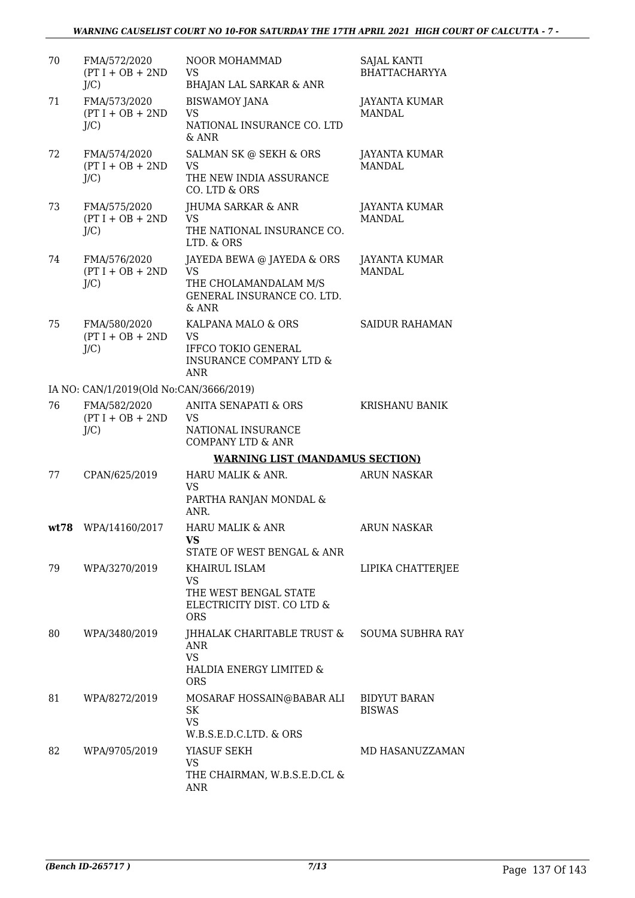| | | | |
|---|---|---|---|
| 70 | FMA/572/2020 (PT I + OB + 2ND J/C) | NOOR MOHAMMAD VS BHAJAN LAL SARKAR & ANR | SAJAL KANTI BHATTACHARYYA |
| 71 | FMA/573/2020 (PT I + OB + 2ND J/C) | BISWAMOY JANA VS NATIONAL INSURANCE CO. LTD & ANR | JAYANTA KUMAR MANDAL |
| 72 | FMA/574/2020 (PT I + OB + 2ND J/C) | SALMAN SK @ SEKH & ORS VS THE NEW INDIA ASSURANCE CO. LTD & ORS | JAYANTA KUMAR MANDAL |
| 73 | FMA/575/2020 (PT I + OB + 2ND J/C) | JHUMA SARKAR & ANR VS THE NATIONAL INSURANCE CO. LTD. & ORS | JAYANTA KUMAR MANDAL |
| 74 | FMA/576/2020 (PT I + OB + 2ND J/C) | JAYEDA BEWA @ JAYEDA & ORS VS THE CHOLAMANDALAM M/S GENERAL INSURANCE CO. LTD. & ANR | JAYANTA KUMAR MANDAL |
| 75 | FMA/580/2020 (PT I + OB + 2ND J/C) | KALPANA MALO & ORS VS IFFCO TOKIO GENERAL INSURANCE COMPANY LTD & ANR | SAIDUR RAHAMAN |
| | IA NO: CAN/1/2019(Old No:CAN/3666/2019) | | |
| 76 | FMA/582/2020 (PT I + OB + 2ND J/C) | ANITA SENAPATI & ORS VS NATIONAL INSURANCE COMPANY LTD & ANR | KRISHANU BANIK |

**WARNING LIST (MANDAMUS SECTION)**

| | | | |
|---|---|---|---|
| 77 | CPAN/625/2019 | HARU MALIK & ANR. VS PARTHA RANJAN MONDAL & ANR. | ARUN NASKAR |
| **wt78** | WPA/14160/2017 | HARU MALIK & ANR **VS** STATE OF WEST BENGAL & ANR | ARUN NASKAR |
| 79 | WPA/3270/2019 | KHAIRUL ISLAM VS THE WEST BENGAL STATE ELECTRICITY DIST. CO LTD & ORS | LIPIKA CHATTERJEE |
| 80 | WPA/3480/2019 | JHHALAK CHARITABLE TRUST & ANR VS HALDIA ENERGY LIMITED & ORS | SOUMA SUBHRA RAY |
| 81 | WPA/8272/2019 | MOSARAF HOSSAIN@BABAR ALI SK VS W.B.S.E.D.C.LTD. & ORS | BIDYUT BARAN BISWAS |
| 82 | WPA/9705/2019 | YIASUF SEKH VS THE CHAIRMAN, W.B.S.E.D.CL & ANR | MD HASANUZZAMAN |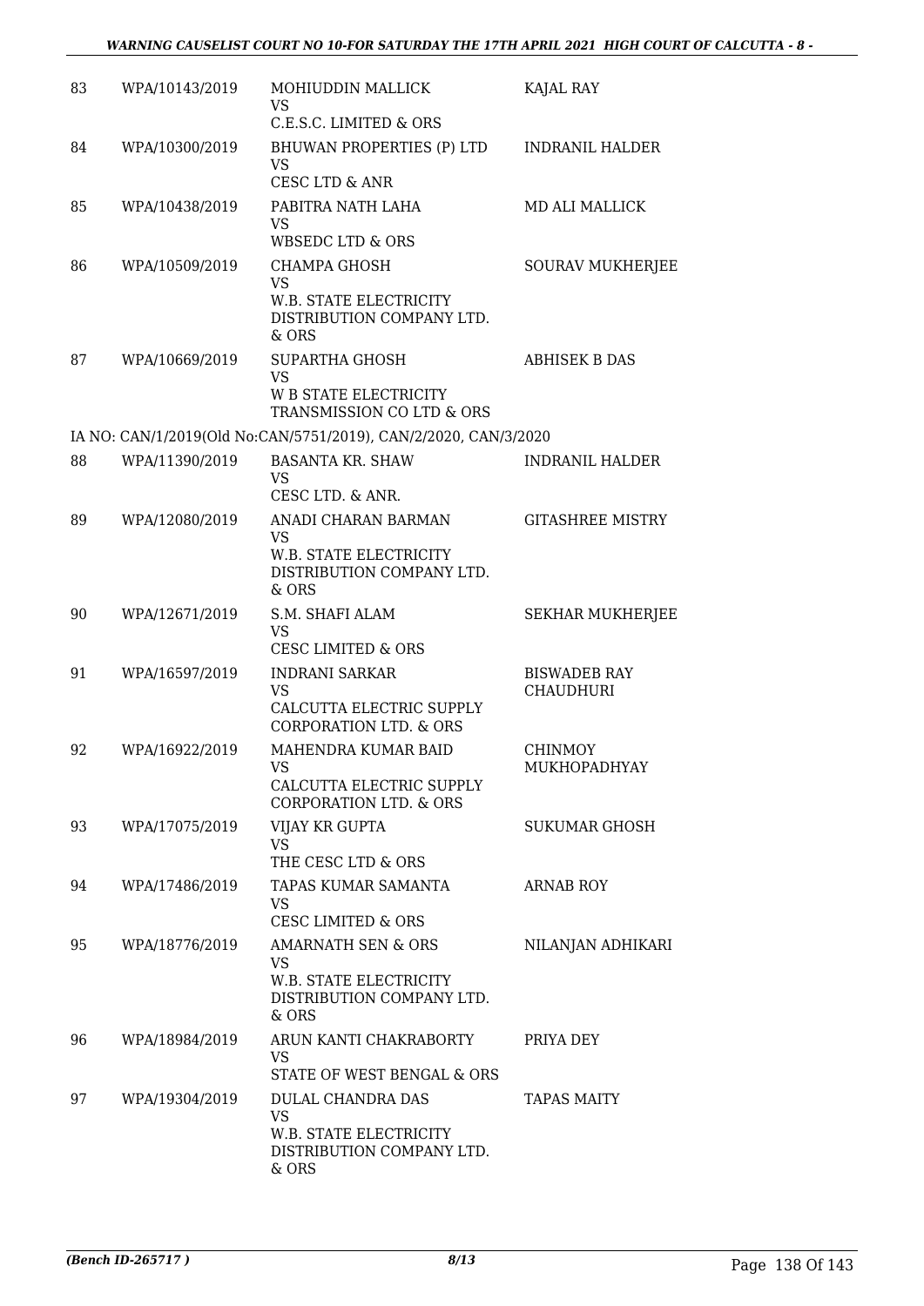| | | | |
|---|---|---|---|
| 83 | WPA/10143/2019 | MOHIUDDIN MALLICK<br>VS<br>C.E.S.C. LIMITED & ORS | KAJAL RAY |
| 84 | WPA/10300/2019 | BHUWAN PROPERTIES (P) LTD<br>VS<br>CESC LTD & ANR | INDRANIL HALDER |
| 85 | WPA/10438/2019 | PABITRA NATH LAHA<br>VS<br>WBSEDC LTD & ORS | MD ALI MALLICK |
| 86 | WPA/10509/2019 | CHAMPA GHOSH<br>VS<br>W.B. STATE ELECTRICITY DISTRIBUTION COMPANY LTD. & ORS | SOURAV MUKHERJEE |
| 87 | WPA/10669/2019 | SUPARTHA GHOSH<br>VS<br>W B STATE ELECTRICITY TRANSMISSION CO LTD & ORS | ABHISEK B DAS |
| | IA NO: CAN/1/2019(Old No:CAN/5751/2019), CAN/2/2020, CAN/3/2020 | | |
| 88 | WPA/11390/2019 | BASANTA KR. SHAW<br>VS<br>CESC LTD. & ANR. | INDRANIL HALDER |
| 89 | WPA/12080/2019 | ANADI CHARAN BARMAN<br>VS<br>W.B. STATE ELECTRICITY DISTRIBUTION COMPANY LTD. & ORS | GITASHREE MISTRY |
| 90 | WPA/12671/2019 | S.M. SHAFI ALAM<br>VS<br>CESC LIMITED & ORS | SEKHAR MUKHERJEE |
| 91 | WPA/16597/2019 | INDRANI SARKAR<br>VS<br>CALCUTTA ELECTRIC SUPPLY CORPORATION LTD. & ORS | BISWADEB RAY CHAUDHURI |
| 92 | WPA/16922/2019 | MAHENDRA KUMAR BAID<br>VS<br>CALCUTTA ELECTRIC SUPPLY CORPORATION LTD. & ORS | CHINMOY MUKHOPADHYAY |
| 93 | WPA/17075/2019 | VIJAY KR GUPTA<br>VS<br>THE CESC LTD & ORS | SUKUMAR GHOSH |
| 94 | WPA/17486/2019 | TAPAS KUMAR SAMANTA<br>VS<br>CESC LIMITED & ORS | ARNAB ROY |
| 95 | WPA/18776/2019 | AMARNATH SEN & ORS<br>VS<br>W.B. STATE ELECTRICITY DISTRIBUTION COMPANY LTD. & ORS | NILANJAN ADHIKARI |
| 96 | WPA/18984/2019 | ARUN KANTI CHAKRABORTY<br>VS<br>STATE OF WEST BENGAL & ORS | PRIYA DEY |
| 97 | WPA/19304/2019 | DULAL CHANDRA DAS<br>VS<br>W.B. STATE ELECTRICITY DISTRIBUTION COMPANY LTD. & ORS | TAPAS MAITY |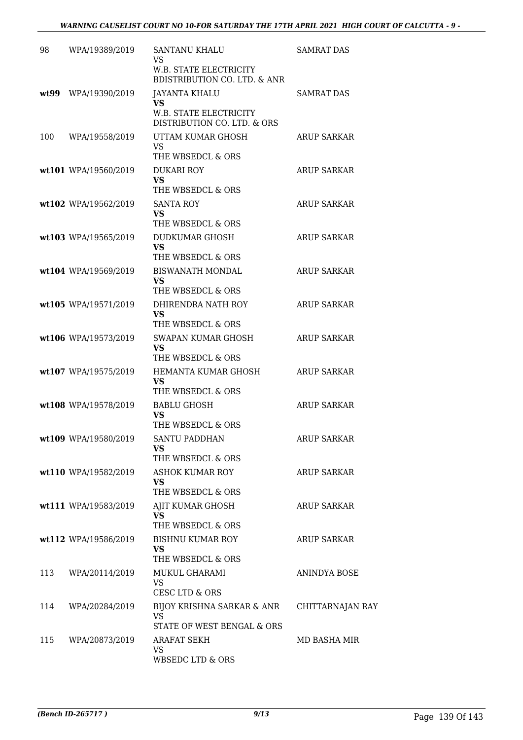| | | | |
|---|---|---|---|
| 98 | WPA/19389/2019 | SANTANU KHALU<br>VS<br>W.B. STATE ELECTRICITY BDISTRIBUTION CO. LTD. & ANR | SAMRAT DAS |
| wt99 | WPA/19390/2019 | JAYANTA KHALU<br>**VS**<br>W.B. STATE ELECTRICITY DISTRIBUTION CO. LTD. & ORS | SAMRAT DAS |
| 100 | WPA/19558/2019 | UTTAM KUMAR GHOSH<br>VS<br>THE WBSEDCL & ORS | ARUP SARKAR |
| wt101 | WPA/19560/2019 | DUKARI ROY<br>**VS**<br>THE WBSEDCL & ORS | ARUP SARKAR |
| wt102 | WPA/19562/2019 | SANTA ROY<br>**VS**<br>THE WBSEDCL & ORS | ARUP SARKAR |
| wt103 | WPA/19565/2019 | DUDKUMAR GHOSH<br>**VS**<br>THE WBSEDCL & ORS | ARUP SARKAR |
| wt104 | WPA/19569/2019 | BISWANATH MONDAL<br>**VS**<br>THE WBSEDCL & ORS | ARUP SARKAR |
| wt105 | WPA/19571/2019 | DHIRENDRA NATH ROY<br>**VS**<br>THE WBSEDCL & ORS | ARUP SARKAR |
| wt106 | WPA/19573/2019 | SWAPAN KUMAR GHOSH<br>**VS**<br>THE WBSEDCL & ORS | ARUP SARKAR |
| wt107 | WPA/19575/2019 | HEMANTA KUMAR GHOSH<br>**VS**<br>THE WBSEDCL & ORS | ARUP SARKAR |
| wt108 | WPA/19578/2019 | BABLU GHOSH<br>**VS**<br>THE WBSEDCL & ORS | ARUP SARKAR |
| wt109 | WPA/19580/2019 | SANTU PADDHAN<br>**VS**<br>THE WBSEDCL & ORS | ARUP SARKAR |
| wt110 | WPA/19582/2019 | ASHOK KUMAR ROY<br>**VS**<br>THE WBSEDCL & ORS | ARUP SARKAR |
| wt111 | WPA/19583/2019 | AJIT KUMAR GHOSH<br>**VS**<br>THE WBSEDCL & ORS | ARUP SARKAR |
| wt112 | WPA/19586/2019 | BISHNU KUMAR ROY<br>**VS**<br>THE WBSEDCL & ORS | ARUP SARKAR |
| 113 | WPA/20114/2019 | MUKUL GHARAMI<br>VS<br>CESC LTD & ORS | ANINDYA BOSE |
| 114 | WPA/20284/2019 | BIJOY KRISHNA SARKAR & ANR<br>VS<br>STATE OF WEST BENGAL & ORS | CHITTARNAJAN RAY |
| 115 | WPA/20873/2019 | ARAFAT SEKH<br>VS<br>WBSEDC LTD & ORS | MD BASHA MIR |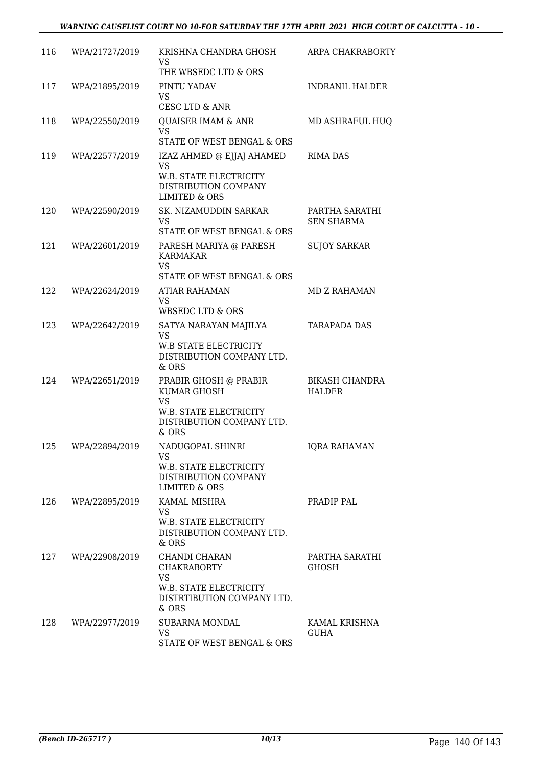| | | | |
|---|---|---|---|
| 116 | WPA/21727/2019 | KRISHNA CHANDRA GHOSH<br>VS<br>THE WBSEDC LTD & ORS | ARPA CHAKRABORTY |
| 117 | WPA/21895/2019 | PINTU YADAV<br>VS<br>CESC LTD & ANR | INDRANIL HALDER |
| 118 | WPA/22550/2019 | QUAISER IMAM & ANR<br>VS<br>STATE OF WEST BENGAL & ORS | MD ASHRAFUL HUQ |
| 119 | WPA/22577/2019 | IZAZ AHMED @ EJJAJ AHAMED<br>VS<br>W.B. STATE ELECTRICITY DISTRIBUTION COMPANY LIMITED & ORS | RIMA DAS |
| 120 | WPA/22590/2019 | SK. NIZAMUDDIN SARKAR<br>VS<br>STATE OF WEST BENGAL & ORS | PARTHA SARATHI SEN SHARMA |
| 121 | WPA/22601/2019 | PARESH MARIYA @ PARESH KARMAKAR<br>VS<br>STATE OF WEST BENGAL & ORS | SUJOY SARKAR |
| 122 | WPA/22624/2019 | ATIAR RAHAMAN<br>VS<br>WBSEDC LTD & ORS | MD Z RAHAMAN |
| 123 | WPA/22642/2019 | SATYA NARAYAN MAJILYA<br>VS<br>W.B STATE ELECTRICITY DISTRIBUTION COMPANY LTD. & ORS | TARAPADA DAS |
| 124 | WPA/22651/2019 | PRABIR GHOSH @ PRABIR KUMAR GHOSH<br>VS<br>W.B. STATE ELECTRICITY DISTRIBUTION COMPANY LTD. & ORS | BIKASH CHANDRA HALDER |
| 125 | WPA/22894/2019 | NADUGOPAL SHINRI<br>VS<br>W.B. STATE ELECTRICITY DISTRIBUTION COMPANY LIMITED & ORS | IQRA RAHAMAN |
| 126 | WPA/22895/2019 | KAMAL MISHRA<br>VS<br>W.B. STATE ELECTRICITY DISTRIBUTION COMPANY LTD. & ORS | PRADIP PAL |
| 127 | WPA/22908/2019 | CHANDI CHARAN CHAKRABORTY<br>VS<br>W.B. STATE ELECTRICITY DISTRTIBUTION COMPANY LTD. & ORS | PARTHA SARATHI GHOSH |
| 128 | WPA/22977/2019 | SUBARNA MONDAL<br>VS<br>STATE OF WEST BENGAL & ORS | KAMAL KRISHNA GUHA |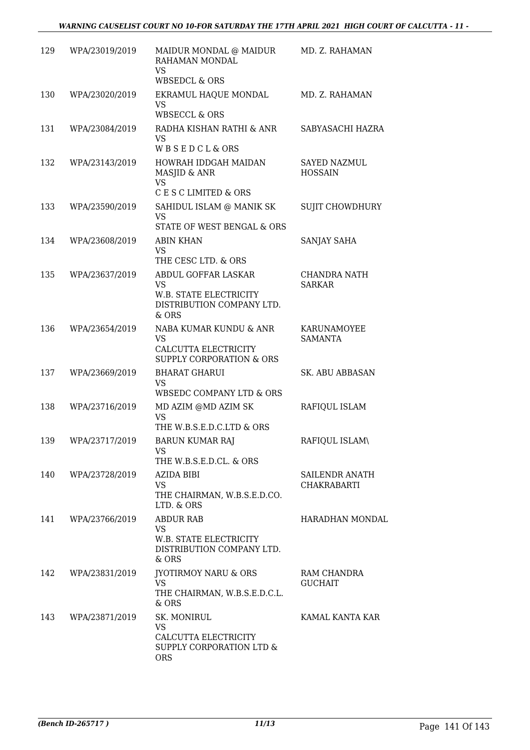| 129 | WPA/23019/2019 | MAIDUR MONDAL @ MAIDUR RAHAMAN MONDAL<br>VS<br>WBSEDCL & ORS | MD. Z. RAHAMAN |
|---|---|---|---|
| 130 | WPA/23020/2019 | EKRAMUL HAQUE MONDAL<br>VS<br>WBSECCL & ORS | MD. Z. RAHAMAN |
| 131 | WPA/23084/2019 | RADHA KISHAN RATHI & ANR<br>VS<br>W B S E D C L & ORS | SABYASACHI HAZRA |
| 132 | WPA/23143/2019 | HOWRAH IDDGAH MAIDAN MASJID & ANR<br>VS<br>C E S C LIMITED & ORS | SAYED NAZMUL HOSSAIN |
| 133 | WPA/23590/2019 | SAHIDUL ISLAM @ MANIK SK<br>VS<br>STATE OF WEST BENGAL & ORS | SUJIT CHOWDHURY |
| 134 | WPA/23608/2019 | ABIN KHAN<br>VS<br>THE CESC LTD. & ORS | SANJAY SAHA |
| 135 | WPA/23637/2019 | ABDUL GOFFAR LASKAR<br>VS<br>W.B. STATE ELECTRICITY DISTRIBUTION COMPANY LTD. & ORS | CHANDRA NATH SARKAR |
| 136 | WPA/23654/2019 | NABA KUMAR KUNDU & ANR<br>VS<br>CALCUTTA ELECTRICITY SUPPLY CORPORATION & ORS | KARUNAMOYEE SAMANTA |
| 137 | WPA/23669/2019 | BHARAT GHARUI<br>VS<br>WBSEDC COMPANY LTD & ORS | SK. ABU ABBASAN |
| 138 | WPA/23716/2019 | MD AZIM @MD AZIM SK<br>VS<br>THE W.B.S.E.D.C.LTD & ORS | RAFIQUL ISLAM |
| 139 | WPA/23717/2019 | BARUN KUMAR RAJ<br>VS<br>THE W.B.S.E.D.CL. & ORS | RAFIQUL ISLAM\ |
| 140 | WPA/23728/2019 | AZIDA BIBI<br>VS<br>THE CHAIRMAN, W.B.S.E.D.CO. LTD. & ORS | SAILENDR ANATH CHAKRABARTI |
| 141 | WPA/23766/2019 | ABDUR RAB<br>VS<br>W.B. STATE ELECTRICITY DISTRIBUTION COMPANY LTD. & ORS | HARADHAN MONDAL |
| 142 | WPA/23831/2019 | JYOTIRMOY NARU & ORS<br>VS<br>THE CHAIRMAN, W.B.S.E.D.C.L. & ORS | RAM CHANDRA GUCHAIT |
| 143 | WPA/23871/2019 | SK. MONIRUL<br>VS<br>CALCUTTA ELECTRICITY SUPPLY CORPORATION LTD & ORS | KAMAL KANTA KAR |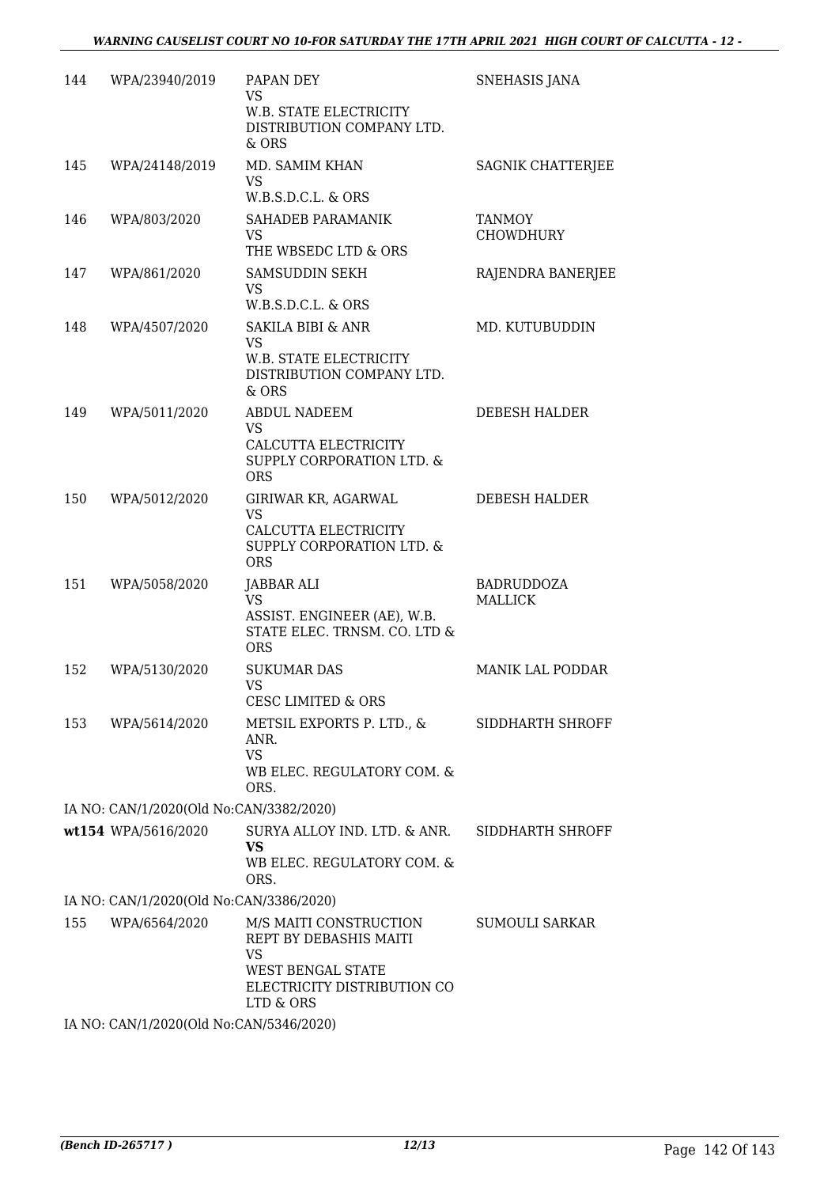| | | | |
|---|---|---|---|
| 144 | WPA/23940/2019 | PAPAN DEY<br>VS<br>W.B. STATE ELECTRICITY DISTRIBUTION COMPANY LTD. & ORS | SNEHASIS JANA |
| 145 | WPA/24148/2019 | MD. SAMIM KHAN<br>VS<br>W.B.S.D.C.L. & ORS | SAGNIK CHATTERJEE |
| 146 | WPA/803/2020 | SAHADEB PARAMANIK<br>VS<br>THE WBSEDC LTD & ORS | TANMOY CHOWDHURY |
| 147 | WPA/861/2020 | SAMSUDDIN SEKH<br>VS<br>W.B.S.D.C.L. & ORS | RAJENDRA BANERJEE |
| 148 | WPA/4507/2020 | SAKILA BIBI & ANR<br>VS<br>W.B. STATE ELECTRICITY DISTRIBUTION COMPANY LTD. & ORS | MD. KUTUBUDDIN |
| 149 | WPA/5011/2020 | ABDUL NADEEM<br>VS<br>CALCUTTA ELECTRICITY SUPPLY CORPORATION LTD. & ORS | DEBESH HALDER |
| 150 | WPA/5012/2020 | GIRIWAR KR, AGARWAL<br>VS<br>CALCUTTA ELECTRICITY SUPPLY CORPORATION LTD. & ORS | DEBESH HALDER |
| 151 | WPA/5058/2020 | JABBAR ALI<br>VS<br>ASSIST. ENGINEER (AE), W.B. STATE ELEC. TRNSM. CO. LTD & ORS | BADRUDDOZA MALLICK |
| 152 | WPA/5130/2020 | SUKUMAR DAS<br>VS<br>CESC LIMITED & ORS | MANIK LAL PODDAR |
| 153 | WPA/5614/2020 | METSIL EXPORTS P. LTD., & ANR.<br>VS<br>WB ELEC. REGULATORY COM. & ORS. | SIDDHARTH SHROFF |

IA NO: CAN/1/2020(Old No:CAN/3382/2020)

| | | | |
|---|---|---|---|
| wt154 | WPA/5616/2020 | SURYA ALLOY IND. LTD. & ANR.<br>**VS**<br>WB ELEC. REGULATORY COM. & ORS. | SIDDHARTH SHROFF |

IA NO: CAN/1/2020(Old No:CAN/3386/2020)

| | | | |
|---|---|---|---|
| 155 | WPA/6564/2020 | M/S MAITI CONSTRUCTION REPT BY DEBASHIS MAITI<br>VS<br>WEST BENGAL STATE ELECTRICITY DISTRIBUTION CO LTD & ORS | SUMOULI SARKAR |

IA NO: CAN/1/2020(Old No:CAN/5346/2020)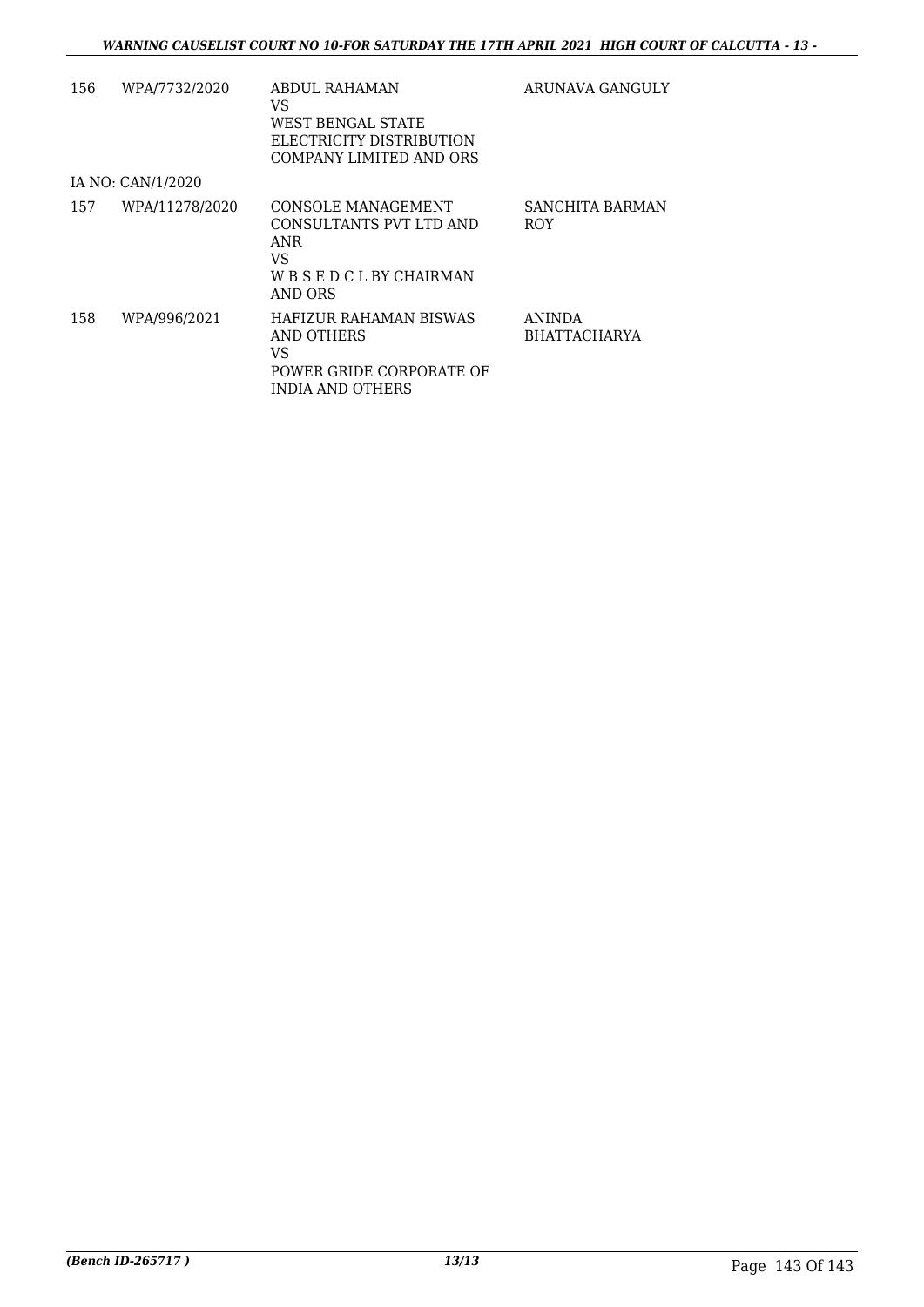| | | | |
|---|---|---|---|
| 156 | WPA/7732/2020 | ABDUL RAHAMAN<br>VS<br>WEST BENGAL STATE ELECTRICITY DISTRIBUTION COMPANY LIMITED AND ORS | ARUNAVA GANGULY |
| IA NO: CAN/1/2020 | | | |
| 157 | WPA/11278/2020 | CONSOLE MANAGEMENT CONSULTANTS PVT LTD AND ANR<br>VS<br>W B S E D C L BY CHAIRMAN AND ORS | SANCHITA BARMAN ROY |
| 158 | WPA/996/2021 | HAFIZUR RAHAMAN BISWAS AND OTHERS<br>VS<br>POWER GRIDE CORPORATE OF INDIA AND OTHERS | ANINDA BHATTACHARYA |